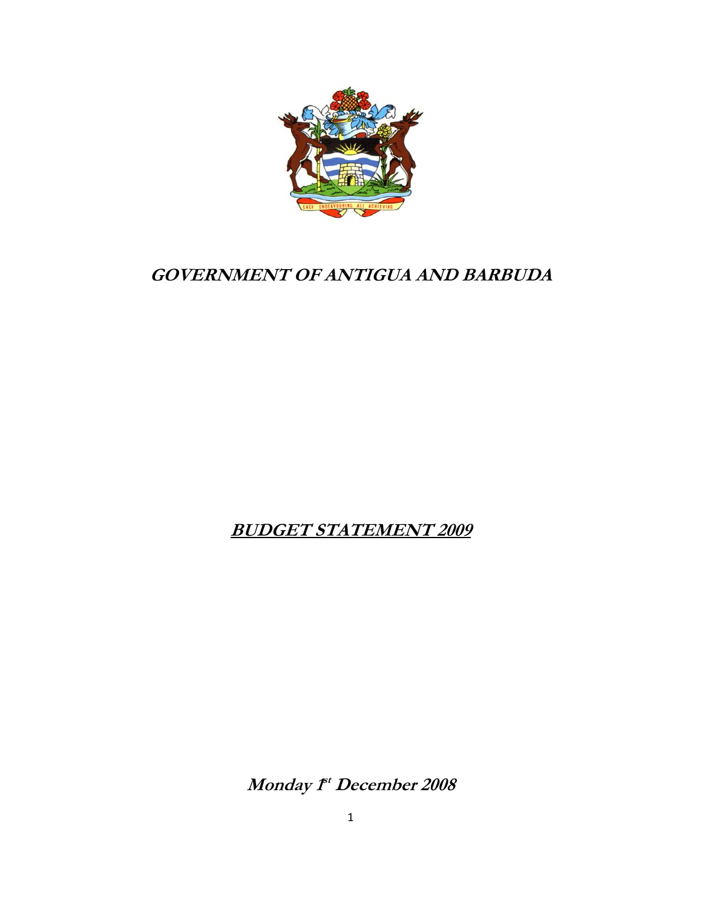# *GOVERNMENT OF ANTIGUA AND BARBUDA*

## ***BUDGET STATEMENT 2009***

***Monday 1st December 2008***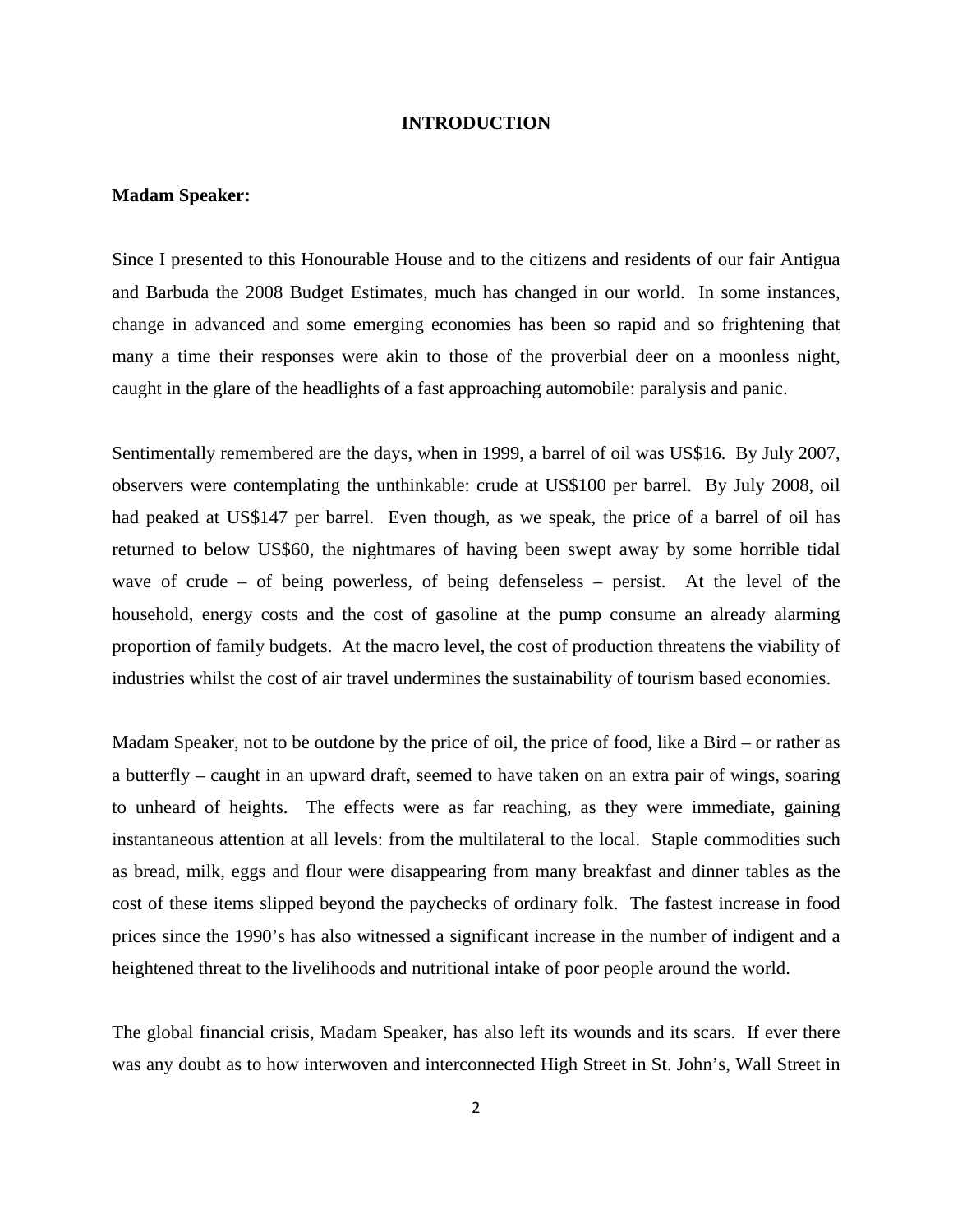# INTRODUCTION

**Madam Speaker:**

Since I presented to this Honourable House and to the citizens and residents of our fair Antigua and Barbuda the 2008 Budget Estimates, much has changed in our world. In some instances, change in advanced and some emerging economies has been so rapid and so frightening that many a time their responses were akin to those of the proverbial deer on a moonless night, caught in the glare of the headlights of a fast approaching automobile: paralysis and panic.

Sentimentally remembered are the days, when in 1999, a barrel of oil was US$16. By July 2007, observers were contemplating the unthinkable: crude at US$100 per barrel. By July 2008, oil had peaked at US$147 per barrel. Even though, as we speak, the price of a barrel of oil has returned to below US$60, the nightmares of having been swept away by some horrible tidal wave of crude – of being powerless, of being defenseless – persist. At the level of the household, energy costs and the cost of gasoline at the pump consume an already alarming proportion of family budgets. At the macro level, the cost of production threatens the viability of industries whilst the cost of air travel undermines the sustainability of tourism based economies.

Madam Speaker, not to be outdone by the price of oil, the price of food, like a Bird – or rather as a butterfly – caught in an upward draft, seemed to have taken on an extra pair of wings, soaring to unheard of heights. The effects were as far reaching, as they were immediate, gaining instantaneous attention at all levels: from the multilateral to the local. Staple commodities such as bread, milk, eggs and flour were disappearing from many breakfast and dinner tables as the cost of these items slipped beyond the paychecks of ordinary folk. The fastest increase in food prices since the 1990's has also witnessed a significant increase in the number of indigent and a heightened threat to the livelihoods and nutritional intake of poor people around the world.

The global financial crisis, Madam Speaker, has also left its wounds and its scars. If ever there was any doubt as to how interwoven and interconnected High Street in St. John's, Wall Street in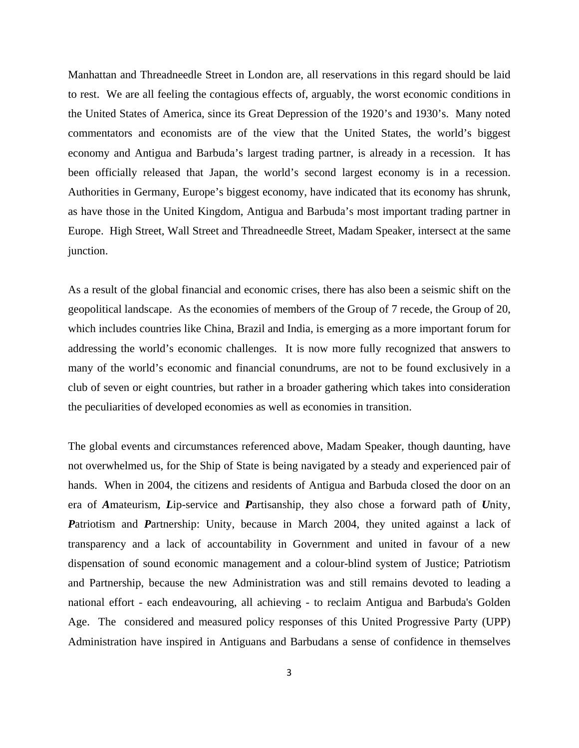Manhattan and Threadneedle Street in London are, all reservations in this regard should be laid to rest. We are all feeling the contagious effects of, arguably, the worst economic conditions in the United States of America, since its Great Depression of the 1920's and 1930's. Many noted commentators and economists are of the view that the United States, the world's biggest economy and Antigua and Barbuda's largest trading partner, is already in a recession. It has been officially released that Japan, the world's second largest economy is in a recession. Authorities in Germany, Europe's biggest economy, have indicated that its economy has shrunk, as have those in the United Kingdom, Antigua and Barbuda's most important trading partner in Europe. High Street, Wall Street and Threadneedle Street, Madam Speaker, intersect at the same junction.

As a result of the global financial and economic crises, there has also been a seismic shift on the geopolitical landscape. As the economies of members of the Group of 7 recede, the Group of 20, which includes countries like China, Brazil and India, is emerging as a more important forum for addressing the world's economic challenges. It is now more fully recognized that answers to many of the world's economic and financial conundrums, are not to be found exclusively in a club of seven or eight countries, but rather in a broader gathering which takes into consideration the peculiarities of developed economies as well as economies in transition.

The global events and circumstances referenced above, Madam Speaker, though daunting, have not overwhelmed us, for the Ship of State is being navigated by a steady and experienced pair of hands. When in 2004, the citizens and residents of Antigua and Barbuda closed the door on an era of ***A***mateurism, ***L***ip-service and ***P***artisanship, they also chose a forward path of ***U***nity, ***P***atriotism and ***P***artnership: Unity, because in March 2004, they united against a lack of transparency and a lack of accountability in Government and united in favour of a new dispensation of sound economic management and a colour-blind system of Justice; Patriotism and Partnership, because the new Administration was and still remains devoted to leading a national effort - each endeavouring, all achieving - to reclaim Antigua and Barbuda's Golden Age. The considered and measured policy responses of this United Progressive Party (UPP) Administration have inspired in Antiguans and Barbudans a sense of confidence in themselves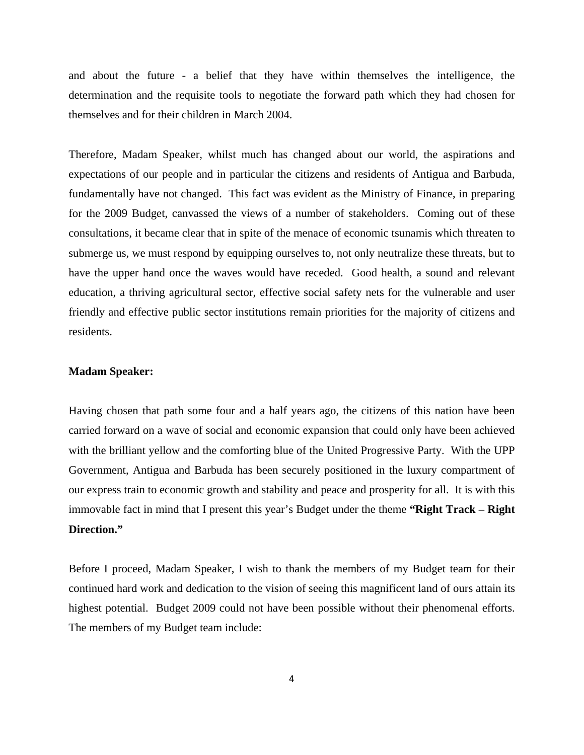and about the future - a belief that they have within themselves the intelligence, the determination and the requisite tools to negotiate the forward path which they had chosen for themselves and for their children in March 2004.

Therefore, Madam Speaker, whilst much has changed about our world, the aspirations and expectations of our people and in particular the citizens and residents of Antigua and Barbuda, fundamentally have not changed. This fact was evident as the Ministry of Finance, in preparing for the 2009 Budget, canvassed the views of a number of stakeholders. Coming out of these consultations, it became clear that in spite of the menace of economic tsunamis which threaten to submerge us, we must respond by equipping ourselves to, not only neutralize these threats, but to have the upper hand once the waves would have receded. Good health, a sound and relevant education, a thriving agricultural sector, effective social safety nets for the vulnerable and user friendly and effective public sector institutions remain priorities for the majority of citizens and residents.

**Madam Speaker:**

Having chosen that path some four and a half years ago, the citizens of this nation have been carried forward on a wave of social and economic expansion that could only have been achieved with the brilliant yellow and the comforting blue of the United Progressive Party. With the UPP Government, Antigua and Barbuda has been securely positioned in the luxury compartment of our express train to economic growth and stability and peace and prosperity for all. It is with this immovable fact in mind that I present this year's Budget under the theme **"Right Track – Right Direction."**

Before I proceed, Madam Speaker, I wish to thank the members of my Budget team for their continued hard work and dedication to the vision of seeing this magnificent land of ours attain its highest potential. Budget 2009 could not have been possible without their phenomenal efforts. The members of my Budget team include: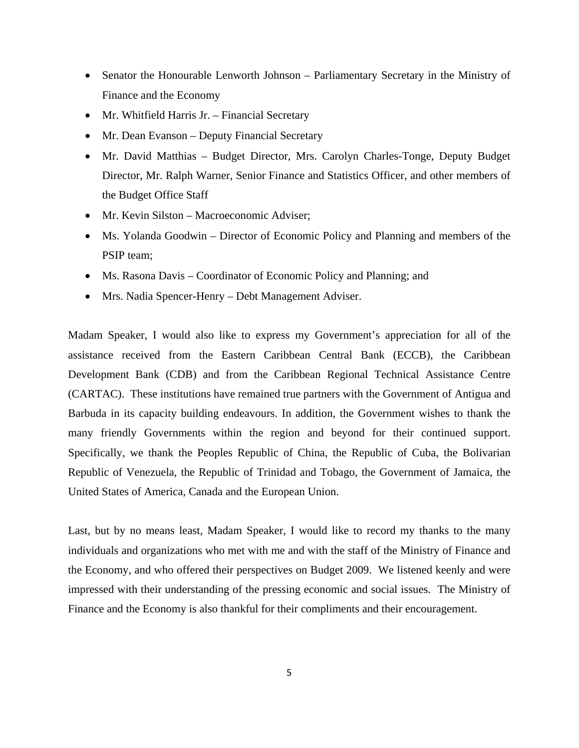- Senator the Honourable Lenworth Johnson – Parliamentary Secretary in the Ministry of Finance and the Economy
- Mr. Whitfield Harris Jr. – Financial Secretary
- Mr. Dean Evanson – Deputy Financial Secretary
- Mr. David Matthias – Budget Director, Mrs. Carolyn Charles-Tonge, Deputy Budget Director, Mr. Ralph Warner, Senior Finance and Statistics Officer, and other members of the Budget Office Staff
- Mr. Kevin Silston – Macroeconomic Adviser;
- Ms. Yolanda Goodwin – Director of Economic Policy and Planning and members of the PSIP team;
- Ms. Rasona Davis – Coordinator of Economic Policy and Planning; and
- Mrs. Nadia Spencer-Henry – Debt Management Adviser.

Madam Speaker, I would also like to express my Government's appreciation for all of the assistance received from the Eastern Caribbean Central Bank (ECCB), the Caribbean Development Bank (CDB) and from the Caribbean Regional Technical Assistance Centre (CARTAC). These institutions have remained true partners with the Government of Antigua and Barbuda in its capacity building endeavours. In addition, the Government wishes to thank the many friendly Governments within the region and beyond for their continued support. Specifically, we thank the Peoples Republic of China, the Republic of Cuba, the Bolivarian Republic of Venezuela, the Republic of Trinidad and Tobago, the Government of Jamaica, the United States of America, Canada and the European Union.

Last, but by no means least, Madam Speaker, I would like to record my thanks to the many individuals and organizations who met with me and with the staff of the Ministry of Finance and the Economy, and who offered their perspectives on Budget 2009. We listened keenly and were impressed with their understanding of the pressing economic and social issues. The Ministry of Finance and the Economy is also thankful for their compliments and their encouragement.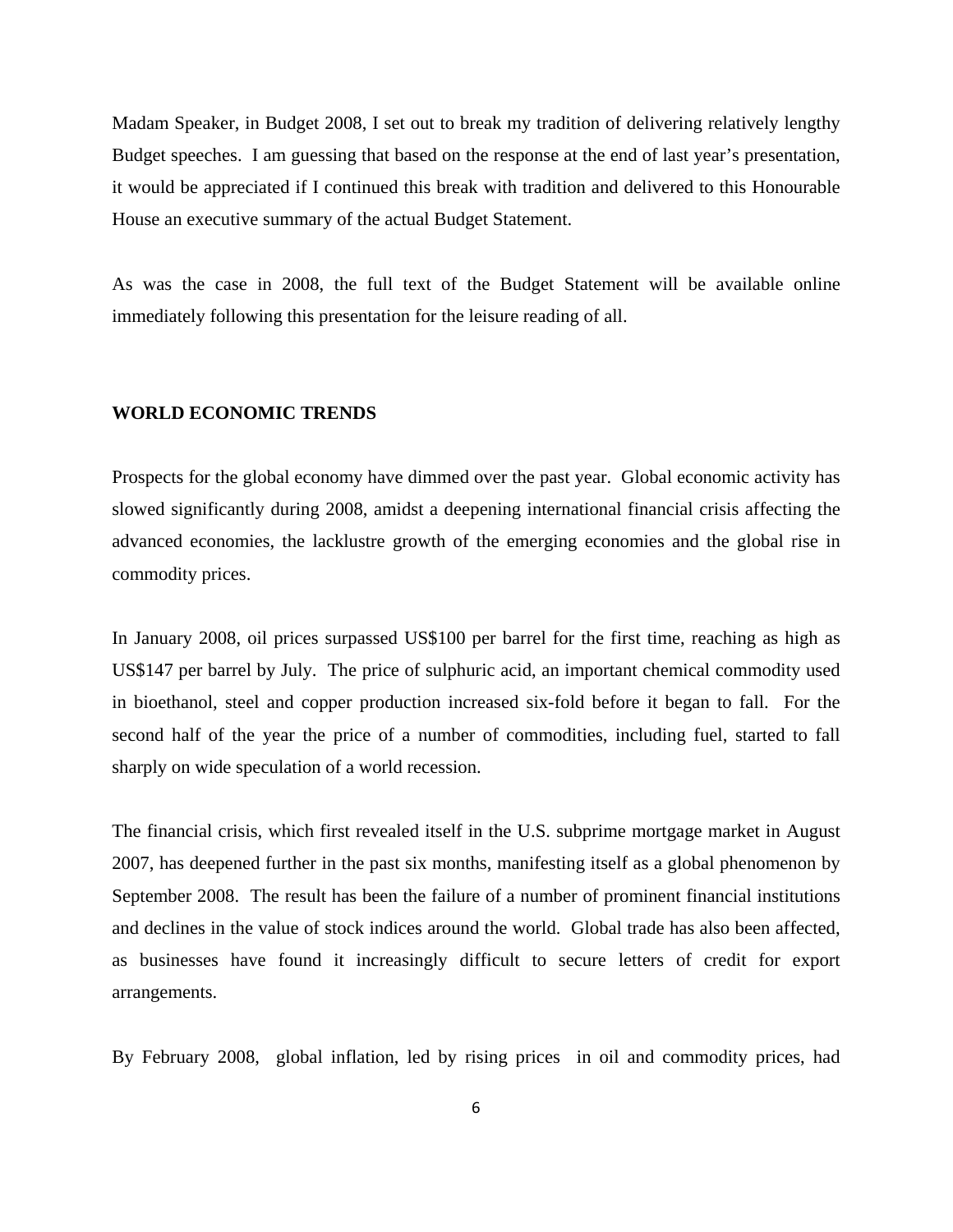Madam Speaker, in Budget 2008, I set out to break my tradition of delivering relatively lengthy Budget speeches. I am guessing that based on the response at the end of last year's presentation, it would be appreciated if I continued this break with tradition and delivered to this Honourable House an executive summary of the actual Budget Statement.

As was the case in 2008, the full text of the Budget Statement will be available online immediately following this presentation for the leisure reading of all.

**WORLD ECONOMIC TRENDS**

Prospects for the global economy have dimmed over the past year. Global economic activity has slowed significantly during 2008, amidst a deepening international financial crisis affecting the advanced economies, the lacklustre growth of the emerging economies and the global rise in commodity prices.

In January 2008, oil prices surpassed US$100 per barrel for the first time, reaching as high as US$147 per barrel by July. The price of sulphuric acid, an important chemical commodity used in bioethanol, steel and copper production increased six-fold before it began to fall. For the second half of the year the price of a number of commodities, including fuel, started to fall sharply on wide speculation of a world recession.

The financial crisis, which first revealed itself in the U.S. subprime mortgage market in August 2007, has deepened further in the past six months, manifesting itself as a global phenomenon by September 2008. The result has been the failure of a number of prominent financial institutions and declines in the value of stock indices around the world. Global trade has also been affected, as businesses have found it increasingly difficult to secure letters of credit for export arrangements.

By February 2008, global inflation, led by rising prices in oil and commodity prices, had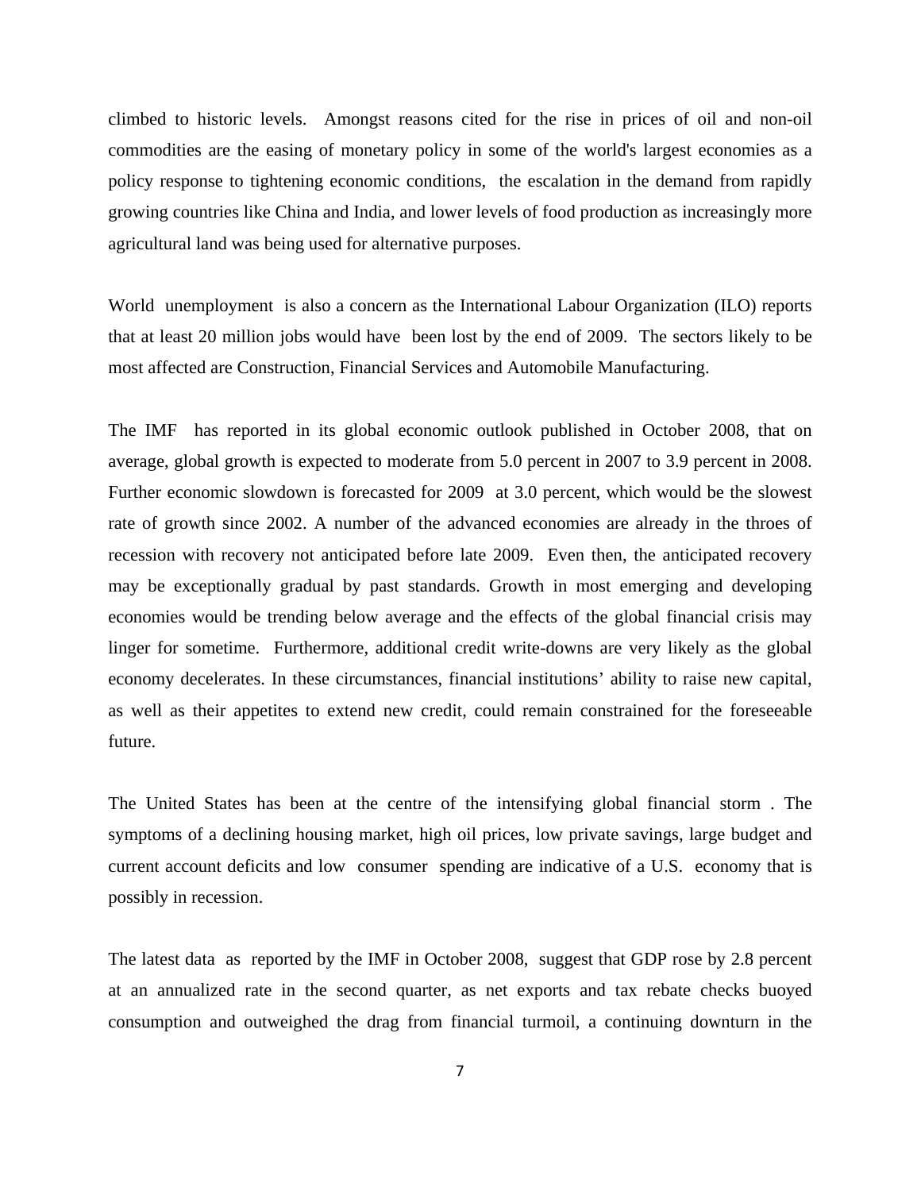climbed to historic levels. Amongst reasons cited for the rise in prices of oil and non-oil commodities are the easing of monetary policy in some of the world's largest economies as a policy response to tightening economic conditions, the escalation in the demand from rapidly growing countries like China and India, and lower levels of food production as increasingly more agricultural land was being used for alternative purposes.

World unemployment is also a concern as the International Labour Organization (ILO) reports that at least 20 million jobs would have been lost by the end of 2009. The sectors likely to be most affected are Construction, Financial Services and Automobile Manufacturing.

The IMF has reported in its global economic outlook published in October 2008, that on average, global growth is expected to moderate from 5.0 percent in 2007 to 3.9 percent in 2008. Further economic slowdown is forecasted for 2009 at 3.0 percent, which would be the slowest rate of growth since 2002. A number of the advanced economies are already in the throes of recession with recovery not anticipated before late 2009. Even then, the anticipated recovery may be exceptionally gradual by past standards. Growth in most emerging and developing economies would be trending below average and the effects of the global financial crisis may linger for sometime. Furthermore, additional credit write-downs are very likely as the global economy decelerates. In these circumstances, financial institutions' ability to raise new capital, as well as their appetites to extend new credit, could remain constrained for the foreseeable future.

The United States has been at the centre of the intensifying global financial storm . The symptoms of a declining housing market, high oil prices, low private savings, large budget and current account deficits and low consumer spending are indicative of a U.S. economy that is possibly in recession.

The latest data as reported by the IMF in October 2008, suggest that GDP rose by 2.8 percent at an annualized rate in the second quarter, as net exports and tax rebate checks buoyed consumption and outweighed the drag from financial turmoil, a continuing downturn in the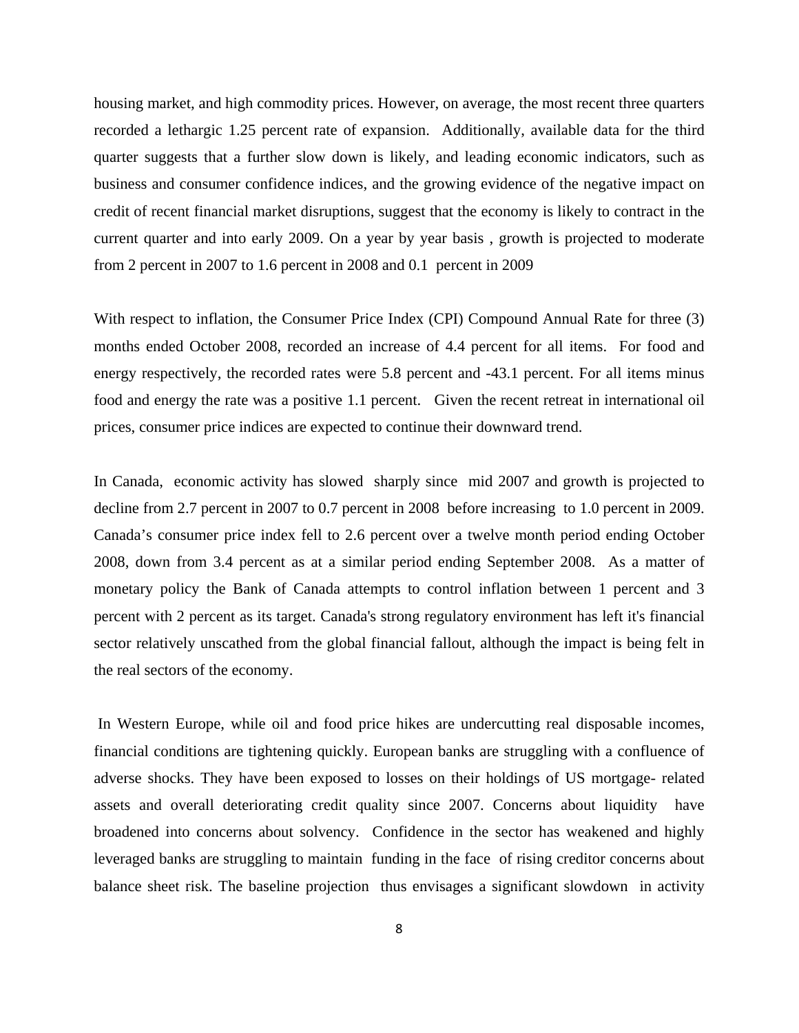housing market, and high commodity prices. However, on average, the most recent three quarters recorded a lethargic 1.25 percent rate of expansion. Additionally, available data for the third quarter suggests that a further slow down is likely, and leading economic indicators, such as business and consumer confidence indices, and the growing evidence of the negative impact on credit of recent financial market disruptions, suggest that the economy is likely to contract in the current quarter and into early 2009. On a year by year basis , growth is projected to moderate from 2 percent in 2007 to 1.6 percent in 2008 and 0.1 percent in 2009

With respect to inflation, the Consumer Price Index (CPI) Compound Annual Rate for three (3) months ended October 2008, recorded an increase of 4.4 percent for all items. For food and energy respectively, the recorded rates were 5.8 percent and -43.1 percent. For all items minus food and energy the rate was a positive 1.1 percent. Given the recent retreat in international oil prices, consumer price indices are expected to continue their downward trend.

In Canada, economic activity has slowed sharply since mid 2007 and growth is projected to decline from 2.7 percent in 2007 to 0.7 percent in 2008 before increasing to 1.0 percent in 2009. Canada's consumer price index fell to 2.6 percent over a twelve month period ending October 2008, down from 3.4 percent as at a similar period ending September 2008. As a matter of monetary policy the Bank of Canada attempts to control inflation between 1 percent and 3 percent with 2 percent as its target. Canada's strong regulatory environment has left it's financial sector relatively unscathed from the global financial fallout, although the impact is being felt in the real sectors of the economy.

In Western Europe, while oil and food price hikes are undercutting real disposable incomes, financial conditions are tightening quickly. European banks are struggling with a confluence of adverse shocks. They have been exposed to losses on their holdings of US mortgage- related assets and overall deteriorating credit quality since 2007. Concerns about liquidity have broadened into concerns about solvency. Confidence in the sector has weakened and highly leveraged banks are struggling to maintain funding in the face of rising creditor concerns about balance sheet risk. The baseline projection thus envisages a significant slowdown in activity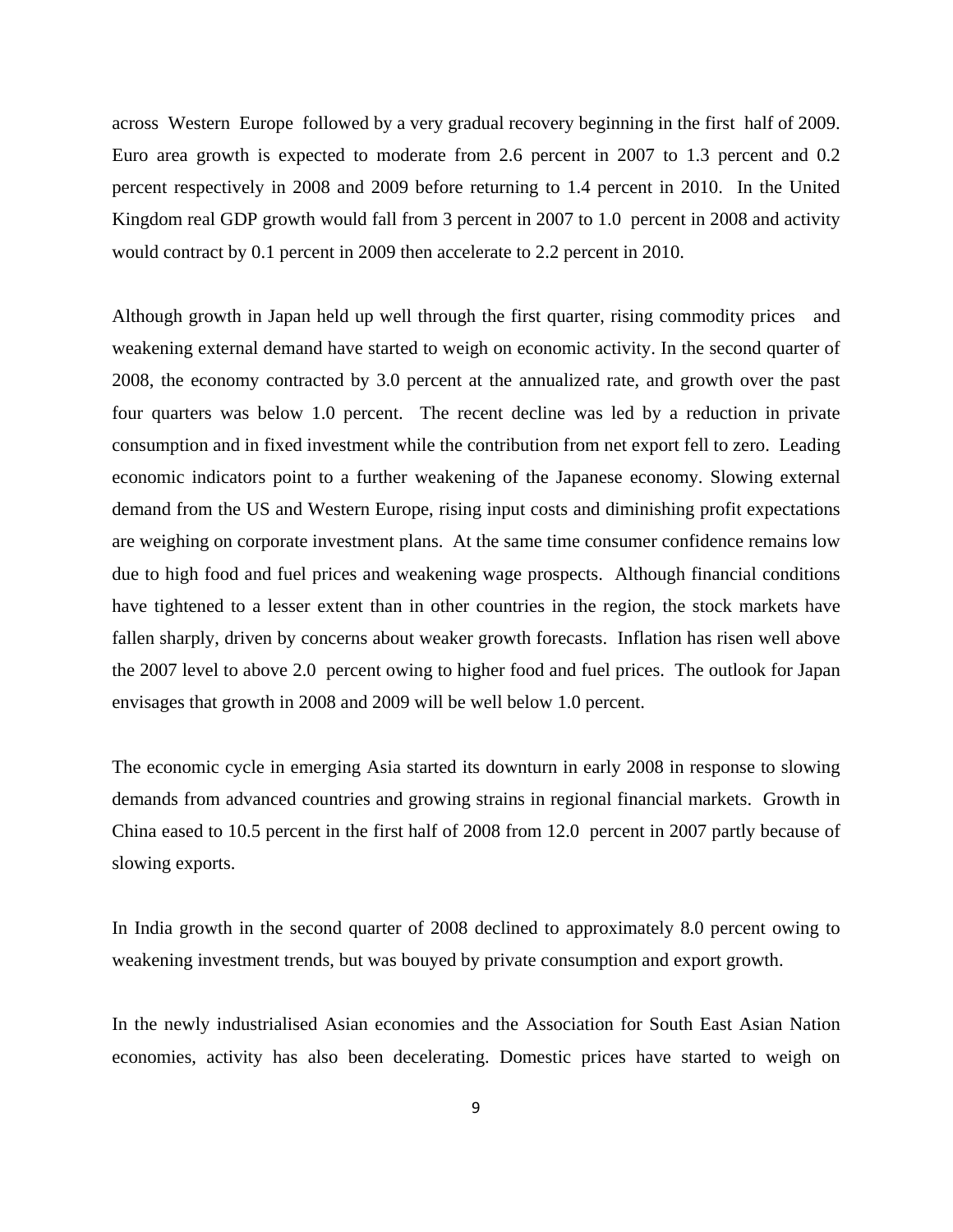across Western Europe followed by a very gradual recovery beginning in the first half of 2009. Euro area growth is expected to moderate from 2.6 percent in 2007 to 1.3 percent and 0.2 percent respectively in 2008 and 2009 before returning to 1.4 percent in 2010. In the United Kingdom real GDP growth would fall from 3 percent in 2007 to 1.0 percent in 2008 and activity would contract by 0.1 percent in 2009 then accelerate to 2.2 percent in 2010.

Although growth in Japan held up well through the first quarter, rising commodity prices and weakening external demand have started to weigh on economic activity. In the second quarter of 2008, the economy contracted by 3.0 percent at the annualized rate, and growth over the past four quarters was below 1.0 percent. The recent decline was led by a reduction in private consumption and in fixed investment while the contribution from net export fell to zero. Leading economic indicators point to a further weakening of the Japanese economy. Slowing external demand from the US and Western Europe, rising input costs and diminishing profit expectations are weighing on corporate investment plans. At the same time consumer confidence remains low due to high food and fuel prices and weakening wage prospects. Although financial conditions have tightened to a lesser extent than in other countries in the region, the stock markets have fallen sharply, driven by concerns about weaker growth forecasts. Inflation has risen well above the 2007 level to above 2.0 percent owing to higher food and fuel prices. The outlook for Japan envisages that growth in 2008 and 2009 will be well below 1.0 percent.

The economic cycle in emerging Asia started its downturn in early 2008 in response to slowing demands from advanced countries and growing strains in regional financial markets. Growth in China eased to 10.5 percent in the first half of 2008 from 12.0 percent in 2007 partly because of slowing exports.

In India growth in the second quarter of 2008 declined to approximately 8.0 percent owing to weakening investment trends, but was bouyed by private consumption and export growth.

In the newly industrialised Asian economies and the Association for South East Asian Nation economies, activity has also been decelerating. Domestic prices have started to weigh on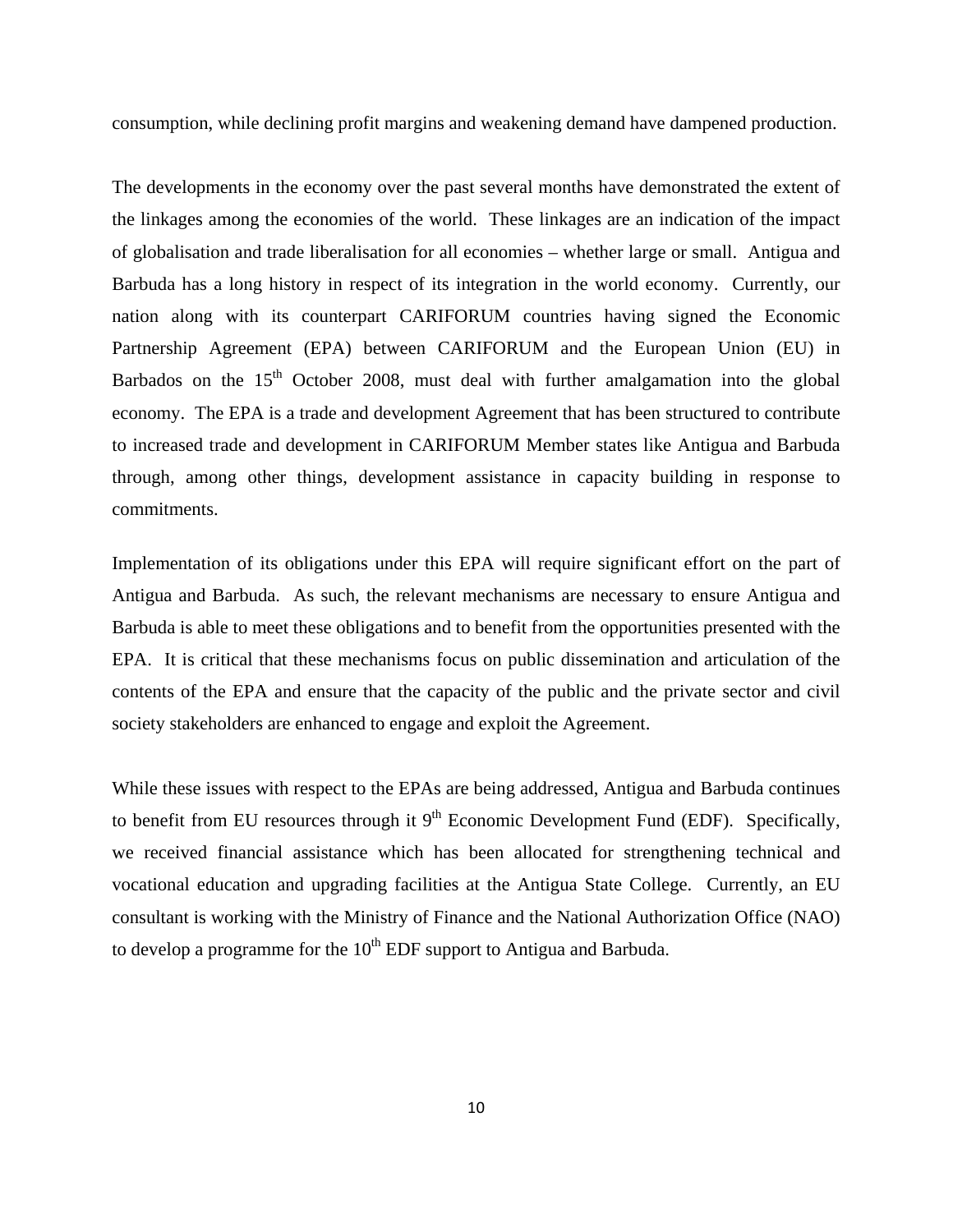consumption, while declining profit margins and weakening demand have dampened production.

The developments in the economy over the past several months have demonstrated the extent of the linkages among the economies of the world. These linkages are an indication of the impact of globalisation and trade liberalisation for all economies – whether large or small. Antigua and Barbuda has a long history in respect of its integration in the world economy. Currently, our nation along with its counterpart CARIFORUM countries having signed the Economic Partnership Agreement (EPA) between CARIFORUM and the European Union (EU) in Barbados on the 15th October 2008, must deal with further amalgamation into the global economy. The EPA is a trade and development Agreement that has been structured to contribute to increased trade and development in CARIFORUM Member states like Antigua and Barbuda through, among other things, development assistance in capacity building in response to commitments.

Implementation of its obligations under this EPA will require significant effort on the part of Antigua and Barbuda. As such, the relevant mechanisms are necessary to ensure Antigua and Barbuda is able to meet these obligations and to benefit from the opportunities presented with the EPA. It is critical that these mechanisms focus on public dissemination and articulation of the contents of the EPA and ensure that the capacity of the public and the private sector and civil society stakeholders are enhanced to engage and exploit the Agreement.

While these issues with respect to the EPAs are being addressed, Antigua and Barbuda continues to benefit from EU resources through it 9th Economic Development Fund (EDF). Specifically, we received financial assistance which has been allocated for strengthening technical and vocational education and upgrading facilities at the Antigua State College. Currently, an EU consultant is working with the Ministry of Finance and the National Authorization Office (NAO) to develop a programme for the 10th EDF support to Antigua and Barbuda.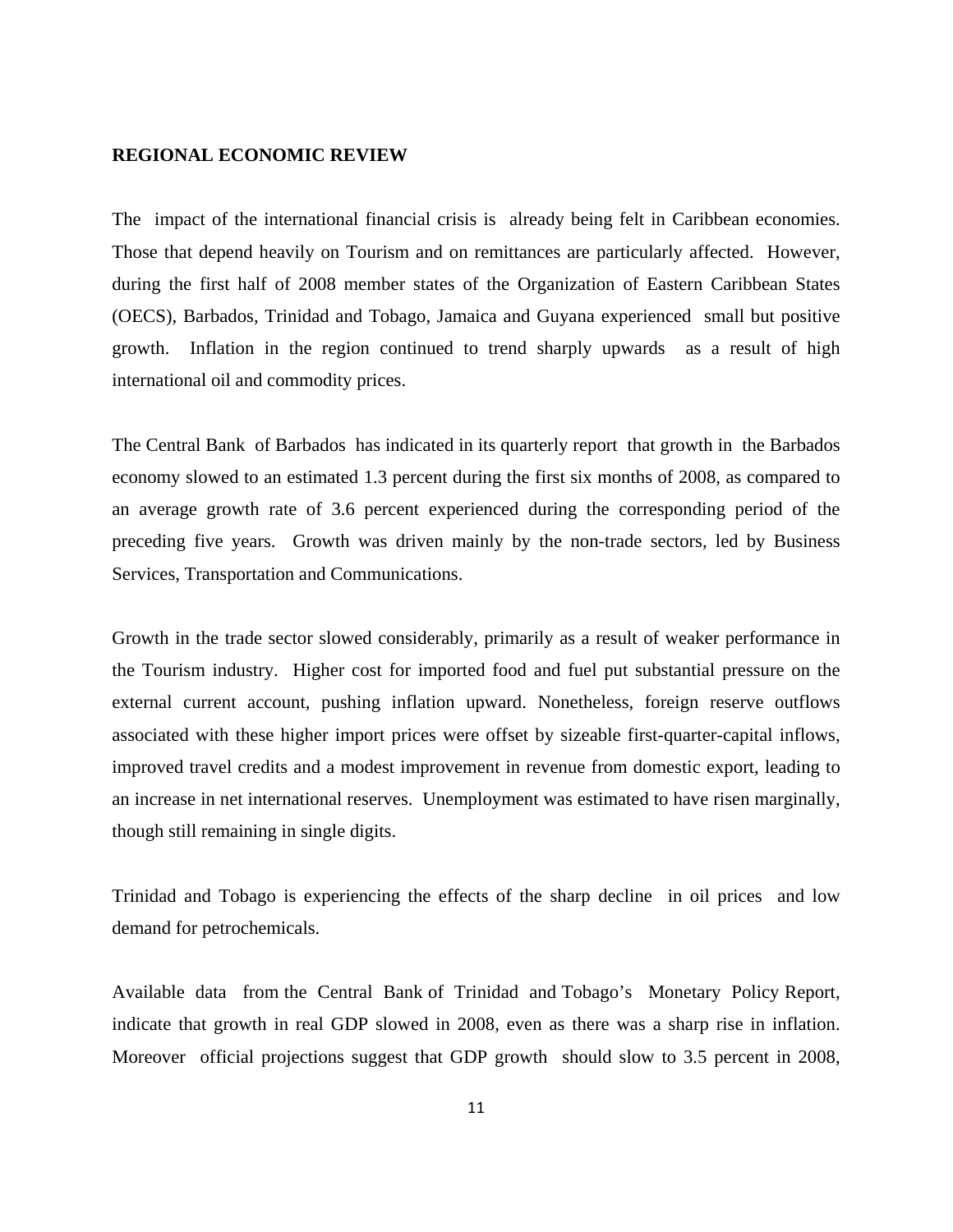## REGIONAL ECONOMIC REVIEW

The impact of the international financial crisis is already being felt in Caribbean economies. Those that depend heavily on Tourism and on remittances are particularly affected. However, during the first half of 2008 member states of the Organization of Eastern Caribbean States (OECS), Barbados, Trinidad and Tobago, Jamaica and Guyana experienced small but positive growth. Inflation in the region continued to trend sharply upwards as a result of high international oil and commodity prices.

The Central Bank of Barbados has indicated in its quarterly report that growth in the Barbados economy slowed to an estimated 1.3 percent during the first six months of 2008, as compared to an average growth rate of 3.6 percent experienced during the corresponding period of the preceding five years. Growth was driven mainly by the non-trade sectors, led by Business Services, Transportation and Communications.

Growth in the trade sector slowed considerably, primarily as a result of weaker performance in the Tourism industry. Higher cost for imported food and fuel put substantial pressure on the external current account, pushing inflation upward. Nonetheless, foreign reserve outflows associated with these higher import prices were offset by sizeable first-quarter-capital inflows, improved travel credits and a modest improvement in revenue from domestic export, leading to an increase in net international reserves. Unemployment was estimated to have risen marginally, though still remaining in single digits.

Trinidad and Tobago is experiencing the effects of the sharp decline in oil prices and low demand for petrochemicals.

Available data from the Central Bank of Trinidad and Tobago's Monetary Policy Report, indicate that growth in real GDP slowed in 2008, even as there was a sharp rise in inflation. Moreover official projections suggest that GDP growth should slow to 3.5 percent in 2008,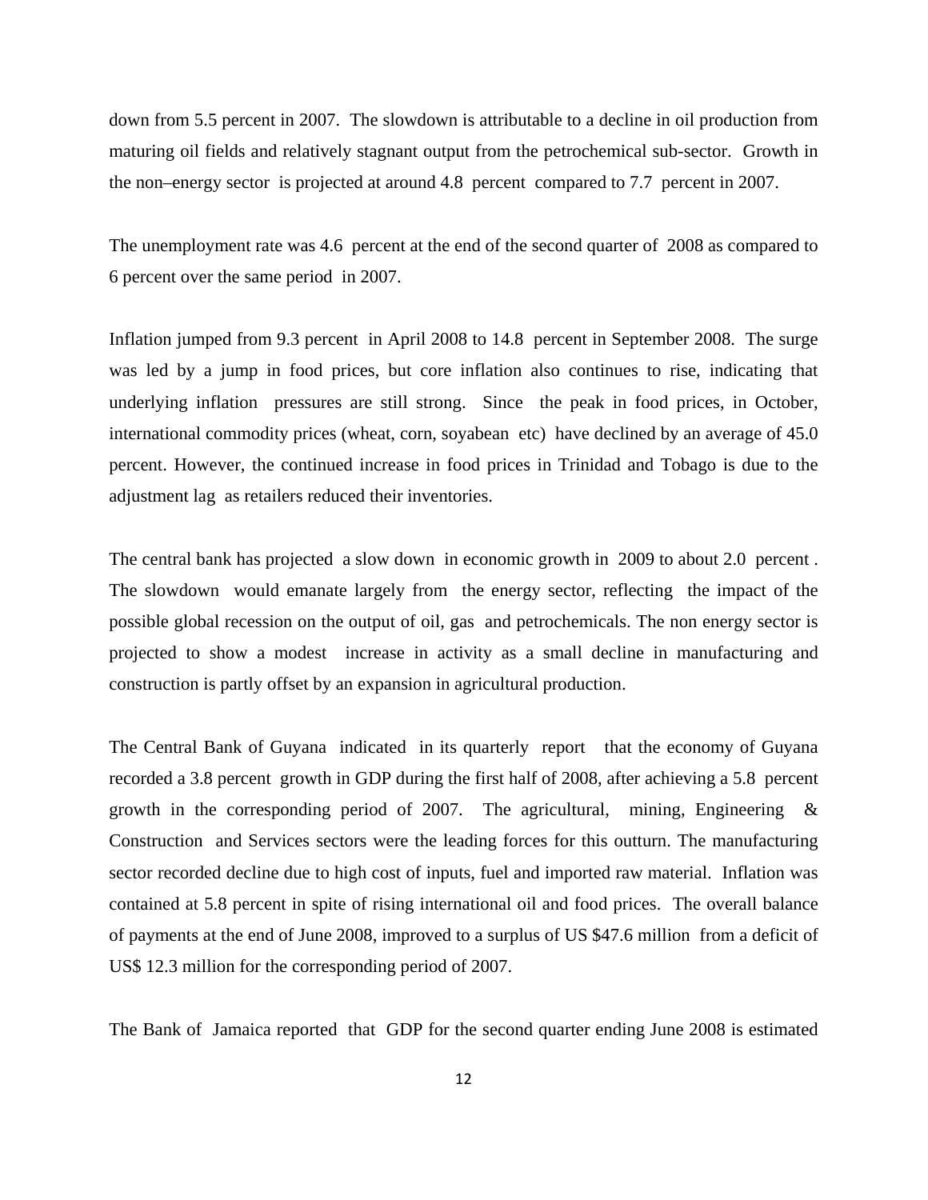down from 5.5 percent in 2007. The slowdown is attributable to a decline in oil production from maturing oil fields and relatively stagnant output from the petrochemical sub-sector. Growth in the non–energy sector is projected at around 4.8 percent compared to 7.7 percent in 2007.

The unemployment rate was 4.6 percent at the end of the second quarter of 2008 as compared to 6 percent over the same period in 2007.

Inflation jumped from 9.3 percent in April 2008 to 14.8 percent in September 2008. The surge was led by a jump in food prices, but core inflation also continues to rise, indicating that underlying inflation pressures are still strong. Since the peak in food prices, in October, international commodity prices (wheat, corn, soyabean etc) have declined by an average of 45.0 percent. However, the continued increase in food prices in Trinidad and Tobago is due to the adjustment lag as retailers reduced their inventories.

The central bank has projected a slow down in economic growth in 2009 to about 2.0 percent . The slowdown would emanate largely from the energy sector, reflecting the impact of the possible global recession on the output of oil, gas and petrochemicals. The non energy sector is projected to show a modest increase in activity as a small decline in manufacturing and construction is partly offset by an expansion in agricultural production.

The Central Bank of Guyana indicated in its quarterly report that the economy of Guyana recorded a 3.8 percent growth in GDP during the first half of 2008, after achieving a 5.8 percent growth in the corresponding period of 2007. The agricultural, mining, Engineering & Construction and Services sectors were the leading forces for this outturn. The manufacturing sector recorded decline due to high cost of inputs, fuel and imported raw material. Inflation was contained at 5.8 percent in spite of rising international oil and food prices. The overall balance of payments at the end of June 2008, improved to a surplus of US $47.6 million from a deficit of US$ 12.3 million for the corresponding period of 2007.

The Bank of Jamaica reported that GDP for the second quarter ending June 2008 is estimated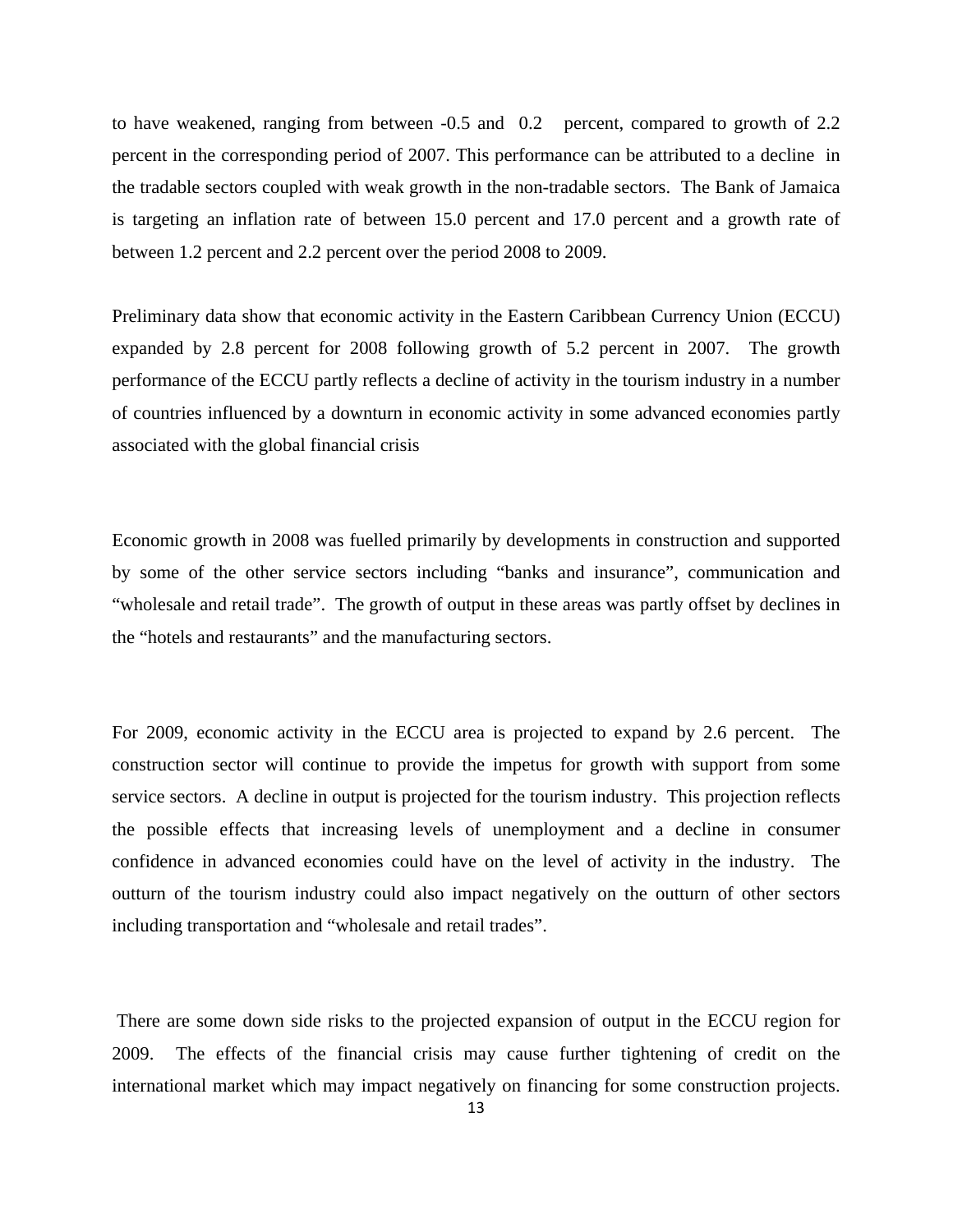to have weakened, ranging from between -0.5 and 0.2 percent, compared to growth of 2.2 percent in the corresponding period of 2007. This performance can be attributed to a decline in the tradable sectors coupled with weak growth in the non-tradable sectors. The Bank of Jamaica is targeting an inflation rate of between 15.0 percent and 17.0 percent and a growth rate of between 1.2 percent and 2.2 percent over the period 2008 to 2009.

Preliminary data show that economic activity in the Eastern Caribbean Currency Union (ECCU) expanded by 2.8 percent for 2008 following growth of 5.2 percent in 2007. The growth performance of the ECCU partly reflects a decline of activity in the tourism industry in a number of countries influenced by a downturn in economic activity in some advanced economies partly associated with the global financial crisis

Economic growth in 2008 was fuelled primarily by developments in construction and supported by some of the other service sectors including "banks and insurance", communication and "wholesale and retail trade". The growth of output in these areas was partly offset by declines in the "hotels and restaurants" and the manufacturing sectors.

For 2009, economic activity in the ECCU area is projected to expand by 2.6 percent. The construction sector will continue to provide the impetus for growth with support from some service sectors. A decline in output is projected for the tourism industry. This projection reflects the possible effects that increasing levels of unemployment and a decline in consumer confidence in advanced economies could have on the level of activity in the industry. The outturn of the tourism industry could also impact negatively on the outturn of other sectors including transportation and "wholesale and retail trades".

There are some down side risks to the projected expansion of output in the ECCU region for 2009. The effects of the financial crisis may cause further tightening of credit on the international market which may impact negatively on financing for some construction projects.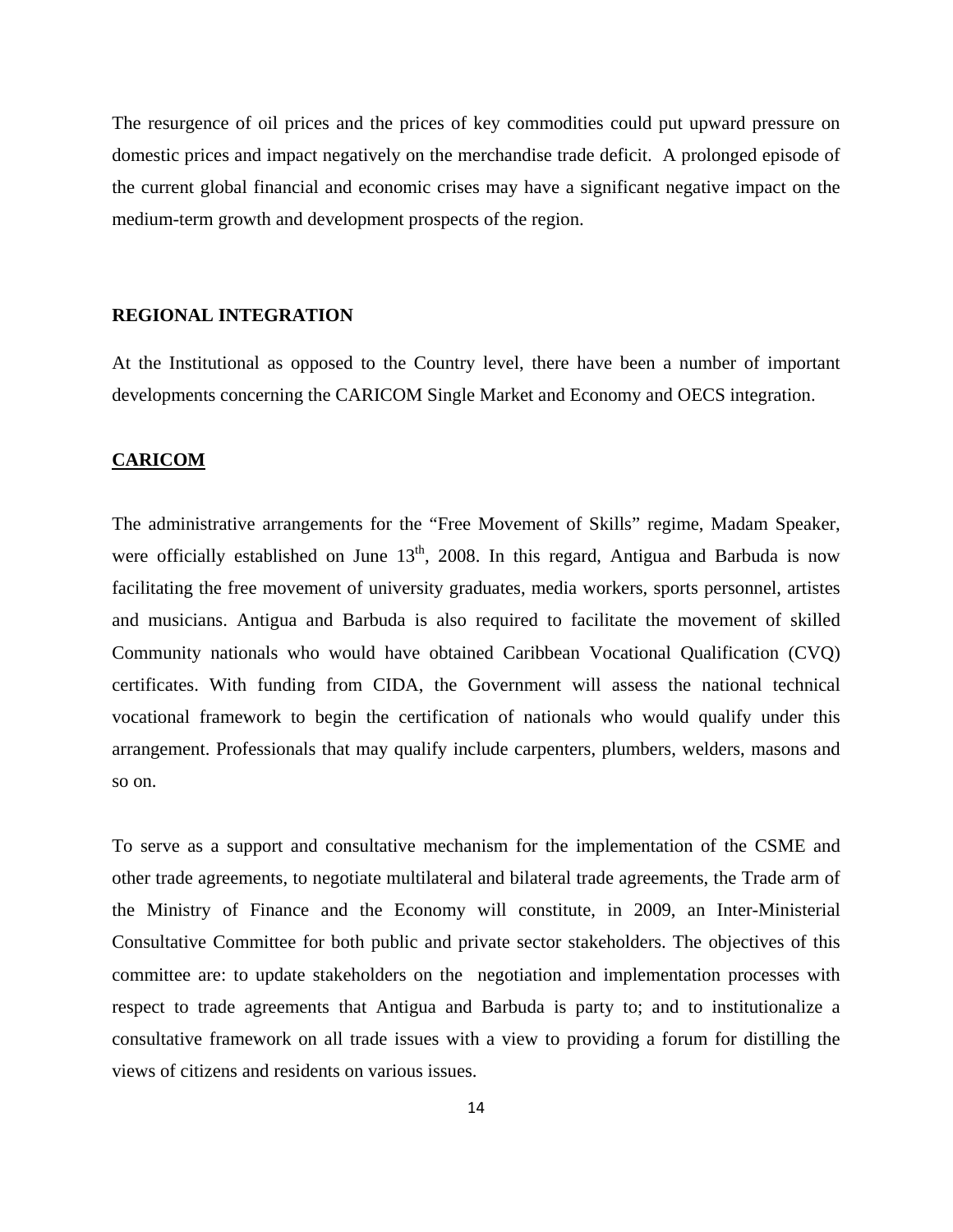The resurgence of oil prices and the prices of key commodities could put upward pressure on domestic prices and impact negatively on the merchandise trade deficit. A prolonged episode of the current global financial and economic crises may have a significant negative impact on the medium-term growth and development prospects of the region.

## REGIONAL INTEGRATION

At the Institutional as opposed to the Country level, there have been a number of important developments concerning the CARICOM Single Market and Economy and OECS integration.

### CARICOM

The administrative arrangements for the "Free Movement of Skills" regime, Madam Speaker, were officially established on June 13th, 2008. In this regard, Antigua and Barbuda is now facilitating the free movement of university graduates, media workers, sports personnel, artistes and musicians. Antigua and Barbuda is also required to facilitate the movement of skilled Community nationals who would have obtained Caribbean Vocational Qualification (CVQ) certificates. With funding from CIDA, the Government will assess the national technical vocational framework to begin the certification of nationals who would qualify under this arrangement. Professionals that may qualify include carpenters, plumbers, welders, masons and so on.

To serve as a support and consultative mechanism for the implementation of the CSME and other trade agreements, to negotiate multilateral and bilateral trade agreements, the Trade arm of the Ministry of Finance and the Economy will constitute, in 2009, an Inter-Ministerial Consultative Committee for both public and private sector stakeholders. The objectives of this committee are: to update stakeholders on the negotiation and implementation processes with respect to trade agreements that Antigua and Barbuda is party to; and to institutionalize a consultative framework on all trade issues with a view to providing a forum for distilling the views of citizens and residents on various issues.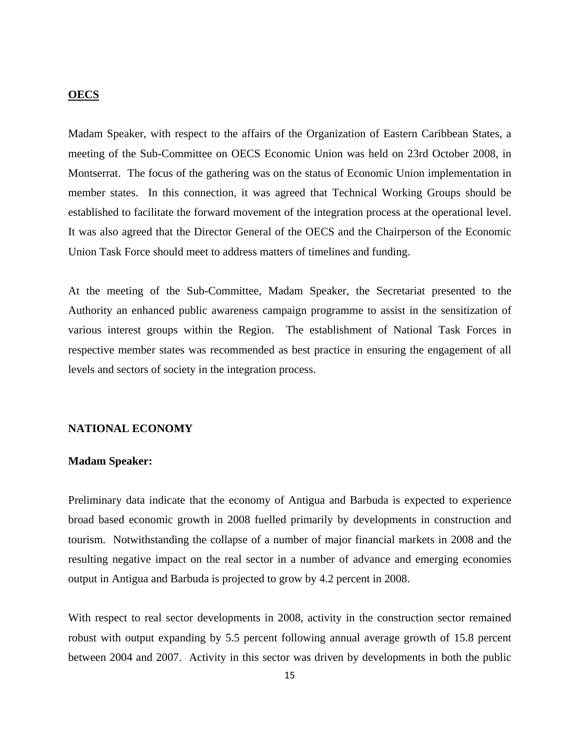## OECS

Madam Speaker, with respect to the affairs of the Organization of Eastern Caribbean States, a meeting of the Sub-Committee on OECS Economic Union was held on 23rd October 2008, in Montserrat. The focus of the gathering was on the status of Economic Union implementation in member states. In this connection, it was agreed that Technical Working Groups should be established to facilitate the forward movement of the integration process at the operational level. It was also agreed that the Director General of the OECS and the Chairperson of the Economic Union Task Force should meet to address matters of timelines and funding.

At the meeting of the Sub-Committee, Madam Speaker, the Secretariat presented to the Authority an enhanced public awareness campaign programme to assist in the sensitization of various interest groups within the Region. The establishment of National Task Forces in respective member states was recommended as best practice in ensuring the engagement of all levels and sectors of society in the integration process.

## NATIONAL ECONOMY

**Madam Speaker:**

Preliminary data indicate that the economy of Antigua and Barbuda is expected to experience broad based economic growth in 2008 fuelled primarily by developments in construction and tourism. Notwithstanding the collapse of a number of major financial markets in 2008 and the resulting negative impact on the real sector in a number of advance and emerging economies output in Antigua and Barbuda is projected to grow by 4.2 percent in 2008.

With respect to real sector developments in 2008, activity in the construction sector remained robust with output expanding by 5.5 percent following annual average growth of 15.8 percent between 2004 and 2007. Activity in this sector was driven by developments in both the public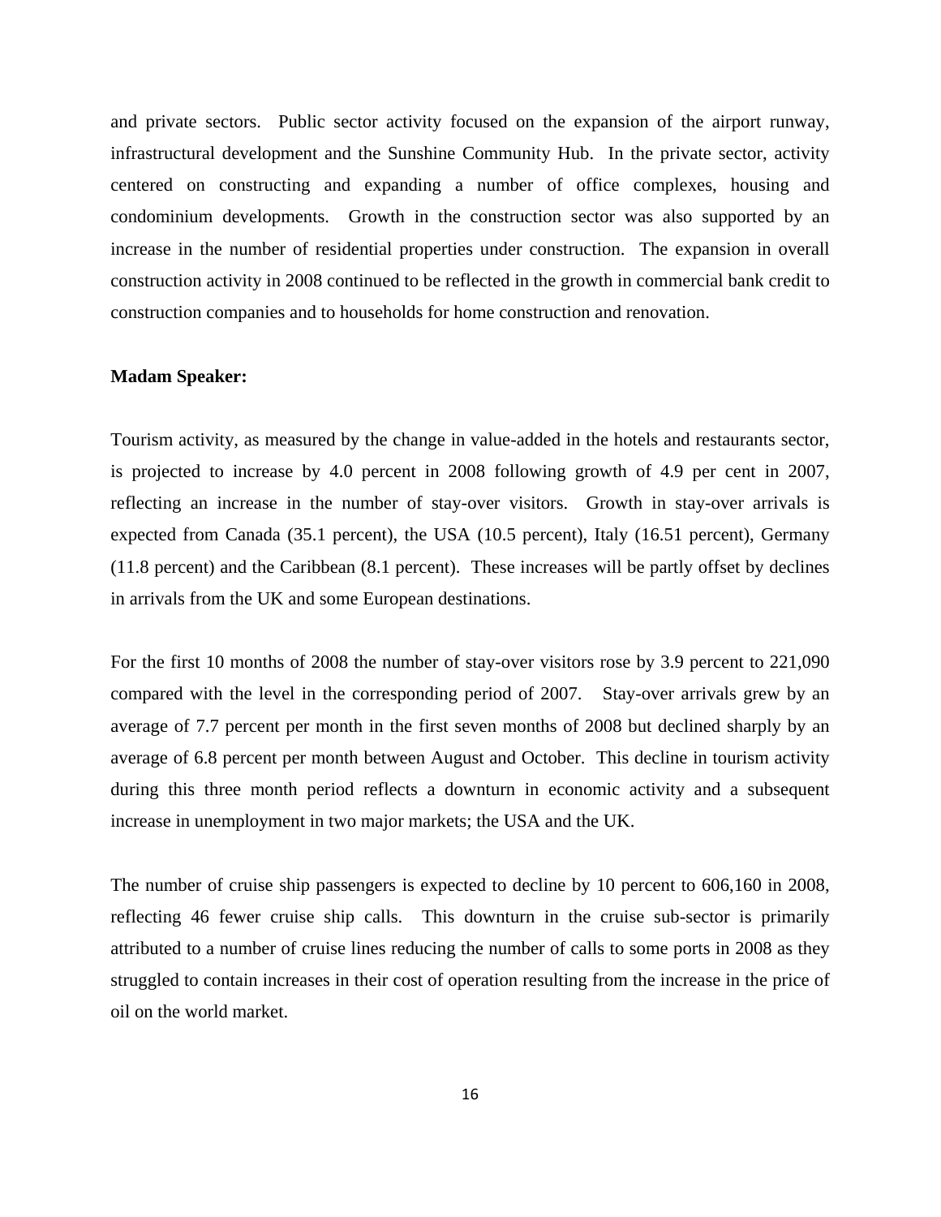and private sectors. Public sector activity focused on the expansion of the airport runway, infrastructural development and the Sunshine Community Hub. In the private sector, activity centered on constructing and expanding a number of office complexes, housing and condominium developments. Growth in the construction sector was also supported by an increase in the number of residential properties under construction. The expansion in overall construction activity in 2008 continued to be reflected in the growth in commercial bank credit to construction companies and to households for home construction and renovation.

**Madam Speaker:**

Tourism activity, as measured by the change in value-added in the hotels and restaurants sector, is projected to increase by 4.0 percent in 2008 following growth of 4.9 per cent in 2007, reflecting an increase in the number of stay-over visitors. Growth in stay-over arrivals is expected from Canada (35.1 percent), the USA (10.5 percent), Italy (16.51 percent), Germany (11.8 percent) and the Caribbean (8.1 percent). These increases will be partly offset by declines in arrivals from the UK and some European destinations.

For the first 10 months of 2008 the number of stay-over visitors rose by 3.9 percent to 221,090 compared with the level in the corresponding period of 2007. Stay-over arrivals grew by an average of 7.7 percent per month in the first seven months of 2008 but declined sharply by an average of 6.8 percent per month between August and October. This decline in tourism activity during this three month period reflects a downturn in economic activity and a subsequent increase in unemployment in two major markets; the USA and the UK.

The number of cruise ship passengers is expected to decline by 10 percent to 606,160 in 2008, reflecting 46 fewer cruise ship calls. This downturn in the cruise sub-sector is primarily attributed to a number of cruise lines reducing the number of calls to some ports in 2008 as they struggled to contain increases in their cost of operation resulting from the increase in the price of oil on the world market.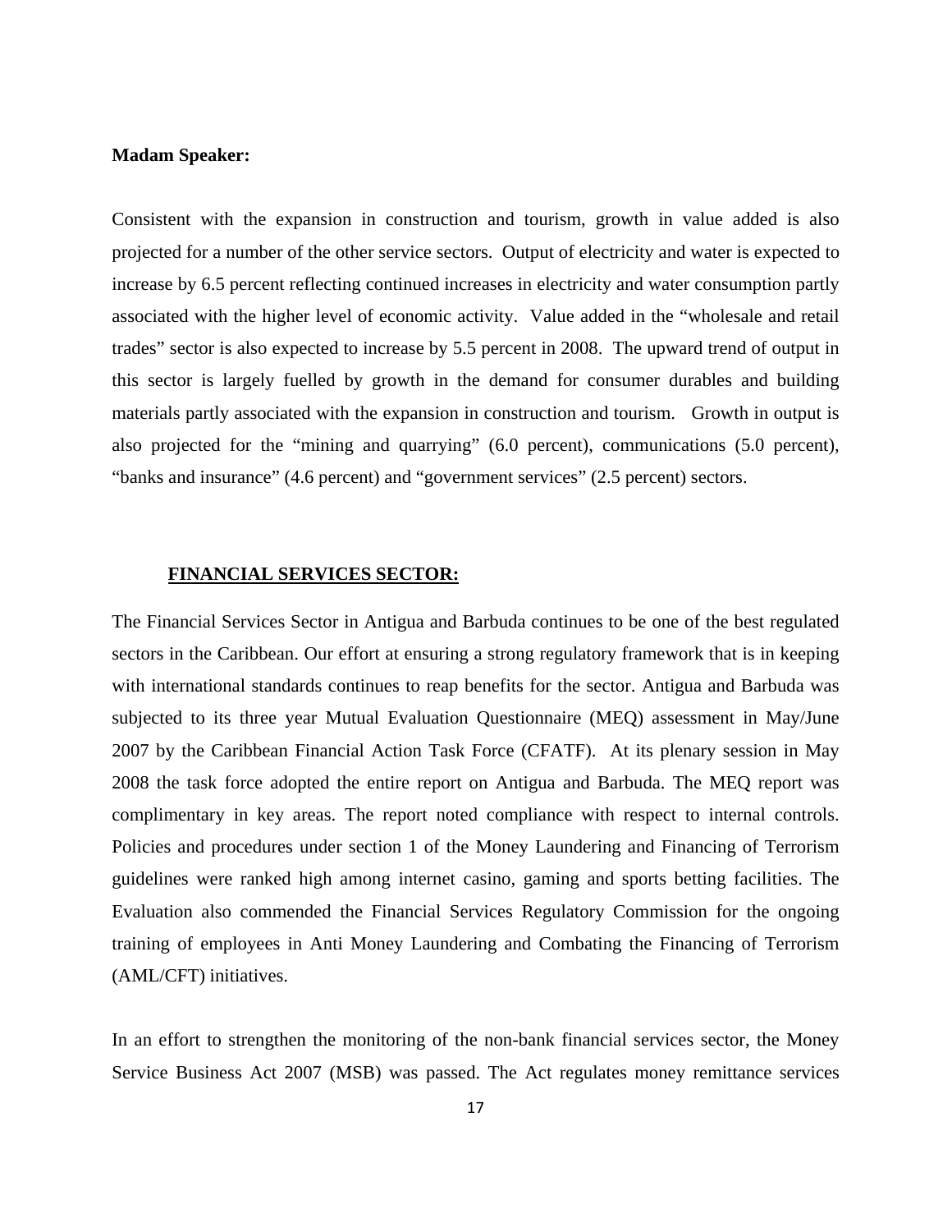**Madam Speaker:**

Consistent with the expansion in construction and tourism, growth in value added is also projected for a number of the other service sectors. Output of electricity and water is expected to increase by 6.5 percent reflecting continued increases in electricity and water consumption partly associated with the higher level of economic activity. Value added in the "wholesale and retail trades" sector is also expected to increase by 5.5 percent in 2008. The upward trend of output in this sector is largely fuelled by growth in the demand for consumer durables and building materials partly associated with the expansion in construction and tourism. Growth in output is also projected for the "mining and quarrying" (6.0 percent), communications (5.0 percent), "banks and insurance" (4.6 percent) and "government services" (2.5 percent) sectors.

## FINANCIAL SERVICES SECTOR:

The Financial Services Sector in Antigua and Barbuda continues to be one of the best regulated sectors in the Caribbean. Our effort at ensuring a strong regulatory framework that is in keeping with international standards continues to reap benefits for the sector. Antigua and Barbuda was subjected to its three year Mutual Evaluation Questionnaire (MEQ) assessment in May/June 2007 by the Caribbean Financial Action Task Force (CFATF). At its plenary session in May 2008 the task force adopted the entire report on Antigua and Barbuda. The MEQ report was complimentary in key areas. The report noted compliance with respect to internal controls. Policies and procedures under section 1 of the Money Laundering and Financing of Terrorism guidelines were ranked high among internet casino, gaming and sports betting facilities. The Evaluation also commended the Financial Services Regulatory Commission for the ongoing training of employees in Anti Money Laundering and Combating the Financing of Terrorism (AML/CFT) initiatives.

In an effort to strengthen the monitoring of the non-bank financial services sector, the Money Service Business Act 2007 (MSB) was passed. The Act regulates money remittance services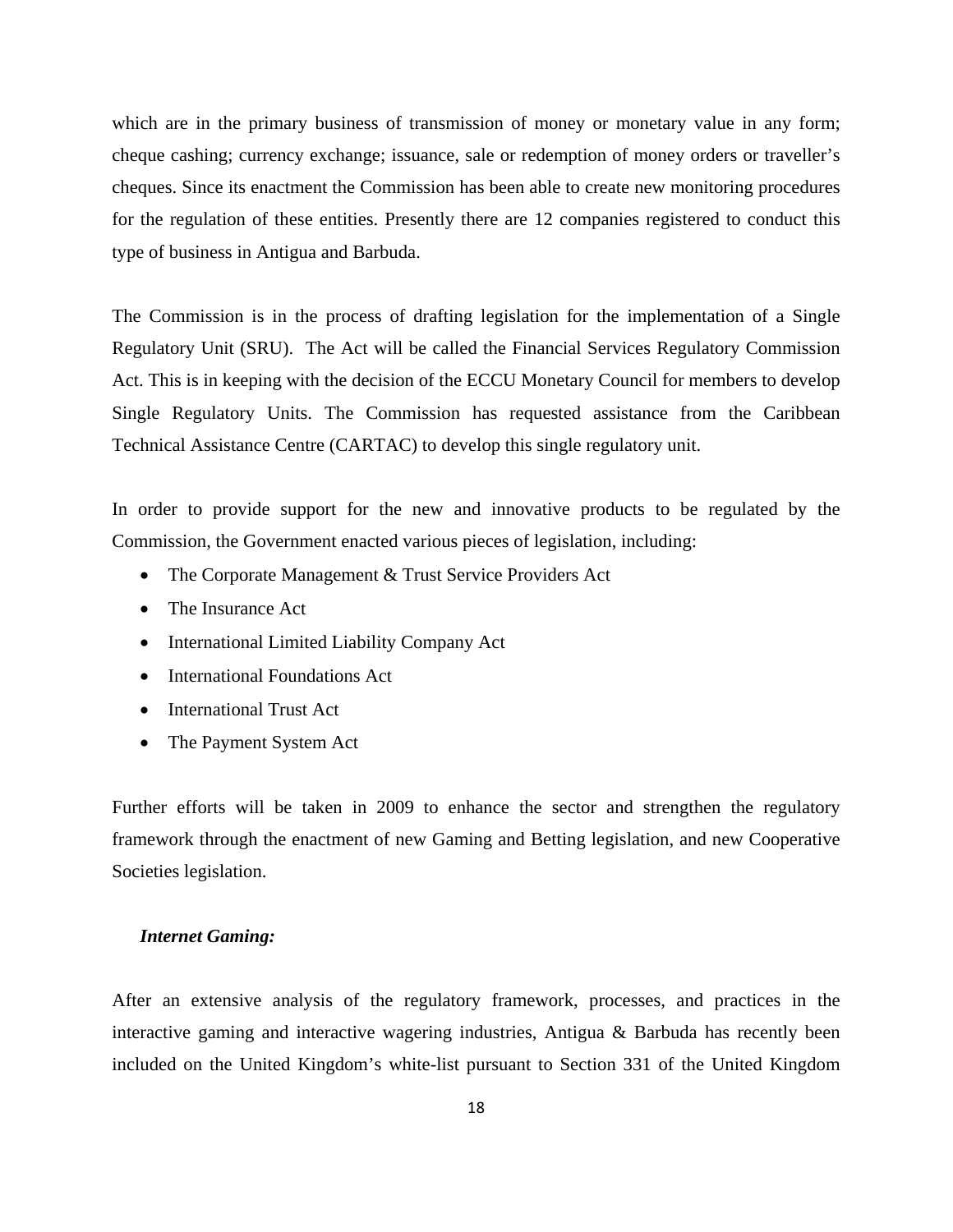which are in the primary business of transmission of money or monetary value in any form; cheque cashing; currency exchange; issuance, sale or redemption of money orders or traveller's cheques. Since its enactment the Commission has been able to create new monitoring procedures for the regulation of these entities. Presently there are 12 companies registered to conduct this type of business in Antigua and Barbuda.

The Commission is in the process of drafting legislation for the implementation of a Single Regulatory Unit (SRU). The Act will be called the Financial Services Regulatory Commission Act. This is in keeping with the decision of the ECCU Monetary Council for members to develop Single Regulatory Units. The Commission has requested assistance from the Caribbean Technical Assistance Centre (CARTAC) to develop this single regulatory unit.

In order to provide support for the new and innovative products to be regulated by the Commission, the Government enacted various pieces of legislation, including:

- The Corporate Management & Trust Service Providers Act
- The Insurance Act
- International Limited Liability Company Act
- International Foundations Act
- International Trust Act
- The Payment System Act

Further efforts will be taken in 2009 to enhance the sector and strengthen the regulatory framework through the enactment of new Gaming and Betting legislation, and new Cooperative Societies legislation.

***Internet Gaming:***

After an extensive analysis of the regulatory framework, processes, and practices in the interactive gaming and interactive wagering industries, Antigua & Barbuda has recently been included on the United Kingdom's white-list pursuant to Section 331 of the United Kingdom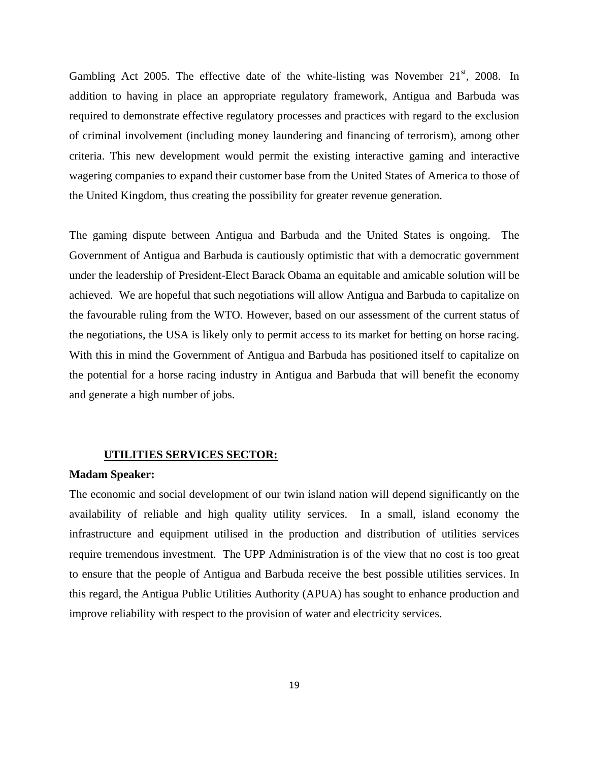Gambling Act 2005. The effective date of the white-listing was November 21st, 2008. In addition to having in place an appropriate regulatory framework, Antigua and Barbuda was required to demonstrate effective regulatory processes and practices with regard to the exclusion of criminal involvement (including money laundering and financing of terrorism), among other criteria. This new development would permit the existing interactive gaming and interactive wagering companies to expand their customer base from the United States of America to those of the United Kingdom, thus creating the possibility for greater revenue generation.

The gaming dispute between Antigua and Barbuda and the United States is ongoing. The Government of Antigua and Barbuda is cautiously optimistic that with a democratic government under the leadership of President-Elect Barack Obama an equitable and amicable solution will be achieved. We are hopeful that such negotiations will allow Antigua and Barbuda to capitalize on the favourable ruling from the WTO. However, based on our assessment of the current status of the negotiations, the USA is likely only to permit access to its market for betting on horse racing. With this in mind the Government of Antigua and Barbuda has positioned itself to capitalize on the potential for a horse racing industry in Antigua and Barbuda that will benefit the economy and generate a high number of jobs.

## UTILITIES SERVICES SECTOR:

**Madam Speaker:**

The economic and social development of our twin island nation will depend significantly on the availability of reliable and high quality utility services. In a small, island economy the infrastructure and equipment utilised in the production and distribution of utilities services require tremendous investment. The UPP Administration is of the view that no cost is too great to ensure that the people of Antigua and Barbuda receive the best possible utilities services. In this regard, the Antigua Public Utilities Authority (APUA) has sought to enhance production and improve reliability with respect to the provision of water and electricity services.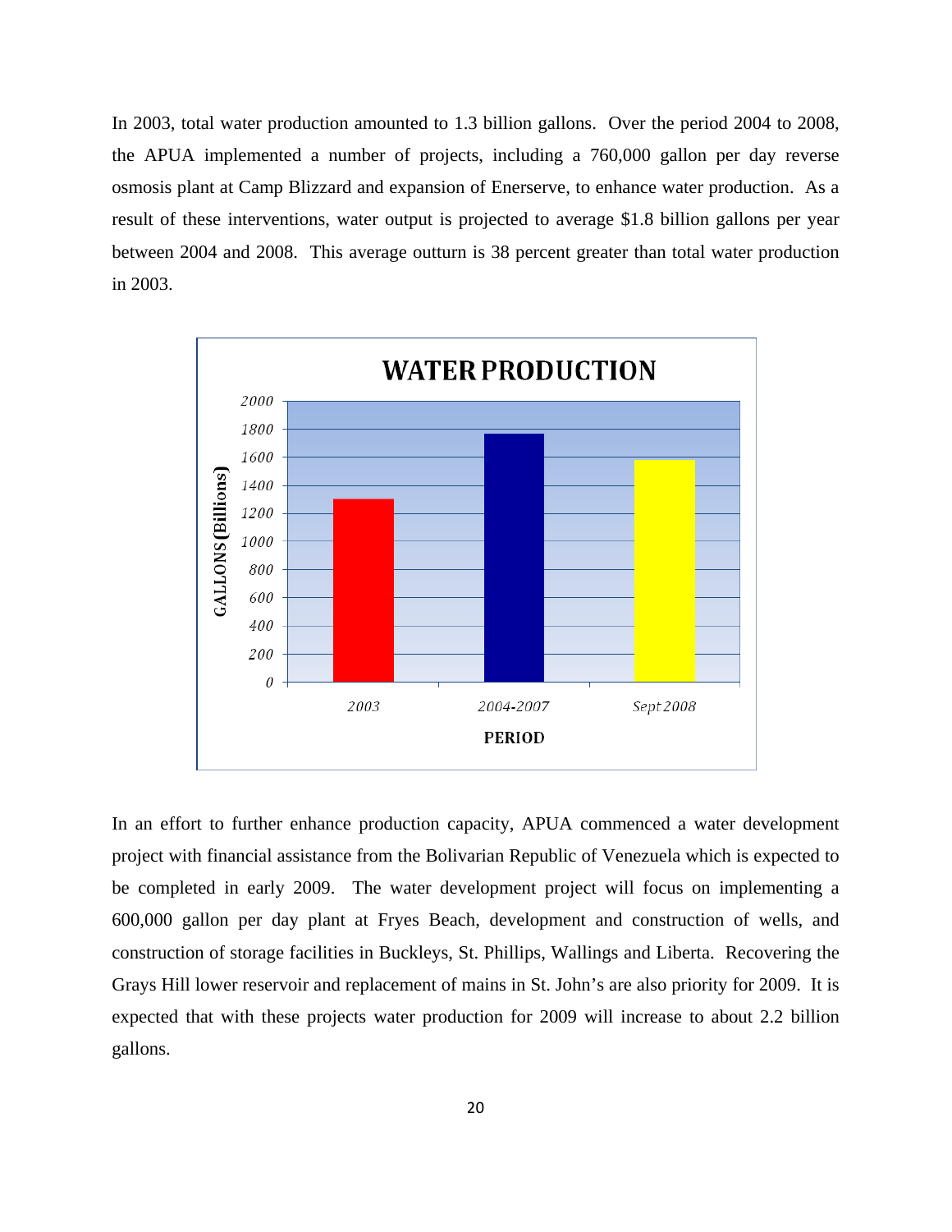In 2003, total water production amounted to 1.3 billion gallons. Over the period 2004 to 2008, the APUA implemented a number of projects, including a 760,000 gallon per day reverse osmosis plant at Camp Blizzard and expansion of Enerserve, to enhance water production. As a result of these interventions, water output is projected to average $1.8 billion gallons per year between 2004 and 2008. This average outturn is 38 percent greater than total water production in 2003.

**WATER PRODUCTION**

| PERIOD | GALLONS (Billions) |
|---|---|
| 2003 | ~1300 |
| 2004-2007 | ~1770 |
| Sept 2008 | ~1580 |

In an effort to further enhance production capacity, APUA commenced a water development project with financial assistance from the Bolivarian Republic of Venezuela which is expected to be completed in early 2009. The water development project will focus on implementing a 600,000 gallon per day plant at Fryes Beach, development and construction of wells, and construction of storage facilities in Buckleys, St. Phillips, Wallings and Liberta. Recovering the Grays Hill lower reservoir and replacement of mains in St. John's are also priority for 2009. It is expected that with these projects water production for 2009 will increase to about 2.2 billion gallons.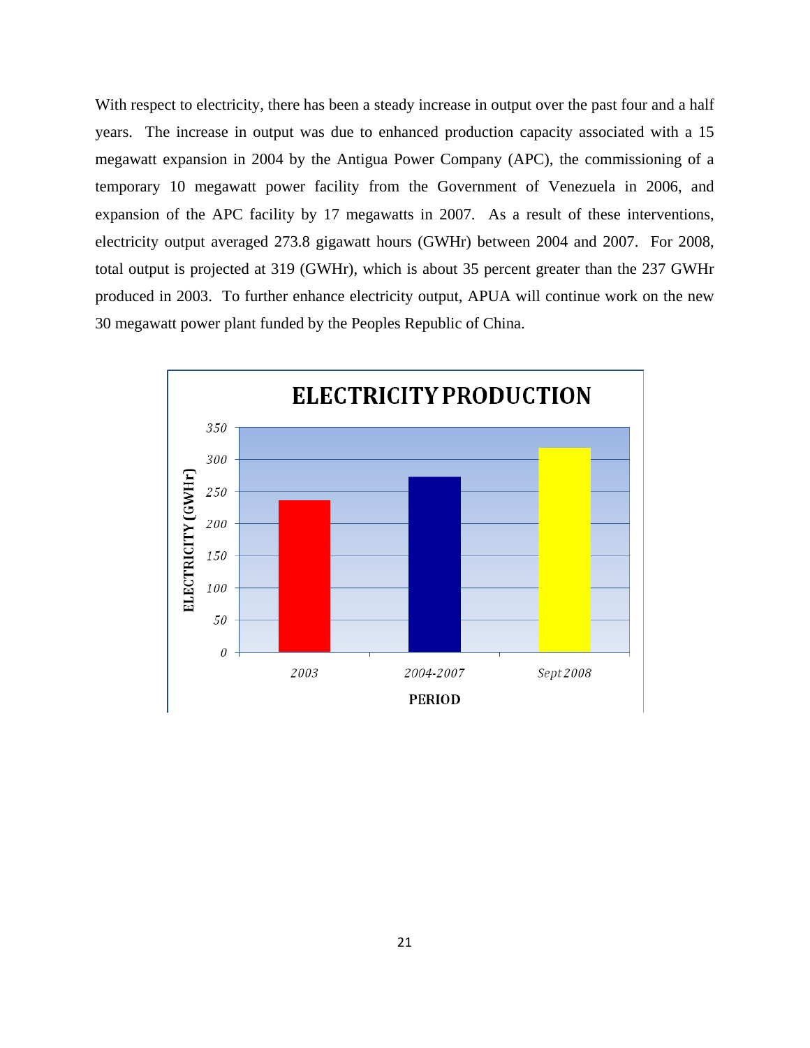With respect to electricity, there has been a steady increase in output over the past four and a half years. The increase in output was due to enhanced production capacity associated with a 15 megawatt expansion in 2004 by the Antigua Power Company (APC), the commissioning of a temporary 10 megawatt power facility from the Government of Venezuela in 2006, and expansion of the APC facility by 17 megawatts in 2007. As a result of these interventions, electricity output averaged 273.8 gigawatt hours (GWHr) between 2004 and 2007. For 2008, total output is projected at 319 (GWHr), which is about 35 percent greater than the 237 GWHr produced in 2003. To further enhance electricity output, APUA will continue work on the new 30 megawatt power plant funded by the Peoples Republic of China.

**ELECTRICITY PRODUCTION**

| PERIOD | ELECTRICITY (GWHr) |
|---|---|
| 2003 | 237 |
| 2004-2007 | 273.8 |
| Sept 2008 | 319 |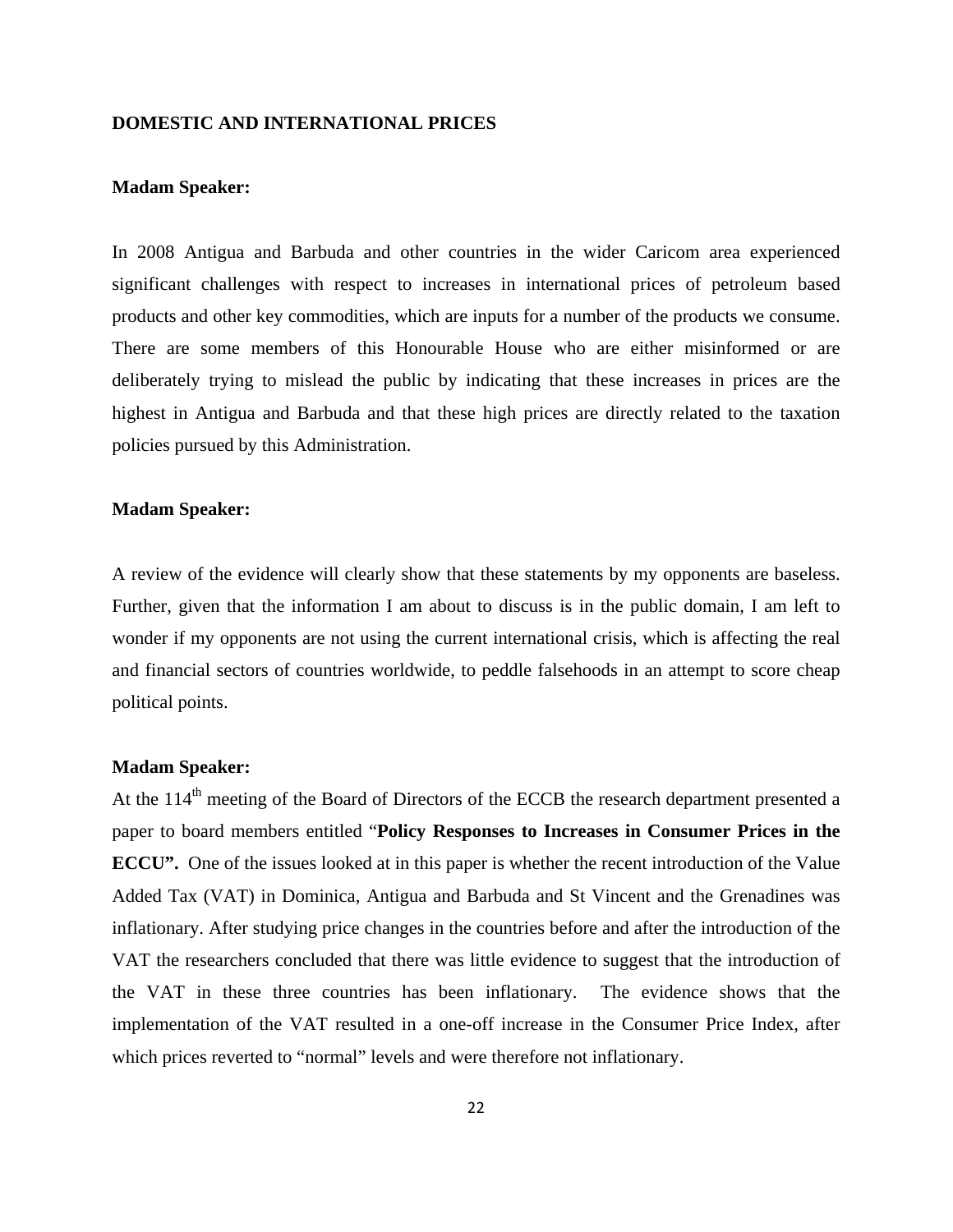**DOMESTIC AND INTERNATIONAL PRICES**

**Madam Speaker:**

In 2008 Antigua and Barbuda and other countries in the wider Caricom area experienced significant challenges with respect to increases in international prices of petroleum based products and other key commodities, which are inputs for a number of the products we consume. There are some members of this Honourable House who are either misinformed or are deliberately trying to mislead the public by indicating that these increases in prices are the highest in Antigua and Barbuda and that these high prices are directly related to the taxation policies pursued by this Administration.

**Madam Speaker:**

A review of the evidence will clearly show that these statements by my opponents are baseless. Further, given that the information I am about to discuss is in the public domain, I am left to wonder if my opponents are not using the current international crisis, which is affecting the real and financial sectors of countries worldwide, to peddle falsehoods in an attempt to score cheap political points.

**Madam Speaker:**

At the 114th meeting of the Board of Directors of the ECCB the research department presented a paper to board members entitled "**Policy Responses to Increases in Consumer Prices in the ECCU".** One of the issues looked at in this paper is whether the recent introduction of the Value Added Tax (VAT) in Dominica, Antigua and Barbuda and St Vincent and the Grenadines was inflationary. After studying price changes in the countries before and after the introduction of the VAT the researchers concluded that there was little evidence to suggest that the introduction of the VAT in these three countries has been inflationary. The evidence shows that the implementation of the VAT resulted in a one-off increase in the Consumer Price Index, after which prices reverted to "normal" levels and were therefore not inflationary.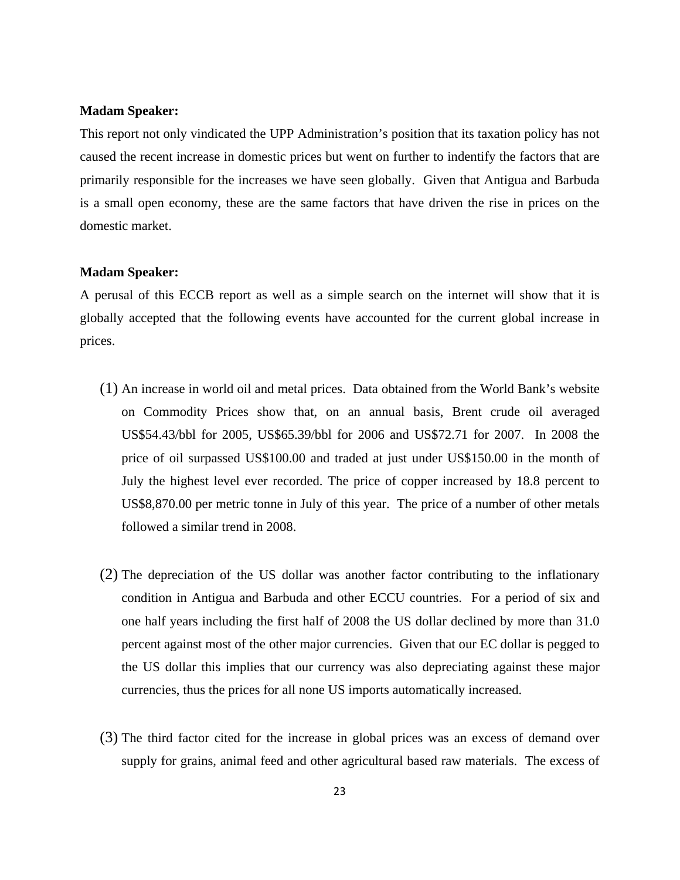**Madam Speaker:**

This report not only vindicated the UPP Administration's position that its taxation policy has not caused the recent increase in domestic prices but went on further to indentify the factors that are primarily responsible for the increases we have seen globally. Given that Antigua and Barbuda is a small open economy, these are the same factors that have driven the rise in prices on the domestic market.

**Madam Speaker:**

A perusal of this ECCB report as well as a simple search on the internet will show that it is globally accepted that the following events have accounted for the current global increase in prices.

(1) An increase in world oil and metal prices. Data obtained from the World Bank's website on Commodity Prices show that, on an annual basis, Brent crude oil averaged US$54.43/bbl for 2005, US$65.39/bbl for 2006 and US$72.71 for 2007. In 2008 the price of oil surpassed US$100.00 and traded at just under US$150.00 in the month of July the highest level ever recorded. The price of copper increased by 18.8 percent to US$8,870.00 per metric tonne in July of this year. The price of a number of other metals followed a similar trend in 2008.

(2) The depreciation of the US dollar was another factor contributing to the inflationary condition in Antigua and Barbuda and other ECCU countries. For a period of six and one half years including the first half of 2008 the US dollar declined by more than 31.0 percent against most of the other major currencies. Given that our EC dollar is pegged to the US dollar this implies that our currency was also depreciating against these major currencies, thus the prices for all none US imports automatically increased.

(3) The third factor cited for the increase in global prices was an excess of demand over supply for grains, animal feed and other agricultural based raw materials. The excess of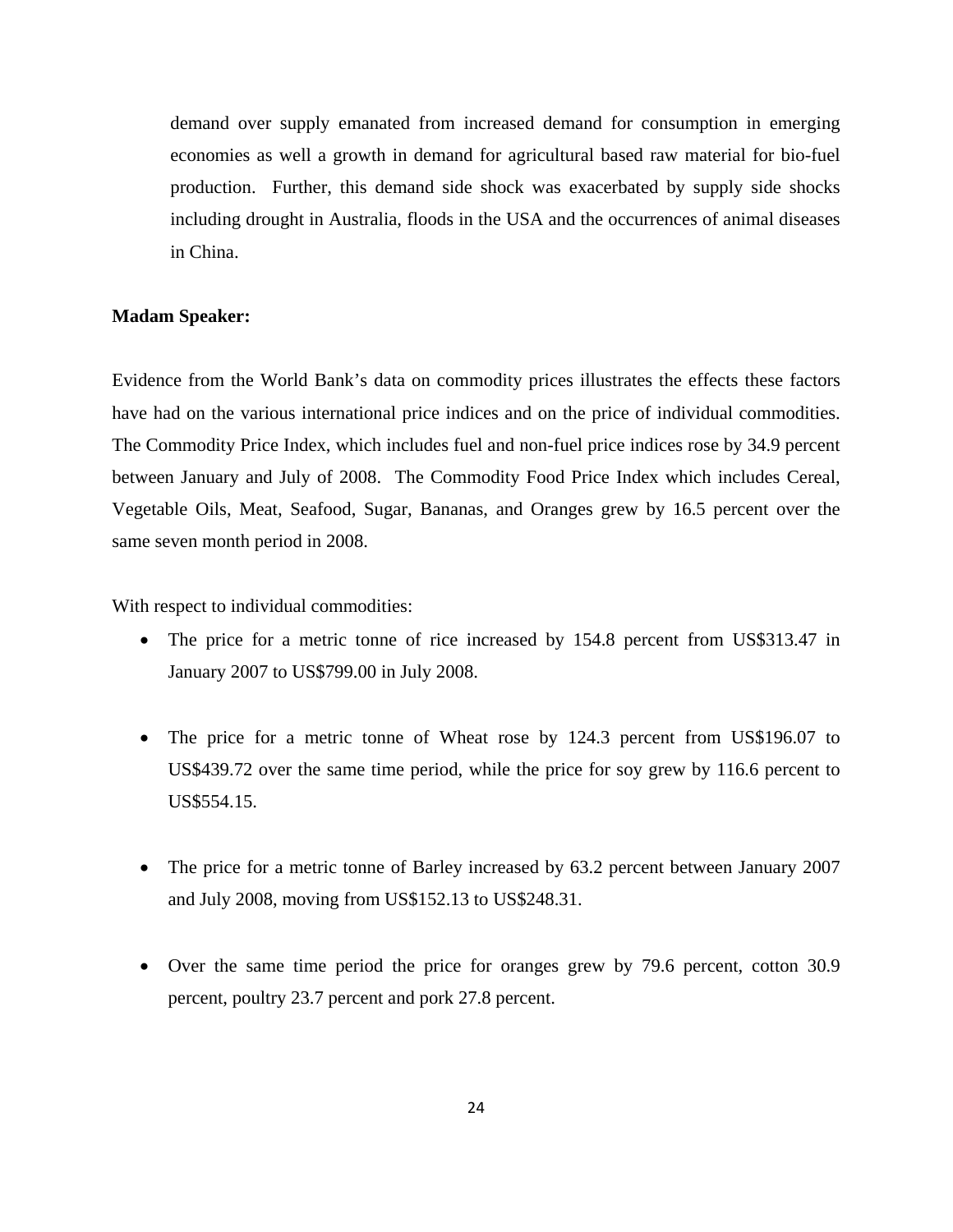demand over supply emanated from increased demand for consumption in emerging economies as well a growth in demand for agricultural based raw material for bio-fuel production. Further, this demand side shock was exacerbated by supply side shocks including drought in Australia, floods in the USA and the occurrences of animal diseases in China.

**Madam Speaker:**

Evidence from the World Bank's data on commodity prices illustrates the effects these factors have had on the various international price indices and on the price of individual commodities. The Commodity Price Index, which includes fuel and non-fuel price indices rose by 34.9 percent between January and July of 2008. The Commodity Food Price Index which includes Cereal, Vegetable Oils, Meat, Seafood, Sugar, Bananas, and Oranges grew by 16.5 percent over the same seven month period in 2008.

With respect to individual commodities:

- The price for a metric tonne of rice increased by 154.8 percent from US$313.47 in January 2007 to US$799.00 in July 2008.

- The price for a metric tonne of Wheat rose by 124.3 percent from US$196.07 to US$439.72 over the same time period, while the price for soy grew by 116.6 percent to US$554.15.

- The price for a metric tonne of Barley increased by 63.2 percent between January 2007 and July 2008, moving from US$152.13 to US$248.31.

- Over the same time period the price for oranges grew by 79.6 percent, cotton 30.9 percent, poultry 23.7 percent and pork 27.8 percent.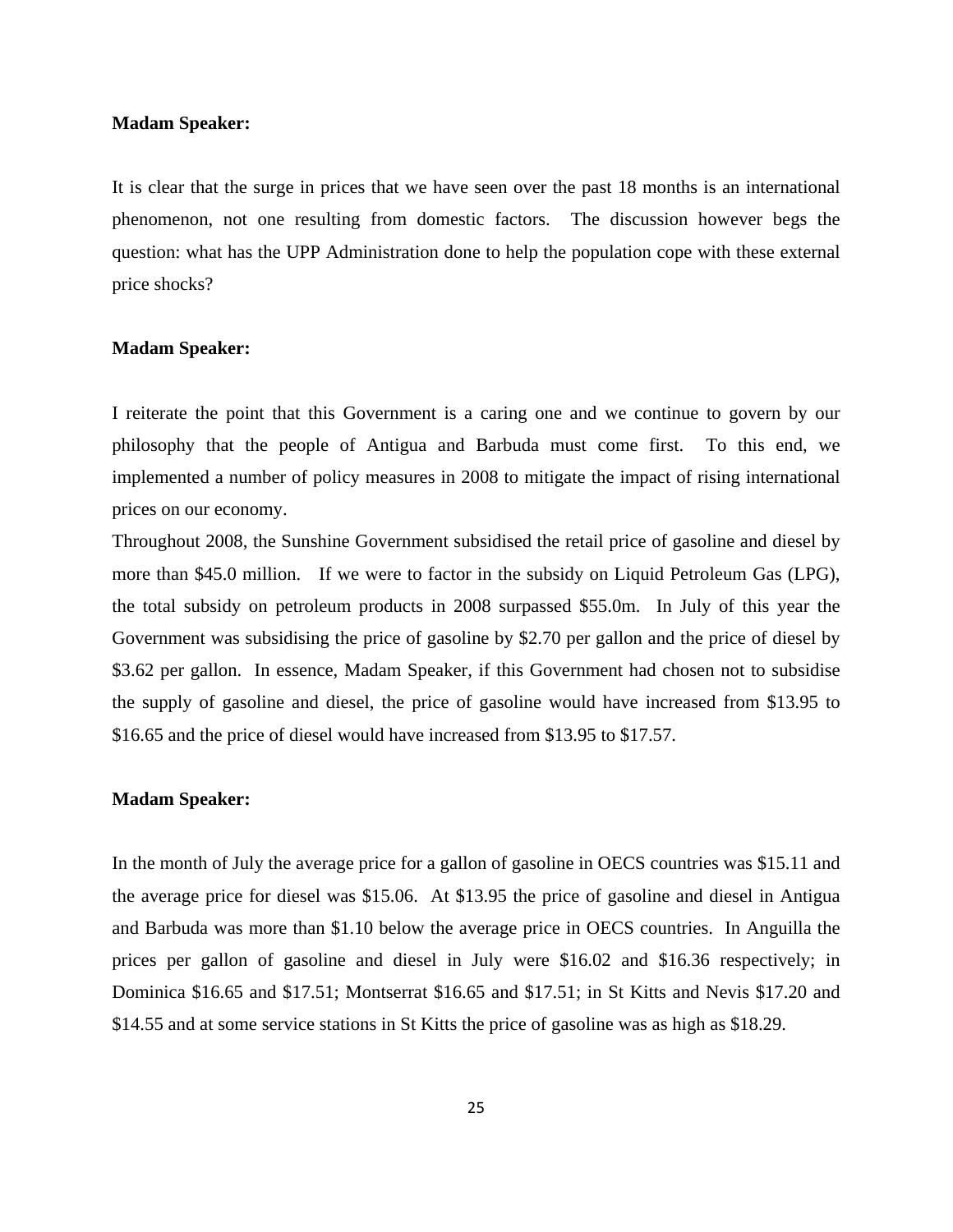**Madam Speaker:**

It is clear that the surge in prices that we have seen over the past 18 months is an international phenomenon, not one resulting from domestic factors. The discussion however begs the question: what has the UPP Administration done to help the population cope with these external price shocks?

**Madam Speaker:**

I reiterate the point that this Government is a caring one and we continue to govern by our philosophy that the people of Antigua and Barbuda must come first. To this end, we implemented a number of policy measures in 2008 to mitigate the impact of rising international prices on our economy.

Throughout 2008, the Sunshine Government subsidised the retail price of gasoline and diesel by more than $45.0 million. If we were to factor in the subsidy on Liquid Petroleum Gas (LPG), the total subsidy on petroleum products in 2008 surpassed $55.0m. In July of this year the Government was subsidising the price of gasoline by $2.70 per gallon and the price of diesel by $3.62 per gallon. In essence, Madam Speaker, if this Government had chosen not to subsidise the supply of gasoline and diesel, the price of gasoline would have increased from $13.95 to $16.65 and the price of diesel would have increased from $13.95 to $17.57.

**Madam Speaker:**

In the month of July the average price for a gallon of gasoline in OECS countries was $15.11 and the average price for diesel was $15.06. At $13.95 the price of gasoline and diesel in Antigua and Barbuda was more than $1.10 below the average price in OECS countries. In Anguilla the prices per gallon of gasoline and diesel in July were $16.02 and $16.36 respectively; in Dominica $16.65 and $17.51; Montserrat $16.65 and $17.51; in St Kitts and Nevis $17.20 and $14.55 and at some service stations in St Kitts the price of gasoline was as high as $18.29.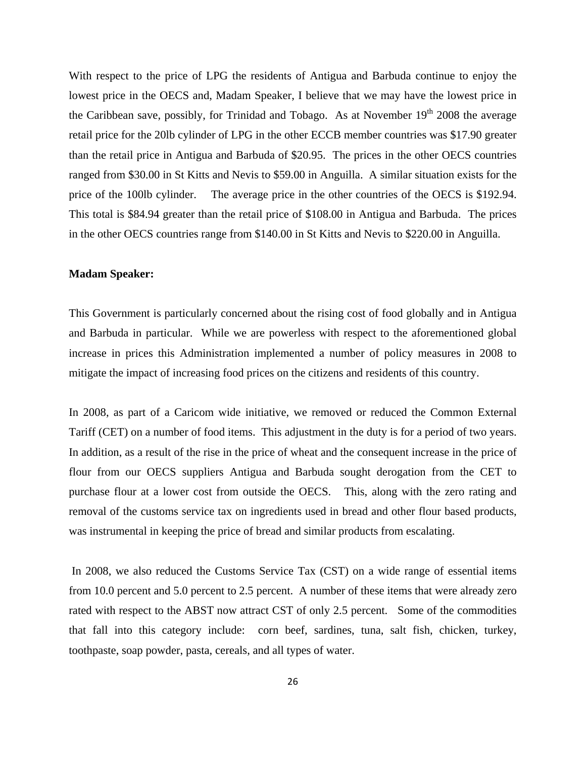With respect to the price of LPG the residents of Antigua and Barbuda continue to enjoy the lowest price in the OECS and, Madam Speaker, I believe that we may have the lowest price in the Caribbean save, possibly, for Trinidad and Tobago. As at November 19th 2008 the average retail price for the 20lb cylinder of LPG in the other ECCB member countries was $17.90 greater than the retail price in Antigua and Barbuda of $20.95. The prices in the other OECS countries ranged from $30.00 in St Kitts and Nevis to $59.00 in Anguilla. A similar situation exists for the price of the 100lb cylinder. The average price in the other countries of the OECS is $192.94. This total is $84.94 greater than the retail price of $108.00 in Antigua and Barbuda. The prices in the other OECS countries range from $140.00 in St Kitts and Nevis to $220.00 in Anguilla.

**Madam Speaker:**

This Government is particularly concerned about the rising cost of food globally and in Antigua and Barbuda in particular. While we are powerless with respect to the aforementioned global increase in prices this Administration implemented a number of policy measures in 2008 to mitigate the impact of increasing food prices on the citizens and residents of this country.

In 2008, as part of a Caricom wide initiative, we removed or reduced the Common External Tariff (CET) on a number of food items. This adjustment in the duty is for a period of two years. In addition, as a result of the rise in the price of wheat and the consequent increase in the price of flour from our OECS suppliers Antigua and Barbuda sought derogation from the CET to purchase flour at a lower cost from outside the OECS. This, along with the zero rating and removal of the customs service tax on ingredients used in bread and other flour based products, was instrumental in keeping the price of bread and similar products from escalating.

In 2008, we also reduced the Customs Service Tax (CST) on a wide range of essential items from 10.0 percent and 5.0 percent to 2.5 percent. A number of these items that were already zero rated with respect to the ABST now attract CST of only 2.5 percent. Some of the commodities that fall into this category include: corn beef, sardines, tuna, salt fish, chicken, turkey, toothpaste, soap powder, pasta, cereals, and all types of water.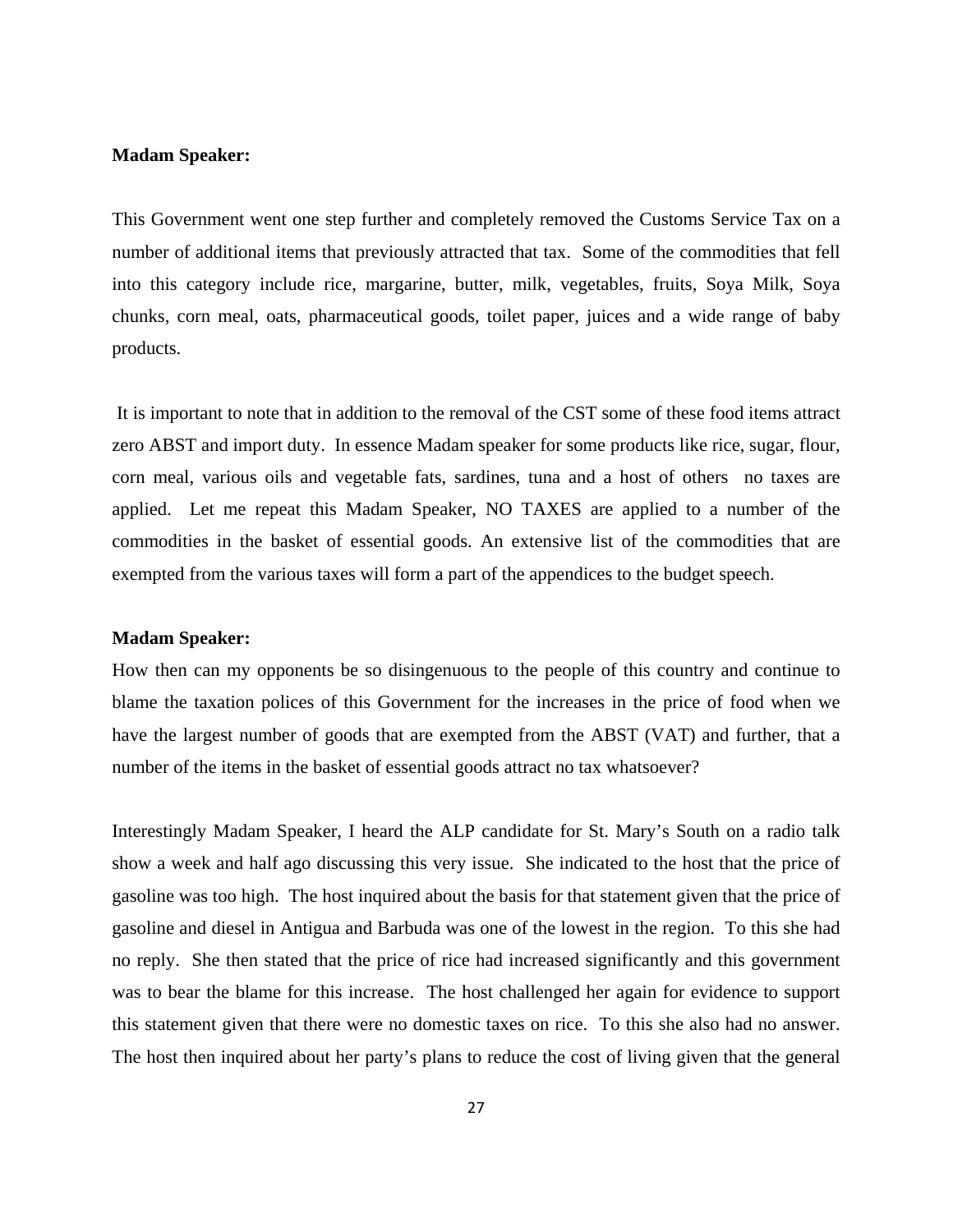**Madam Speaker:**

This Government went one step further and completely removed the Customs Service Tax on a number of additional items that previously attracted that tax. Some of the commodities that fell into this category include rice, margarine, butter, milk, vegetables, fruits, Soya Milk, Soya chunks, corn meal, oats, pharmaceutical goods, toilet paper, juices and a wide range of baby products.

It is important to note that in addition to the removal of the CST some of these food items attract zero ABST and import duty. In essence Madam speaker for some products like rice, sugar, flour, corn meal, various oils and vegetable fats, sardines, tuna and a host of others no taxes are applied. Let me repeat this Madam Speaker, NO TAXES are applied to a number of the commodities in the basket of essential goods. An extensive list of the commodities that are exempted from the various taxes will form a part of the appendices to the budget speech.

**Madam Speaker:**

How then can my opponents be so disingenuous to the people of this country and continue to blame the taxation polices of this Government for the increases in the price of food when we have the largest number of goods that are exempted from the ABST (VAT) and further, that a number of the items in the basket of essential goods attract no tax whatsoever?

Interestingly Madam Speaker, I heard the ALP candidate for St. Mary's South on a radio talk show a week and half ago discussing this very issue. She indicated to the host that the price of gasoline was too high. The host inquired about the basis for that statement given that the price of gasoline and diesel in Antigua and Barbuda was one of the lowest in the region. To this she had no reply. She then stated that the price of rice had increased significantly and this government was to bear the blame for this increase. The host challenged her again for evidence to support this statement given that there were no domestic taxes on rice. To this she also had no answer. The host then inquired about her party's plans to reduce the cost of living given that the general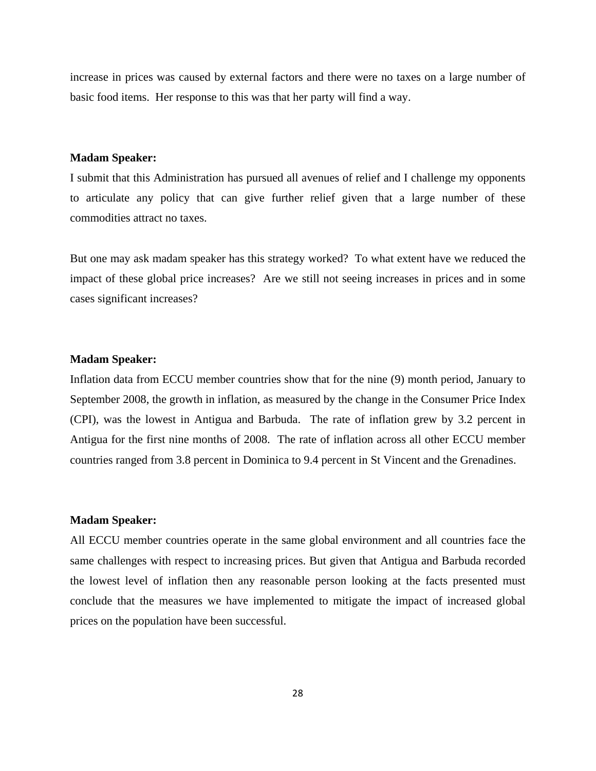increase in prices was caused by external factors and there were no taxes on a large number of basic food items. Her response to this was that her party will find a way.

**Madam Speaker:**

I submit that this Administration has pursued all avenues of relief and I challenge my opponents to articulate any policy that can give further relief given that a large number of these commodities attract no taxes.

But one may ask madam speaker has this strategy worked? To what extent have we reduced the impact of these global price increases? Are we still not seeing increases in prices and in some cases significant increases?

**Madam Speaker:**

Inflation data from ECCU member countries show that for the nine (9) month period, January to September 2008, the growth in inflation, as measured by the change in the Consumer Price Index (CPI), was the lowest in Antigua and Barbuda. The rate of inflation grew by 3.2 percent in Antigua for the first nine months of 2008. The rate of inflation across all other ECCU member countries ranged from 3.8 percent in Dominica to 9.4 percent in St Vincent and the Grenadines.

**Madam Speaker:**

All ECCU member countries operate in the same global environment and all countries face the same challenges with respect to increasing prices. But given that Antigua and Barbuda recorded the lowest level of inflation then any reasonable person looking at the facts presented must conclude that the measures we have implemented to mitigate the impact of increased global prices on the population have been successful.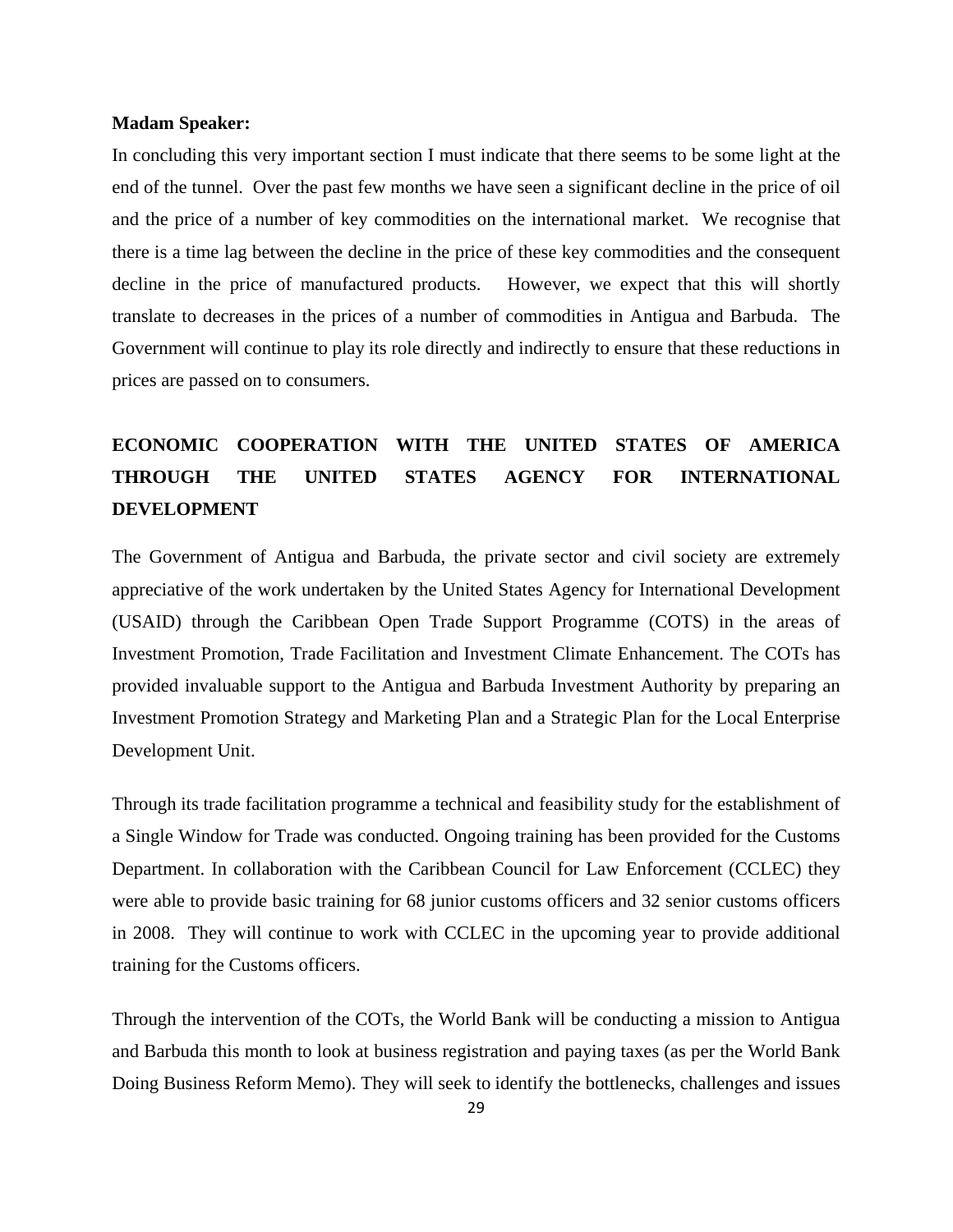**Madam Speaker:**

In concluding this very important section I must indicate that there seems to be some light at the end of the tunnel. Over the past few months we have seen a significant decline in the price of oil and the price of a number of key commodities on the international market. We recognise that there is a time lag between the decline in the price of these key commodities and the consequent decline in the price of manufactured products. However, we expect that this will shortly translate to decreases in the prices of a number of commodities in Antigua and Barbuda. The Government will continue to play its role directly and indirectly to ensure that these reductions in prices are passed on to consumers.

## ECONOMIC COOPERATION WITH THE UNITED STATES OF AMERICA THROUGH THE UNITED STATES AGENCY FOR INTERNATIONAL DEVELOPMENT

The Government of Antigua and Barbuda, the private sector and civil society are extremely appreciative of the work undertaken by the United States Agency for International Development (USAID) through the Caribbean Open Trade Support Programme (COTS) in the areas of Investment Promotion, Trade Facilitation and Investment Climate Enhancement. The COTs has provided invaluable support to the Antigua and Barbuda Investment Authority by preparing an Investment Promotion Strategy and Marketing Plan and a Strategic Plan for the Local Enterprise Development Unit.

Through its trade facilitation programme a technical and feasibility study for the establishment of a Single Window for Trade was conducted. Ongoing training has been provided for the Customs Department. In collaboration with the Caribbean Council for Law Enforcement (CCLEC) they were able to provide basic training for 68 junior customs officers and 32 senior customs officers in 2008. They will continue to work with CCLEC in the upcoming year to provide additional training for the Customs officers.

Through the intervention of the COTs, the World Bank will be conducting a mission to Antigua and Barbuda this month to look at business registration and paying taxes (as per the World Bank Doing Business Reform Memo). They will seek to identify the bottlenecks, challenges and issues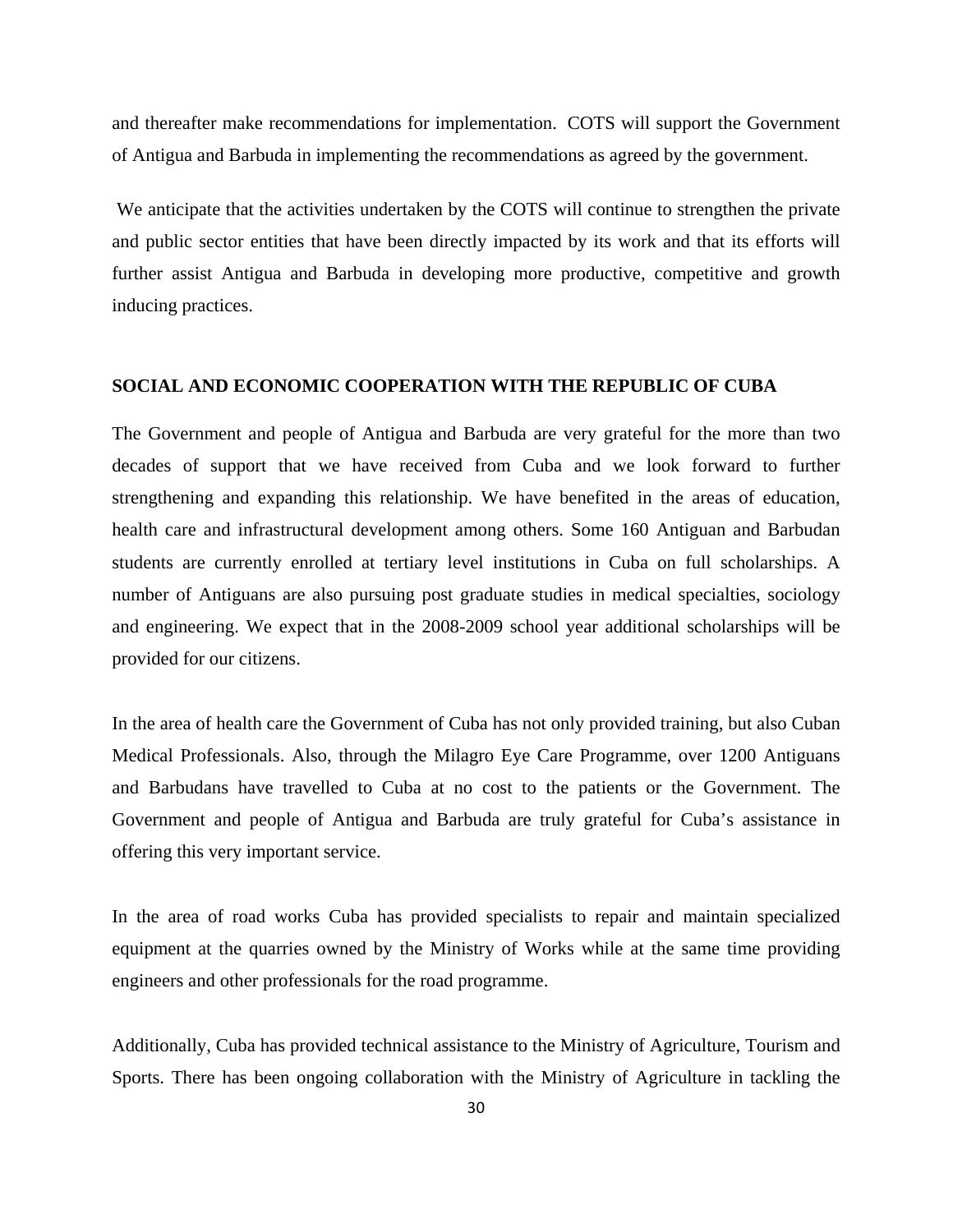and thereafter make recommendations for implementation. COTS will support the Government of Antigua and Barbuda in implementing the recommendations as agreed by the government.

We anticipate that the activities undertaken by the COTS will continue to strengthen the private and public sector entities that have been directly impacted by its work and that its efforts will further assist Antigua and Barbuda in developing more productive, competitive and growth inducing practices.

## SOCIAL AND ECONOMIC COOPERATION WITH THE REPUBLIC OF CUBA

The Government and people of Antigua and Barbuda are very grateful for the more than two decades of support that we have received from Cuba and we look forward to further strengthening and expanding this relationship. We have benefited in the areas of education, health care and infrastructural development among others. Some 160 Antiguan and Barbudan students are currently enrolled at tertiary level institutions in Cuba on full scholarships. A number of Antiguans are also pursuing post graduate studies in medical specialties, sociology and engineering. We expect that in the 2008-2009 school year additional scholarships will be provided for our citizens.

In the area of health care the Government of Cuba has not only provided training, but also Cuban Medical Professionals. Also, through the Milagro Eye Care Programme, over 1200 Antiguans and Barbudans have travelled to Cuba at no cost to the patients or the Government. The Government and people of Antigua and Barbuda are truly grateful for Cuba's assistance in offering this very important service.

In the area of road works Cuba has provided specialists to repair and maintain specialized equipment at the quarries owned by the Ministry of Works while at the same time providing engineers and other professionals for the road programme.

Additionally, Cuba has provided technical assistance to the Ministry of Agriculture, Tourism and Sports. There has been ongoing collaboration with the Ministry of Agriculture in tackling the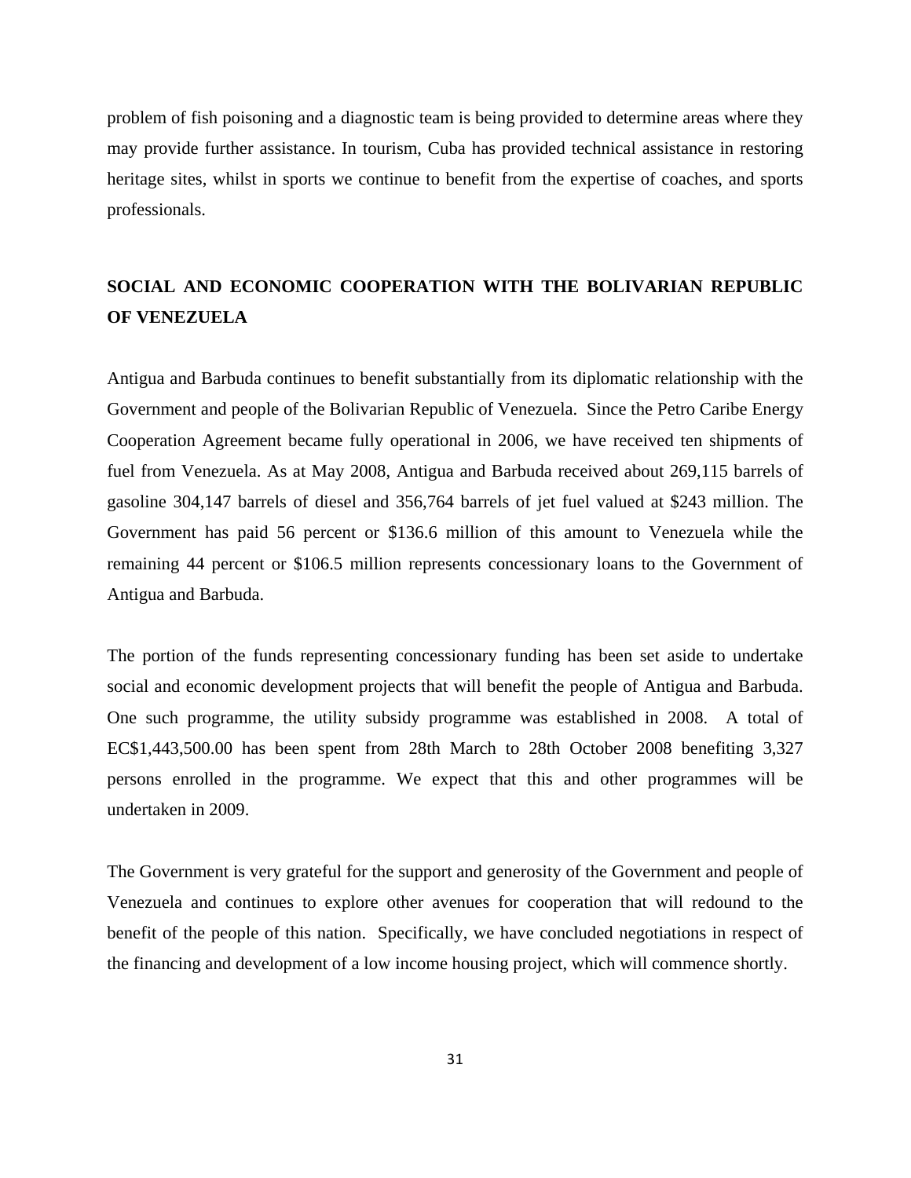problem of fish poisoning and a diagnostic team is being provided to determine areas where they may provide further assistance. In tourism, Cuba has provided technical assistance in restoring heritage sites, whilst in sports we continue to benefit from the expertise of coaches, and sports professionals.

## SOCIAL AND ECONOMIC COOPERATION WITH THE BOLIVARIAN REPUBLIC OF VENEZUELA

Antigua and Barbuda continues to benefit substantially from its diplomatic relationship with the Government and people of the Bolivarian Republic of Venezuela. Since the Petro Caribe Energy Cooperation Agreement became fully operational in 2006, we have received ten shipments of fuel from Venezuela. As at May 2008, Antigua and Barbuda received about 269,115 barrels of gasoline 304,147 barrels of diesel and 356,764 barrels of jet fuel valued at $243 million. The Government has paid 56 percent or $136.6 million of this amount to Venezuela while the remaining 44 percent or $106.5 million represents concessionary loans to the Government of Antigua and Barbuda.

The portion of the funds representing concessionary funding has been set aside to undertake social and economic development projects that will benefit the people of Antigua and Barbuda. One such programme, the utility subsidy programme was established in 2008. A total of EC$1,443,500.00 has been spent from 28th March to 28th October 2008 benefiting 3,327 persons enrolled in the programme. We expect that this and other programmes will be undertaken in 2009.

The Government is very grateful for the support and generosity of the Government and people of Venezuela and continues to explore other avenues for cooperation that will redound to the benefit of the people of this nation. Specifically, we have concluded negotiations in respect of the financing and development of a low income housing project, which will commence shortly.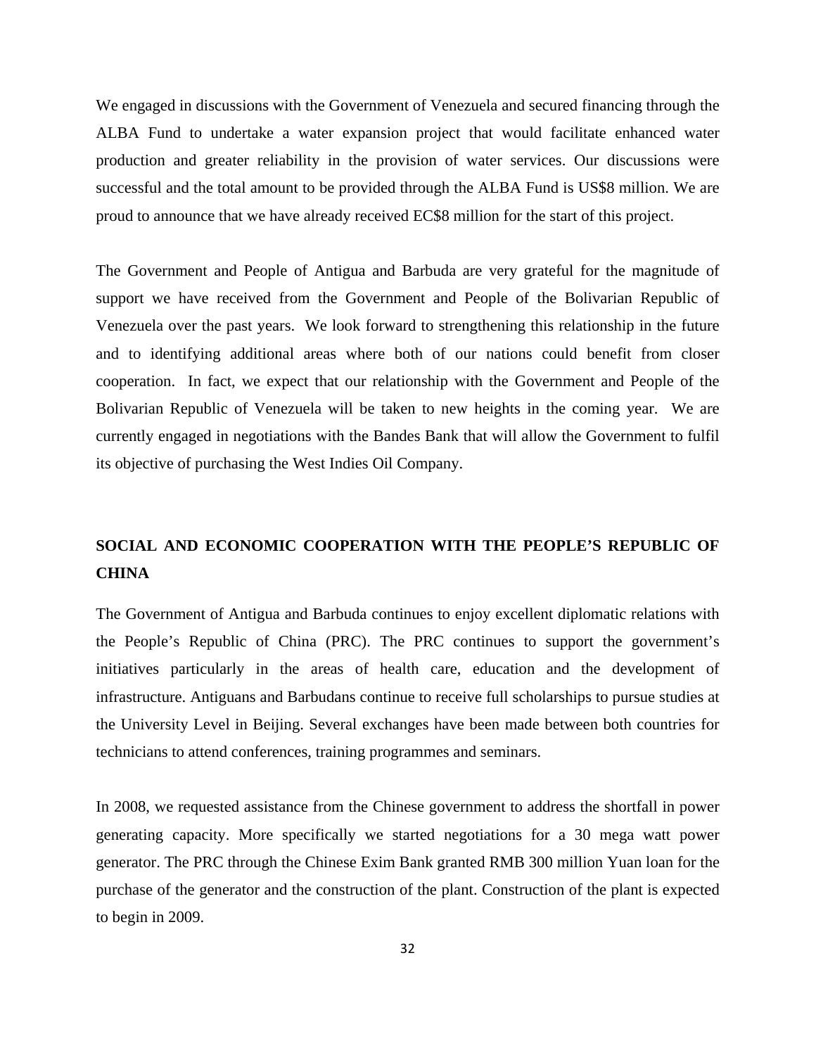We engaged in discussions with the Government of Venezuela and secured financing through the ALBA Fund to undertake a water expansion project that would facilitate enhanced water production and greater reliability in the provision of water services. Our discussions were successful and the total amount to be provided through the ALBA Fund is US$8 million. We are proud to announce that we have already received EC$8 million for the start of this project.

The Government and People of Antigua and Barbuda are very grateful for the magnitude of support we have received from the Government and People of the Bolivarian Republic of Venezuela over the past years. We look forward to strengthening this relationship in the future and to identifying additional areas where both of our nations could benefit from closer cooperation. In fact, we expect that our relationship with the Government and People of the Bolivarian Republic of Venezuela will be taken to new heights in the coming year. We are currently engaged in negotiations with the Bandes Bank that will allow the Government to fulfil its objective of purchasing the West Indies Oil Company.

## SOCIAL AND ECONOMIC COOPERATION WITH THE PEOPLE'S REPUBLIC OF CHINA

The Government of Antigua and Barbuda continues to enjoy excellent diplomatic relations with the People's Republic of China (PRC). The PRC continues to support the government's initiatives particularly in the areas of health care, education and the development of infrastructure. Antiguans and Barbudans continue to receive full scholarships to pursue studies at the University Level in Beijing. Several exchanges have been made between both countries for technicians to attend conferences, training programmes and seminars.

In 2008, we requested assistance from the Chinese government to address the shortfall in power generating capacity. More specifically we started negotiations for a 30 mega watt power generator. The PRC through the Chinese Exim Bank granted RMB 300 million Yuan loan for the purchase of the generator and the construction of the plant. Construction of the plant is expected to begin in 2009.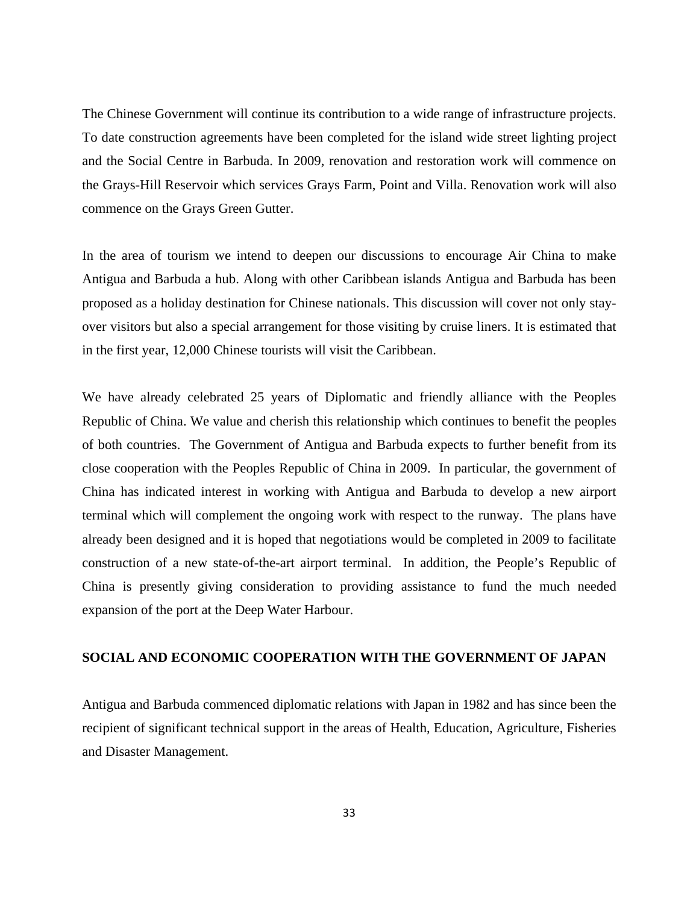The Chinese Government will continue its contribution to a wide range of infrastructure projects. To date construction agreements have been completed for the island wide street lighting project and the Social Centre in Barbuda. In 2009, renovation and restoration work will commence on the Grays-Hill Reservoir which services Grays Farm, Point and Villa. Renovation work will also commence on the Grays Green Gutter.

In the area of tourism we intend to deepen our discussions to encourage Air China to make Antigua and Barbuda a hub. Along with other Caribbean islands Antigua and Barbuda has been proposed as a holiday destination for Chinese nationals. This discussion will cover not only stay-over visitors but also a special arrangement for those visiting by cruise liners. It is estimated that in the first year, 12,000 Chinese tourists will visit the Caribbean.

We have already celebrated 25 years of Diplomatic and friendly alliance with the Peoples Republic of China. We value and cherish this relationship which continues to benefit the peoples of both countries. The Government of Antigua and Barbuda expects to further benefit from its close cooperation with the Peoples Republic of China in 2009. In particular, the government of China has indicated interest in working with Antigua and Barbuda to develop a new airport terminal which will complement the ongoing work with respect to the runway. The plans have already been designed and it is hoped that negotiations would be completed in 2009 to facilitate construction of a new state-of-the-art airport terminal. In addition, the People's Republic of China is presently giving consideration to providing assistance to fund the much needed expansion of the port at the Deep Water Harbour.

## SOCIAL AND ECONOMIC COOPERATION WITH THE GOVERNMENT OF JAPAN

Antigua and Barbuda commenced diplomatic relations with Japan in 1982 and has since been the recipient of significant technical support in the areas of Health, Education, Agriculture, Fisheries and Disaster Management.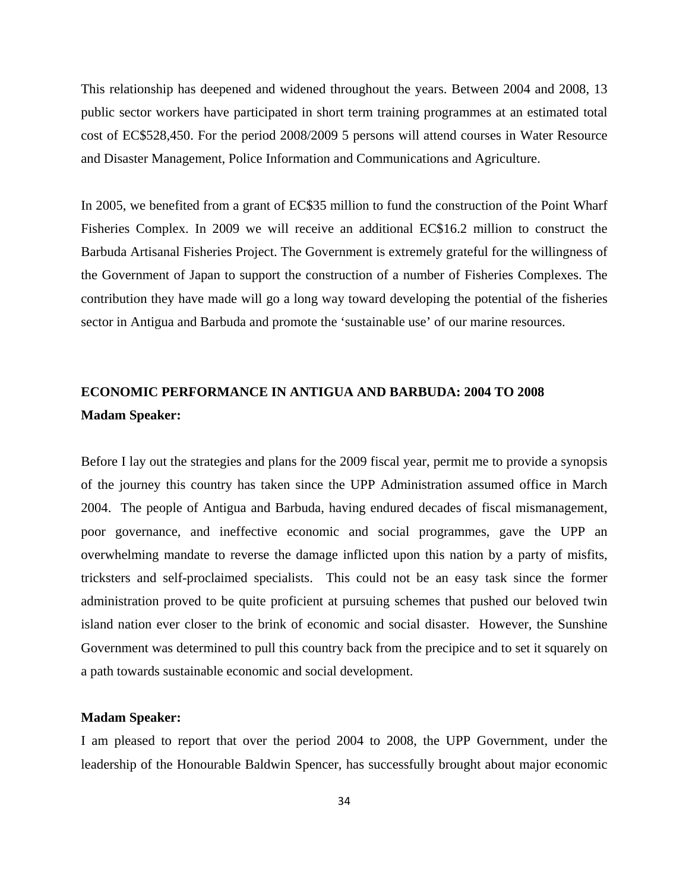This relationship has deepened and widened throughout the years. Between 2004 and 2008, 13 public sector workers have participated in short term training programmes at an estimated total cost of EC$528,450. For the period 2008/2009 5 persons will attend courses in Water Resource and Disaster Management, Police Information and Communications and Agriculture.

In 2005, we benefited from a grant of EC$35 million to fund the construction of the Point Wharf Fisheries Complex. In 2009 we will receive an additional EC$16.2 million to construct the Barbuda Artisanal Fisheries Project. The Government is extremely grateful for the willingness of the Government of Japan to support the construction of a number of Fisheries Complexes. The contribution they have made will go a long way toward developing the potential of the fisheries sector in Antigua and Barbuda and promote the 'sustainable use' of our marine resources.

## ECONOMIC PERFORMANCE IN ANTIGUA AND BARBUDA: 2004 TO 2008

**Madam Speaker:**

Before I lay out the strategies and plans for the 2009 fiscal year, permit me to provide a synopsis of the journey this country has taken since the UPP Administration assumed office in March 2004. The people of Antigua and Barbuda, having endured decades of fiscal mismanagement, poor governance, and ineffective economic and social programmes, gave the UPP an overwhelming mandate to reverse the damage inflicted upon this nation by a party of misfits, tricksters and self-proclaimed specialists. This could not be an easy task since the former administration proved to be quite proficient at pursuing schemes that pushed our beloved twin island nation ever closer to the brink of economic and social disaster. However, the Sunshine Government was determined to pull this country back from the precipice and to set it squarely on a path towards sustainable economic and social development.

**Madam Speaker:**

I am pleased to report that over the period 2004 to 2008, the UPP Government, under the leadership of the Honourable Baldwin Spencer, has successfully brought about major economic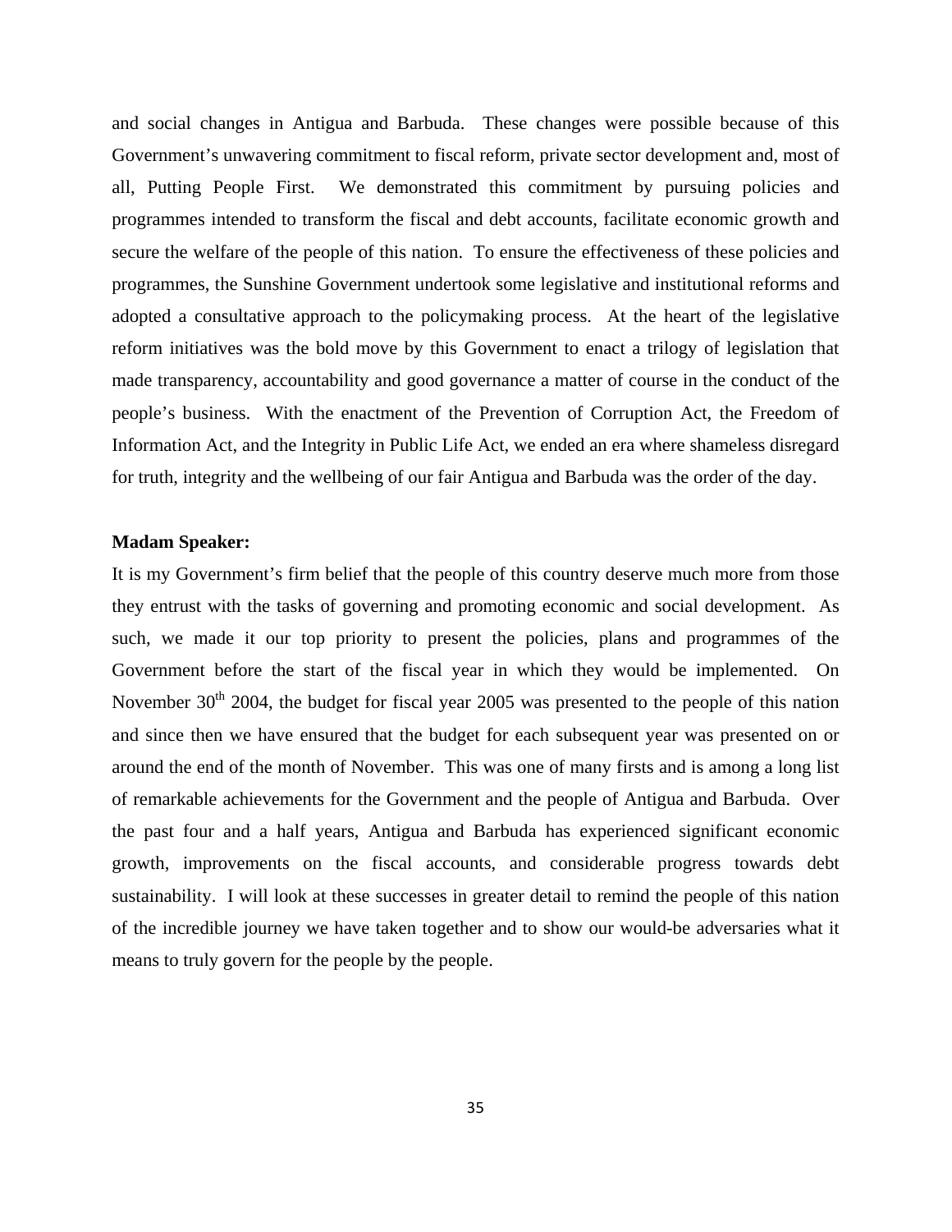and social changes in Antigua and Barbuda. These changes were possible because of this Government's unwavering commitment to fiscal reform, private sector development and, most of all, Putting People First. We demonstrated this commitment by pursuing policies and programmes intended to transform the fiscal and debt accounts, facilitate economic growth and secure the welfare of the people of this nation. To ensure the effectiveness of these policies and programmes, the Sunshine Government undertook some legislative and institutional reforms and adopted a consultative approach to the policymaking process. At the heart of the legislative reform initiatives was the bold move by this Government to enact a trilogy of legislation that made transparency, accountability and good governance a matter of course in the conduct of the people's business. With the enactment of the Prevention of Corruption Act, the Freedom of Information Act, and the Integrity in Public Life Act, we ended an era where shameless disregard for truth, integrity and the wellbeing of our fair Antigua and Barbuda was the order of the day.

**Madam Speaker:**

It is my Government's firm belief that the people of this country deserve much more from those they entrust with the tasks of governing and promoting economic and social development. As such, we made it our top priority to present the policies, plans and programmes of the Government before the start of the fiscal year in which they would be implemented. On November 30th 2004, the budget for fiscal year 2005 was presented to the people of this nation and since then we have ensured that the budget for each subsequent year was presented on or around the end of the month of November. This was one of many firsts and is among a long list of remarkable achievements for the Government and the people of Antigua and Barbuda. Over the past four and a half years, Antigua and Barbuda has experienced significant economic growth, improvements on the fiscal accounts, and considerable progress towards debt sustainability. I will look at these successes in greater detail to remind the people of this nation of the incredible journey we have taken together and to show our would-be adversaries what it means to truly govern for the people by the people.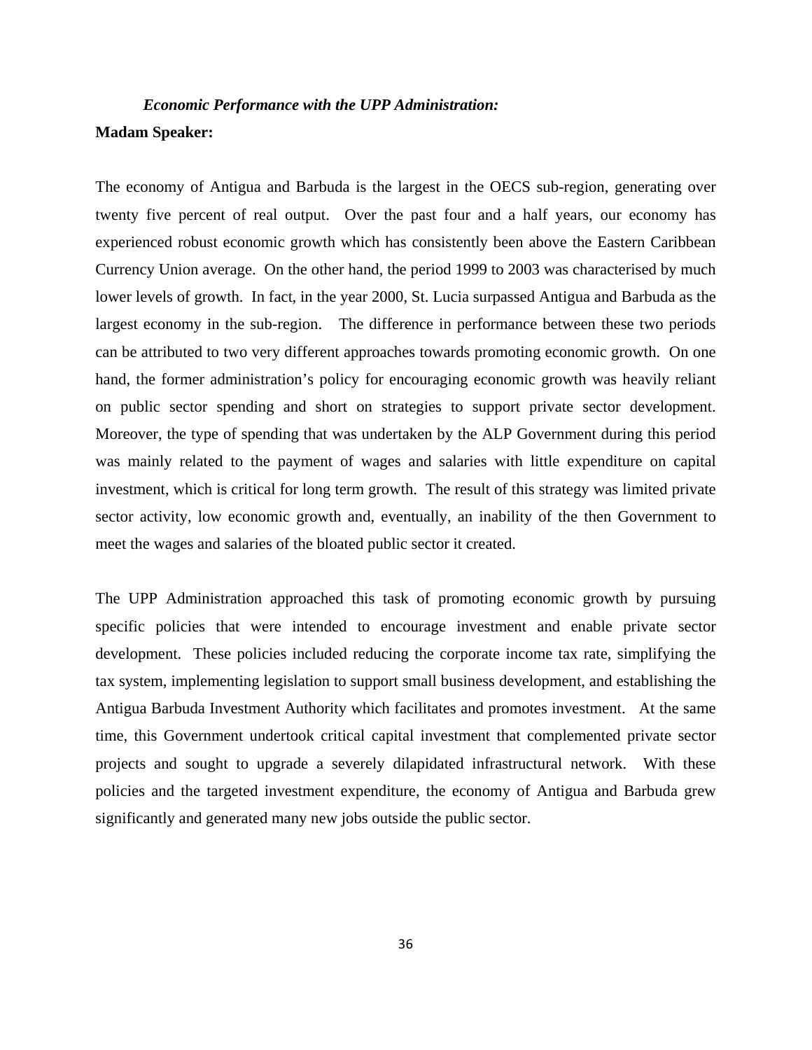### *Economic Performance with the UPP Administration:*

**Madam Speaker:**

The economy of Antigua and Barbuda is the largest in the OECS sub-region, generating over twenty five percent of real output. Over the past four and a half years, our economy has experienced robust economic growth which has consistently been above the Eastern Caribbean Currency Union average. On the other hand, the period 1999 to 2003 was characterised by much lower levels of growth. In fact, in the year 2000, St. Lucia surpassed Antigua and Barbuda as the largest economy in the sub-region. The difference in performance between these two periods can be attributed to two very different approaches towards promoting economic growth. On one hand, the former administration's policy for encouraging economic growth was heavily reliant on public sector spending and short on strategies to support private sector development. Moreover, the type of spending that was undertaken by the ALP Government during this period was mainly related to the payment of wages and salaries with little expenditure on capital investment, which is critical for long term growth. The result of this strategy was limited private sector activity, low economic growth and, eventually, an inability of the then Government to meet the wages and salaries of the bloated public sector it created.

The UPP Administration approached this task of promoting economic growth by pursuing specific policies that were intended to encourage investment and enable private sector development. These policies included reducing the corporate income tax rate, simplifying the tax system, implementing legislation to support small business development, and establishing the Antigua Barbuda Investment Authority which facilitates and promotes investment. At the same time, this Government undertook critical capital investment that complemented private sector projects and sought to upgrade a severely dilapidated infrastructural network. With these policies and the targeted investment expenditure, the economy of Antigua and Barbuda grew significantly and generated many new jobs outside the public sector.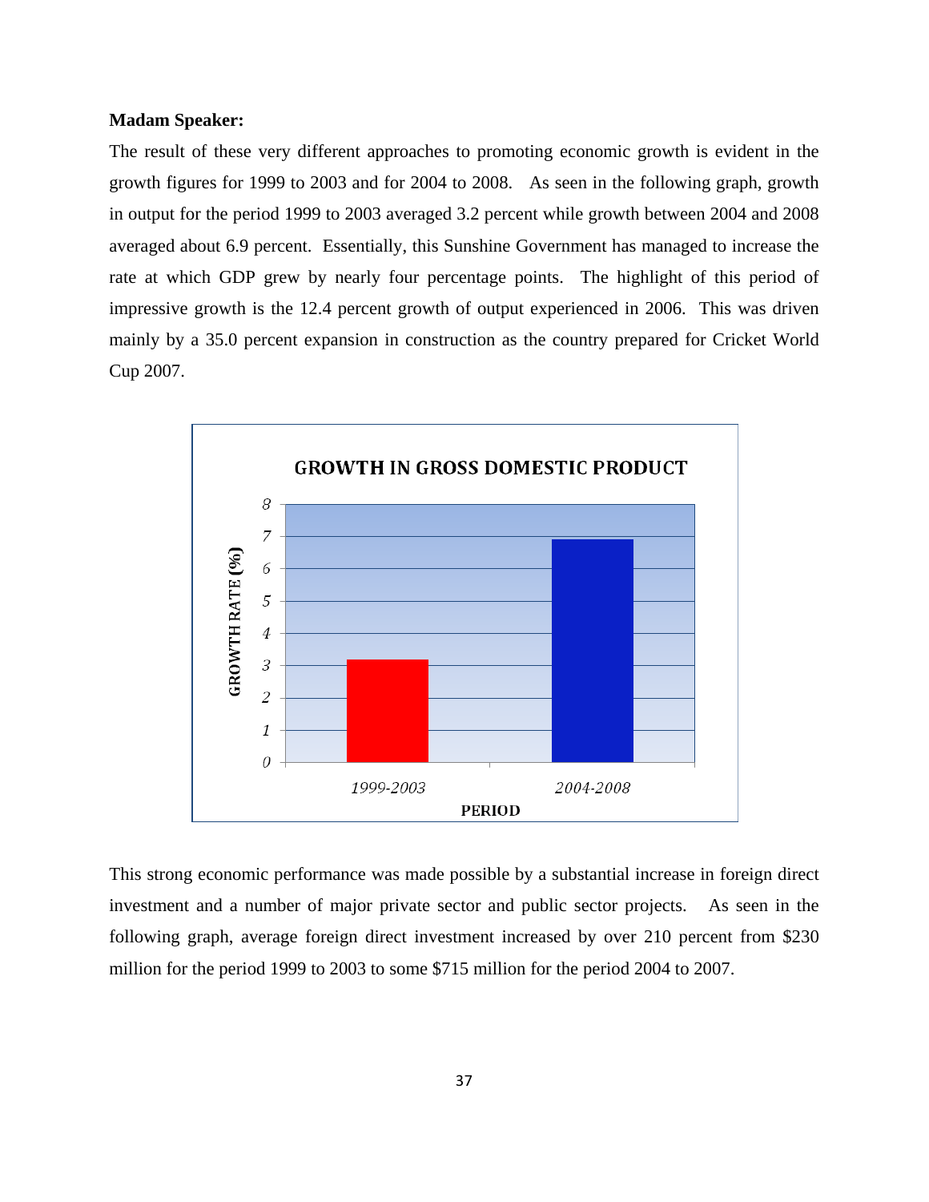**Madam Speaker:**

The result of these very different approaches to promoting economic growth is evident in the growth figures for 1999 to 2003 and for 2004 to 2008. As seen in the following graph, growth in output for the period 1999 to 2003 averaged 3.2 percent while growth between 2004 and 2008 averaged about 6.9 percent. Essentially, this Sunshine Government has managed to increase the rate at which GDP grew by nearly four percentage points. The highlight of this period of impressive growth is the 12.4 percent growth of output experienced in 2006. This was driven mainly by a 35.0 percent expansion in construction as the country prepared for Cricket World Cup 2007.

**GROWTH IN GROSS DOMESTIC PRODUCT**

| PERIOD | GROWTH RATE (%) |
| --- | --- |
| 1999-2003 | 3.2 |
| 2004-2008 | 6.9 |

This strong economic performance was made possible by a substantial increase in foreign direct investment and a number of major private sector and public sector projects. As seen in the following graph, average foreign direct investment increased by over 210 percent from $230 million for the period 1999 to 2003 to some $715 million for the period 2004 to 2007.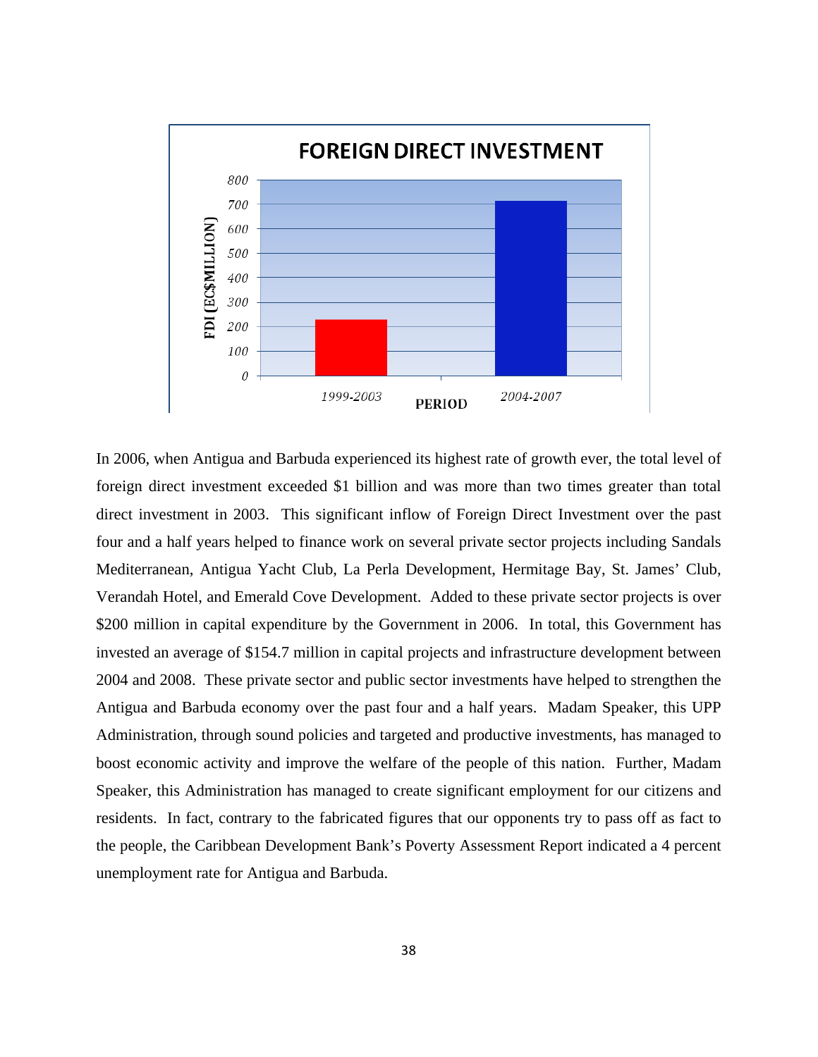FOREIGN DIRECT INVESTMENT

In 2006, when Antigua and Barbuda experienced its highest rate of growth ever, the total level of foreign direct investment exceeded $1 billion and was more than two times greater than total direct investment in 2003. This significant inflow of Foreign Direct Investment over the past four and a half years helped to finance work on several private sector projects including Sandals Mediterranean, Antigua Yacht Club, La Perla Development, Hermitage Bay, St. James' Club, Verandah Hotel, and Emerald Cove Development. Added to these private sector projects is over $200 million in capital expenditure by the Government in 2006. In total, this Government has invested an average of $154.7 million in capital projects and infrastructure development between 2004 and 2008. These private sector and public sector investments have helped to strengthen the Antigua and Barbuda economy over the past four and a half years. Madam Speaker, this UPP Administration, through sound policies and targeted and productive investments, has managed to boost economic activity and improve the welfare of the people of this nation. Further, Madam Speaker, this Administration has managed to create significant employment for our citizens and residents. In fact, contrary to the fabricated figures that our opponents try to pass off as fact to the people, the Caribbean Development Bank's Poverty Assessment Report indicated a 4 percent unemployment rate for Antigua and Barbuda.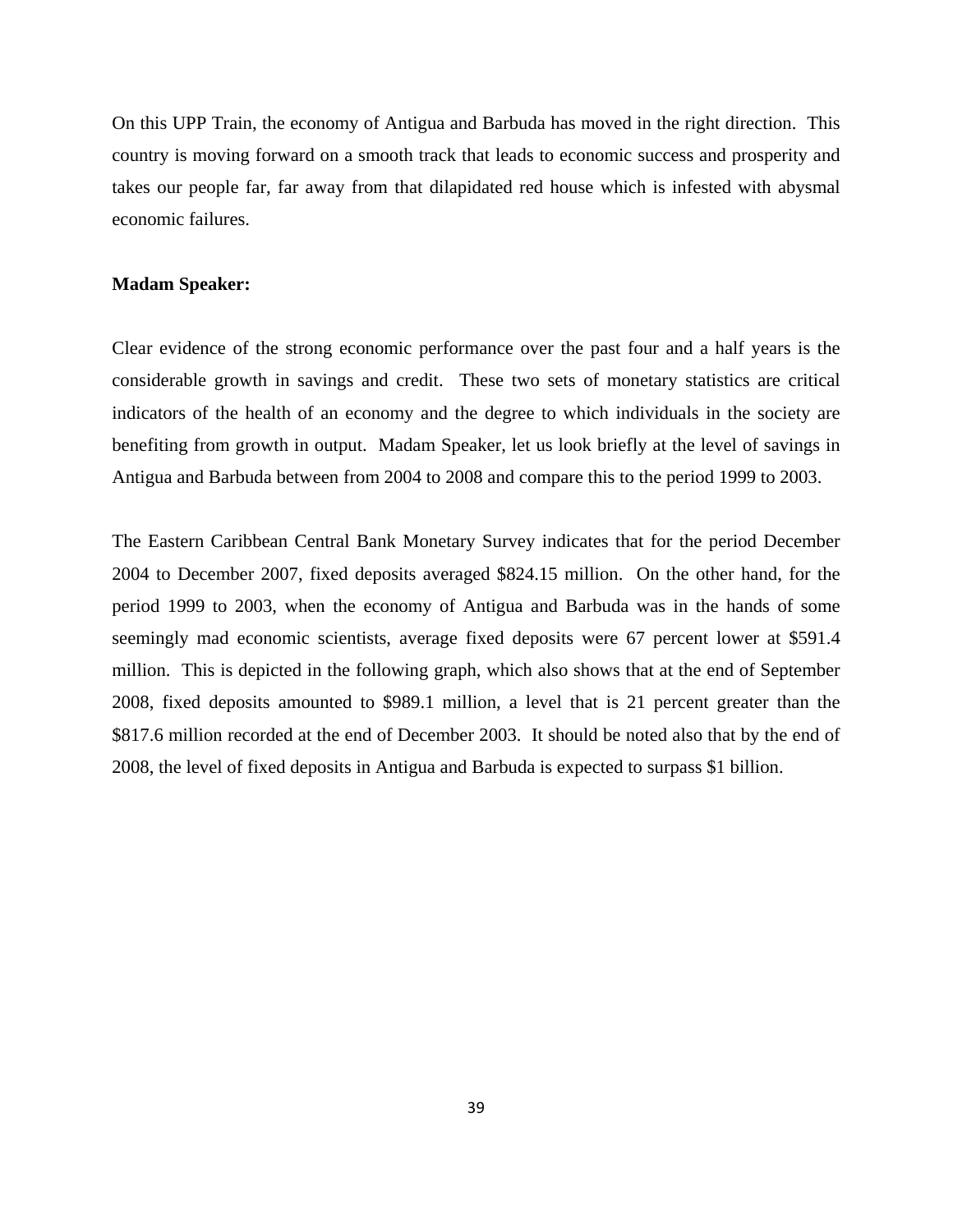On this UPP Train, the economy of Antigua and Barbuda has moved in the right direction. This country is moving forward on a smooth track that leads to economic success and prosperity and takes our people far, far away from that dilapidated red house which is infested with abysmal economic failures.

**Madam Speaker:**

Clear evidence of the strong economic performance over the past four and a half years is the considerable growth in savings and credit. These two sets of monetary statistics are critical indicators of the health of an economy and the degree to which individuals in the society are benefiting from growth in output. Madam Speaker, let us look briefly at the level of savings in Antigua and Barbuda between from 2004 to 2008 and compare this to the period 1999 to 2003.

The Eastern Caribbean Central Bank Monetary Survey indicates that for the period December 2004 to December 2007, fixed deposits averaged $824.15 million. On the other hand, for the period 1999 to 2003, when the economy of Antigua and Barbuda was in the hands of some seemingly mad economic scientists, average fixed deposits were 67 percent lower at $591.4 million. This is depicted in the following graph, which also shows that at the end of September 2008, fixed deposits amounted to $989.1 million, a level that is 21 percent greater than the $817.6 million recorded at the end of December 2003. It should be noted also that by the end of 2008, the level of fixed deposits in Antigua and Barbuda is expected to surpass $1 billion.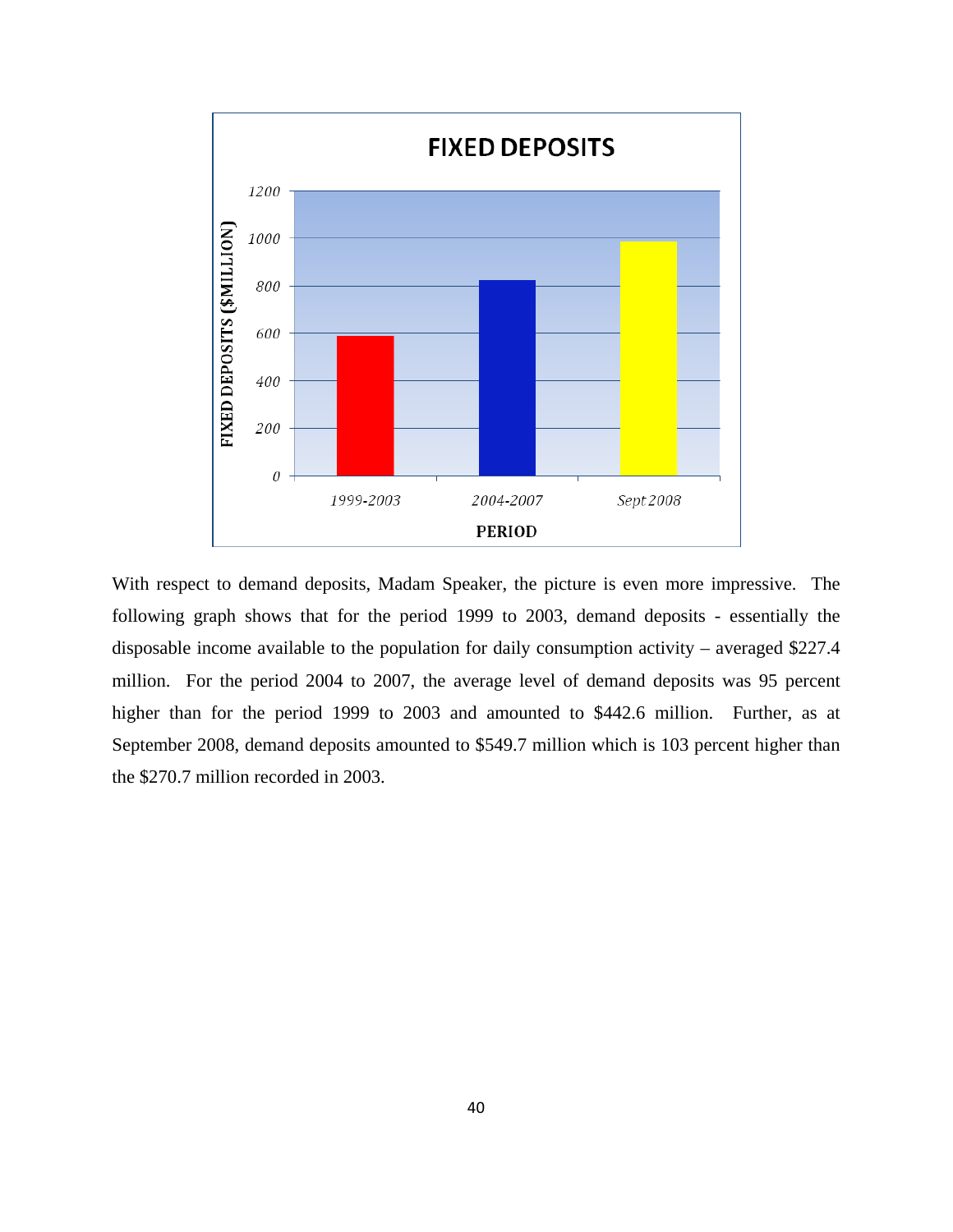With respect to demand deposits, Madam Speaker, the picture is even more impressive. The following graph shows that for the period 1999 to 2003, demand deposits - essentially the disposable income available to the population for daily consumption activity – averaged \$227.4 million. For the period 2004 to 2007, the average level of demand deposits was 95 percent higher than for the period 1999 to 2003 and amounted to \$442.6 million. Further, as at September 2008, demand deposits amounted to \$549.7 million which is 103 percent higher than the \$270.7 million recorded in 2003.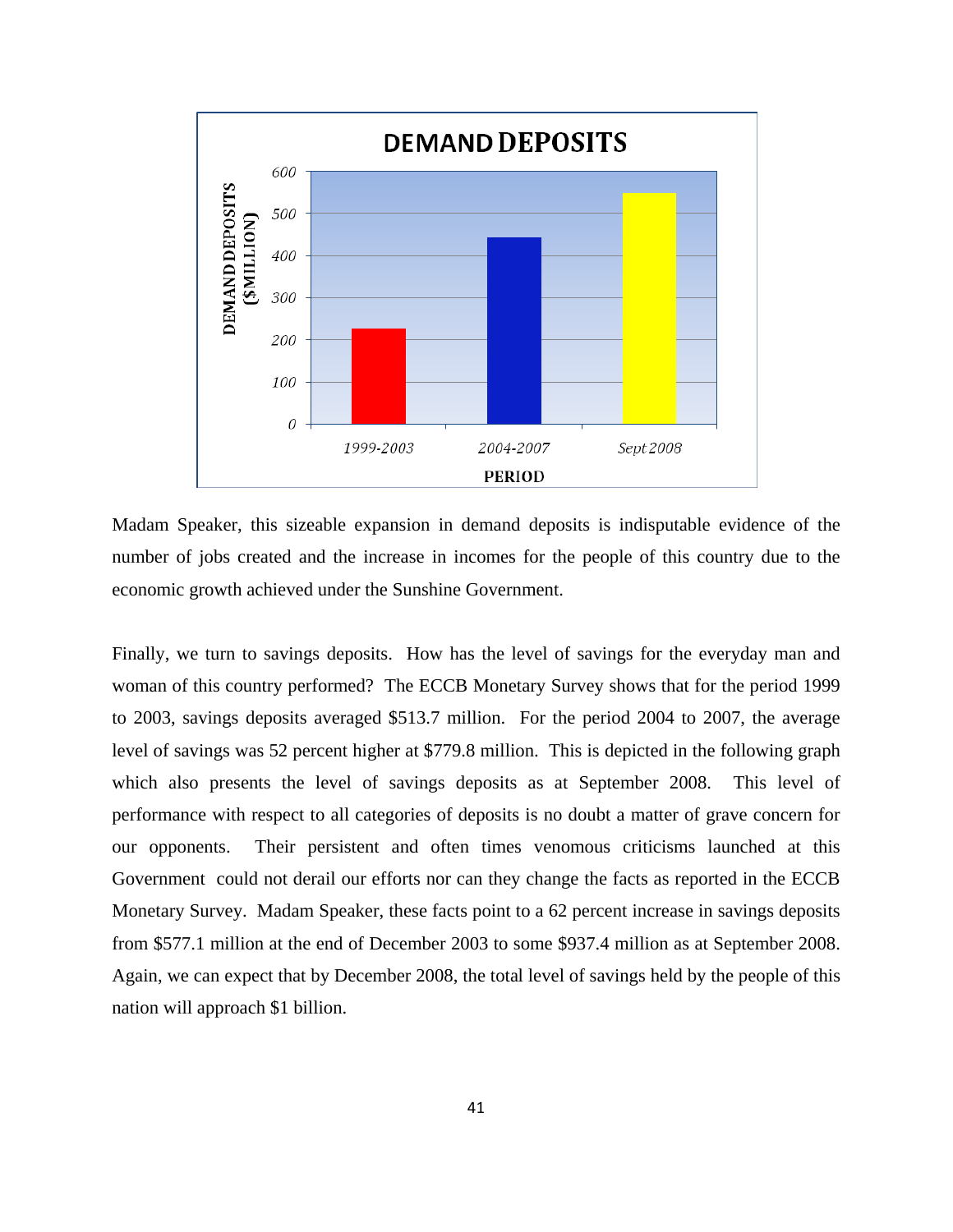**DEMAND DEPOSITS**

Madam Speaker, this sizeable expansion in demand deposits is indisputable evidence of the number of jobs created and the increase in incomes for the people of this country due to the economic growth achieved under the Sunshine Government.

Finally, we turn to savings deposits. How has the level of savings for the everyday man and woman of this country performed? The ECCB Monetary Survey shows that for the period 1999 to 2003, savings deposits averaged $513.7 million. For the period 2004 to 2007, the average level of savings was 52 percent higher at $779.8 million. This is depicted in the following graph which also presents the level of savings deposits as at September 2008. This level of performance with respect to all categories of deposits is no doubt a matter of grave concern for our opponents. Their persistent and often times venomous criticisms launched at this Government could not derail our efforts nor can they change the facts as reported in the ECCB Monetary Survey. Madam Speaker, these facts point to a 62 percent increase in savings deposits from $577.1 million at the end of December 2003 to some $937.4 million as at September 2008. Again, we can expect that by December 2008, the total level of savings held by the people of this nation will approach $1 billion.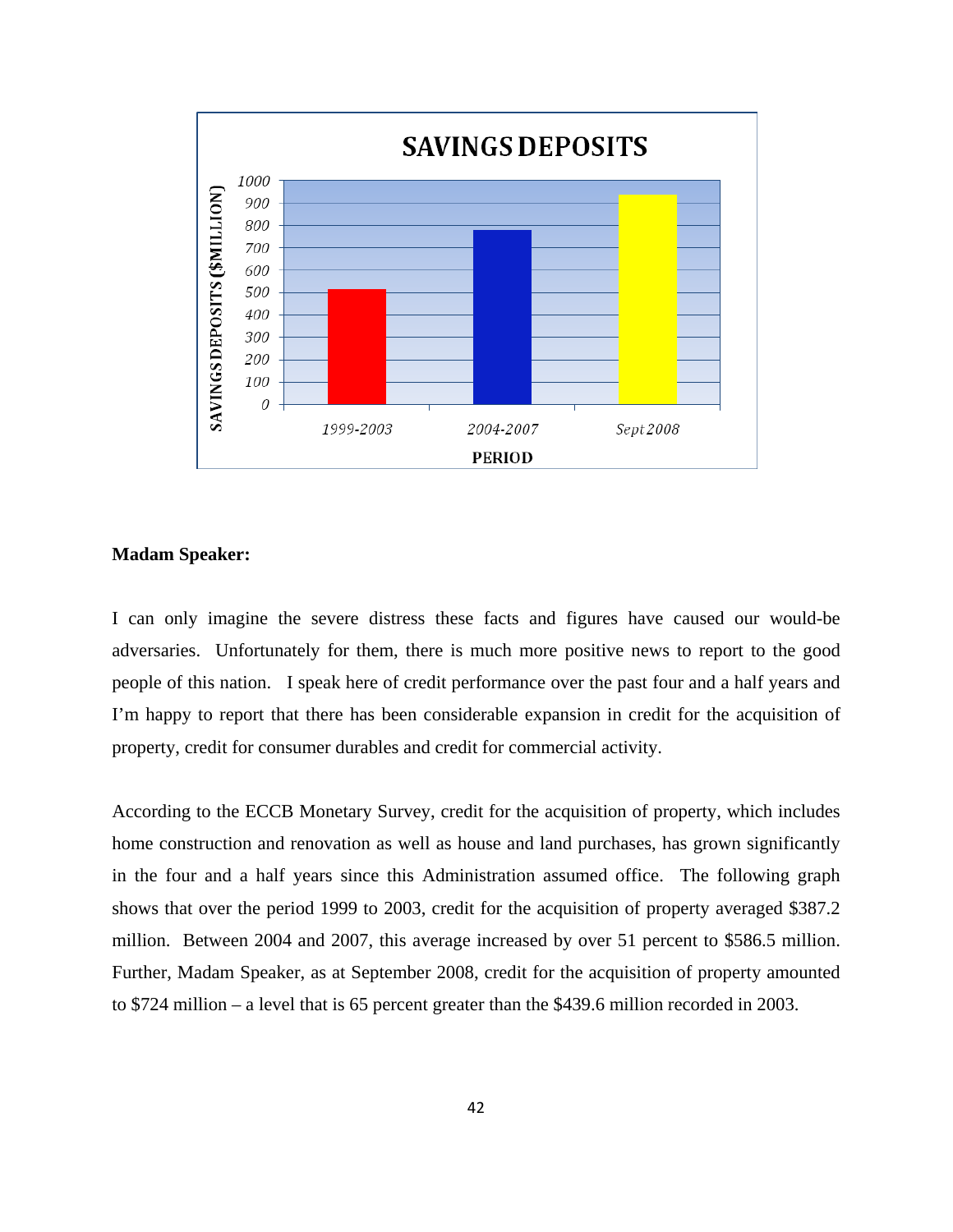**SAVINGS DEPOSITS**

**Madam Speaker:**

I can only imagine the severe distress these facts and figures have caused our would-be adversaries. Unfortunately for them, there is much more positive news to report to the good people of this nation. I speak here of credit performance over the past four and a half years and I'm happy to report that there has been considerable expansion in credit for the acquisition of property, credit for consumer durables and credit for commercial activity.

According to the ECCB Monetary Survey, credit for the acquisition of property, which includes home construction and renovation as well as house and land purchases, has grown significantly in the four and a half years since this Administration assumed office. The following graph shows that over the period 1999 to 2003, credit for the acquisition of property averaged $387.2 million. Between 2004 and 2007, this average increased by over 51 percent to $586.5 million. Further, Madam Speaker, as at September 2008, credit for the acquisition of property amounted to $724 million – a level that is 65 percent greater than the $439.6 million recorded in 2003.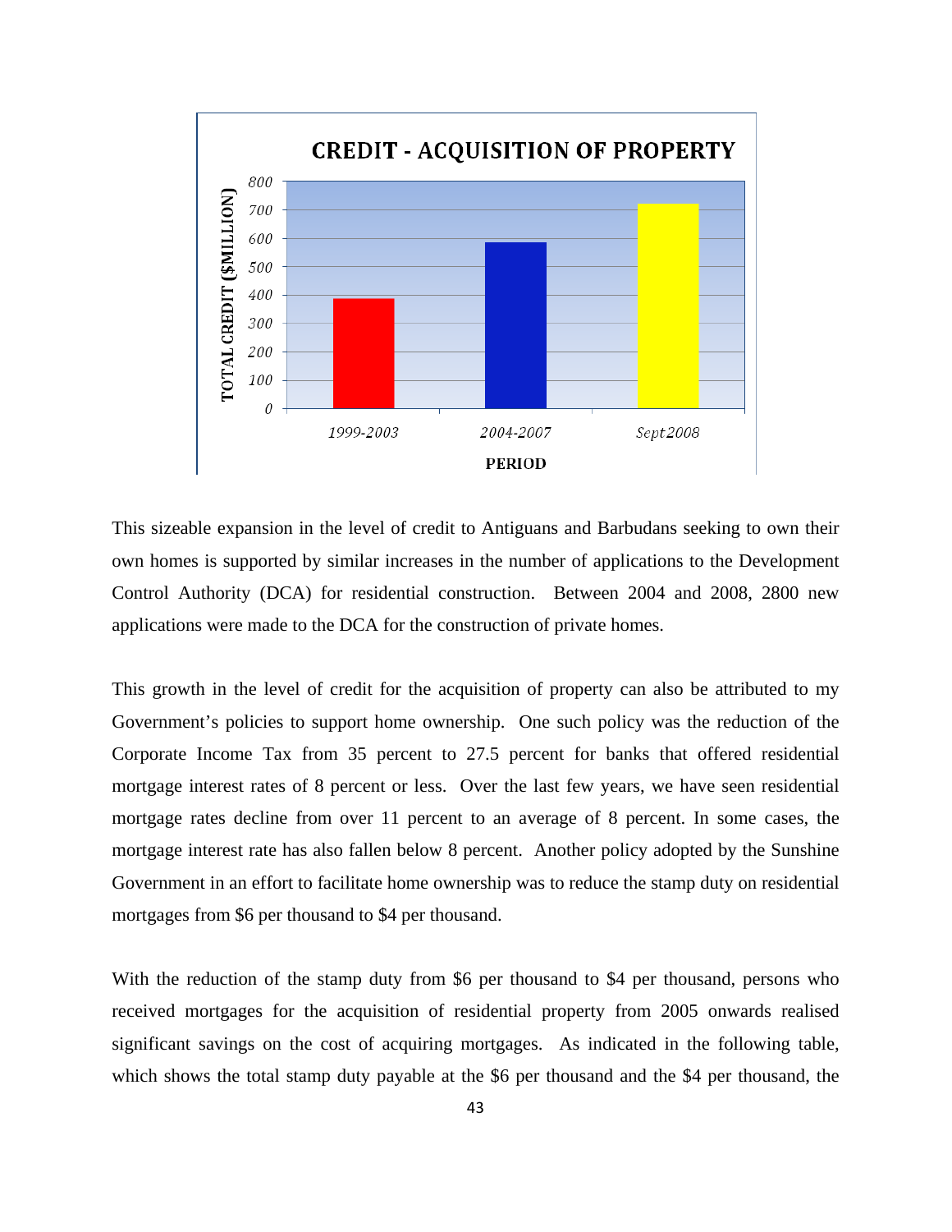This sizeable expansion in the level of credit to Antiguans and Barbudans seeking to own their own homes is supported by similar increases in the number of applications to the Development Control Authority (DCA) for residential construction. Between 2004 and 2008, 2800 new applications were made to the DCA for the construction of private homes.

This growth in the level of credit for the acquisition of property can also be attributed to my Government's policies to support home ownership. One such policy was the reduction of the Corporate Income Tax from 35 percent to 27.5 percent for banks that offered residential mortgage interest rates of 8 percent or less. Over the last few years, we have seen residential mortgage rates decline from over 11 percent to an average of 8 percent. In some cases, the mortgage interest rate has also fallen below 8 percent. Another policy adopted by the Sunshine Government in an effort to facilitate home ownership was to reduce the stamp duty on residential mortgages from $6 per thousand to $4 per thousand.

With the reduction of the stamp duty from $6 per thousand to $4 per thousand, persons who received mortgages for the acquisition of residential property from 2005 onwards realised significant savings on the cost of acquiring mortgages. As indicated in the following table, which shows the total stamp duty payable at the $6 per thousand and the $4 per thousand, the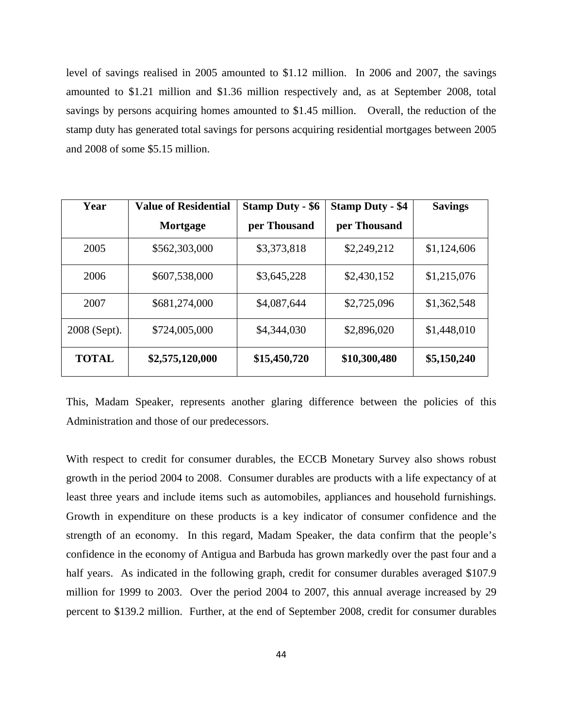level of savings realised in 2005 amounted to $1.12 million. In 2006 and 2007, the savings amounted to $1.21 million and $1.36 million respectively and, as at September 2008, total savings by persons acquiring homes amounted to $1.45 million. Overall, the reduction of the stamp duty has generated total savings for persons acquiring residential mortgages between 2005 and 2008 of some $5.15 million.

| Year | Value of Residential Mortgage | Stamp Duty - $6 per Thousand | Stamp Duty - $4 per Thousand | Savings |
|---|---|---|---|---|
| 2005 | $562,303,000 | $3,373,818 | $2,249,212 | $1,124,606 |
| 2006 | $607,538,000 | $3,645,228 | $2,430,152 | $1,215,076 |
| 2007 | $681,274,000 | $4,087,644 | $2,725,096 | $1,362,548 |
| 2008 (Sept). | $724,005,000 | $4,344,030 | $2,896,020 | $1,448,010 |
| **TOTAL** | **$2,575,120,000** | **$15,450,720** | **$10,300,480** | **$5,150,240** |

This, Madam Speaker, represents another glaring difference between the policies of this Administration and those of our predecessors.

With respect to credit for consumer durables, the ECCB Monetary Survey also shows robust growth in the period 2004 to 2008. Consumer durables are products with a life expectancy of at least three years and include items such as automobiles, appliances and household furnishings. Growth in expenditure on these products is a key indicator of consumer confidence and the strength of an economy. In this regard, Madam Speaker, the data confirm that the people's confidence in the economy of Antigua and Barbuda has grown markedly over the past four and a half years. As indicated in the following graph, credit for consumer durables averaged $107.9 million for 1999 to 2003. Over the period 2004 to 2007, this annual average increased by 29 percent to $139.2 million. Further, at the end of September 2008, credit for consumer durables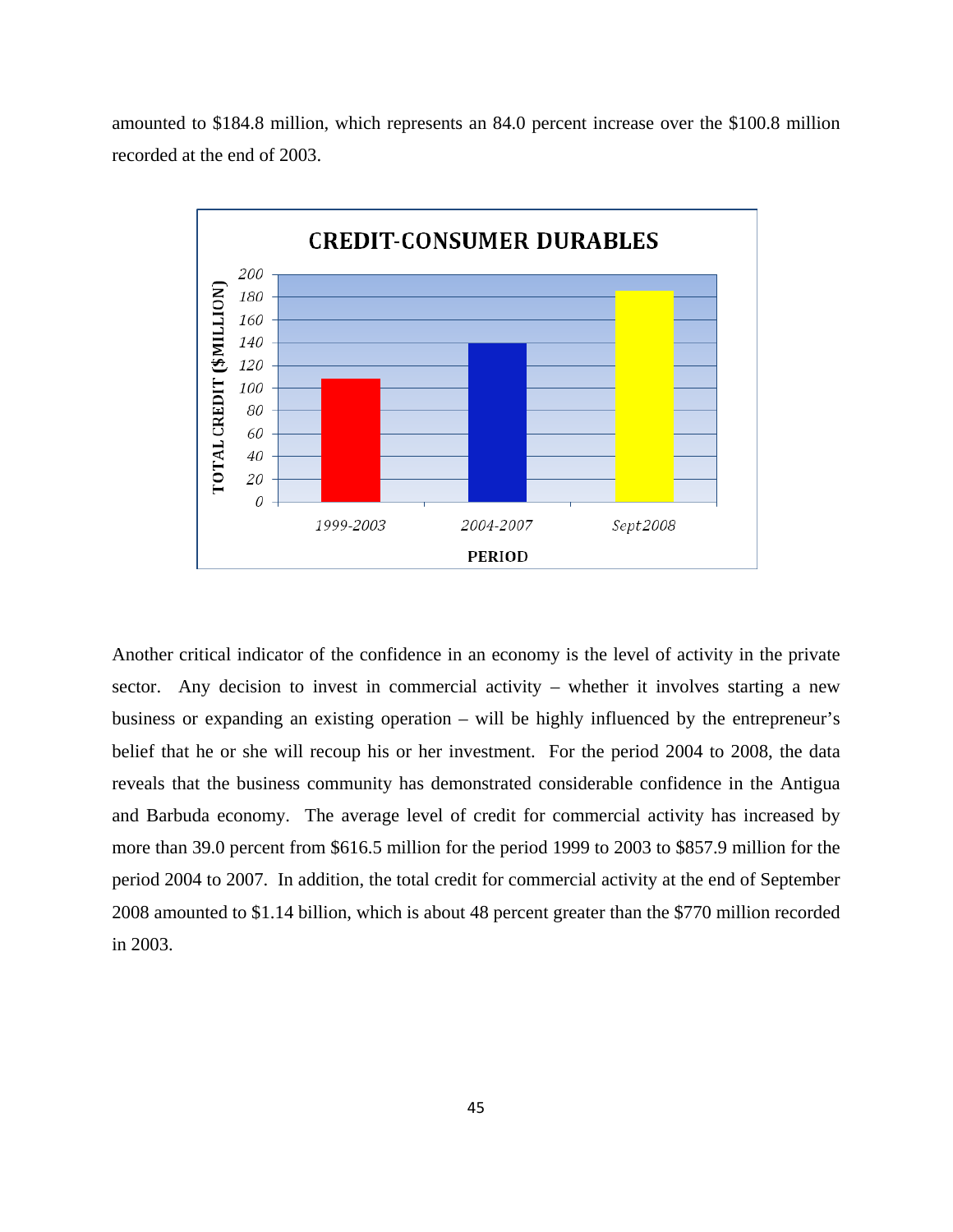amounted to $184.8 million, which represents an 84.0 percent increase over the $100.8 million recorded at the end of 2003.

Another critical indicator of the confidence in an economy is the level of activity in the private sector. Any decision to invest in commercial activity – whether it involves starting a new business or expanding an existing operation – will be highly influenced by the entrepreneur's belief that he or she will recoup his or her investment. For the period 2004 to 2008, the data reveals that the business community has demonstrated considerable confidence in the Antigua and Barbuda economy. The average level of credit for commercial activity has increased by more than 39.0 percent from $616.5 million for the period 1999 to 2003 to $857.9 million for the period 2004 to 2007. In addition, the total credit for commercial activity at the end of September 2008 amounted to $1.14 billion, which is about 48 percent greater than the $770 million recorded in 2003.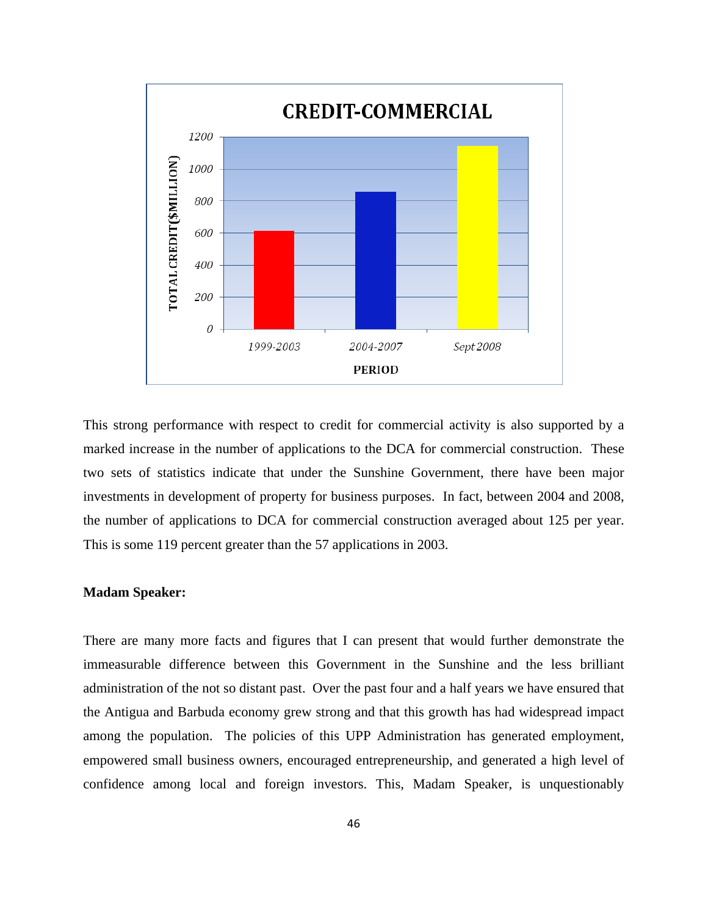This strong performance with respect to credit for commercial activity is also supported by a marked increase in the number of applications to the DCA for commercial construction. These two sets of statistics indicate that under the Sunshine Government, there have been major investments in development of property for business purposes. In fact, between 2004 and 2008, the number of applications to DCA for commercial construction averaged about 125 per year. This is some 119 percent greater than the 57 applications in 2003.

**Madam Speaker:**

There are many more facts and figures that I can present that would further demonstrate the immeasurable difference between this Government in the Sunshine and the less brilliant administration of the not so distant past. Over the past four and a half years we have ensured that the Antigua and Barbuda economy grew strong and that this growth has had widespread impact among the population. The policies of this UPP Administration has generated employment, empowered small business owners, encouraged entrepreneurship, and generated a high level of confidence among local and foreign investors. This, Madam Speaker, is unquestionably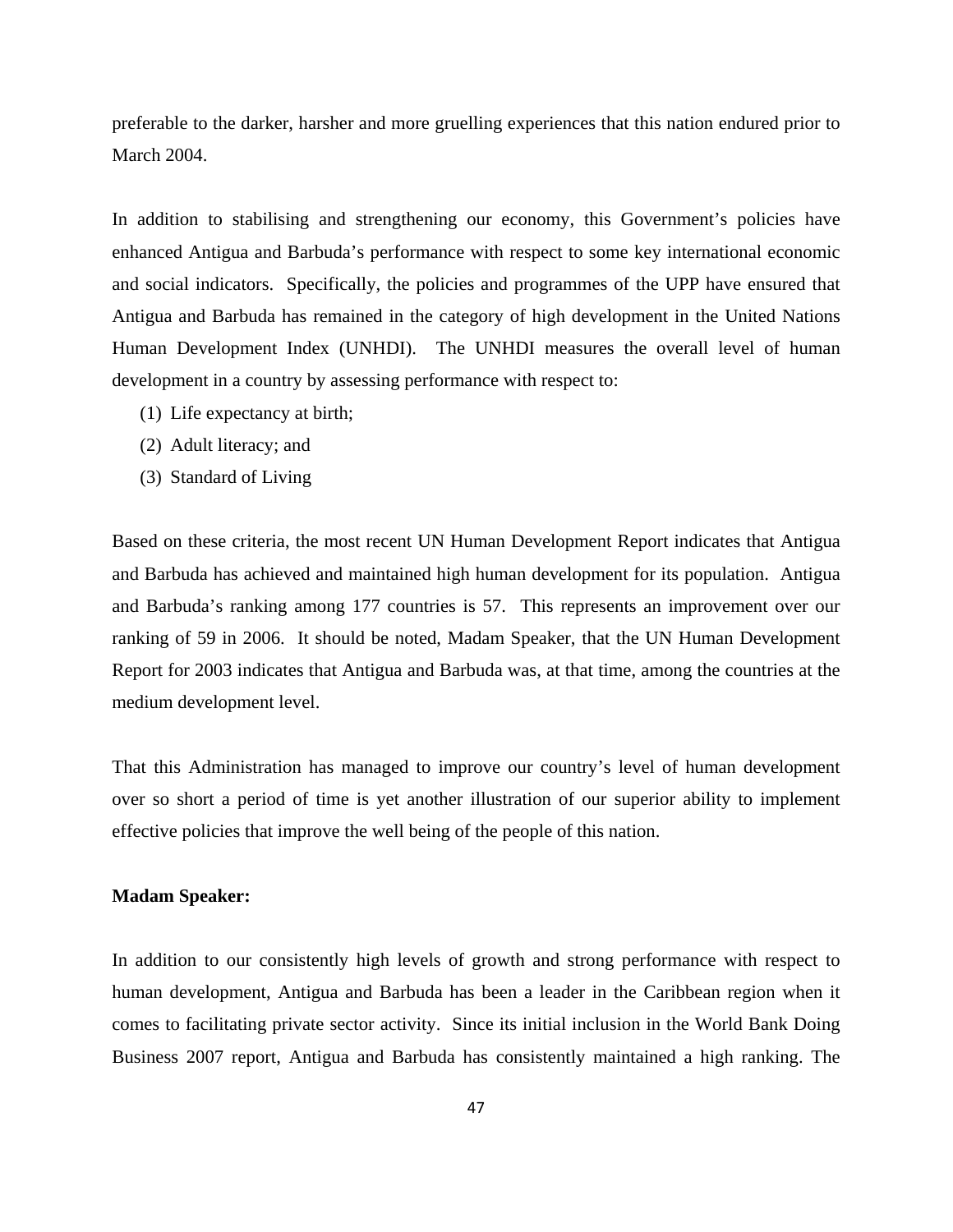preferable to the darker, harsher and more gruelling experiences that this nation endured prior to March 2004.

In addition to stabilising and strengthening our economy, this Government's policies have enhanced Antigua and Barbuda's performance with respect to some key international economic and social indicators. Specifically, the policies and programmes of the UPP have ensured that Antigua and Barbuda has remained in the category of high development in the United Nations Human Development Index (UNHDI). The UNHDI measures the overall level of human development in a country by assessing performance with respect to:

(1) Life expectancy at birth;
(2) Adult literacy; and
(3) Standard of Living

Based on these criteria, the most recent UN Human Development Report indicates that Antigua and Barbuda has achieved and maintained high human development for its population. Antigua and Barbuda's ranking among 177 countries is 57. This represents an improvement over our ranking of 59 in 2006. It should be noted, Madam Speaker, that the UN Human Development Report for 2003 indicates that Antigua and Barbuda was, at that time, among the countries at the medium development level.

That this Administration has managed to improve our country's level of human development over so short a period of time is yet another illustration of our superior ability to implement effective policies that improve the well being of the people of this nation.

**Madam Speaker:**

In addition to our consistently high levels of growth and strong performance with respect to human development, Antigua and Barbuda has been a leader in the Caribbean region when it comes to facilitating private sector activity. Since its initial inclusion in the World Bank Doing Business 2007 report, Antigua and Barbuda has consistently maintained a high ranking. The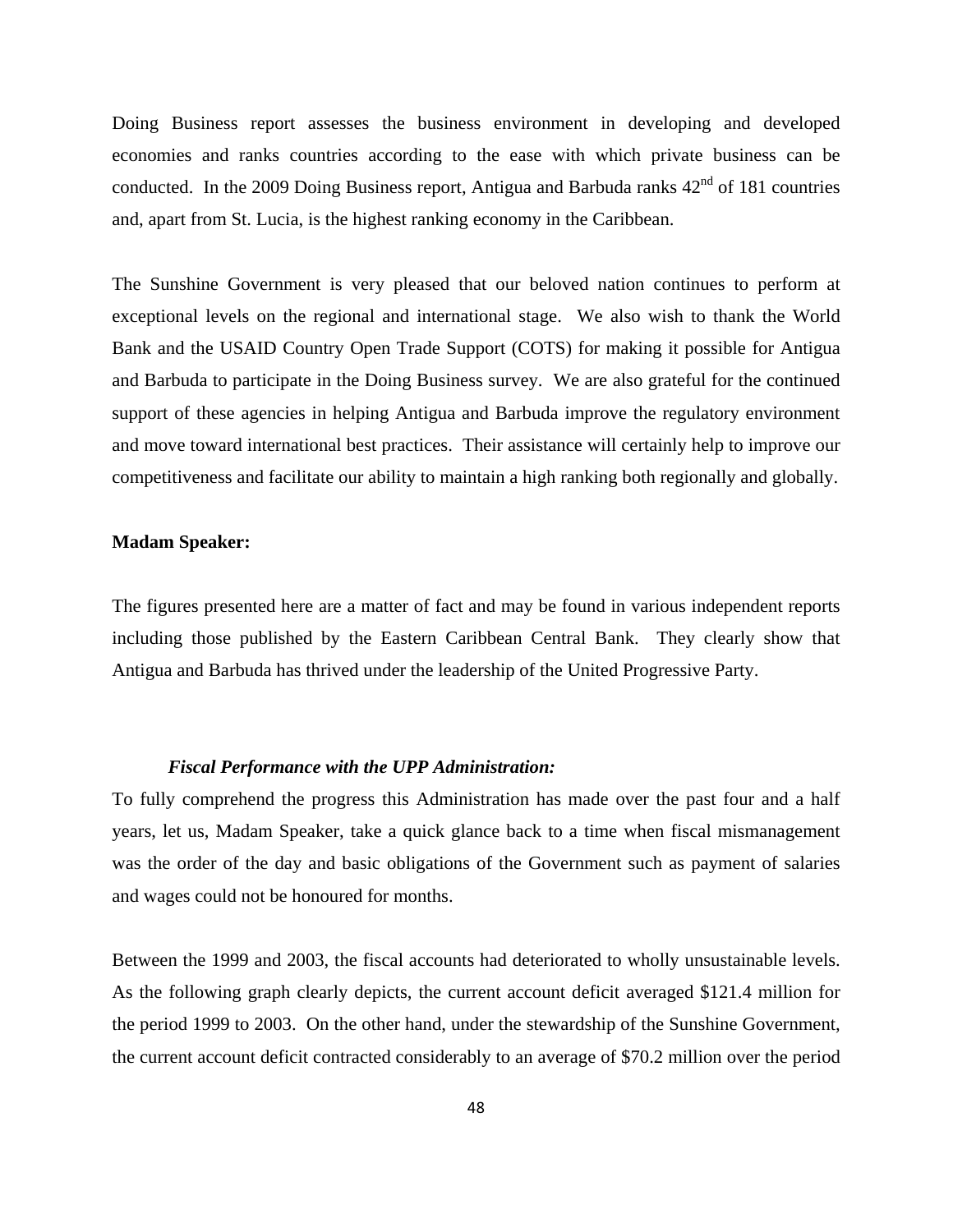Doing Business report assesses the business environment in developing and developed economies and ranks countries according to the ease with which private business can be conducted. In the 2009 Doing Business report, Antigua and Barbuda ranks 42nd of 181 countries and, apart from St. Lucia, is the highest ranking economy in the Caribbean.

The Sunshine Government is very pleased that our beloved nation continues to perform at exceptional levels on the regional and international stage. We also wish to thank the World Bank and the USAID Country Open Trade Support (COTS) for making it possible for Antigua and Barbuda to participate in the Doing Business survey. We are also grateful for the continued support of these agencies in helping Antigua and Barbuda improve the regulatory environment and move toward international best practices. Their assistance will certainly help to improve our competitiveness and facilitate our ability to maintain a high ranking both regionally and globally.

**Madam Speaker:**

The figures presented here are a matter of fact and may be found in various independent reports including those published by the Eastern Caribbean Central Bank. They clearly show that Antigua and Barbuda has thrived under the leadership of the United Progressive Party.

***Fiscal Performance with the UPP Administration:***

To fully comprehend the progress this Administration has made over the past four and a half years, let us, Madam Speaker, take a quick glance back to a time when fiscal mismanagement was the order of the day and basic obligations of the Government such as payment of salaries and wages could not be honoured for months.

Between the 1999 and 2003, the fiscal accounts had deteriorated to wholly unsustainable levels. As the following graph clearly depicts, the current account deficit averaged $121.4 million for the period 1999 to 2003. On the other hand, under the stewardship of the Sunshine Government, the current account deficit contracted considerably to an average of $70.2 million over the period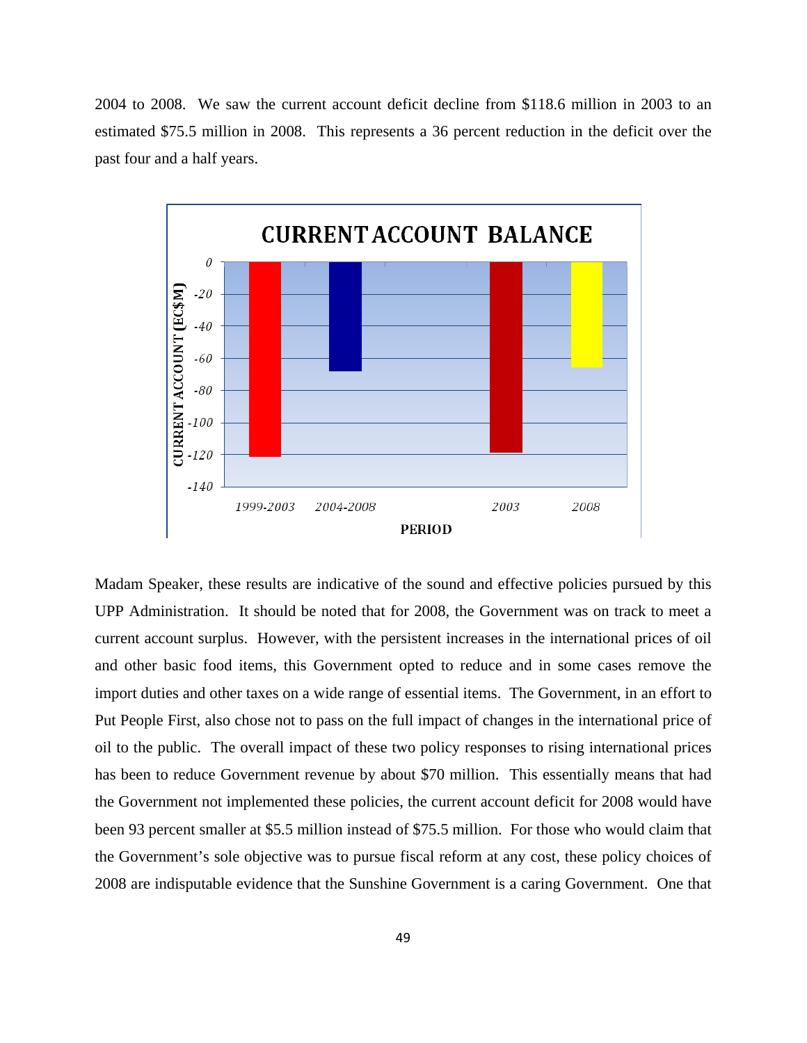2004 to 2008. We saw the current account deficit decline from $118.6 million in 2003 to an estimated $75.5 million in 2008. This represents a 36 percent reduction in the deficit over the past four and a half years.

Madam Speaker, these results are indicative of the sound and effective policies pursued by this UPP Administration. It should be noted that for 2008, the Government was on track to meet a current account surplus. However, with the persistent increases in the international prices of oil and other basic food items, this Government opted to reduce and in some cases remove the import duties and other taxes on a wide range of essential items. The Government, in an effort to Put People First, also chose not to pass on the full impact of changes in the international price of oil to the public. The overall impact of these two policy responses to rising international prices has been to reduce Government revenue by about $70 million. This essentially means that had the Government not implemented these policies, the current account deficit for 2008 would have been 93 percent smaller at $5.5 million instead of $75.5 million. For those who would claim that the Government's sole objective was to pursue fiscal reform at any cost, these policy choices of 2008 are indisputable evidence that the Sunshine Government is a caring Government. One that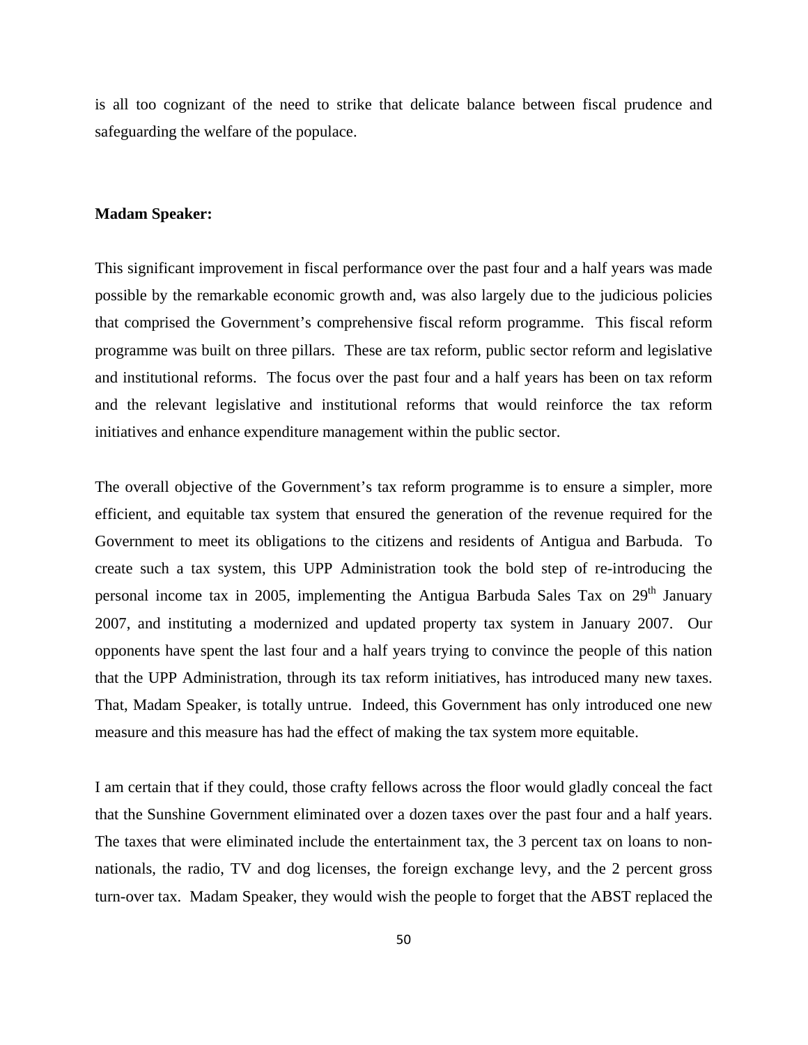is all too cognizant of the need to strike that delicate balance between fiscal prudence and safeguarding the welfare of the populace.

**Madam Speaker:**

This significant improvement in fiscal performance over the past four and a half years was made possible by the remarkable economic growth and, was also largely due to the judicious policies that comprised the Government's comprehensive fiscal reform programme. This fiscal reform programme was built on three pillars. These are tax reform, public sector reform and legislative and institutional reforms. The focus over the past four and a half years has been on tax reform and the relevant legislative and institutional reforms that would reinforce the tax reform initiatives and enhance expenditure management within the public sector.

The overall objective of the Government's tax reform programme is to ensure a simpler, more efficient, and equitable tax system that ensured the generation of the revenue required for the Government to meet its obligations to the citizens and residents of Antigua and Barbuda. To create such a tax system, this UPP Administration took the bold step of re-introducing the personal income tax in 2005, implementing the Antigua Barbuda Sales Tax on 29th January 2007, and instituting a modernized and updated property tax system in January 2007. Our opponents have spent the last four and a half years trying to convince the people of this nation that the UPP Administration, through its tax reform initiatives, has introduced many new taxes. That, Madam Speaker, is totally untrue. Indeed, this Government has only introduced one new measure and this measure has had the effect of making the tax system more equitable.

I am certain that if they could, those crafty fellows across the floor would gladly conceal the fact that the Sunshine Government eliminated over a dozen taxes over the past four and a half years. The taxes that were eliminated include the entertainment tax, the 3 percent tax on loans to non-nationals, the radio, TV and dog licenses, the foreign exchange levy, and the 2 percent gross turn-over tax. Madam Speaker, they would wish the people to forget that the ABST replaced the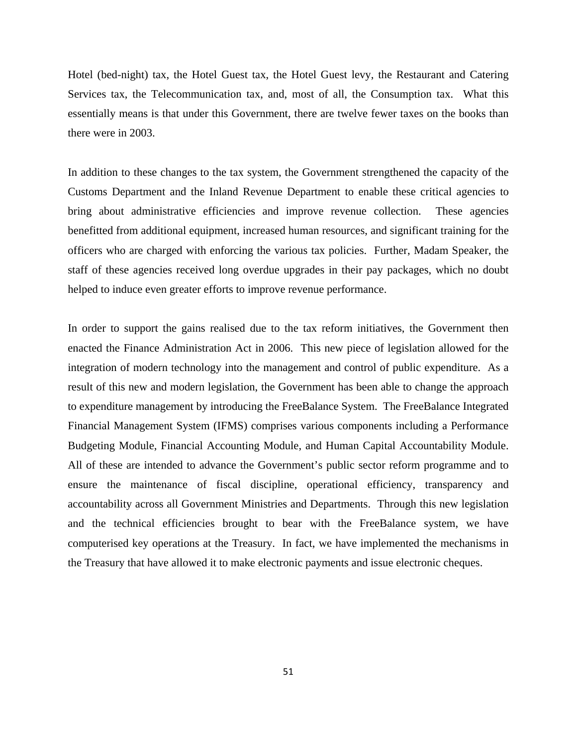Hotel (bed-night) tax, the Hotel Guest tax, the Hotel Guest levy, the Restaurant and Catering Services tax, the Telecommunication tax, and, most of all, the Consumption tax. What this essentially means is that under this Government, there are twelve fewer taxes on the books than there were in 2003.

In addition to these changes to the tax system, the Government strengthened the capacity of the Customs Department and the Inland Revenue Department to enable these critical agencies to bring about administrative efficiencies and improve revenue collection. These agencies benefitted from additional equipment, increased human resources, and significant training for the officers who are charged with enforcing the various tax policies. Further, Madam Speaker, the staff of these agencies received long overdue upgrades in their pay packages, which no doubt helped to induce even greater efforts to improve revenue performance.

In order to support the gains realised due to the tax reform initiatives, the Government then enacted the Finance Administration Act in 2006. This new piece of legislation allowed for the integration of modern technology into the management and control of public expenditure. As a result of this new and modern legislation, the Government has been able to change the approach to expenditure management by introducing the FreeBalance System. The FreeBalance Integrated Financial Management System (IFMS) comprises various components including a Performance Budgeting Module, Financial Accounting Module, and Human Capital Accountability Module. All of these are intended to advance the Government's public sector reform programme and to ensure the maintenance of fiscal discipline, operational efficiency, transparency and accountability across all Government Ministries and Departments. Through this new legislation and the technical efficiencies brought to bear with the FreeBalance system, we have computerised key operations at the Treasury. In fact, we have implemented the mechanisms in the Treasury that have allowed it to make electronic payments and issue electronic cheques.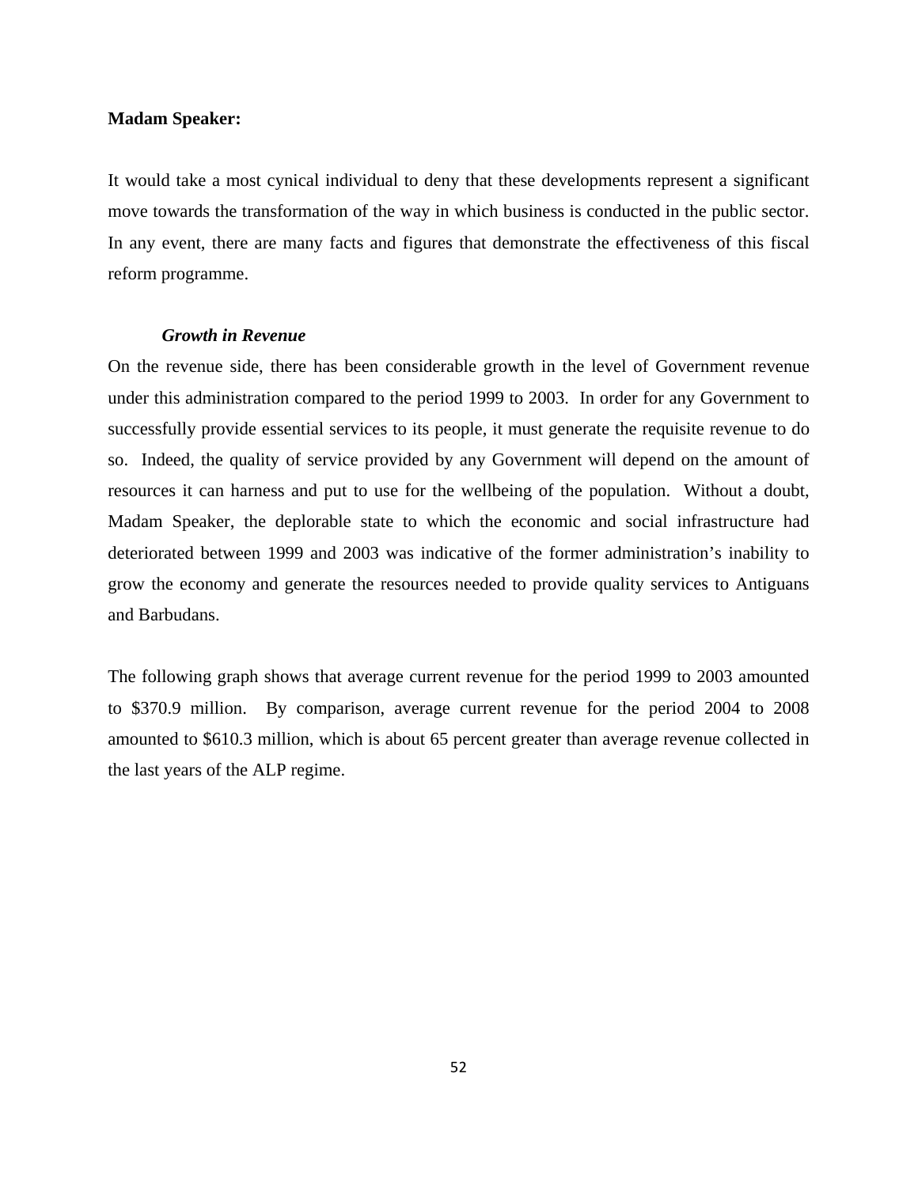**Madam Speaker:**

It would take a most cynical individual to deny that these developments represent a significant move towards the transformation of the way in which business is conducted in the public sector. In any event, there are many facts and figures that demonstrate the effectiveness of this fiscal reform programme.

***Growth in Revenue***

On the revenue side, there has been considerable growth in the level of Government revenue under this administration compared to the period 1999 to 2003. In order for any Government to successfully provide essential services to its people, it must generate the requisite revenue to do so. Indeed, the quality of service provided by any Government will depend on the amount of resources it can harness and put to use for the wellbeing of the population. Without a doubt, Madam Speaker, the deplorable state to which the economic and social infrastructure had deteriorated between 1999 and 2003 was indicative of the former administration's inability to grow the economy and generate the resources needed to provide quality services to Antiguans and Barbudans.

The following graph shows that average current revenue for the period 1999 to 2003 amounted to $370.9 million. By comparison, average current revenue for the period 2004 to 2008 amounted to $610.3 million, which is about 65 percent greater than average revenue collected in the last years of the ALP regime.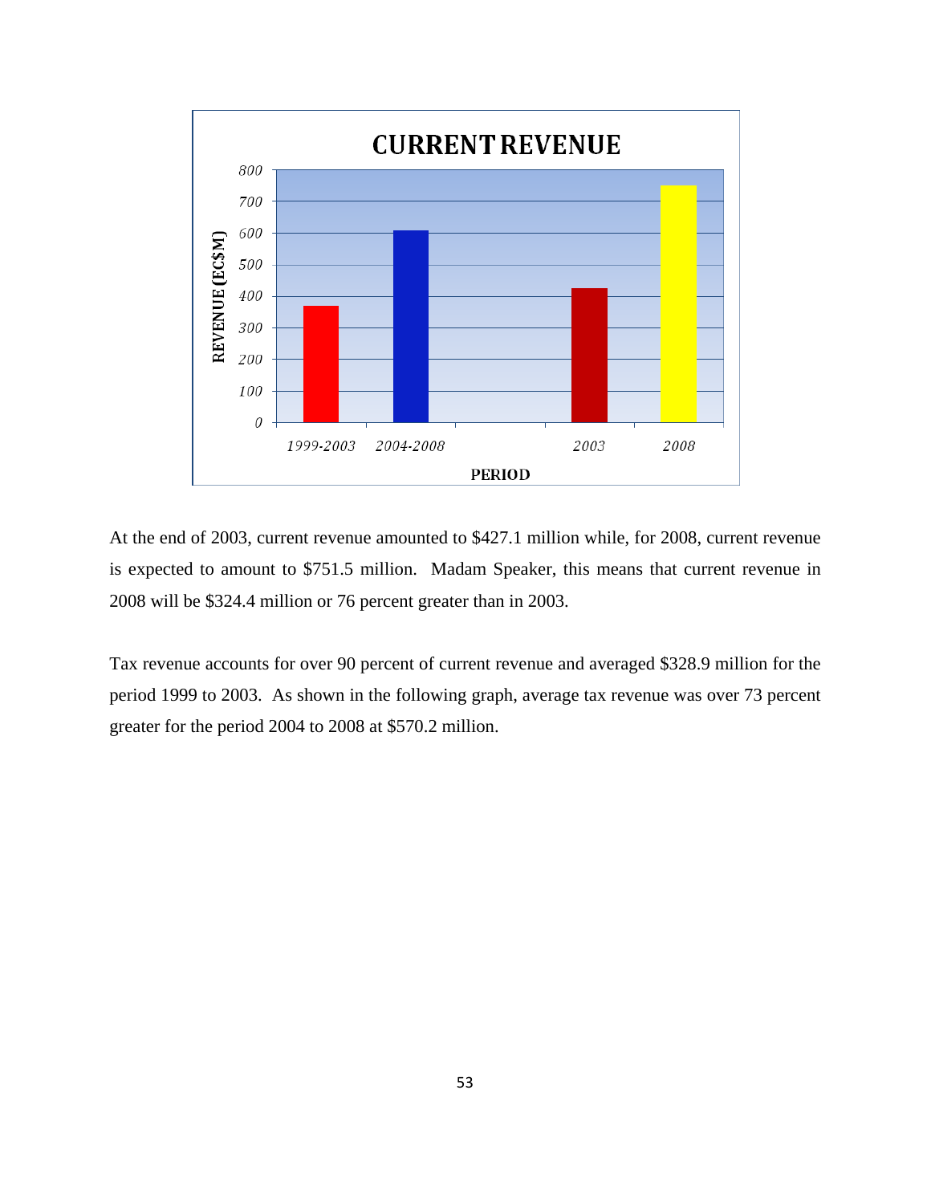At the end of 2003, current revenue amounted to $427.1 million while, for 2008, current revenue is expected to amount to $751.5 million. Madam Speaker, this means that current revenue in 2008 will be $324.4 million or 76 percent greater than in 2003.

Tax revenue accounts for over 90 percent of current revenue and averaged $328.9 million for the period 1999 to 2003. As shown in the following graph, average tax revenue was over 73 percent greater for the period 2004 to 2008 at $570.2 million.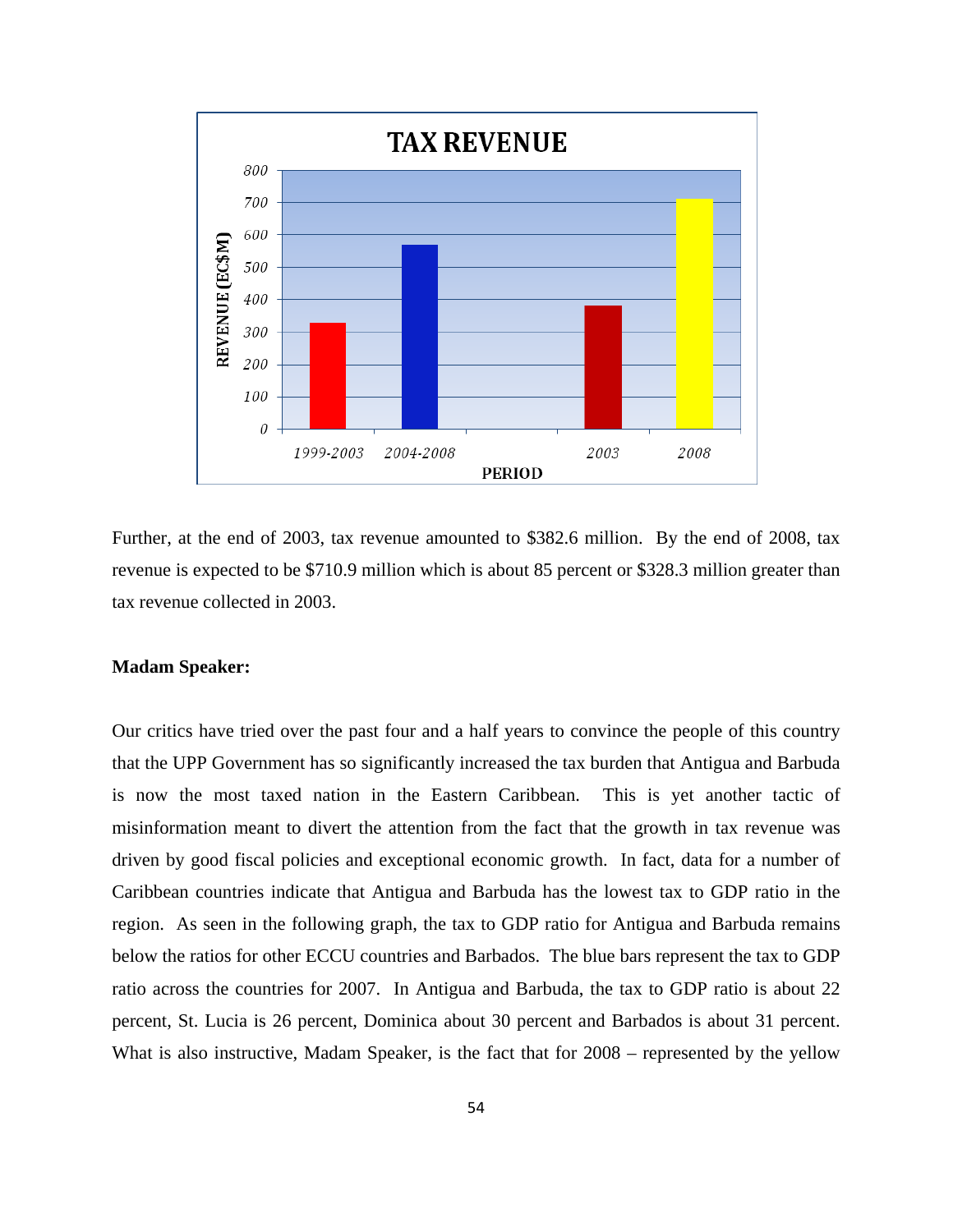Further, at the end of 2003, tax revenue amounted to $382.6 million. By the end of 2008, tax revenue is expected to be $710.9 million which is about 85 percent or $328.3 million greater than tax revenue collected in 2003.

**Madam Speaker:**

Our critics have tried over the past four and a half years to convince the people of this country that the UPP Government has so significantly increased the tax burden that Antigua and Barbuda is now the most taxed nation in the Eastern Caribbean. This is yet another tactic of misinformation meant to divert the attention from the fact that the growth in tax revenue was driven by good fiscal policies and exceptional economic growth. In fact, data for a number of Caribbean countries indicate that Antigua and Barbuda has the lowest tax to GDP ratio in the region. As seen in the following graph, the tax to GDP ratio for Antigua and Barbuda remains below the ratios for other ECCU countries and Barbados. The blue bars represent the tax to GDP ratio across the countries for 2007. In Antigua and Barbuda, the tax to GDP ratio is about 22 percent, St. Lucia is 26 percent, Dominica about 30 percent and Barbados is about 31 percent. What is also instructive, Madam Speaker, is the fact that for 2008 – represented by the yellow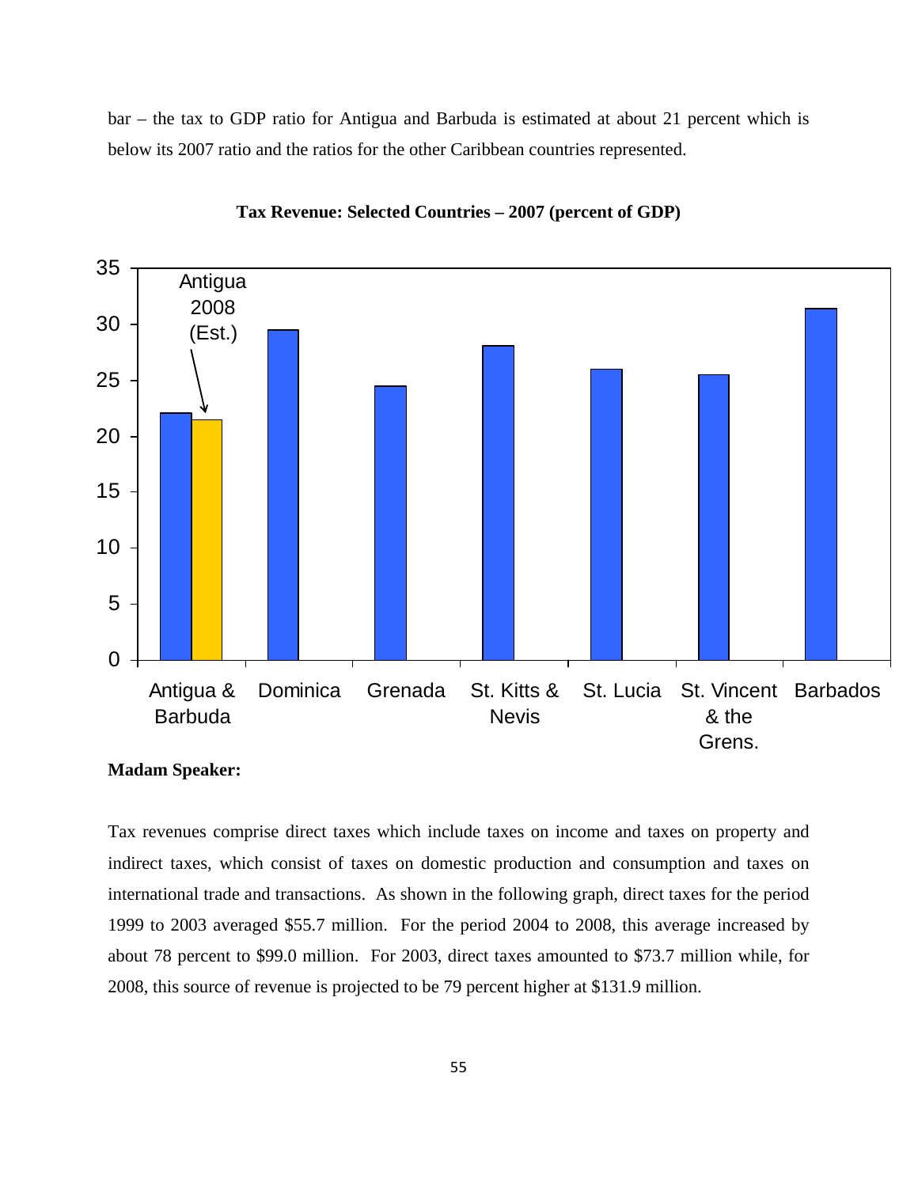bar – the tax to GDP ratio for Antigua and Barbuda is estimated at about 21 percent which is below its 2007 ratio and the ratios for the other Caribbean countries represented.

**Tax Revenue: Selected Countries – 2007 (percent of GDP)**

**Madam Speaker:**

Tax revenues comprise direct taxes which include taxes on income and taxes on property and indirect taxes, which consist of taxes on domestic production and consumption and taxes on international trade and transactions. As shown in the following graph, direct taxes for the period 1999 to 2003 averaged $55.7 million. For the period 2004 to 2008, this average increased by about 78 percent to $99.0 million. For 2003, direct taxes amounted to $73.7 million while, for 2008, this source of revenue is projected to be 79 percent higher at $131.9 million.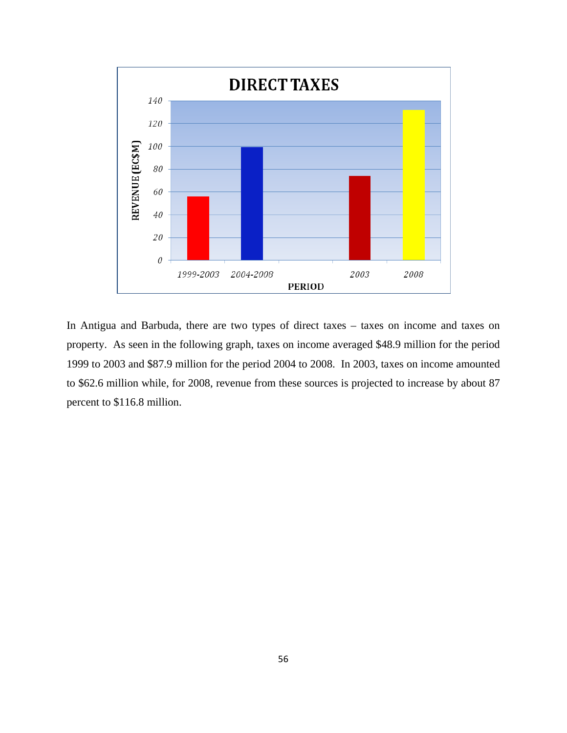**DIRECT TAXES**

In Antigua and Barbuda, there are two types of direct taxes – taxes on income and taxes on property. As seen in the following graph, taxes on income averaged $48.9 million for the period 1999 to 2003 and $87.9 million for the period 2004 to 2008. In 2003, taxes on income amounted to $62.6 million while, for 2008, revenue from these sources is projected to increase by about 87 percent to $116.8 million.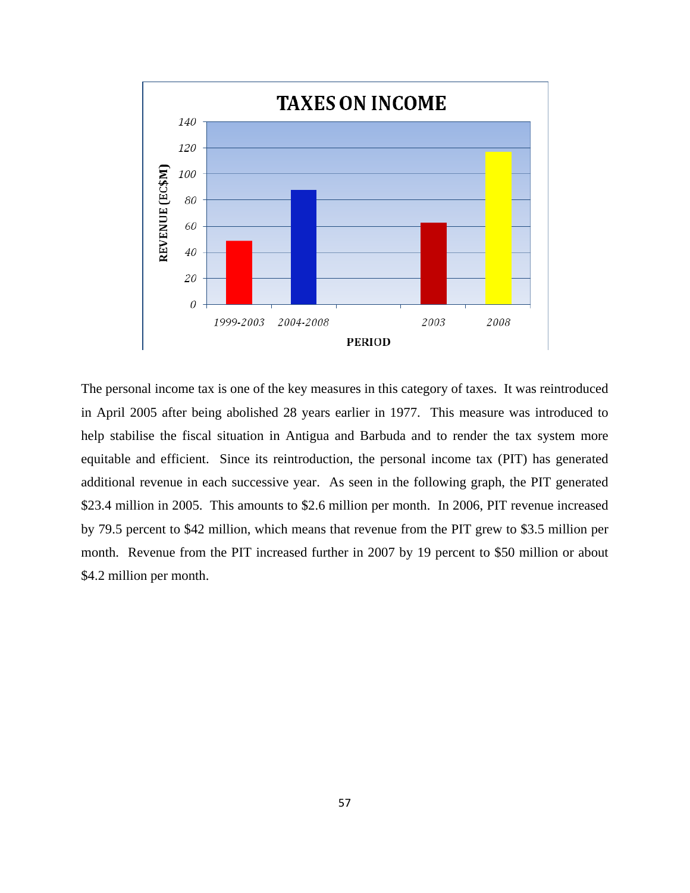The personal income tax is one of the key measures in this category of taxes. It was reintroduced in April 2005 after being abolished 28 years earlier in 1977. This measure was introduced to help stabilise the fiscal situation in Antigua and Barbuda and to render the tax system more equitable and efficient. Since its reintroduction, the personal income tax (PIT) has generated additional revenue in each successive year. As seen in the following graph, the PIT generated $23.4 million in 2005. This amounts to $2.6 million per month. In 2006, PIT revenue increased by 79.5 percent to $42 million, which means that revenue from the PIT grew to $3.5 million per month. Revenue from the PIT increased further in 2007 by 19 percent to $50 million or about $4.2 million per month.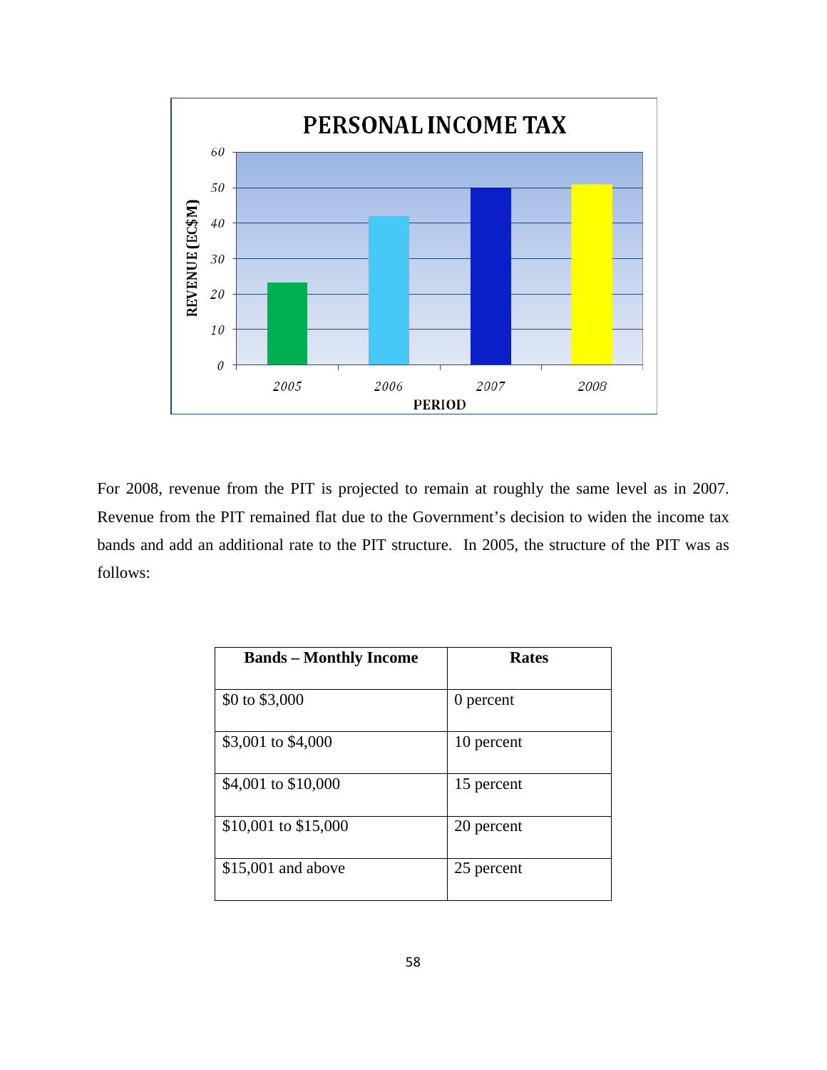For 2008, revenue from the PIT is projected to remain at roughly the same level as in 2007. Revenue from the PIT remained flat due to the Government's decision to widen the income tax bands and add an additional rate to the PIT structure. In 2005, the structure of the PIT was as follows:

| Bands – Monthly Income | Rates |
|---|---|
| $0 to $3,000 | 0 percent |
| $3,001 to $4,000 | 10 percent |
| $4,001 to $10,000 | 15 percent |
| $10,001 to $15,000 | 20 percent |
| $15,001 and above | 25 percent |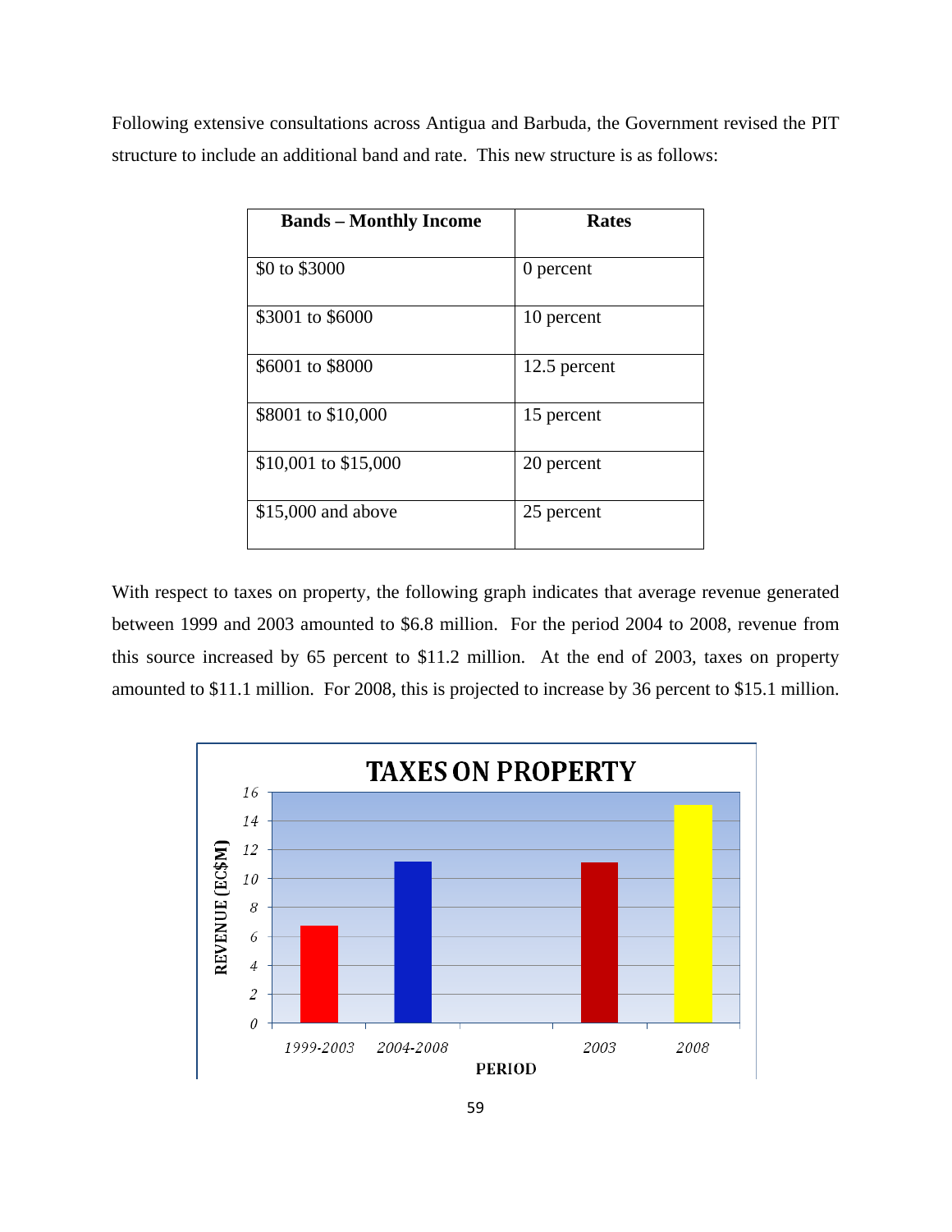Following extensive consultations across Antigua and Barbuda, the Government revised the PIT structure to include an additional band and rate. This new structure is as follows:

| Bands – Monthly Income | Rates |
|---|---|
| $0 to $3000 | 0 percent |
| $3001 to $6000 | 10 percent |
| $6001 to $8000 | 12.5 percent |
| $8001 to $10,000 | 15 percent |
| $10,001 to $15,000 | 20 percent |
| $15,000 and above | 25 percent |

With respect to taxes on property, the following graph indicates that average revenue generated between 1999 and 2003 amounted to $6.8 million. For the period 2004 to 2008, revenue from this source increased by 65 percent to $11.2 million. At the end of 2003, taxes on property amounted to $11.1 million. For 2008, this is projected to increase by 36 percent to $15.1 million.

**TAXES ON PROPERTY**

| PERIOD | REVENUE (EC$M) |
|---|---|
| 1999-2003 | 6.8 |
| 2004-2008 | 11.2 |
| 2003 | 11.1 |
| 2008 | 15.1 |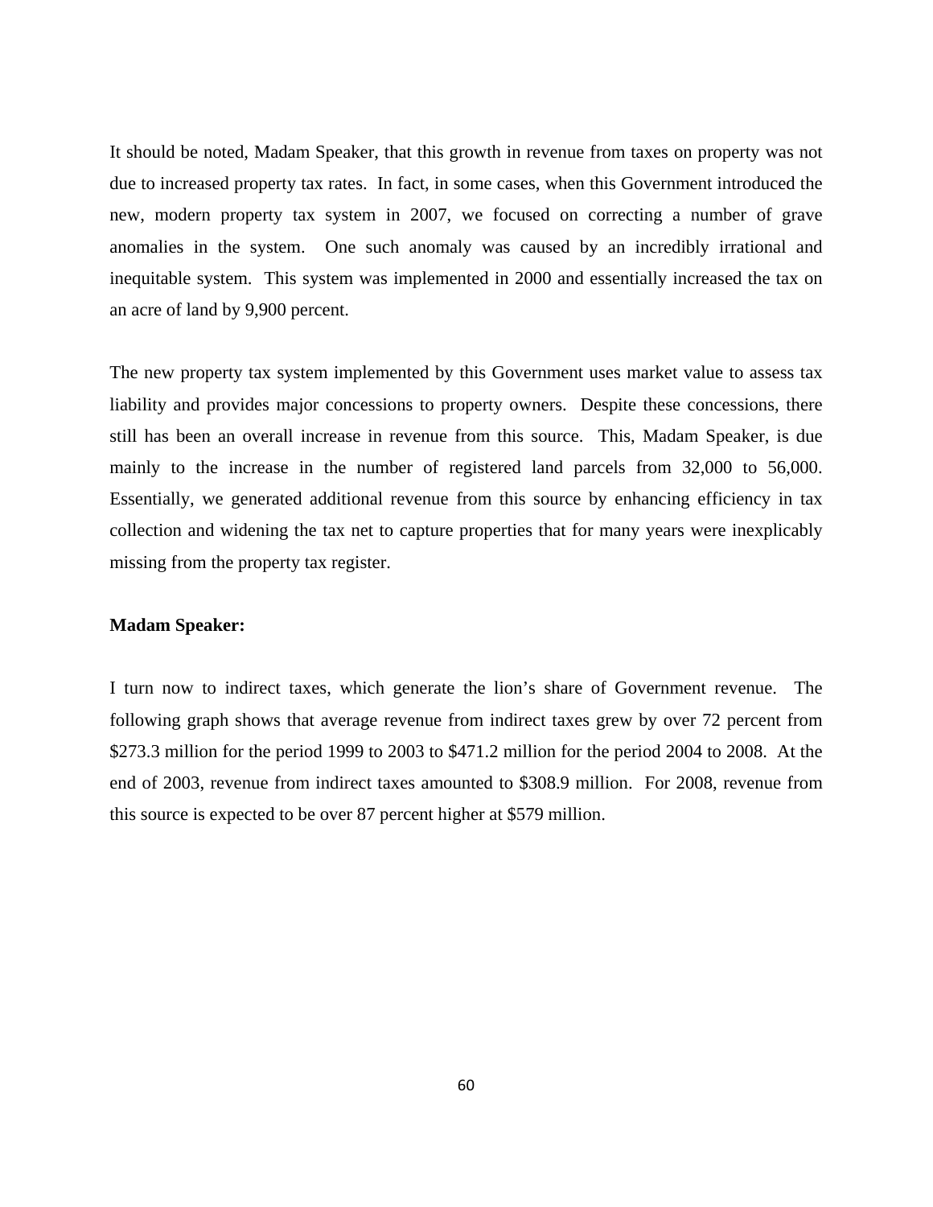It should be noted, Madam Speaker, that this growth in revenue from taxes on property was not due to increased property tax rates. In fact, in some cases, when this Government introduced the new, modern property tax system in 2007, we focused on correcting a number of grave anomalies in the system. One such anomaly was caused by an incredibly irrational and inequitable system. This system was implemented in 2000 and essentially increased the tax on an acre of land by 9,900 percent.

The new property tax system implemented by this Government uses market value to assess tax liability and provides major concessions to property owners. Despite these concessions, there still has been an overall increase in revenue from this source. This, Madam Speaker, is due mainly to the increase in the number of registered land parcels from 32,000 to 56,000. Essentially, we generated additional revenue from this source by enhancing efficiency in tax collection and widening the tax net to capture properties that for many years were inexplicably missing from the property tax register.

**Madam Speaker:**

I turn now to indirect taxes, which generate the lion's share of Government revenue. The following graph shows that average revenue from indirect taxes grew by over 72 percent from $273.3 million for the period 1999 to 2003 to $471.2 million for the period 2004 to 2008. At the end of 2003, revenue from indirect taxes amounted to $308.9 million. For 2008, revenue from this source is expected to be over 87 percent higher at $579 million.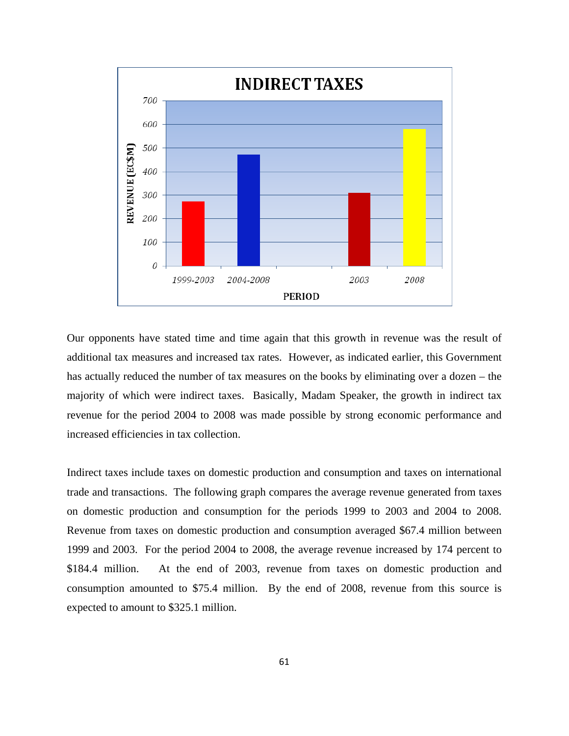Our opponents have stated time and time again that this growth in revenue was the result of additional tax measures and increased tax rates. However, as indicated earlier, this Government has actually reduced the number of tax measures on the books by eliminating over a dozen – the majority of which were indirect taxes. Basically, Madam Speaker, the growth in indirect tax revenue for the period 2004 to 2008 was made possible by strong economic performance and increased efficiencies in tax collection.

Indirect taxes include taxes on domestic production and consumption and taxes on international trade and transactions. The following graph compares the average revenue generated from taxes on domestic production and consumption for the periods 1999 to 2003 and 2004 to 2008. Revenue from taxes on domestic production and consumption averaged $67.4 million between 1999 and 2003. For the period 2004 to 2008, the average revenue increased by 174 percent to $184.4 million. At the end of 2003, revenue from taxes on domestic production and consumption amounted to $75.4 million. By the end of 2008, revenue from this source is expected to amount to $325.1 million.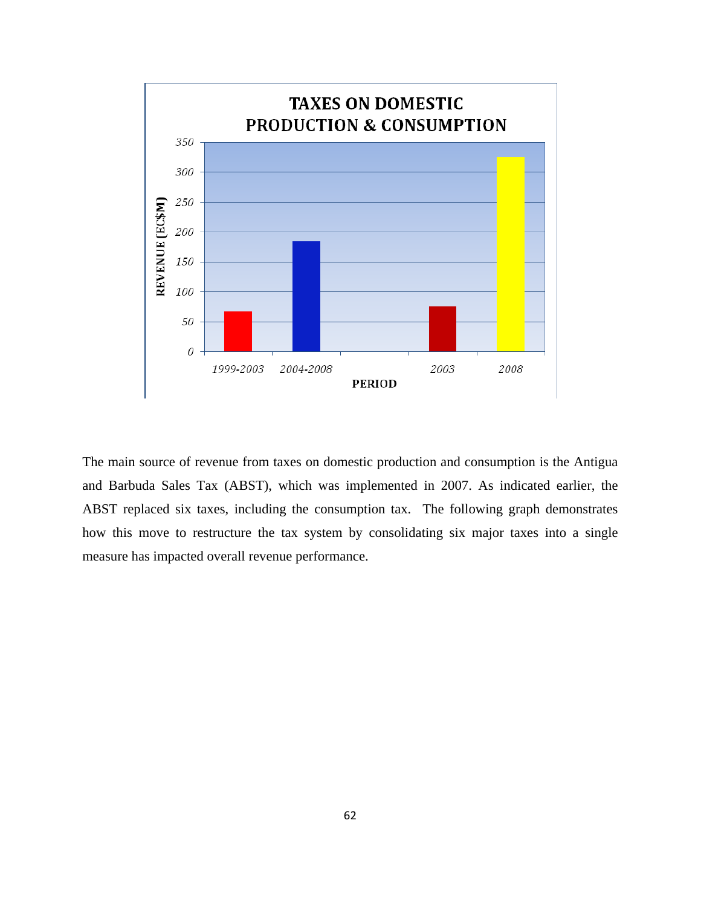**TAXES ON DOMESTIC PRODUCTION & CONSUMPTION**

| PERIOD | REVENUE (EC$M) |
|---|---|
| 1999-2003 | ~67 |
| 2004-2008 | ~184 |
| 2003 | ~76 |
| 2008 | ~325 |

The main source of revenue from taxes on domestic production and consumption is the Antigua and Barbuda Sales Tax (ABST), which was implemented in 2007. As indicated earlier, the ABST replaced six taxes, including the consumption tax. The following graph demonstrates how this move to restructure the tax system by consolidating six major taxes into a single measure has impacted overall revenue performance.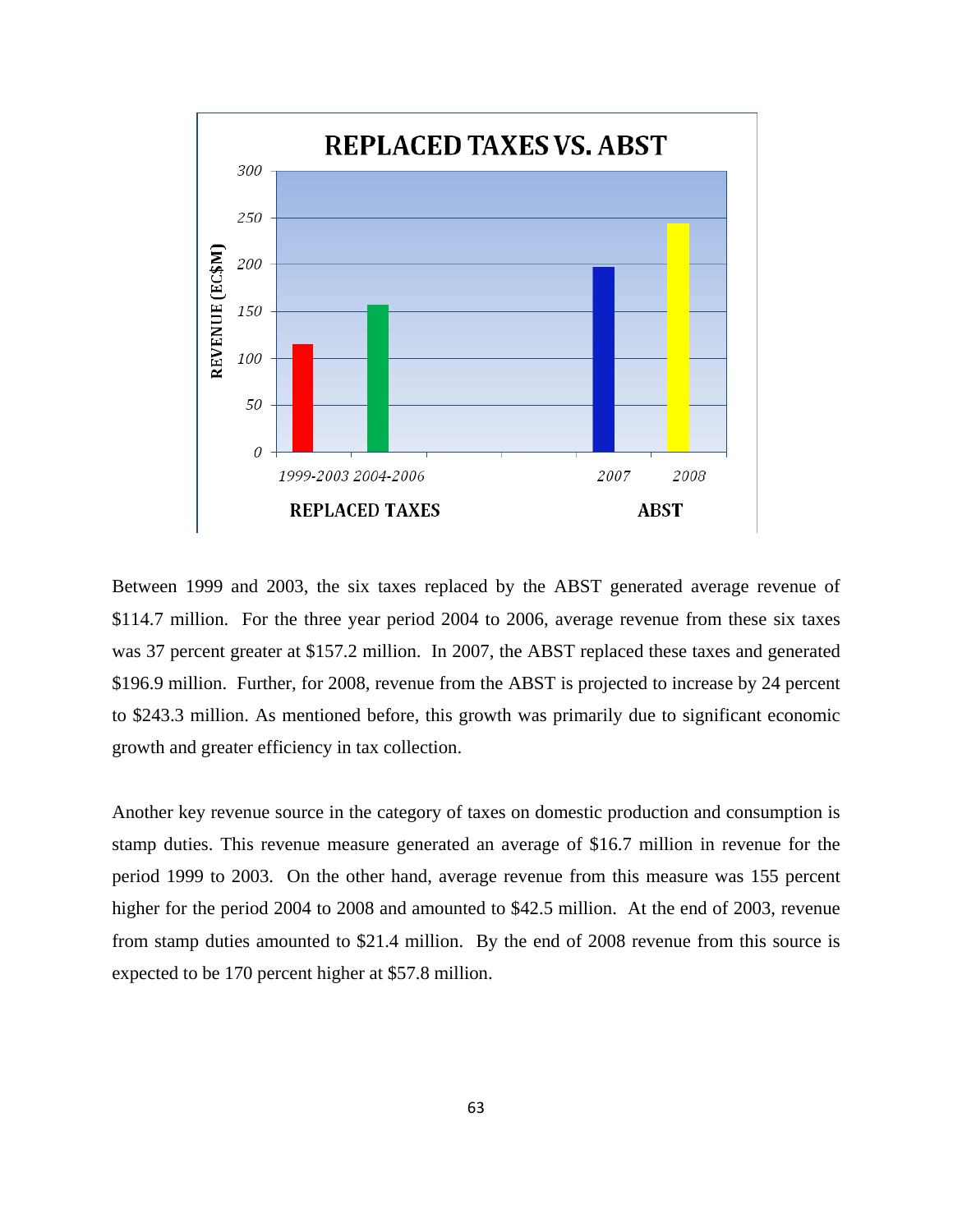Between 1999 and 2003, the six taxes replaced by the ABST generated average revenue of $114.7 million. For the three year period 2004 to 2006, average revenue from these six taxes was 37 percent greater at $157.2 million. In 2007, the ABST replaced these taxes and generated $196.9 million. Further, for 2008, revenue from the ABST is projected to increase by 24 percent to $243.3 million. As mentioned before, this growth was primarily due to significant economic growth and greater efficiency in tax collection.

Another key revenue source in the category of taxes on domestic production and consumption is stamp duties. This revenue measure generated an average of $16.7 million in revenue for the period 1999 to 2003. On the other hand, average revenue from this measure was 155 percent higher for the period 2004 to 2008 and amounted to $42.5 million. At the end of 2003, revenue from stamp duties amounted to $21.4 million. By the end of 2008 revenue from this source is expected to be 170 percent higher at $57.8 million.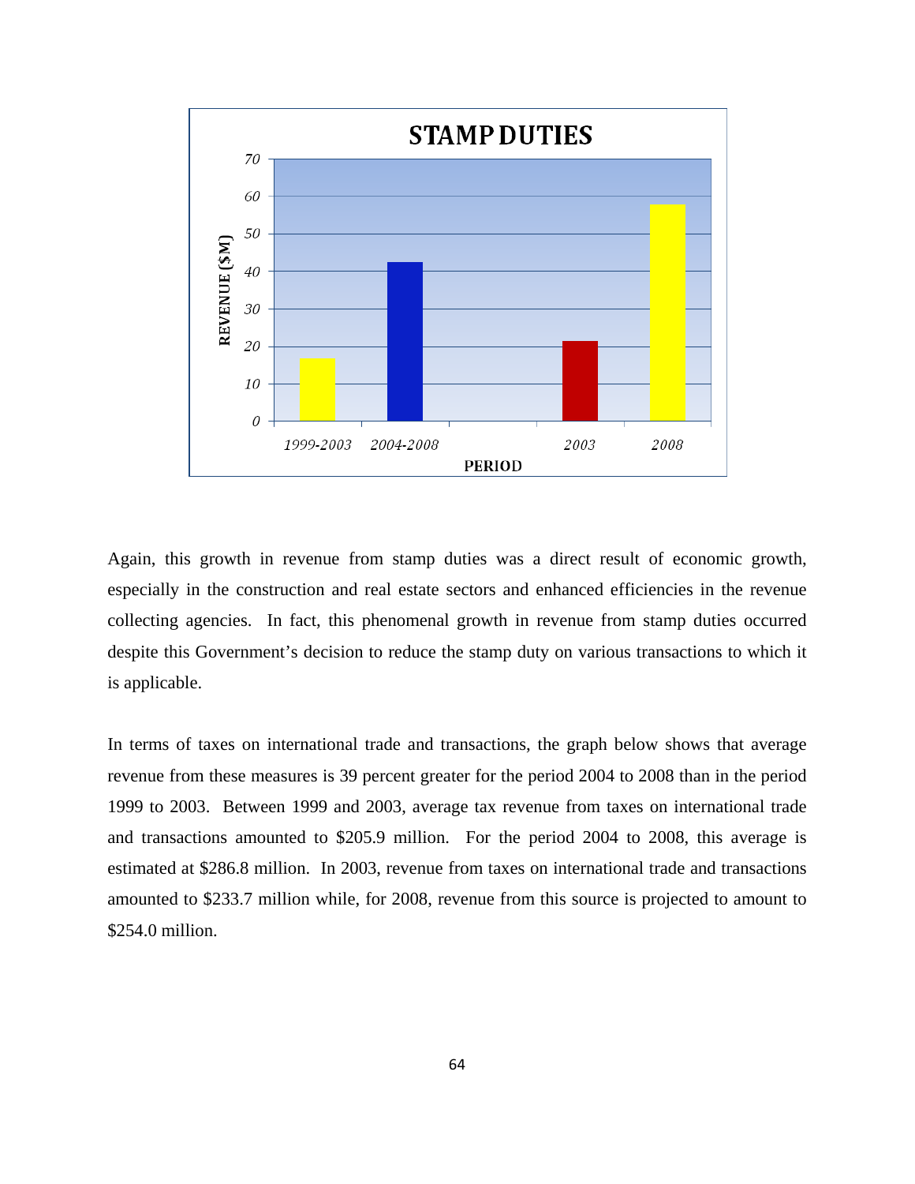Again, this growth in revenue from stamp duties was a direct result of economic growth, especially in the construction and real estate sectors and enhanced efficiencies in the revenue collecting agencies. In fact, this phenomenal growth in revenue from stamp duties occurred despite this Government's decision to reduce the stamp duty on various transactions to which it is applicable.

In terms of taxes on international trade and transactions, the graph below shows that average revenue from these measures is 39 percent greater for the period 2004 to 2008 than in the period 1999 to 2003. Between 1999 and 2003, average tax revenue from taxes on international trade and transactions amounted to $205.9 million. For the period 2004 to 2008, this average is estimated at $286.8 million. In 2003, revenue from taxes on international trade and transactions amounted to $233.7 million while, for 2008, revenue from this source is projected to amount to $254.0 million.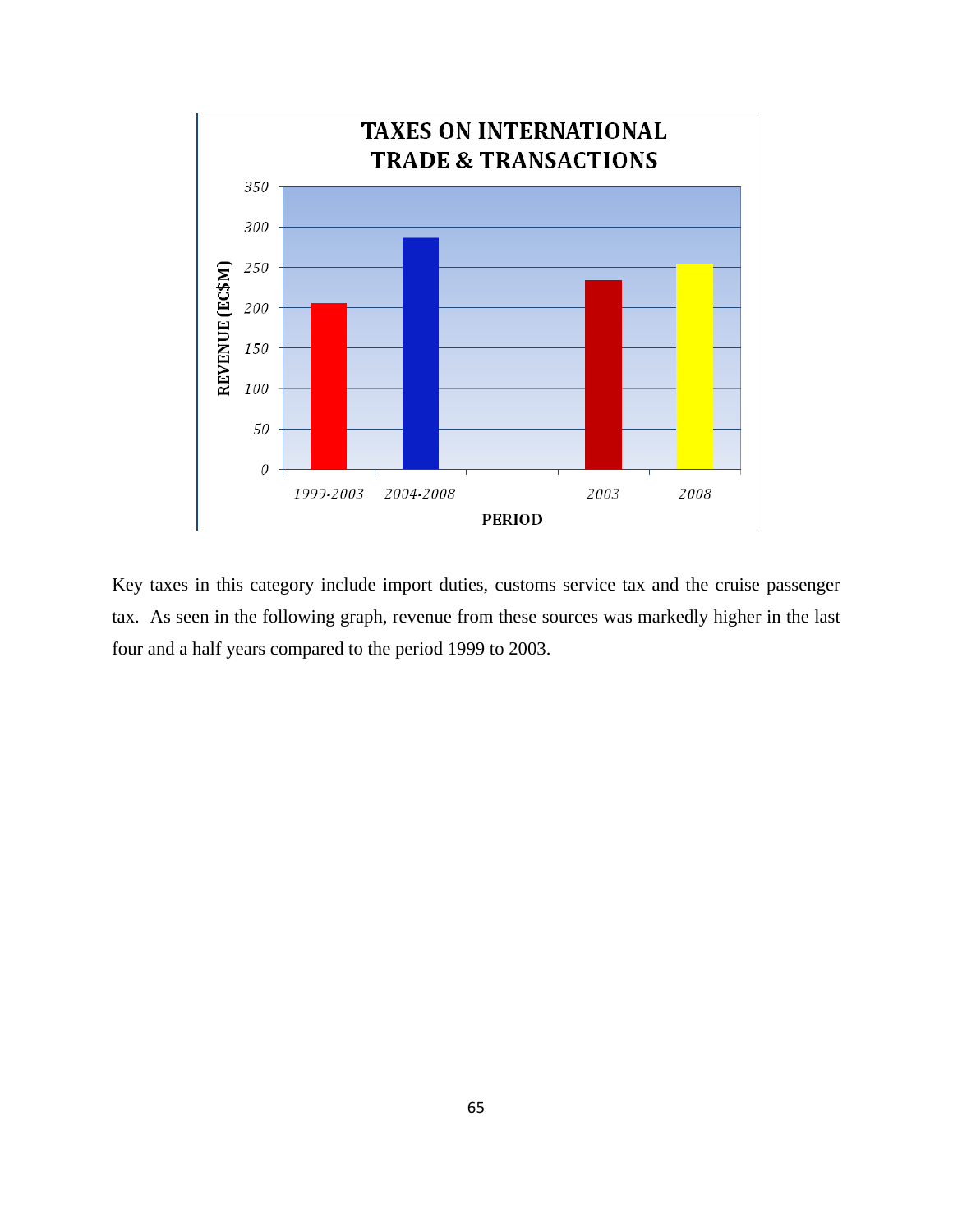**TAXES ON INTERNATIONAL TRADE & TRANSACTIONS**

Key taxes in this category include import duties, customs service tax and the cruise passenger tax. As seen in the following graph, revenue from these sources was markedly higher in the last four and a half years compared to the period 1999 to 2003.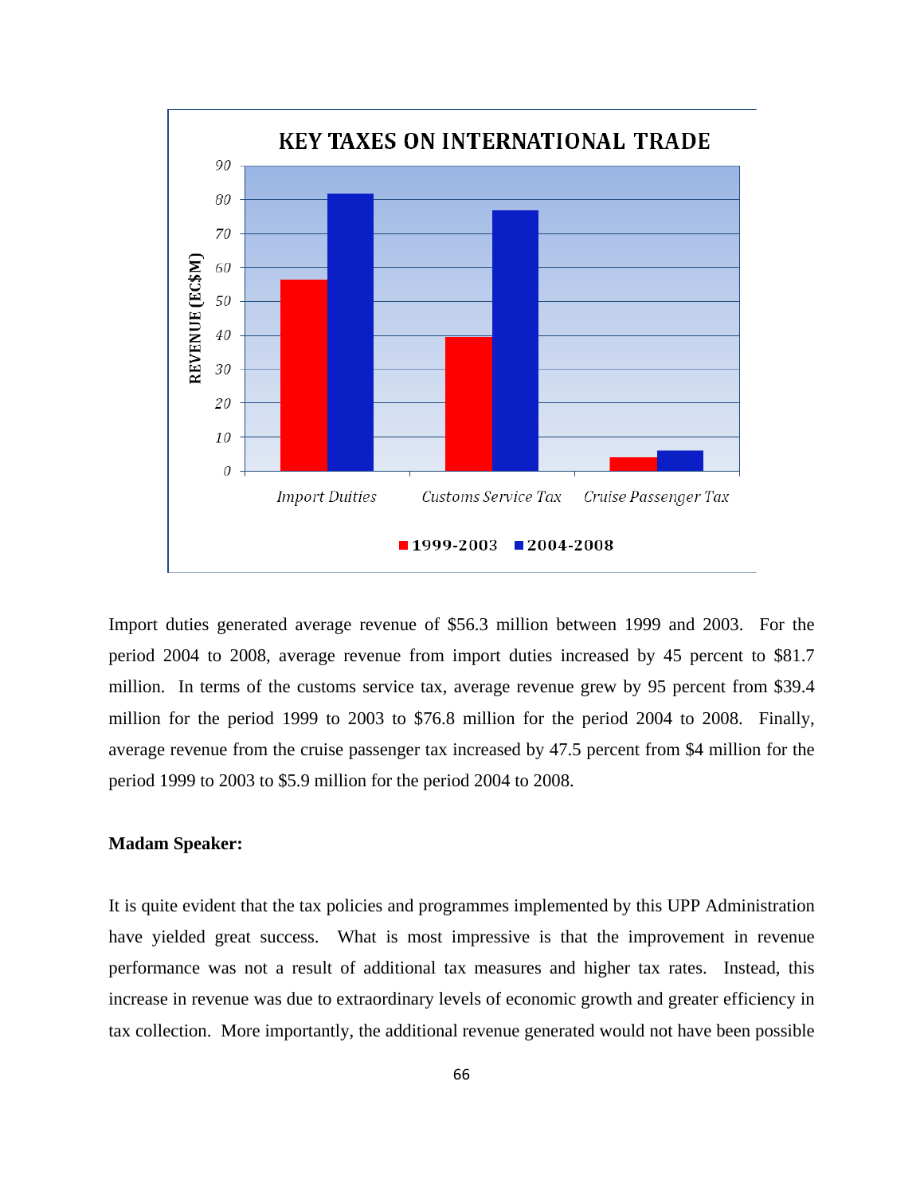Import duties generated average revenue of $56.3 million between 1999 and 2003. For the period 2004 to 2008, average revenue from import duties increased by 45 percent to $81.7 million. In terms of the customs service tax, average revenue grew by 95 percent from $39.4 million for the period 1999 to 2003 to $76.8 million for the period 2004 to 2008. Finally, average revenue from the cruise passenger tax increased by 47.5 percent from $4 million for the period 1999 to 2003 to $5.9 million for the period 2004 to 2008.

**Madam Speaker:**

It is quite evident that the tax policies and programmes implemented by this UPP Administration have yielded great success. What is most impressive is that the improvement in revenue performance was not a result of additional tax measures and higher tax rates. Instead, this increase in revenue was due to extraordinary levels of economic growth and greater efficiency in tax collection. More importantly, the additional revenue generated would not have been possible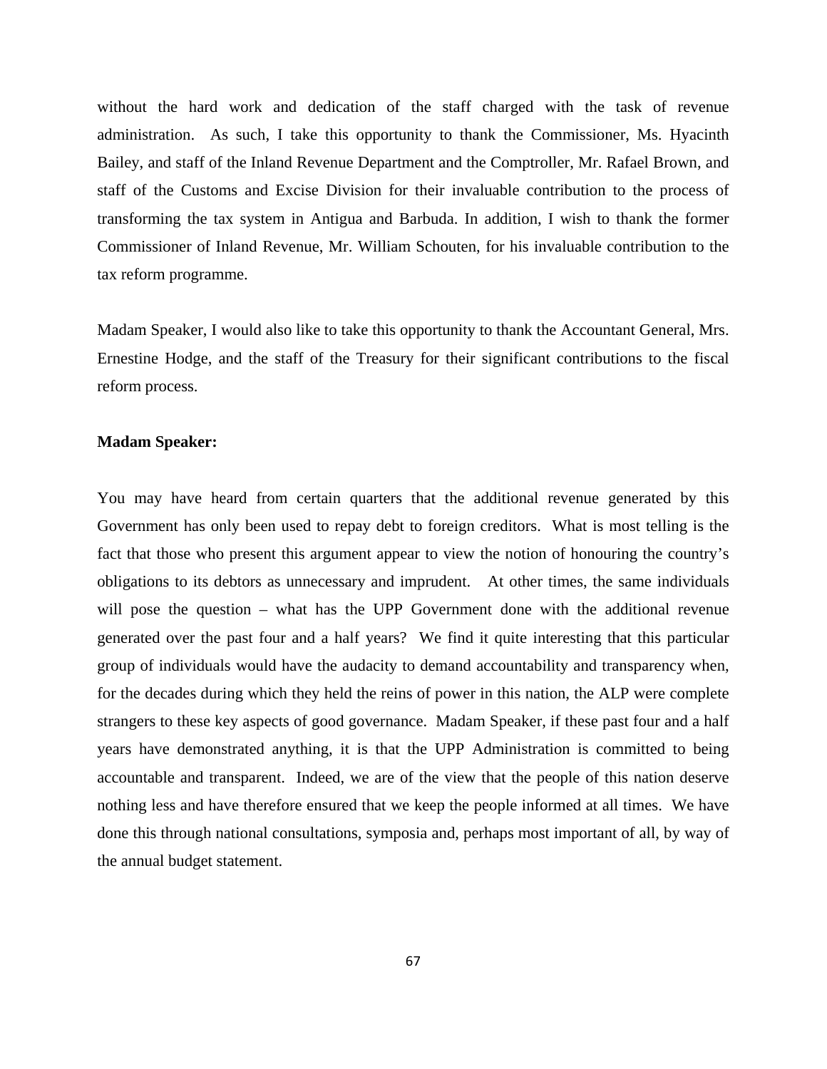without the hard work and dedication of the staff charged with the task of revenue administration. As such, I take this opportunity to thank the Commissioner, Ms. Hyacinth Bailey, and staff of the Inland Revenue Department and the Comptroller, Mr. Rafael Brown, and staff of the Customs and Excise Division for their invaluable contribution to the process of transforming the tax system in Antigua and Barbuda. In addition, I wish to thank the former Commissioner of Inland Revenue, Mr. William Schouten, for his invaluable contribution to the tax reform programme.

Madam Speaker, I would also like to take this opportunity to thank the Accountant General, Mrs. Ernestine Hodge, and the staff of the Treasury for their significant contributions to the fiscal reform process.

**Madam Speaker:**

You may have heard from certain quarters that the additional revenue generated by this Government has only been used to repay debt to foreign creditors. What is most telling is the fact that those who present this argument appear to view the notion of honouring the country's obligations to its debtors as unnecessary and imprudent. At other times, the same individuals will pose the question – what has the UPP Government done with the additional revenue generated over the past four and a half years? We find it quite interesting that this particular group of individuals would have the audacity to demand accountability and transparency when, for the decades during which they held the reins of power in this nation, the ALP were complete strangers to these key aspects of good governance. Madam Speaker, if these past four and a half years have demonstrated anything, it is that the UPP Administration is committed to being accountable and transparent. Indeed, we are of the view that the people of this nation deserve nothing less and have therefore ensured that we keep the people informed at all times. We have done this through national consultations, symposia and, perhaps most important of all, by way of the annual budget statement.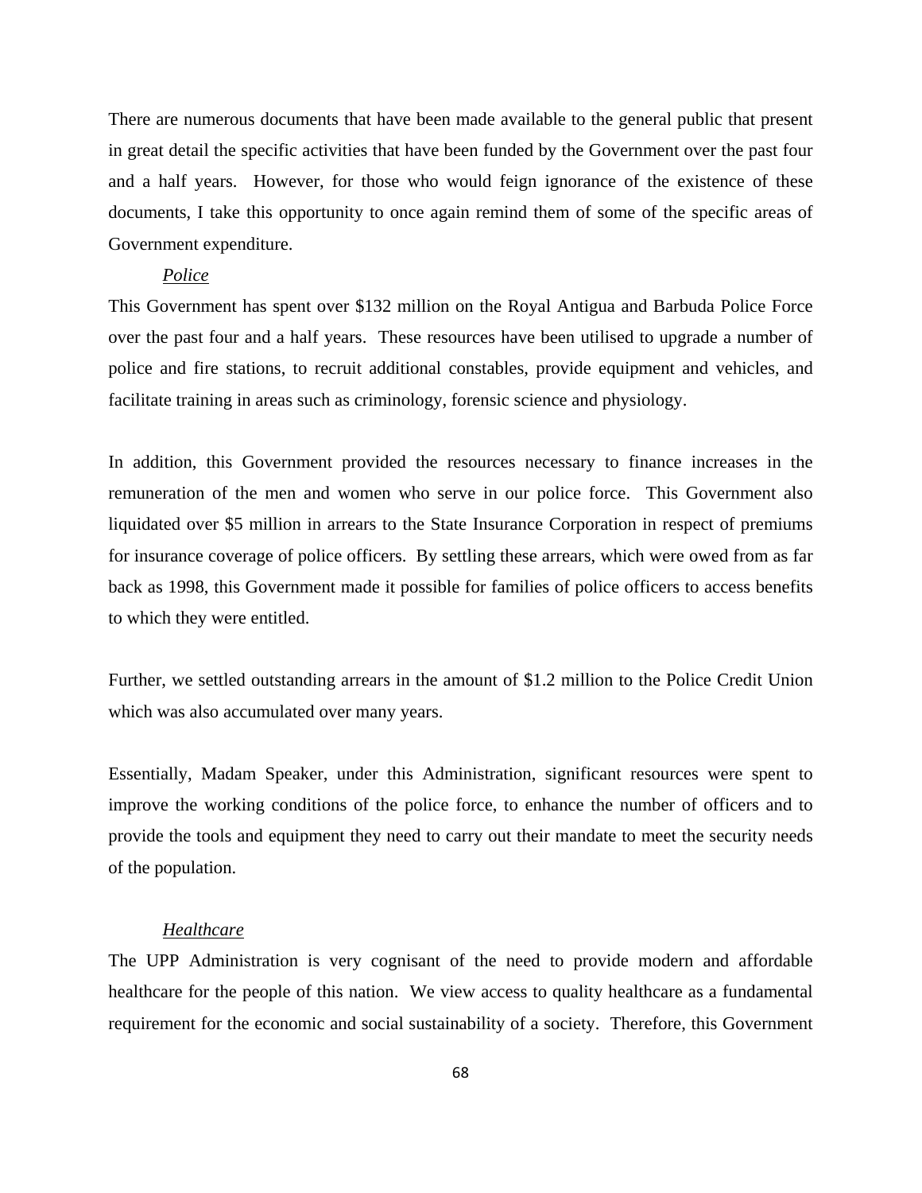There are numerous documents that have been made available to the general public that present in great detail the specific activities that have been funded by the Government over the past four and a half years. However, for those who would feign ignorance of the existence of these documents, I take this opportunity to once again remind them of some of the specific areas of Government expenditure.

*Police*

This Government has spent over $132 million on the Royal Antigua and Barbuda Police Force over the past four and a half years. These resources have been utilised to upgrade a number of police and fire stations, to recruit additional constables, provide equipment and vehicles, and facilitate training in areas such as criminology, forensic science and physiology.

In addition, this Government provided the resources necessary to finance increases in the remuneration of the men and women who serve in our police force. This Government also liquidated over $5 million in arrears to the State Insurance Corporation in respect of premiums for insurance coverage of police officers. By settling these arrears, which were owed from as far back as 1998, this Government made it possible for families of police officers to access benefits to which they were entitled.

Further, we settled outstanding arrears in the amount of $1.2 million to the Police Credit Union which was also accumulated over many years.

Essentially, Madam Speaker, under this Administration, significant resources were spent to improve the working conditions of the police force, to enhance the number of officers and to provide the tools and equipment they need to carry out their mandate to meet the security needs of the population.

*Healthcare*

The UPP Administration is very cognisant of the need to provide modern and affordable healthcare for the people of this nation. We view access to quality healthcare as a fundamental requirement for the economic and social sustainability of a society. Therefore, this Government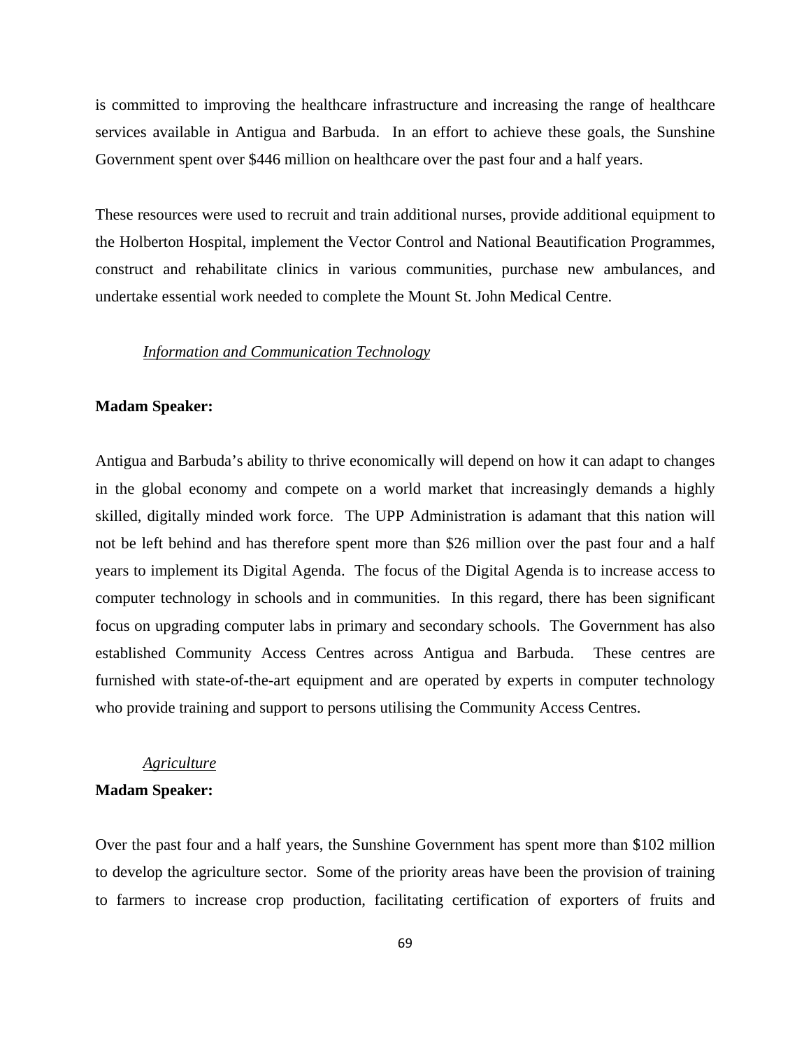is committed to improving the healthcare infrastructure and increasing the range of healthcare services available in Antigua and Barbuda. In an effort to achieve these goals, the Sunshine Government spent over $446 million on healthcare over the past four and a half years.

These resources were used to recruit and train additional nurses, provide additional equipment to the Holberton Hospital, implement the Vector Control and National Beautification Programmes, construct and rehabilitate clinics in various communities, purchase new ambulances, and undertake essential work needed to complete the Mount St. John Medical Centre.

*Information and Communication Technology*

**Madam Speaker:**

Antigua and Barbuda's ability to thrive economically will depend on how it can adapt to changes in the global economy and compete on a world market that increasingly demands a highly skilled, digitally minded work force. The UPP Administration is adamant that this nation will not be left behind and has therefore spent more than $26 million over the past four and a half years to implement its Digital Agenda. The focus of the Digital Agenda is to increase access to computer technology in schools and in communities. In this regard, there has been significant focus on upgrading computer labs in primary and secondary schools. The Government has also established Community Access Centres across Antigua and Barbuda. These centres are furnished with state-of-the-art equipment and are operated by experts in computer technology who provide training and support to persons utilising the Community Access Centres.

*Agriculture*

**Madam Speaker:**

Over the past four and a half years, the Sunshine Government has spent more than $102 million to develop the agriculture sector. Some of the priority areas have been the provision of training to farmers to increase crop production, facilitating certification of exporters of fruits and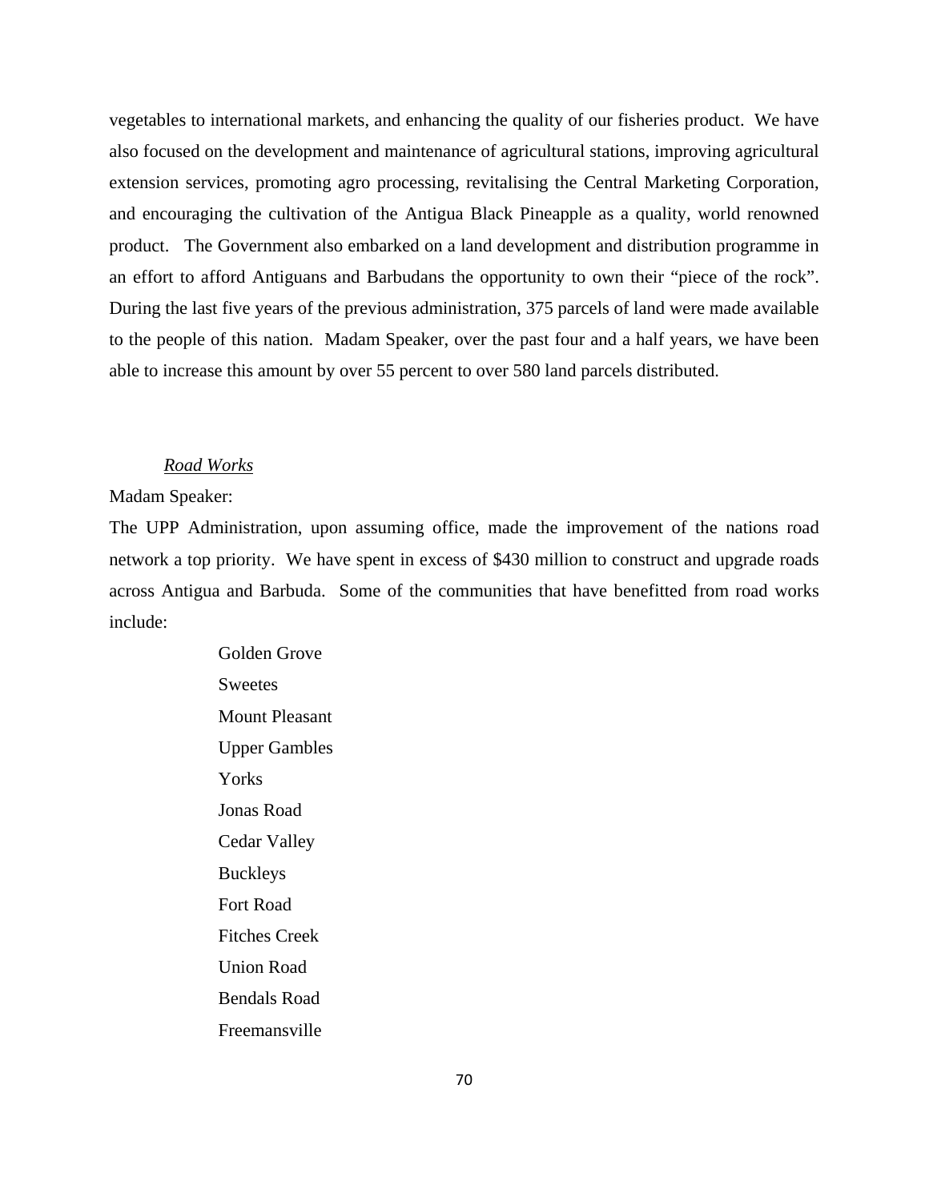vegetables to international markets, and enhancing the quality of our fisheries product. We have also focused on the development and maintenance of agricultural stations, improving agricultural extension services, promoting agro processing, revitalising the Central Marketing Corporation, and encouraging the cultivation of the Antigua Black Pineapple as a quality, world renowned product. The Government also embarked on a land development and distribution programme in an effort to afford Antiguans and Barbudans the opportunity to own their "piece of the rock". During the last five years of the previous administration, 375 parcels of land were made available to the people of this nation. Madam Speaker, over the past four and a half years, we have been able to increase this amount by over 55 percent to over 580 land parcels distributed.

*Road Works*

Madam Speaker:

The UPP Administration, upon assuming office, made the improvement of the nations road network a top priority. We have spent in excess of $430 million to construct and upgrade roads across Antigua and Barbuda. Some of the communities that have benefitted from road works include:

- Golden Grove
- Sweetes
- Mount Pleasant
- Upper Gambles
- Yorks
- Jonas Road
- Cedar Valley
- Buckleys
- Fort Road
- Fitches Creek
- Union Road
- Bendals Road
- Freemansville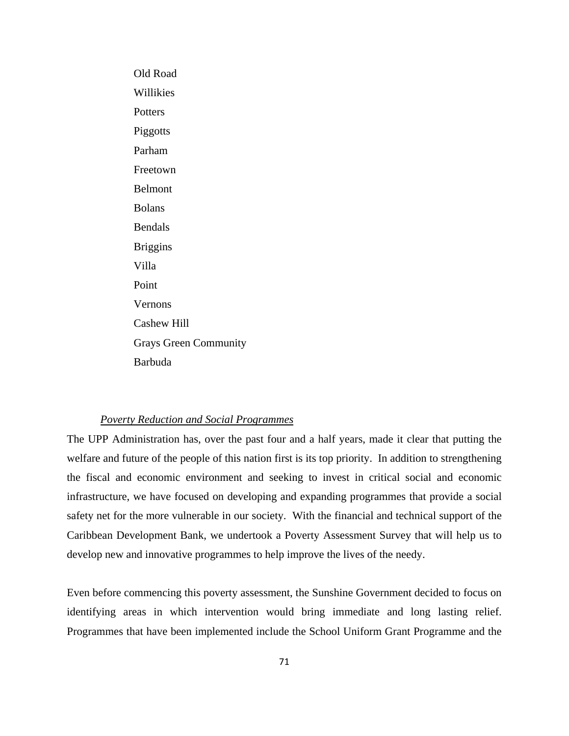Old Road
Willikies
Potters
Piggotts
Parham
Freetown
Belmont
Bolans
Bendals
Briggins
Villa
Point
Vernons
Cashew Hill
Grays Green Community
Barbuda

*Poverty Reduction and Social Programmes*

The UPP Administration has, over the past four and a half years, made it clear that putting the welfare and future of the people of this nation first is its top priority. In addition to strengthening the fiscal and economic environment and seeking to invest in critical social and economic infrastructure, we have focused on developing and expanding programmes that provide a social safety net for the more vulnerable in our society. With the financial and technical support of the Caribbean Development Bank, we undertook a Poverty Assessment Survey that will help us to develop new and innovative programmes to help improve the lives of the needy.

Even before commencing this poverty assessment, the Sunshine Government decided to focus on identifying areas in which intervention would bring immediate and long lasting relief. Programmes that have been implemented include the School Uniform Grant Programme and the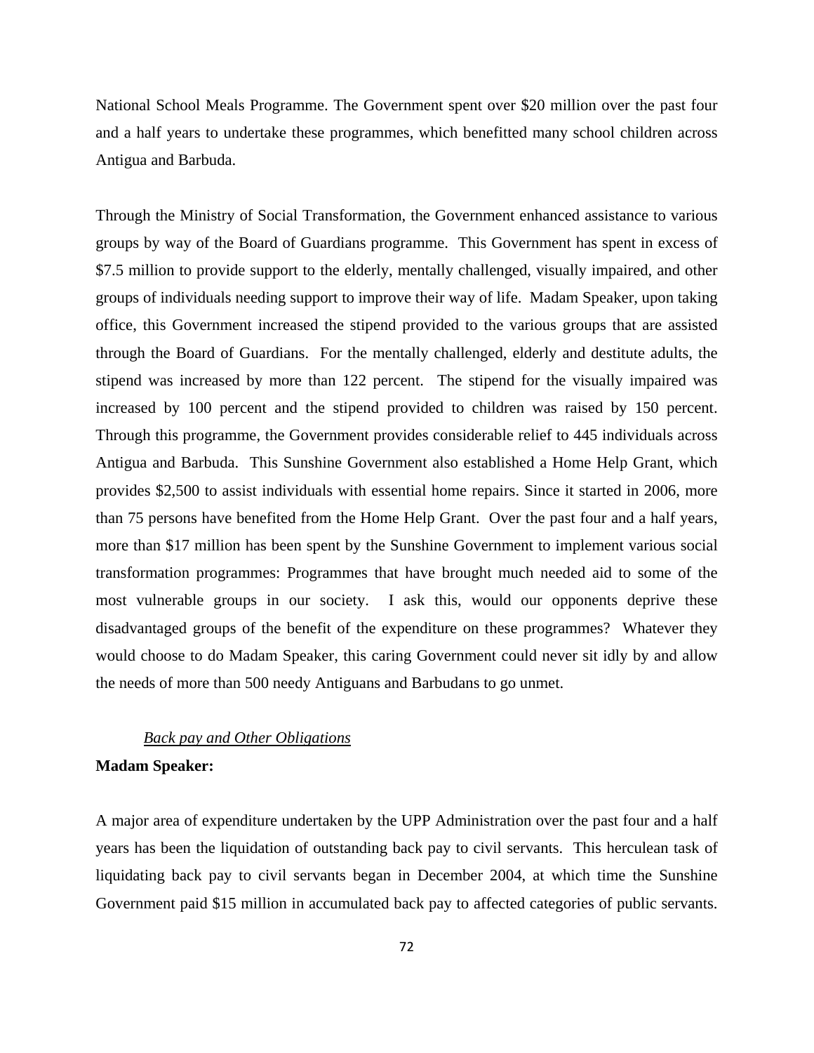National School Meals Programme. The Government spent over $20 million over the past four and a half years to undertake these programmes, which benefitted many school children across Antigua and Barbuda.

Through the Ministry of Social Transformation, the Government enhanced assistance to various groups by way of the Board of Guardians programme. This Government has spent in excess of $7.5 million to provide support to the elderly, mentally challenged, visually impaired, and other groups of individuals needing support to improve their way of life. Madam Speaker, upon taking office, this Government increased the stipend provided to the various groups that are assisted through the Board of Guardians. For the mentally challenged, elderly and destitute adults, the stipend was increased by more than 122 percent. The stipend for the visually impaired was increased by 100 percent and the stipend provided to children was raised by 150 percent. Through this programme, the Government provides considerable relief to 445 individuals across Antigua and Barbuda. This Sunshine Government also established a Home Help Grant, which provides $2,500 to assist individuals with essential home repairs. Since it started in 2006, more than 75 persons have benefited from the Home Help Grant. Over the past four and a half years, more than $17 million has been spent by the Sunshine Government to implement various social transformation programmes: Programmes that have brought much needed aid to some of the most vulnerable groups in our society. I ask this, would our opponents deprive these disadvantaged groups of the benefit of the expenditure on these programmes? Whatever they would choose to do Madam Speaker, this caring Government could never sit idly by and allow the needs of more than 500 needy Antiguans and Barbudans to go unmet.

*Back pay and Other Obligations*

**Madam Speaker:**

A major area of expenditure undertaken by the UPP Administration over the past four and a half years has been the liquidation of outstanding back pay to civil servants. This herculean task of liquidating back pay to civil servants began in December 2004, at which time the Sunshine Government paid $15 million in accumulated back pay to affected categories of public servants.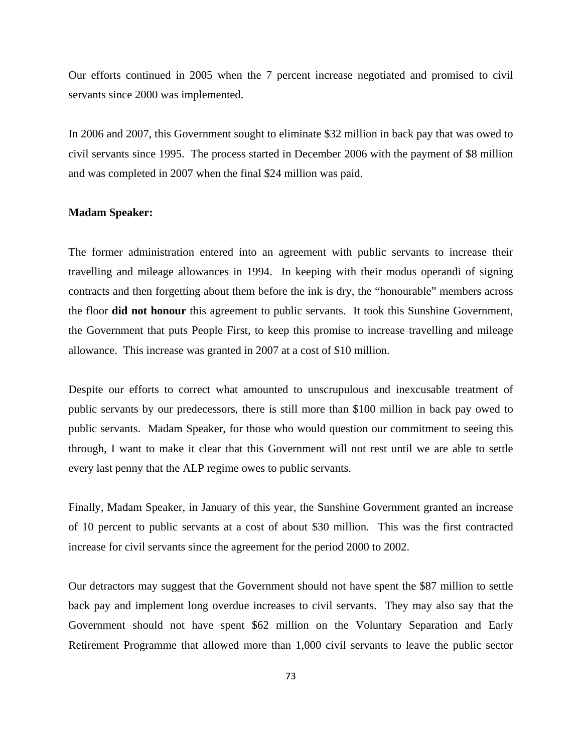Our efforts continued in 2005 when the 7 percent increase negotiated and promised to civil servants since 2000 was implemented.

In 2006 and 2007, this Government sought to eliminate $32 million in back pay that was owed to civil servants since 1995. The process started in December 2006 with the payment of $8 million and was completed in 2007 when the final $24 million was paid.

**Madam Speaker:**

The former administration entered into an agreement with public servants to increase their travelling and mileage allowances in 1994. In keeping with their modus operandi of signing contracts and then forgetting about them before the ink is dry, the "honourable" members across the floor **did not honour** this agreement to public servants. It took this Sunshine Government, the Government that puts People First, to keep this promise to increase travelling and mileage allowance. This increase was granted in 2007 at a cost of $10 million.

Despite our efforts to correct what amounted to unscrupulous and inexcusable treatment of public servants by our predecessors, there is still more than $100 million in back pay owed to public servants. Madam Speaker, for those who would question our commitment to seeing this through, I want to make it clear that this Government will not rest until we are able to settle every last penny that the ALP regime owes to public servants.

Finally, Madam Speaker, in January of this year, the Sunshine Government granted an increase of 10 percent to public servants at a cost of about $30 million. This was the first contracted increase for civil servants since the agreement for the period 2000 to 2002.

Our detractors may suggest that the Government should not have spent the $87 million to settle back pay and implement long overdue increases to civil servants. They may also say that the Government should not have spent $62 million on the Voluntary Separation and Early Retirement Programme that allowed more than 1,000 civil servants to leave the public sector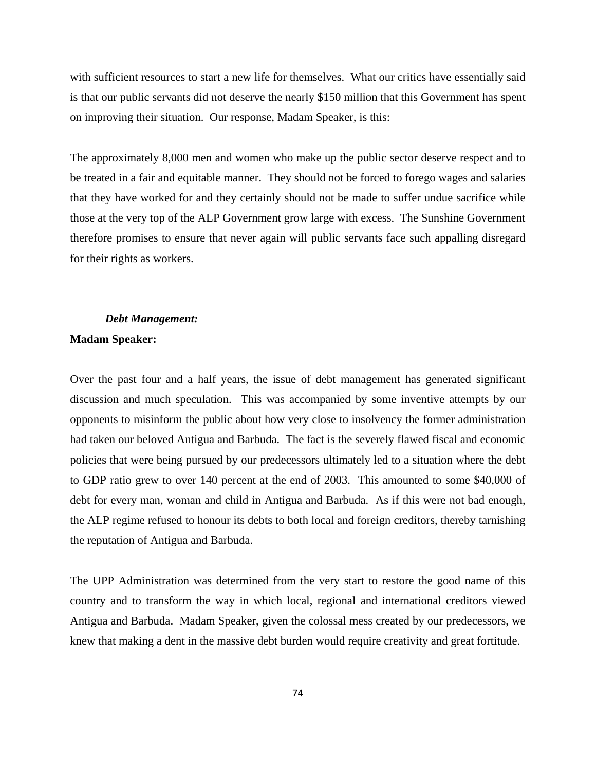with sufficient resources to start a new life for themselves. What our critics have essentially said is that our public servants did not deserve the nearly $150 million that this Government has spent on improving their situation. Our response, Madam Speaker, is this:

The approximately 8,000 men and women who make up the public sector deserve respect and to be treated in a fair and equitable manner. They should not be forced to forego wages and salaries that they have worked for and they certainly should not be made to suffer undue sacrifice while those at the very top of the ALP Government grow large with excess. The Sunshine Government therefore promises to ensure that never again will public servants face such appalling disregard for their rights as workers.

***Debt Management:***

**Madam Speaker:**

Over the past four and a half years, the issue of debt management has generated significant discussion and much speculation. This was accompanied by some inventive attempts by our opponents to misinform the public about how very close to insolvency the former administration had taken our beloved Antigua and Barbuda. The fact is the severely flawed fiscal and economic policies that were being pursued by our predecessors ultimately led to a situation where the debt to GDP ratio grew to over 140 percent at the end of 2003. This amounted to some $40,000 of debt for every man, woman and child in Antigua and Barbuda. As if this were not bad enough, the ALP regime refused to honour its debts to both local and foreign creditors, thereby tarnishing the reputation of Antigua and Barbuda.

The UPP Administration was determined from the very start to restore the good name of this country and to transform the way in which local, regional and international creditors viewed Antigua and Barbuda. Madam Speaker, given the colossal mess created by our predecessors, we knew that making a dent in the massive debt burden would require creativity and great fortitude.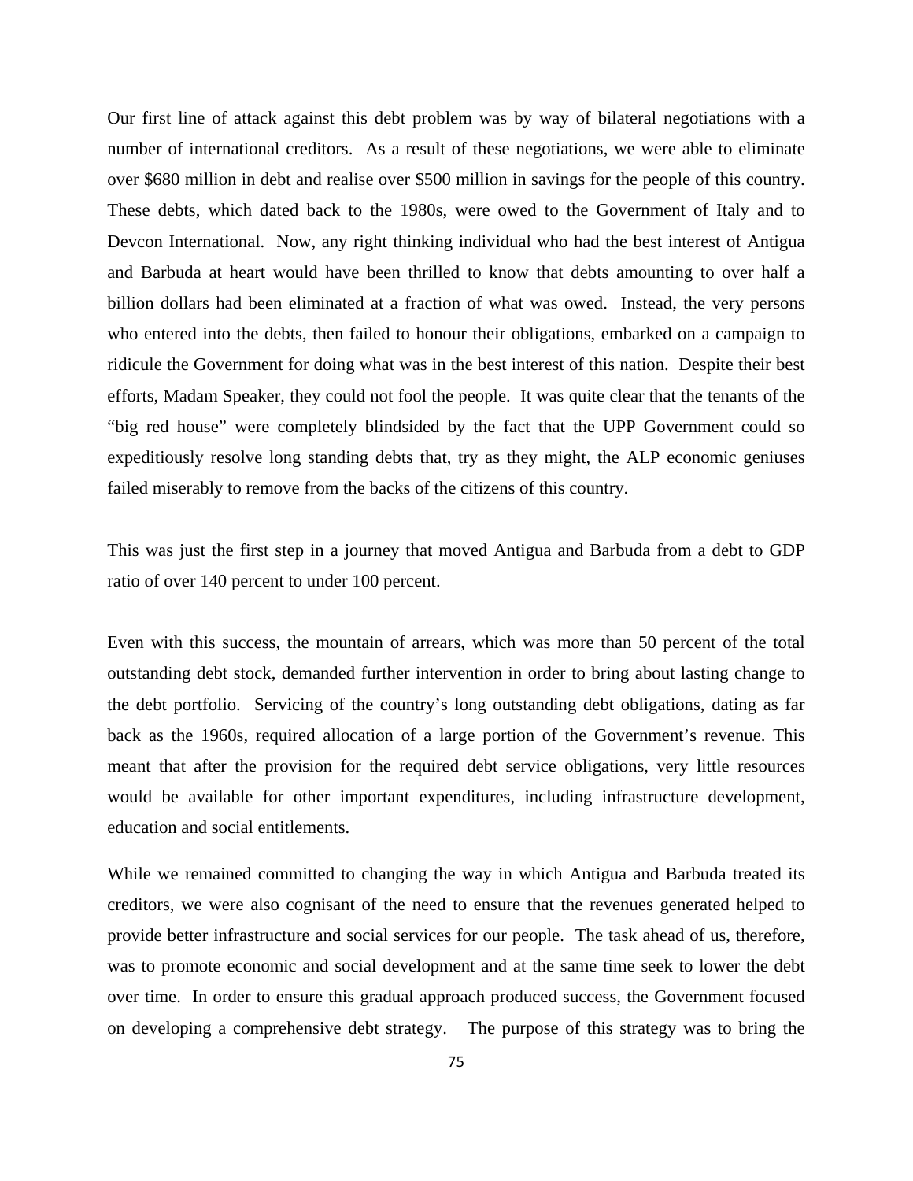Our first line of attack against this debt problem was by way of bilateral negotiations with a number of international creditors. As a result of these negotiations, we were able to eliminate over $680 million in debt and realise over $500 million in savings for the people of this country. These debts, which dated back to the 1980s, were owed to the Government of Italy and to Devcon International. Now, any right thinking individual who had the best interest of Antigua and Barbuda at heart would have been thrilled to know that debts amounting to over half a billion dollars had been eliminated at a fraction of what was owed. Instead, the very persons who entered into the debts, then failed to honour their obligations, embarked on a campaign to ridicule the Government for doing what was in the best interest of this nation. Despite their best efforts, Madam Speaker, they could not fool the people. It was quite clear that the tenants of the "big red house" were completely blindsided by the fact that the UPP Government could so expeditiously resolve long standing debts that, try as they might, the ALP economic geniuses failed miserably to remove from the backs of the citizens of this country.

This was just the first step in a journey that moved Antigua and Barbuda from a debt to GDP ratio of over 140 percent to under 100 percent.

Even with this success, the mountain of arrears, which was more than 50 percent of the total outstanding debt stock, demanded further intervention in order to bring about lasting change to the debt portfolio. Servicing of the country's long outstanding debt obligations, dating as far back as the 1960s, required allocation of a large portion of the Government's revenue. This meant that after the provision for the required debt service obligations, very little resources would be available for other important expenditures, including infrastructure development, education and social entitlements.

While we remained committed to changing the way in which Antigua and Barbuda treated its creditors, we were also cognisant of the need to ensure that the revenues generated helped to provide better infrastructure and social services for our people. The task ahead of us, therefore, was to promote economic and social development and at the same time seek to lower the debt over time. In order to ensure this gradual approach produced success, the Government focused on developing a comprehensive debt strategy. The purpose of this strategy was to bring the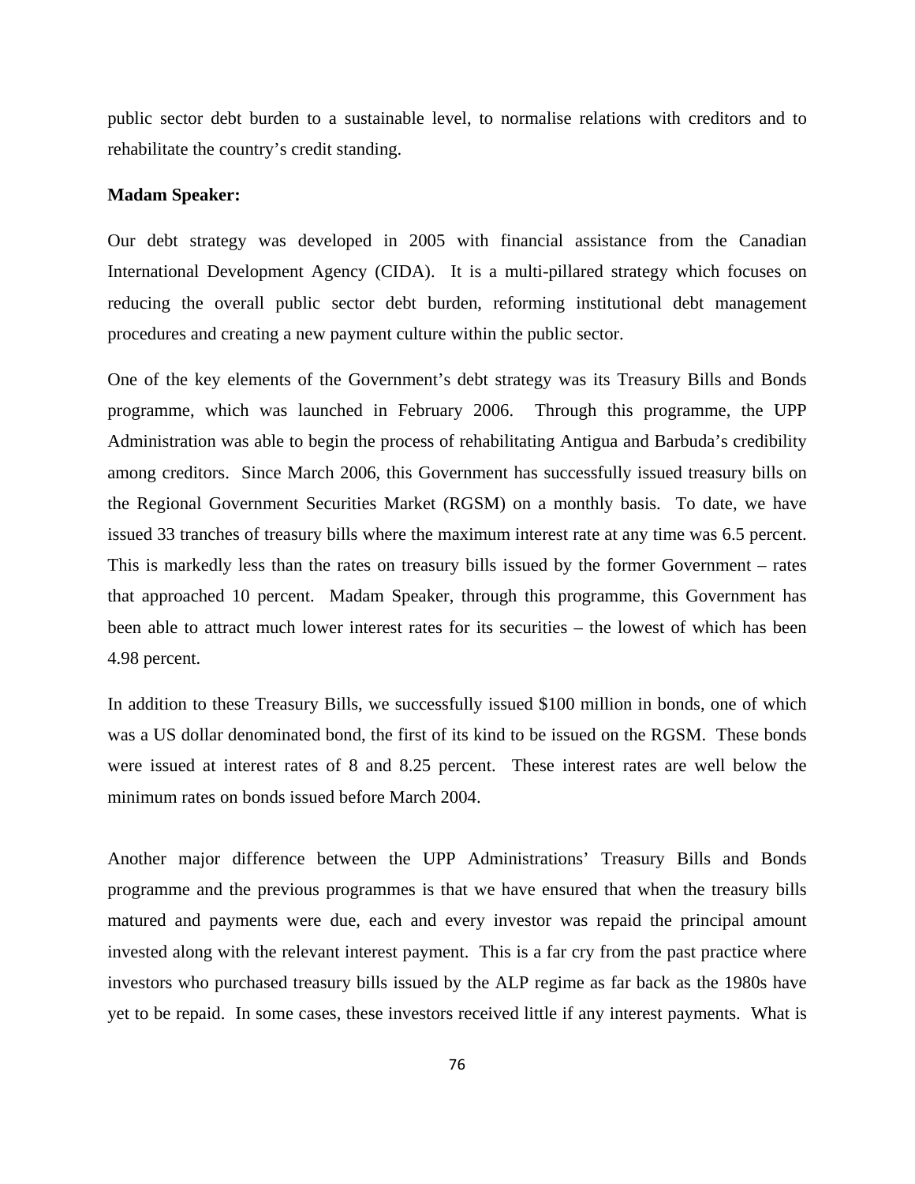public sector debt burden to a sustainable level, to normalise relations with creditors and to rehabilitate the country's credit standing.

**Madam Speaker:**

Our debt strategy was developed in 2005 with financial assistance from the Canadian International Development Agency (CIDA). It is a multi-pillared strategy which focuses on reducing the overall public sector debt burden, reforming institutional debt management procedures and creating a new payment culture within the public sector.

One of the key elements of the Government's debt strategy was its Treasury Bills and Bonds programme, which was launched in February 2006. Through this programme, the UPP Administration was able to begin the process of rehabilitating Antigua and Barbuda's credibility among creditors. Since March 2006, this Government has successfully issued treasury bills on the Regional Government Securities Market (RGSM) on a monthly basis. To date, we have issued 33 tranches of treasury bills where the maximum interest rate at any time was 6.5 percent. This is markedly less than the rates on treasury bills issued by the former Government – rates that approached 10 percent. Madam Speaker, through this programme, this Government has been able to attract much lower interest rates for its securities – the lowest of which has been 4.98 percent.

In addition to these Treasury Bills, we successfully issued $100 million in bonds, one of which was a US dollar denominated bond, the first of its kind to be issued on the RGSM. These bonds were issued at interest rates of 8 and 8.25 percent. These interest rates are well below the minimum rates on bonds issued before March 2004.

Another major difference between the UPP Administrations' Treasury Bills and Bonds programme and the previous programmes is that we have ensured that when the treasury bills matured and payments were due, each and every investor was repaid the principal amount invested along with the relevant interest payment. This is a far cry from the past practice where investors who purchased treasury bills issued by the ALP regime as far back as the 1980s have yet to be repaid. In some cases, these investors received little if any interest payments. What is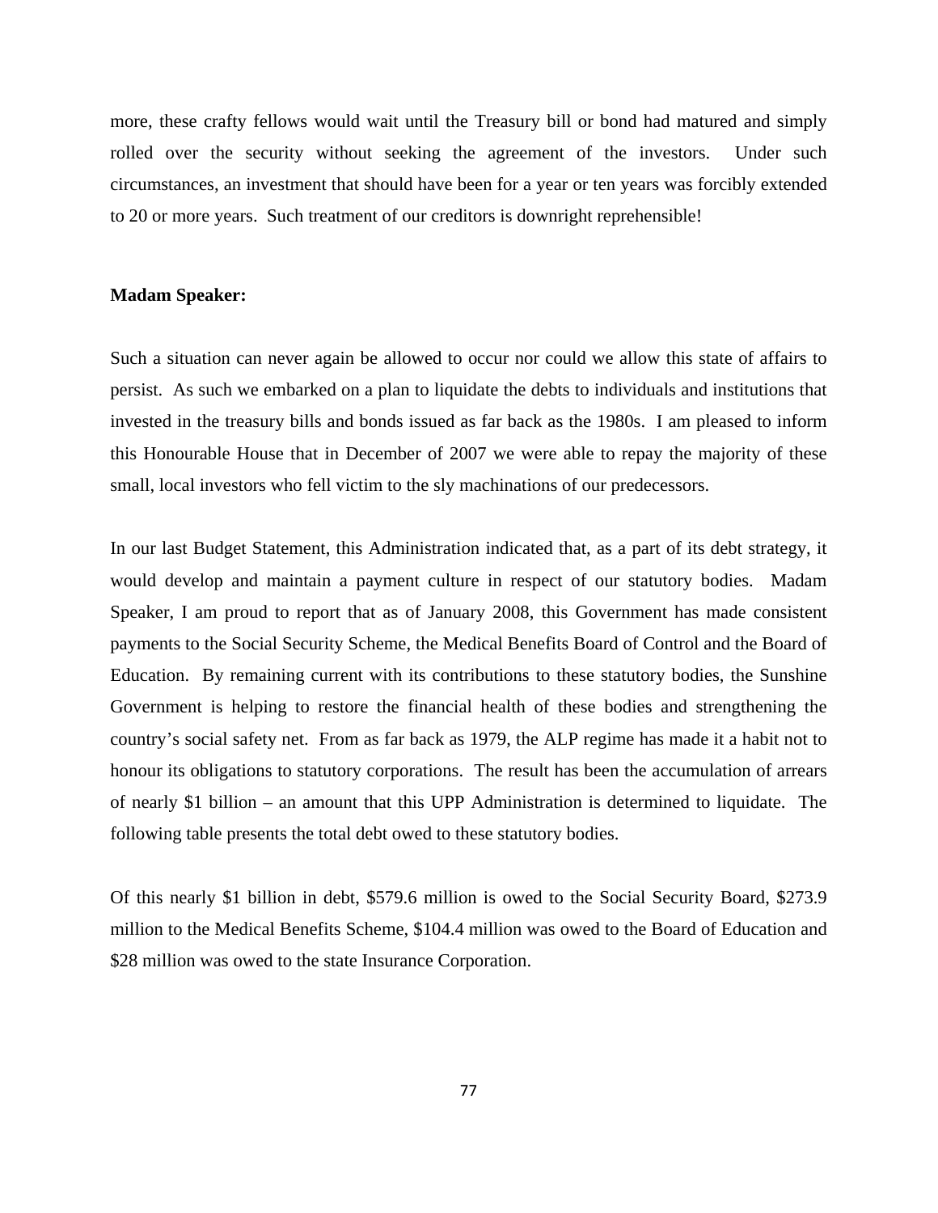more, these crafty fellows would wait until the Treasury bill or bond had matured and simply rolled over the security without seeking the agreement of the investors. Under such circumstances, an investment that should have been for a year or ten years was forcibly extended to 20 or more years. Such treatment of our creditors is downright reprehensible!

**Madam Speaker:**

Such a situation can never again be allowed to occur nor could we allow this state of affairs to persist. As such we embarked on a plan to liquidate the debts to individuals and institutions that invested in the treasury bills and bonds issued as far back as the 1980s. I am pleased to inform this Honourable House that in December of 2007 we were able to repay the majority of these small, local investors who fell victim to the sly machinations of our predecessors.

In our last Budget Statement, this Administration indicated that, as a part of its debt strategy, it would develop and maintain a payment culture in respect of our statutory bodies. Madam Speaker, I am proud to report that as of January 2008, this Government has made consistent payments to the Social Security Scheme, the Medical Benefits Board of Control and the Board of Education. By remaining current with its contributions to these statutory bodies, the Sunshine Government is helping to restore the financial health of these bodies and strengthening the country's social safety net. From as far back as 1979, the ALP regime has made it a habit not to honour its obligations to statutory corporations. The result has been the accumulation of arrears of nearly $1 billion – an amount that this UPP Administration is determined to liquidate. The following table presents the total debt owed to these statutory bodies.

Of this nearly $1 billion in debt, $579.6 million is owed to the Social Security Board, $273.9 million to the Medical Benefits Scheme, $104.4 million was owed to the Board of Education and $28 million was owed to the state Insurance Corporation.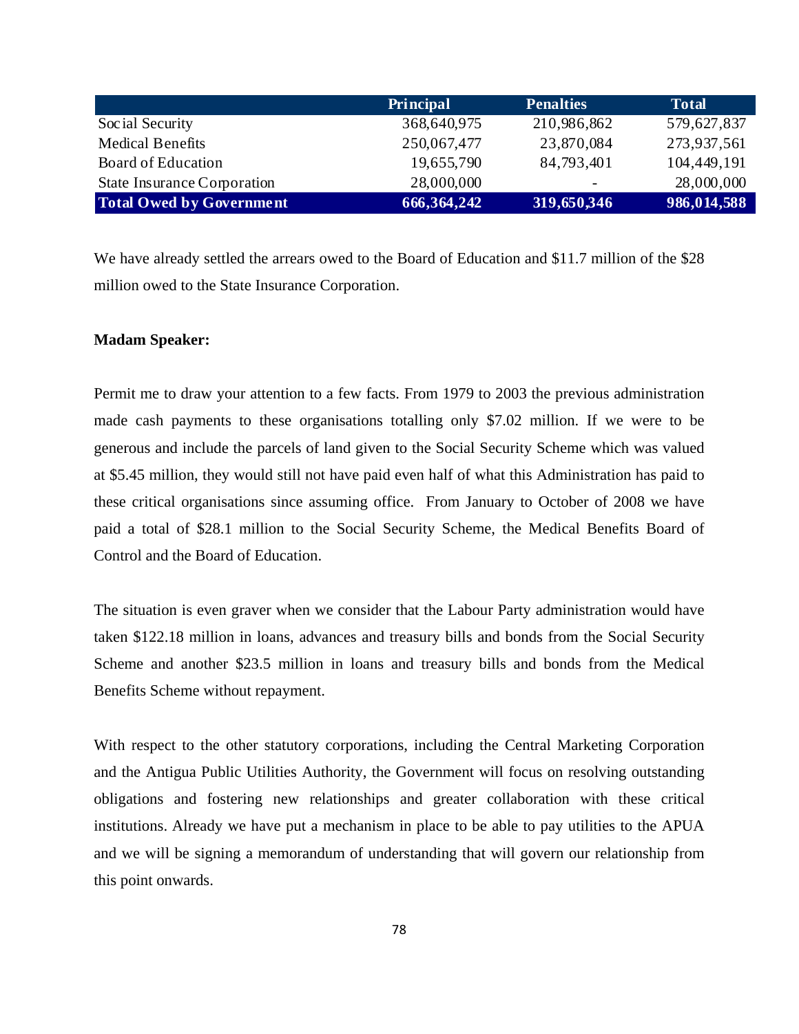| | Principal | Penalties | Total |
|---|---|---|---|
| Social Security | 368,640,975 | 210,986,862 | 579,627,837 |
| Medical Benefits | 250,067,477 | 23,870,084 | 273,937,561 |
| Board of Education | 19,655,790 | 84,793,401 | 104,449,191 |
| State Insurance Corporation | 28,000,000 | - | 28,000,000 |
| **Total Owed by Government** | **666,364,242** | **319,650,346** | **986,014,588** |

We have already settled the arrears owed to the Board of Education and $11.7 million of the $28 million owed to the State Insurance Corporation.

**Madam Speaker:**

Permit me to draw your attention to a few facts. From 1979 to 2003 the previous administration made cash payments to these organisations totalling only $7.02 million. If we were to be generous and include the parcels of land given to the Social Security Scheme which was valued at $5.45 million, they would still not have paid even half of what this Administration has paid to these critical organisations since assuming office. From January to October of 2008 we have paid a total of $28.1 million to the Social Security Scheme, the Medical Benefits Board of Control and the Board of Education.

The situation is even graver when we consider that the Labour Party administration would have taken $122.18 million in loans, advances and treasury bills and bonds from the Social Security Scheme and another $23.5 million in loans and treasury bills and bonds from the Medical Benefits Scheme without repayment.

With respect to the other statutory corporations, including the Central Marketing Corporation and the Antigua Public Utilities Authority, the Government will focus on resolving outstanding obligations and fostering new relationships and greater collaboration with these critical institutions. Already we have put a mechanism in place to be able to pay utilities to the APUA and we will be signing a memorandum of understanding that will govern our relationship from this point onwards.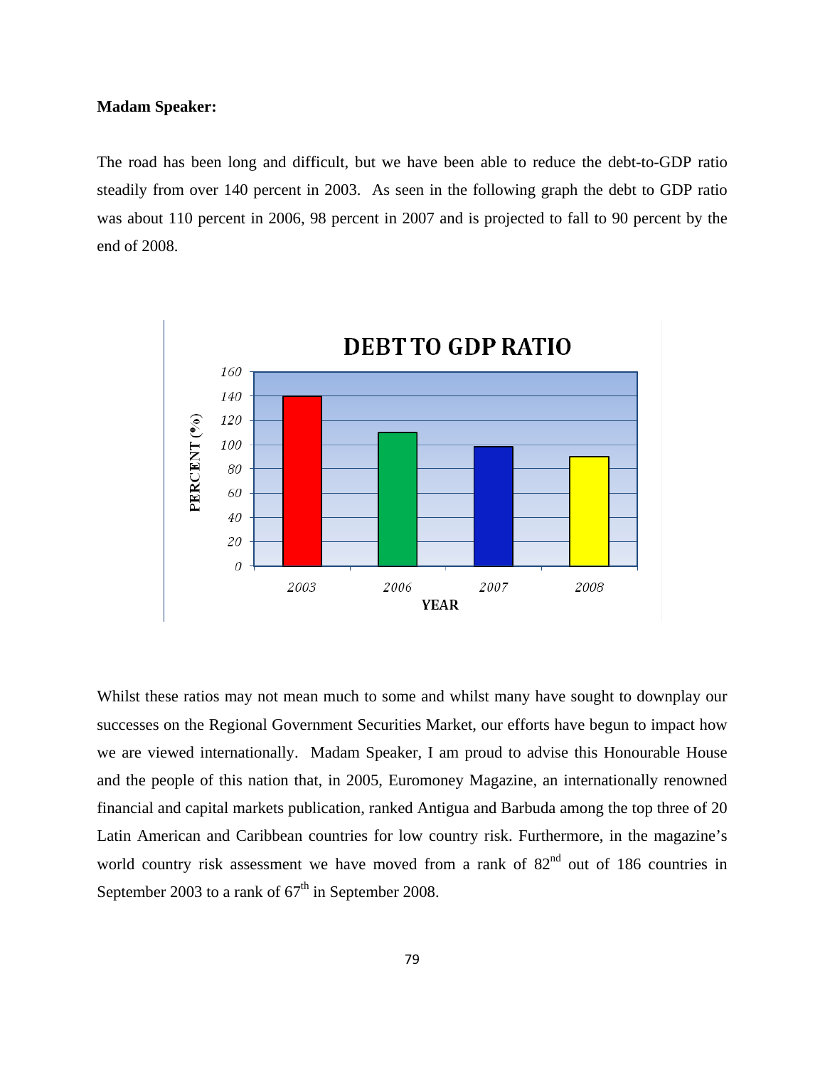**Madam Speaker:**

The road has been long and difficult, but we have been able to reduce the debt-to-GDP ratio steadily from over 140 percent in 2003. As seen in the following graph the debt to GDP ratio was about 110 percent in 2006, 98 percent in 2007 and is projected to fall to 90 percent by the end of 2008.

**DEBT TO GDP RATIO**

| YEAR | PERCENT (%) |
|---|---|
| 2003 | 140 |
| 2006 | 110 |
| 2007 | 98 |
| 2008 | 90 |

Whilst these ratios may not mean much to some and whilst many have sought to downplay our successes on the Regional Government Securities Market, our efforts have begun to impact how we are viewed internationally. Madam Speaker, I am proud to advise this Honourable House and the people of this nation that, in 2005, Euromoney Magazine, an internationally renowned financial and capital markets publication, ranked Antigua and Barbuda among the top three of 20 Latin American and Caribbean countries for low country risk. Furthermore, in the magazine's world country risk assessment we have moved from a rank of 82nd out of 186 countries in September 2003 to a rank of 67th in September 2008.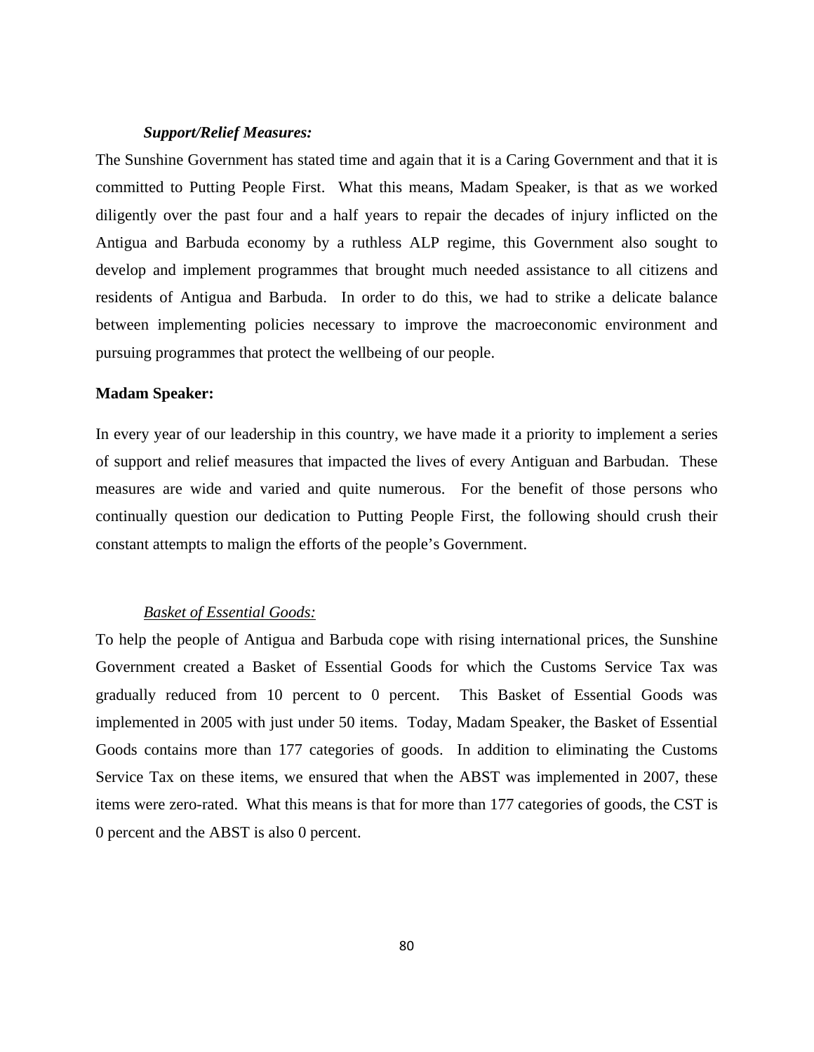***Support/Relief Measures:***

The Sunshine Government has stated time and again that it is a Caring Government and that it is committed to Putting People First. What this means, Madam Speaker, is that as we worked diligently over the past four and a half years to repair the decades of injury inflicted on the Antigua and Barbuda economy by a ruthless ALP regime, this Government also sought to develop and implement programmes that brought much needed assistance to all citizens and residents of Antigua and Barbuda. In order to do this, we had to strike a delicate balance between implementing policies necessary to improve the macroeconomic environment and pursuing programmes that protect the wellbeing of our people.

**Madam Speaker:**

In every year of our leadership in this country, we have made it a priority to implement a series of support and relief measures that impacted the lives of every Antiguan and Barbudan. These measures are wide and varied and quite numerous. For the benefit of those persons who continually question our dedication to Putting People First, the following should crush their constant attempts to malign the efforts of the people's Government.

*Basket of Essential Goods:*

To help the people of Antigua and Barbuda cope with rising international prices, the Sunshine Government created a Basket of Essential Goods for which the Customs Service Tax was gradually reduced from 10 percent to 0 percent. This Basket of Essential Goods was implemented in 2005 with just under 50 items. Today, Madam Speaker, the Basket of Essential Goods contains more than 177 categories of goods. In addition to eliminating the Customs Service Tax on these items, we ensured that when the ABST was implemented in 2007, these items were zero-rated. What this means is that for more than 177 categories of goods, the CST is 0 percent and the ABST is also 0 percent.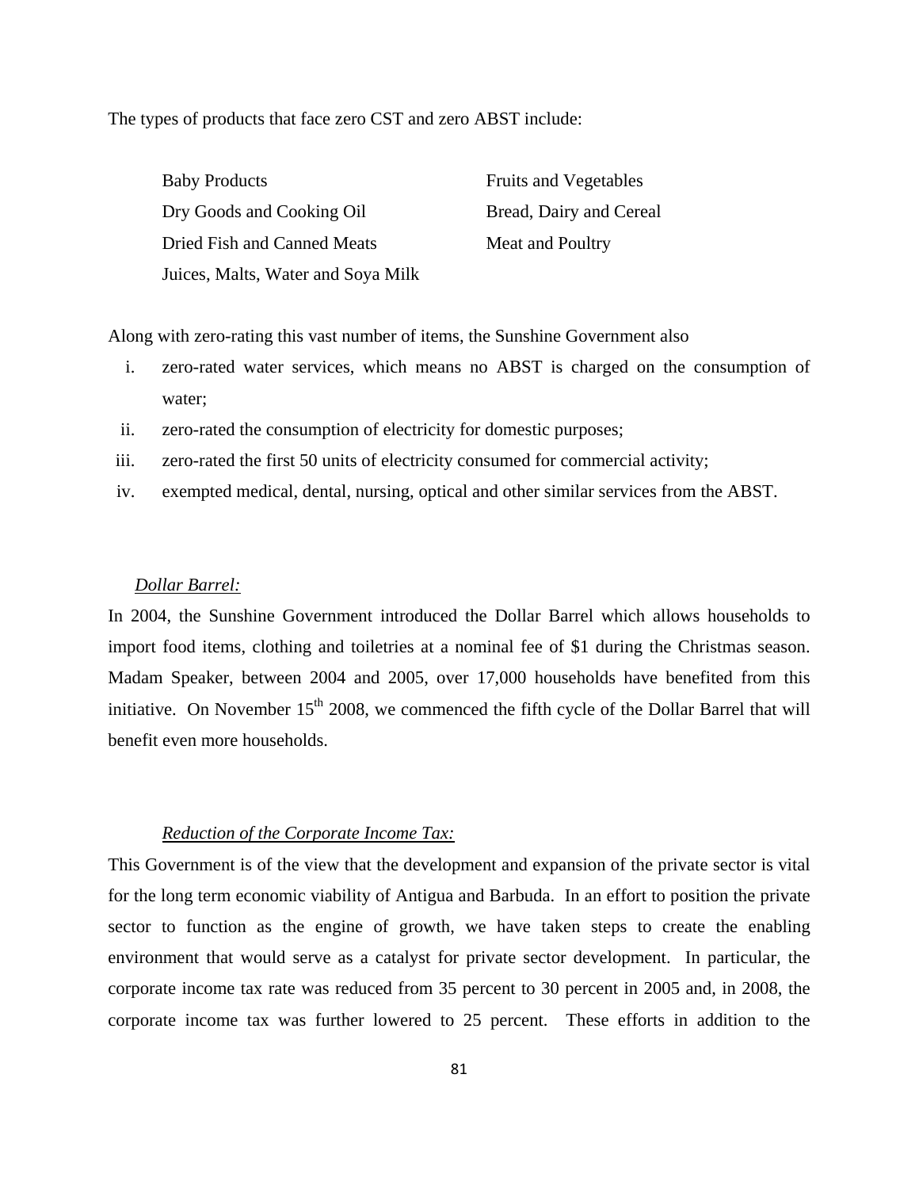The types of products that face zero CST and zero ABST include:

| | |
|---|---|
| Baby Products | Fruits and Vegetables |
| Dry Goods and Cooking Oil | Bread, Dairy and Cereal |
| Dried Fish and Canned Meats | Meat and Poultry |
| Juices, Malts, Water and Soya Milk | |

Along with zero-rating this vast number of items, the Sunshine Government also

i. zero-rated water services, which means no ABST is charged on the consumption of water;
ii. zero-rated the consumption of electricity for domestic purposes;
iii. zero-rated the first 50 units of electricity consumed for commercial activity;
iv. exempted medical, dental, nursing, optical and other similar services from the ABST.

*Dollar Barrel:*

In 2004, the Sunshine Government introduced the Dollar Barrel which allows households to import food items, clothing and toiletries at a nominal fee of $1 during the Christmas season. Madam Speaker, between 2004 and 2005, over 17,000 households have benefited from this initiative. On November 15th 2008, we commenced the fifth cycle of the Dollar Barrel that will benefit even more households.

*Reduction of the Corporate Income Tax:*

This Government is of the view that the development and expansion of the private sector is vital for the long term economic viability of Antigua and Barbuda. In an effort to position the private sector to function as the engine of growth, we have taken steps to create the enabling environment that would serve as a catalyst for private sector development. In particular, the corporate income tax rate was reduced from 35 percent to 30 percent in 2005 and, in 2008, the corporate income tax was further lowered to 25 percent. These efforts in addition to the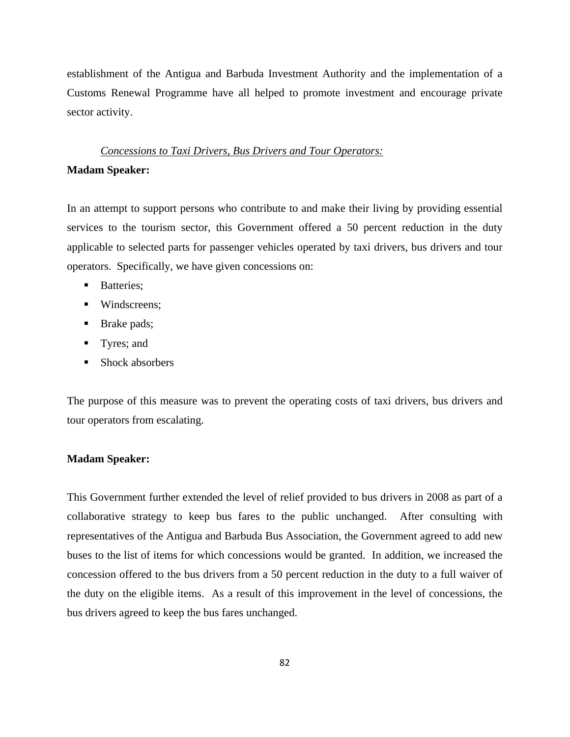establishment of the Antigua and Barbuda Investment Authority and the implementation of a Customs Renewal Programme have all helped to promote investment and encourage private sector activity.

*Concessions to Taxi Drivers, Bus Drivers and Tour Operators:*

**Madam Speaker:**

In an attempt to support persons who contribute to and make their living by providing essential services to the tourism sector, this Government offered a 50 percent reduction in the duty applicable to selected parts for passenger vehicles operated by taxi drivers, bus drivers and tour operators. Specifically, we have given concessions on:

- Batteries;
- Windscreens;
- Brake pads;
- Tyres; and
- Shock absorbers

The purpose of this measure was to prevent the operating costs of taxi drivers, bus drivers and tour operators from escalating.

**Madam Speaker:**

This Government further extended the level of relief provided to bus drivers in 2008 as part of a collaborative strategy to keep bus fares to the public unchanged. After consulting with representatives of the Antigua and Barbuda Bus Association, the Government agreed to add new buses to the list of items for which concessions would be granted. In addition, we increased the concession offered to the bus drivers from a 50 percent reduction in the duty to a full waiver of the duty on the eligible items. As a result of this improvement in the level of concessions, the bus drivers agreed to keep the bus fares unchanged.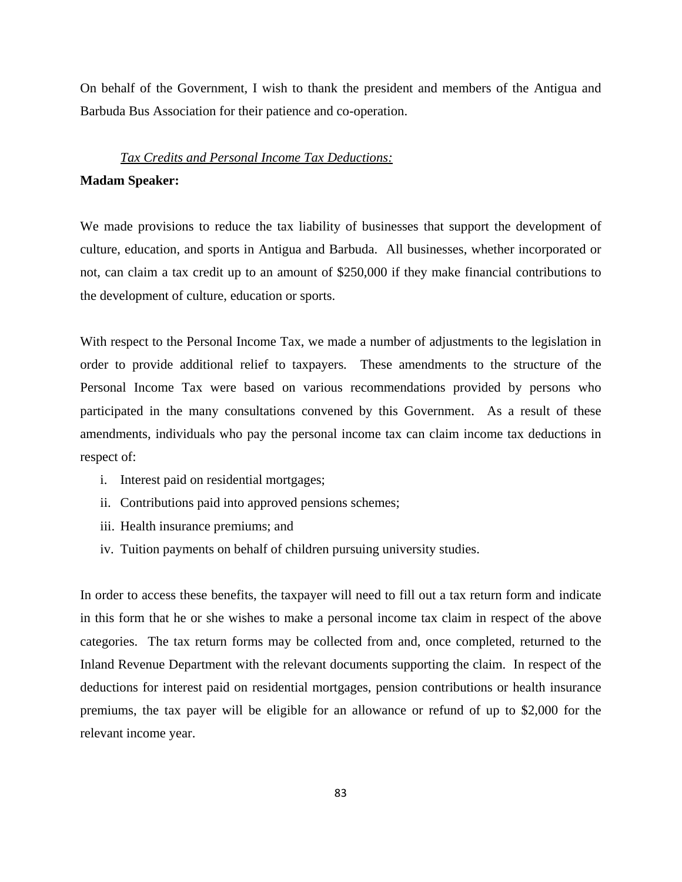On behalf of the Government, I wish to thank the president and members of the Antigua and Barbuda Bus Association for their patience and co-operation.

*Tax Credits and Personal Income Tax Deductions:*

**Madam Speaker:**

We made provisions to reduce the tax liability of businesses that support the development of culture, education, and sports in Antigua and Barbuda. All businesses, whether incorporated or not, can claim a tax credit up to an amount of $250,000 if they make financial contributions to the development of culture, education or sports.

With respect to the Personal Income Tax, we made a number of adjustments to the legislation in order to provide additional relief to taxpayers. These amendments to the structure of the Personal Income Tax were based on various recommendations provided by persons who participated in the many consultations convened by this Government. As a result of these amendments, individuals who pay the personal income tax can claim income tax deductions in respect of:

i. Interest paid on residential mortgages;
ii. Contributions paid into approved pensions schemes;
iii. Health insurance premiums; and
iv. Tuition payments on behalf of children pursuing university studies.

In order to access these benefits, the taxpayer will need to fill out a tax return form and indicate in this form that he or she wishes to make a personal income tax claim in respect of the above categories. The tax return forms may be collected from and, once completed, returned to the Inland Revenue Department with the relevant documents supporting the claim. In respect of the deductions for interest paid on residential mortgages, pension contributions or health insurance premiums, the tax payer will be eligible for an allowance or refund of up to $2,000 for the relevant income year.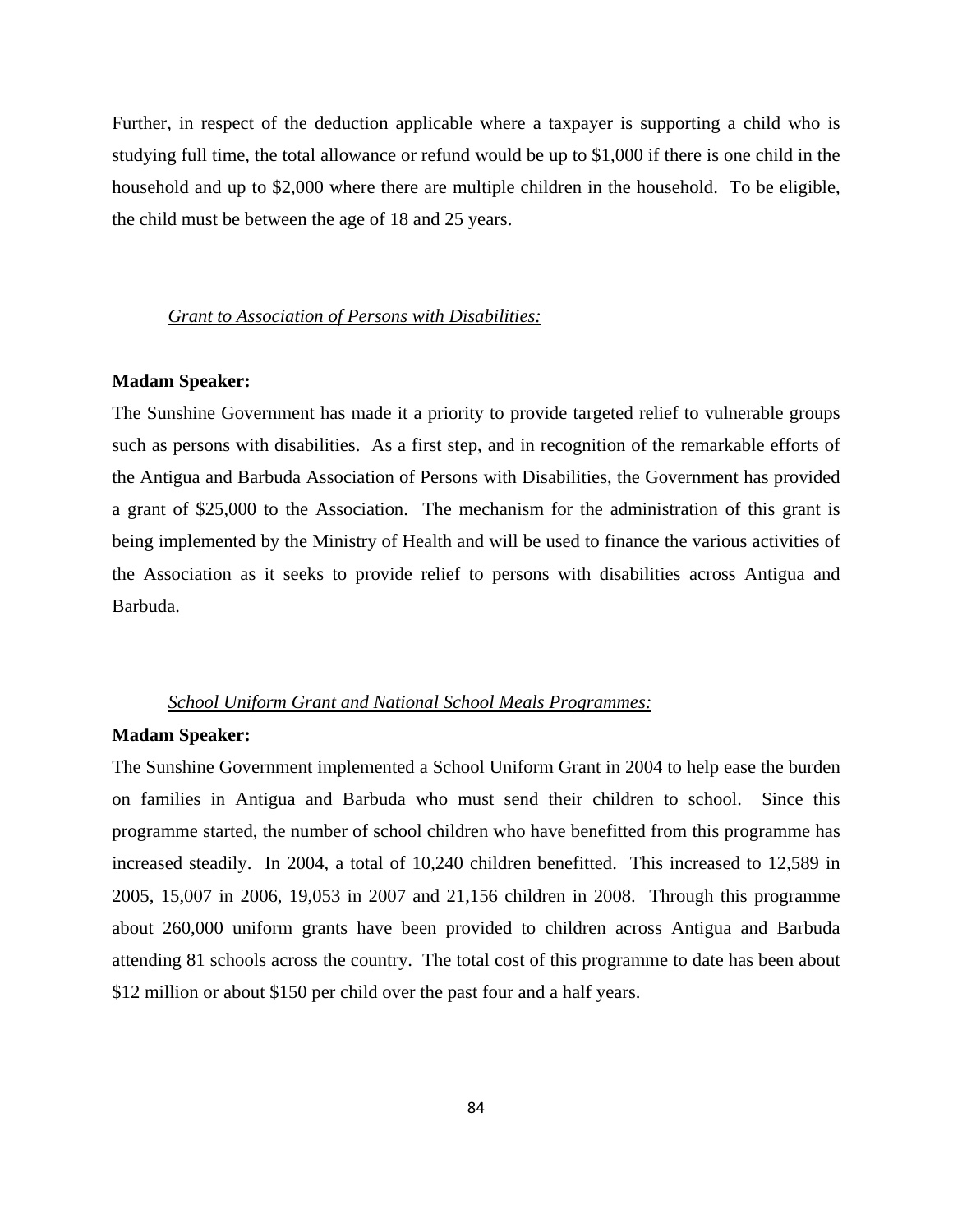Further, in respect of the deduction applicable where a taxpayer is supporting a child who is studying full time, the total allowance or refund would be up to $1,000 if there is one child in the household and up to $2,000 where there are multiple children in the household. To be eligible, the child must be between the age of 18 and 25 years.

*Grant to Association of Persons with Disabilities:*

**Madam Speaker:**

The Sunshine Government has made it a priority to provide targeted relief to vulnerable groups such as persons with disabilities. As a first step, and in recognition of the remarkable efforts of the Antigua and Barbuda Association of Persons with Disabilities, the Government has provided a grant of $25,000 to the Association. The mechanism for the administration of this grant is being implemented by the Ministry of Health and will be used to finance the various activities of the Association as it seeks to provide relief to persons with disabilities across Antigua and Barbuda.

*School Uniform Grant and National School Meals Programmes:*

**Madam Speaker:**

The Sunshine Government implemented a School Uniform Grant in 2004 to help ease the burden on families in Antigua and Barbuda who must send their children to school. Since this programme started, the number of school children who have benefitted from this programme has increased steadily. In 2004, a total of 10,240 children benefitted. This increased to 12,589 in 2005, 15,007 in 2006, 19,053 in 2007 and 21,156 children in 2008. Through this programme about 260,000 uniform grants have been provided to children across Antigua and Barbuda attending 81 schools across the country. The total cost of this programme to date has been about $12 million or about $150 per child over the past four and a half years.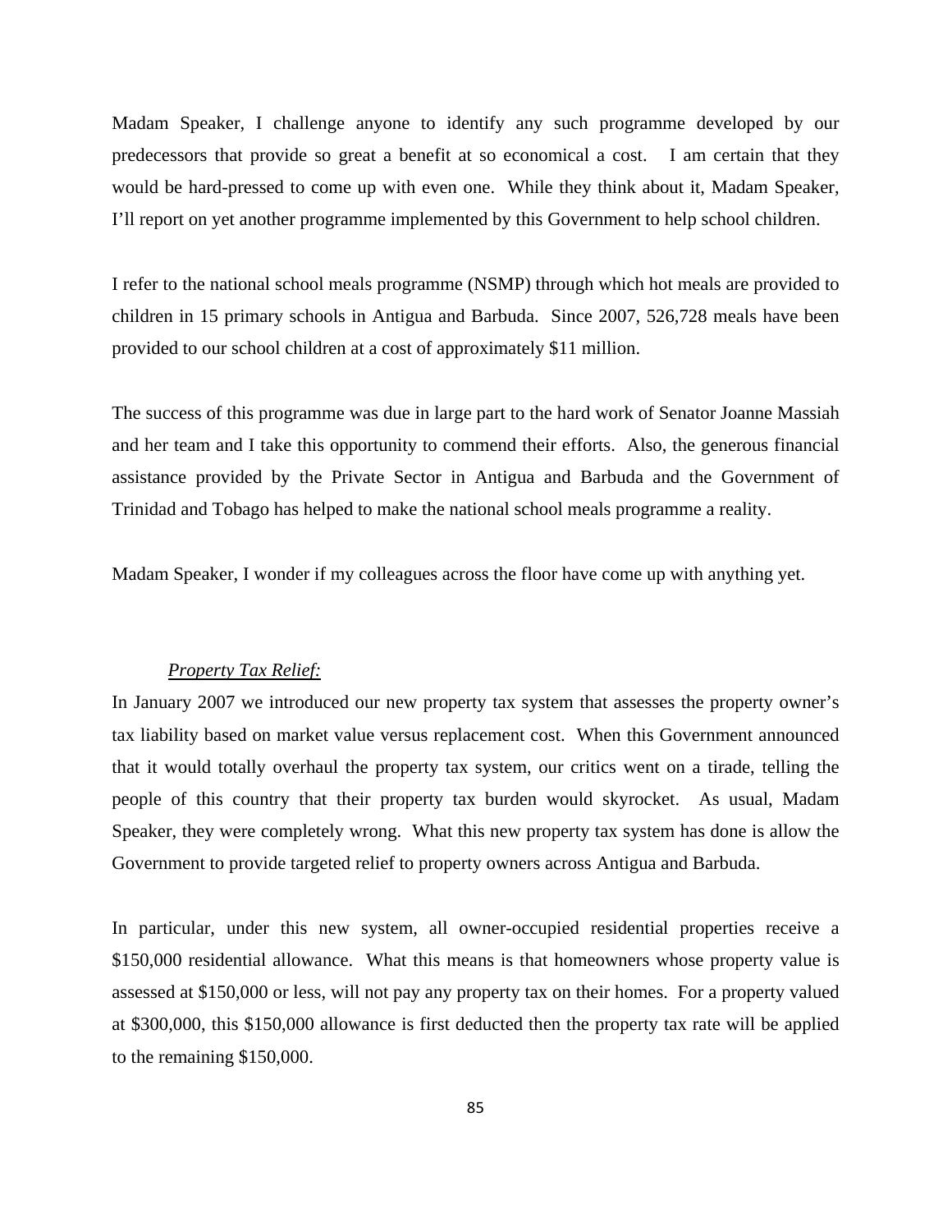Madam Speaker, I challenge anyone to identify any such programme developed by our predecessors that provide so great a benefit at so economical a cost. I am certain that they would be hard-pressed to come up with even one. While they think about it, Madam Speaker, I'll report on yet another programme implemented by this Government to help school children.

I refer to the national school meals programme (NSMP) through which hot meals are provided to children in 15 primary schools in Antigua and Barbuda. Since 2007, 526,728 meals have been provided to our school children at a cost of approximately $11 million.

The success of this programme was due in large part to the hard work of Senator Joanne Massiah and her team and I take this opportunity to commend their efforts. Also, the generous financial assistance provided by the Private Sector in Antigua and Barbuda and the Government of Trinidad and Tobago has helped to make the national school meals programme a reality.

Madam Speaker, I wonder if my colleagues across the floor have come up with anything yet.

*Property Tax Relief:*

In January 2007 we introduced our new property tax system that assesses the property owner's tax liability based on market value versus replacement cost. When this Government announced that it would totally overhaul the property tax system, our critics went on a tirade, telling the people of this country that their property tax burden would skyrocket. As usual, Madam Speaker, they were completely wrong. What this new property tax system has done is allow the Government to provide targeted relief to property owners across Antigua and Barbuda.

In particular, under this new system, all owner-occupied residential properties receive a $150,000 residential allowance. What this means is that homeowners whose property value is assessed at $150,000 or less, will not pay any property tax on their homes. For a property valued at $300,000, this $150,000 allowance is first deducted then the property tax rate will be applied to the remaining $150,000.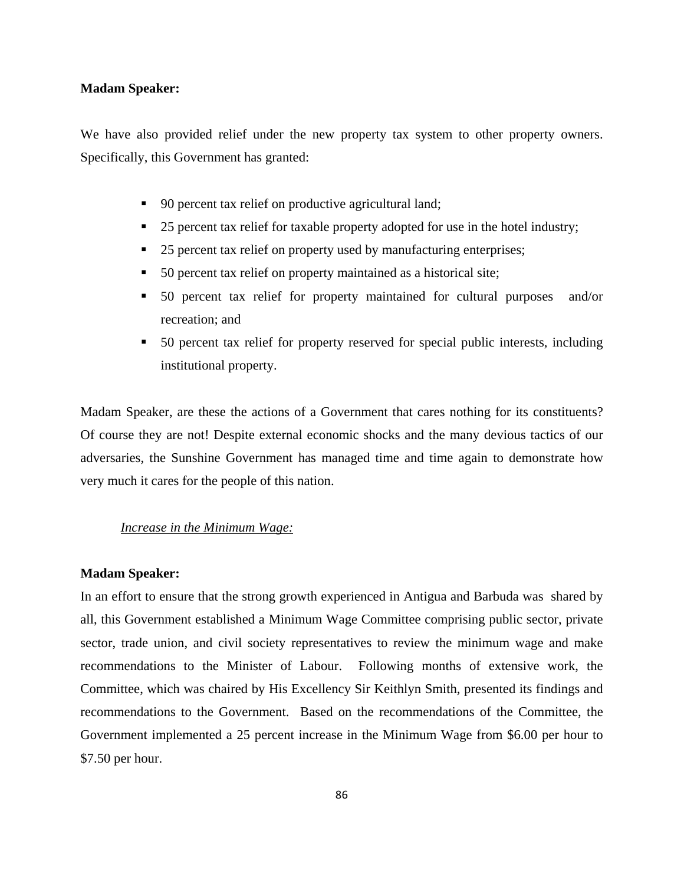**Madam Speaker:**

We have also provided relief under the new property tax system to other property owners. Specifically, this Government has granted:

- 90 percent tax relief on productive agricultural land;
- 25 percent tax relief for taxable property adopted for use in the hotel industry;
- 25 percent tax relief on property used by manufacturing enterprises;
- 50 percent tax relief on property maintained as a historical site;
- 50 percent tax relief for property maintained for cultural purposes and/or recreation; and
- 50 percent tax relief for property reserved for special public interests, including institutional property.

Madam Speaker, are these the actions of a Government that cares nothing for its constituents? Of course they are not! Despite external economic shocks and the many devious tactics of our adversaries, the Sunshine Government has managed time and time again to demonstrate how very much it cares for the people of this nation.

*Increase in the Minimum Wage:*

**Madam Speaker:**

In an effort to ensure that the strong growth experienced in Antigua and Barbuda was shared by all, this Government established a Minimum Wage Committee comprising public sector, private sector, trade union, and civil society representatives to review the minimum wage and make recommendations to the Minister of Labour. Following months of extensive work, the Committee, which was chaired by His Excellency Sir Keithlyn Smith, presented its findings and recommendations to the Government. Based on the recommendations of the Committee, the Government implemented a 25 percent increase in the Minimum Wage from $6.00 per hour to $7.50 per hour.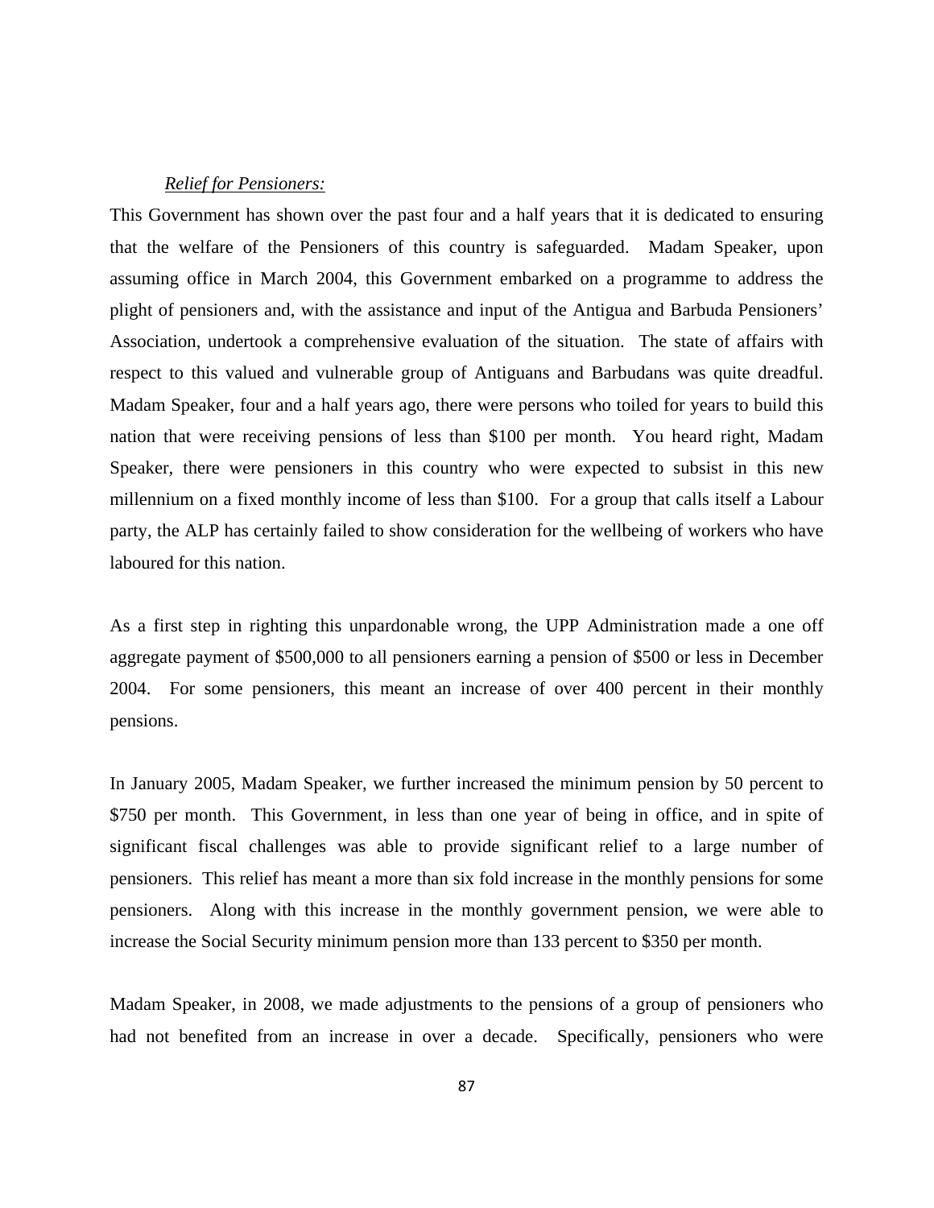*<u>Relief for Pensioners:</u>*

This Government has shown over the past four and a half years that it is dedicated to ensuring that the welfare of the Pensioners of this country is safeguarded. Madam Speaker, upon assuming office in March 2004, this Government embarked on a programme to address the plight of pensioners and, with the assistance and input of the Antigua and Barbuda Pensioners' Association, undertook a comprehensive evaluation of the situation. The state of affairs with respect to this valued and vulnerable group of Antiguans and Barbudans was quite dreadful. Madam Speaker, four and a half years ago, there were persons who toiled for years to build this nation that were receiving pensions of less than $100 per month. You heard right, Madam Speaker, there were pensioners in this country who were expected to subsist in this new millennium on a fixed monthly income of less than $100. For a group that calls itself a Labour party, the ALP has certainly failed to show consideration for the wellbeing of workers who have laboured for this nation.

As a first step in righting this unpardonable wrong, the UPP Administration made a one off aggregate payment of $500,000 to all pensioners earning a pension of $500 or less in December 2004. For some pensioners, this meant an increase of over 400 percent in their monthly pensions.

In January 2005, Madam Speaker, we further increased the minimum pension by 50 percent to $750 per month. This Government, in less than one year of being in office, and in spite of significant fiscal challenges was able to provide significant relief to a large number of pensioners. This relief has meant a more than six fold increase in the monthly pensions for some pensioners. Along with this increase in the monthly government pension, we were able to increase the Social Security minimum pension more than 133 percent to $350 per month.

Madam Speaker, in 2008, we made adjustments to the pensions of a group of pensioners who had not benefited from an increase in over a decade. Specifically, pensioners who were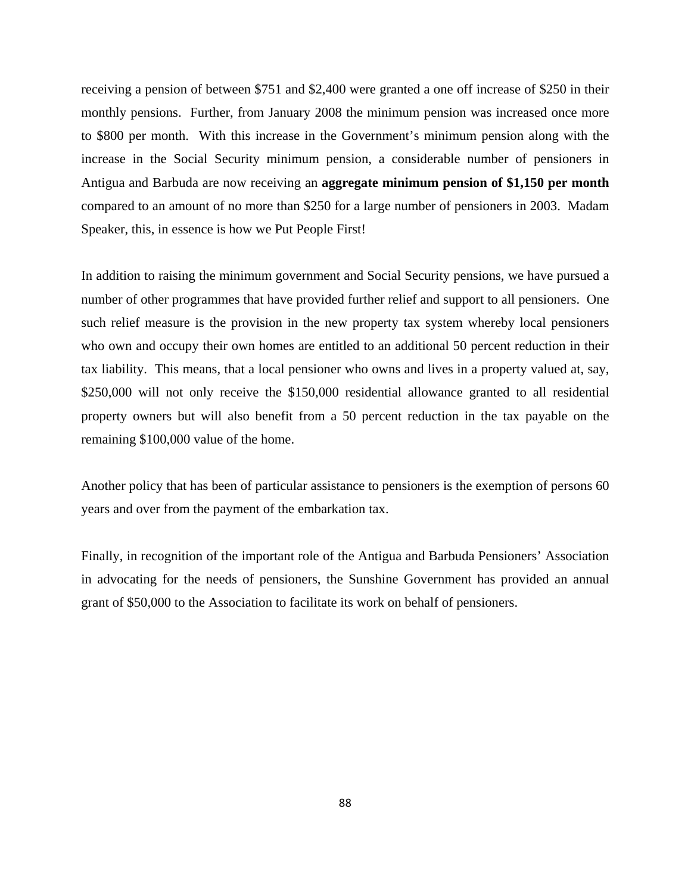receiving a pension of between $751 and $2,400 were granted a one off increase of $250 in their monthly pensions. Further, from January 2008 the minimum pension was increased once more to $800 per month. With this increase in the Government's minimum pension along with the increase in the Social Security minimum pension, a considerable number of pensioners in Antigua and Barbuda are now receiving an **aggregate minimum pension of $1,150 per month** compared to an amount of no more than $250 for a large number of pensioners in 2003. Madam Speaker, this, in essence is how we Put People First!

In addition to raising the minimum government and Social Security pensions, we have pursued a number of other programmes that have provided further relief and support to all pensioners. One such relief measure is the provision in the new property tax system whereby local pensioners who own and occupy their own homes are entitled to an additional 50 percent reduction in their tax liability. This means, that a local pensioner who owns and lives in a property valued at, say, $250,000 will not only receive the $150,000 residential allowance granted to all residential property owners but will also benefit from a 50 percent reduction in the tax payable on the remaining $100,000 value of the home.

Another policy that has been of particular assistance to pensioners is the exemption of persons 60 years and over from the payment of the embarkation tax.

Finally, in recognition of the important role of the Antigua and Barbuda Pensioners' Association in advocating for the needs of pensioners, the Sunshine Government has provided an annual grant of $50,000 to the Association to facilitate its work on behalf of pensioners.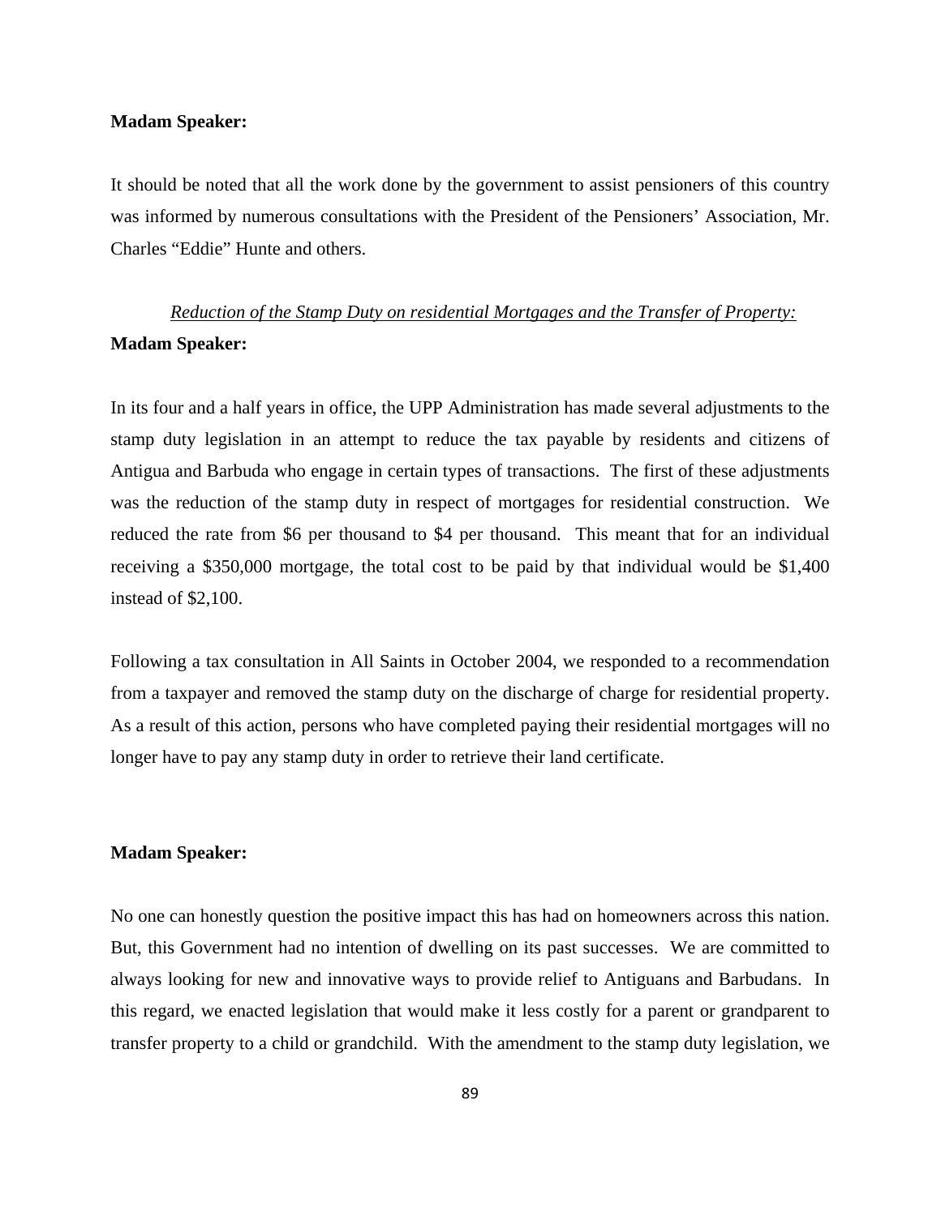**Madam Speaker:**

It should be noted that all the work done by the government to assist pensioners of this country was informed by numerous consultations with the President of the Pensioners' Association, Mr. Charles "Eddie" Hunte and others.

*Reduction of the Stamp Duty on residential Mortgages and the Transfer of Property:*

**Madam Speaker:**

In its four and a half years in office, the UPP Administration has made several adjustments to the stamp duty legislation in an attempt to reduce the tax payable by residents and citizens of Antigua and Barbuda who engage in certain types of transactions. The first of these adjustments was the reduction of the stamp duty in respect of mortgages for residential construction. We reduced the rate from $6 per thousand to $4 per thousand. This meant that for an individual receiving a $350,000 mortgage, the total cost to be paid by that individual would be $1,400 instead of $2,100.

Following a tax consultation in All Saints in October 2004, we responded to a recommendation from a taxpayer and removed the stamp duty on the discharge of charge for residential property. As a result of this action, persons who have completed paying their residential mortgages will no longer have to pay any stamp duty in order to retrieve their land certificate.

**Madam Speaker:**

No one can honestly question the positive impact this has had on homeowners across this nation. But, this Government had no intention of dwelling on its past successes. We are committed to always looking for new and innovative ways to provide relief to Antiguans and Barbudans. In this regard, we enacted legislation that would make it less costly for a parent or grandparent to transfer property to a child or grandchild. With the amendment to the stamp duty legislation, we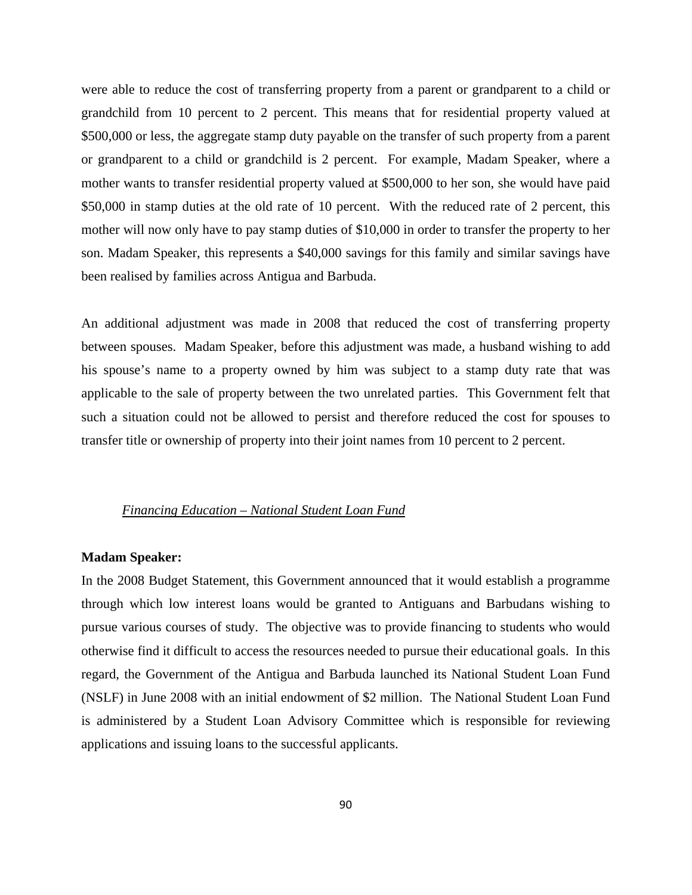were able to reduce the cost of transferring property from a parent or grandparent to a child or grandchild from 10 percent to 2 percent. This means that for residential property valued at $500,000 or less, the aggregate stamp duty payable on the transfer of such property from a parent or grandparent to a child or grandchild is 2 percent. For example, Madam Speaker, where a mother wants to transfer residential property valued at $500,000 to her son, she would have paid $50,000 in stamp duties at the old rate of 10 percent. With the reduced rate of 2 percent, this mother will now only have to pay stamp duties of $10,000 in order to transfer the property to her son. Madam Speaker, this represents a $40,000 savings for this family and similar savings have been realised by families across Antigua and Barbuda.

An additional adjustment was made in 2008 that reduced the cost of transferring property between spouses. Madam Speaker, before this adjustment was made, a husband wishing to add his spouse's name to a property owned by him was subject to a stamp duty rate that was applicable to the sale of property between the two unrelated parties. This Government felt that such a situation could not be allowed to persist and therefore reduced the cost for spouses to transfer title or ownership of property into their joint names from 10 percent to 2 percent.

*<u>Financing Education – National Student Loan Fund</u>*

**Madam Speaker:**

In the 2008 Budget Statement, this Government announced that it would establish a programme through which low interest loans would be granted to Antiguans and Barbudans wishing to pursue various courses of study. The objective was to provide financing to students who would otherwise find it difficult to access the resources needed to pursue their educational goals. In this regard, the Government of the Antigua and Barbuda launched its National Student Loan Fund (NSLF) in June 2008 with an initial endowment of $2 million. The National Student Loan Fund is administered by a Student Loan Advisory Committee which is responsible for reviewing applications and issuing loans to the successful applicants.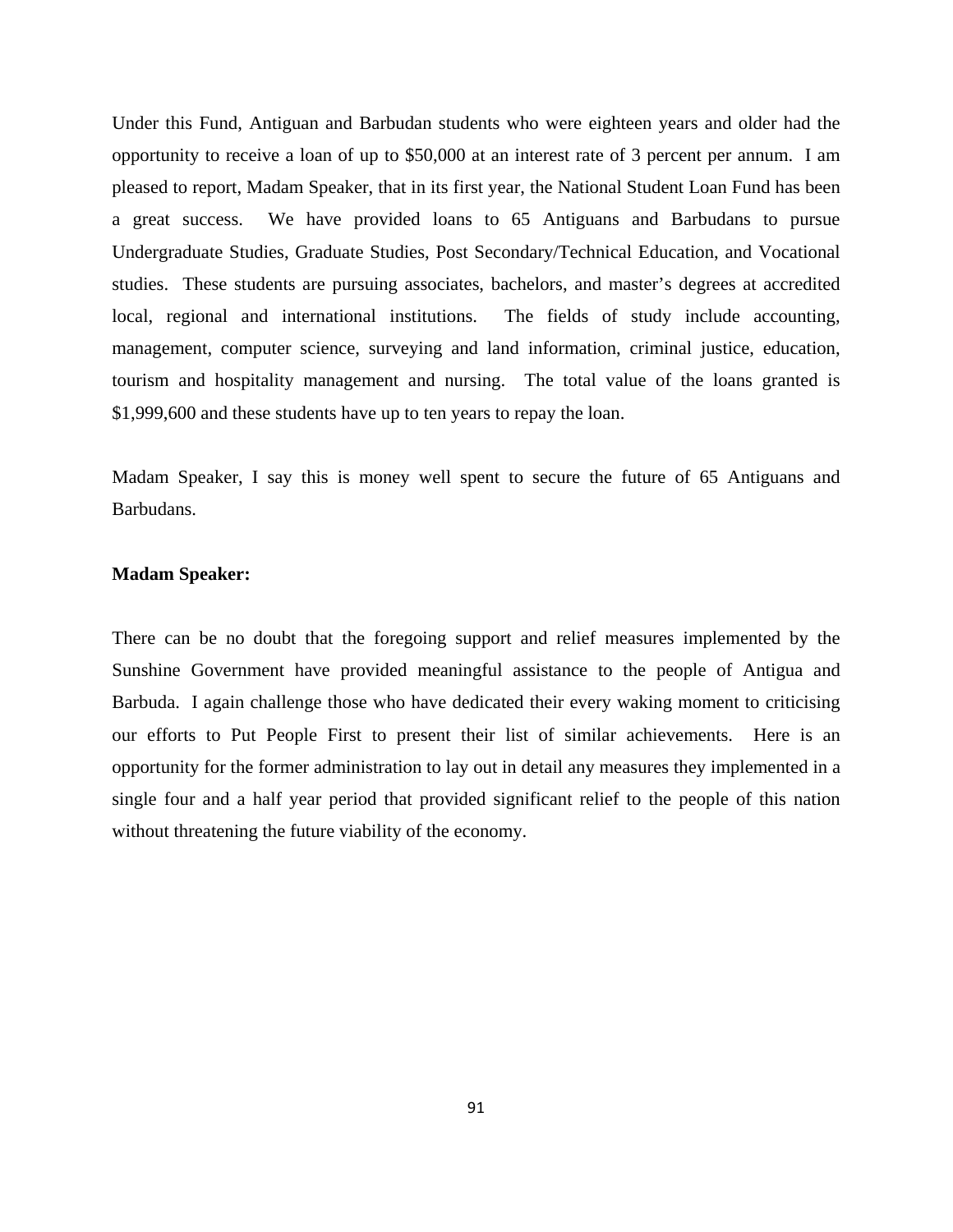Under this Fund, Antiguan and Barbudan students who were eighteen years and older had the opportunity to receive a loan of up to $50,000 at an interest rate of 3 percent per annum. I am pleased to report, Madam Speaker, that in its first year, the National Student Loan Fund has been a great success. We have provided loans to 65 Antiguans and Barbudans to pursue Undergraduate Studies, Graduate Studies, Post Secondary/Technical Education, and Vocational studies. These students are pursuing associates, bachelors, and master's degrees at accredited local, regional and international institutions. The fields of study include accounting, management, computer science, surveying and land information, criminal justice, education, tourism and hospitality management and nursing. The total value of the loans granted is $1,999,600 and these students have up to ten years to repay the loan.

Madam Speaker, I say this is money well spent to secure the future of 65 Antiguans and Barbudans.

**Madam Speaker:**

There can be no doubt that the foregoing support and relief measures implemented by the Sunshine Government have provided meaningful assistance to the people of Antigua and Barbuda. I again challenge those who have dedicated their every waking moment to criticising our efforts to Put People First to present their list of similar achievements. Here is an opportunity for the former administration to lay out in detail any measures they implemented in a single four and a half year period that provided significant relief to the people of this nation without threatening the future viability of the economy.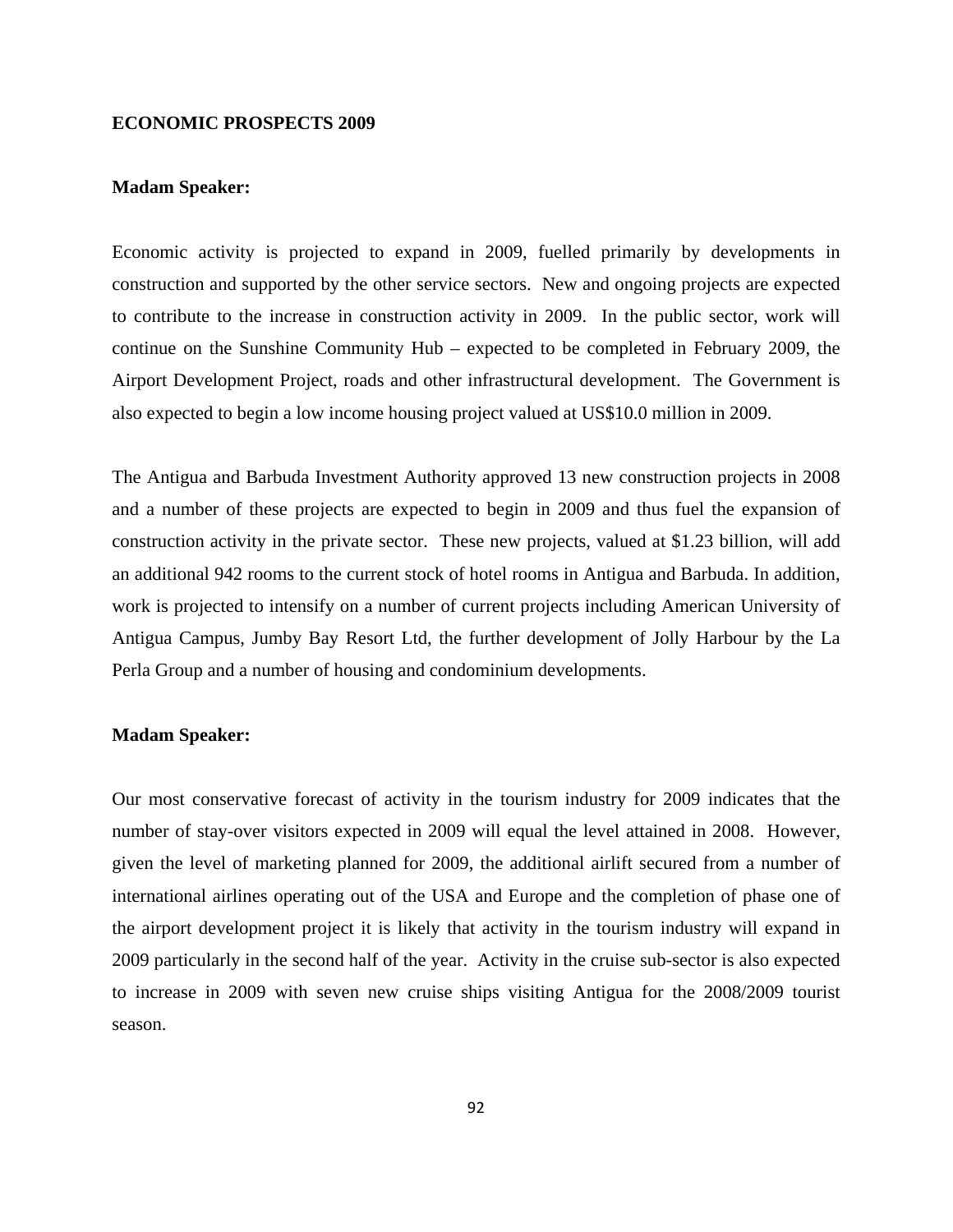## ECONOMIC PROSPECTS 2009

**Madam Speaker:**

Economic activity is projected to expand in 2009, fuelled primarily by developments in construction and supported by the other service sectors. New and ongoing projects are expected to contribute to the increase in construction activity in 2009. In the public sector, work will continue on the Sunshine Community Hub – expected to be completed in February 2009, the Airport Development Project, roads and other infrastructural development. The Government is also expected to begin a low income housing project valued at US$10.0 million in 2009.

The Antigua and Barbuda Investment Authority approved 13 new construction projects in 2008 and a number of these projects are expected to begin in 2009 and thus fuel the expansion of construction activity in the private sector. These new projects, valued at $1.23 billion, will add an additional 942 rooms to the current stock of hotel rooms in Antigua and Barbuda. In addition, work is projected to intensify on a number of current projects including American University of Antigua Campus, Jumby Bay Resort Ltd, the further development of Jolly Harbour by the La Perla Group and a number of housing and condominium developments.

**Madam Speaker:**

Our most conservative forecast of activity in the tourism industry for 2009 indicates that the number of stay-over visitors expected in 2009 will equal the level attained in 2008. However, given the level of marketing planned for 2009, the additional airlift secured from a number of international airlines operating out of the USA and Europe and the completion of phase one of the airport development project it is likely that activity in the tourism industry will expand in 2009 particularly in the second half of the year. Activity in the cruise sub-sector is also expected to increase in 2009 with seven new cruise ships visiting Antigua for the 2008/2009 tourist season.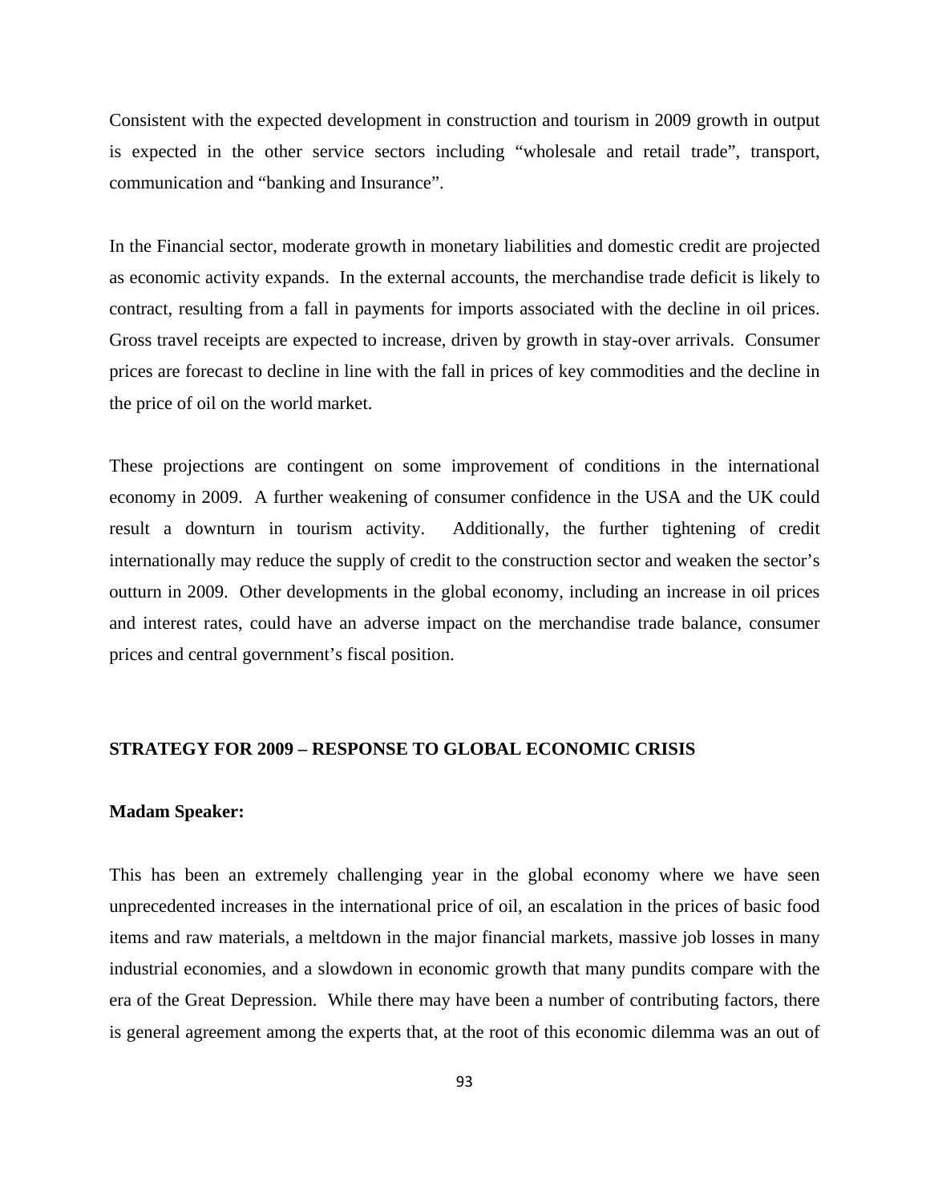Consistent with the expected development in construction and tourism in 2009 growth in output is expected in the other service sectors including "wholesale and retail trade", transport, communication and "banking and Insurance".

In the Financial sector, moderate growth in monetary liabilities and domestic credit are projected as economic activity expands. In the external accounts, the merchandise trade deficit is likely to contract, resulting from a fall in payments for imports associated with the decline in oil prices. Gross travel receipts are expected to increase, driven by growth in stay-over arrivals. Consumer prices are forecast to decline in line with the fall in prices of key commodities and the decline in the price of oil on the world market.

These projections are contingent on some improvement of conditions in the international economy in 2009. A further weakening of consumer confidence in the USA and the UK could result a downturn in tourism activity. Additionally, the further tightening of credit internationally may reduce the supply of credit to the construction sector and weaken the sector's outturn in 2009. Other developments in the global economy, including an increase in oil prices and interest rates, could have an adverse impact on the merchandise trade balance, consumer prices and central government's fiscal position.

## STRATEGY FOR 2009 – RESPONSE TO GLOBAL ECONOMIC CRISIS

**Madam Speaker:**

This has been an extremely challenging year in the global economy where we have seen unprecedented increases in the international price of oil, an escalation in the prices of basic food items and raw materials, a meltdown in the major financial markets, massive job losses in many industrial economies, and a slowdown in economic growth that many pundits compare with the era of the Great Depression. While there may have been a number of contributing factors, there is general agreement among the experts that, at the root of this economic dilemma was an out of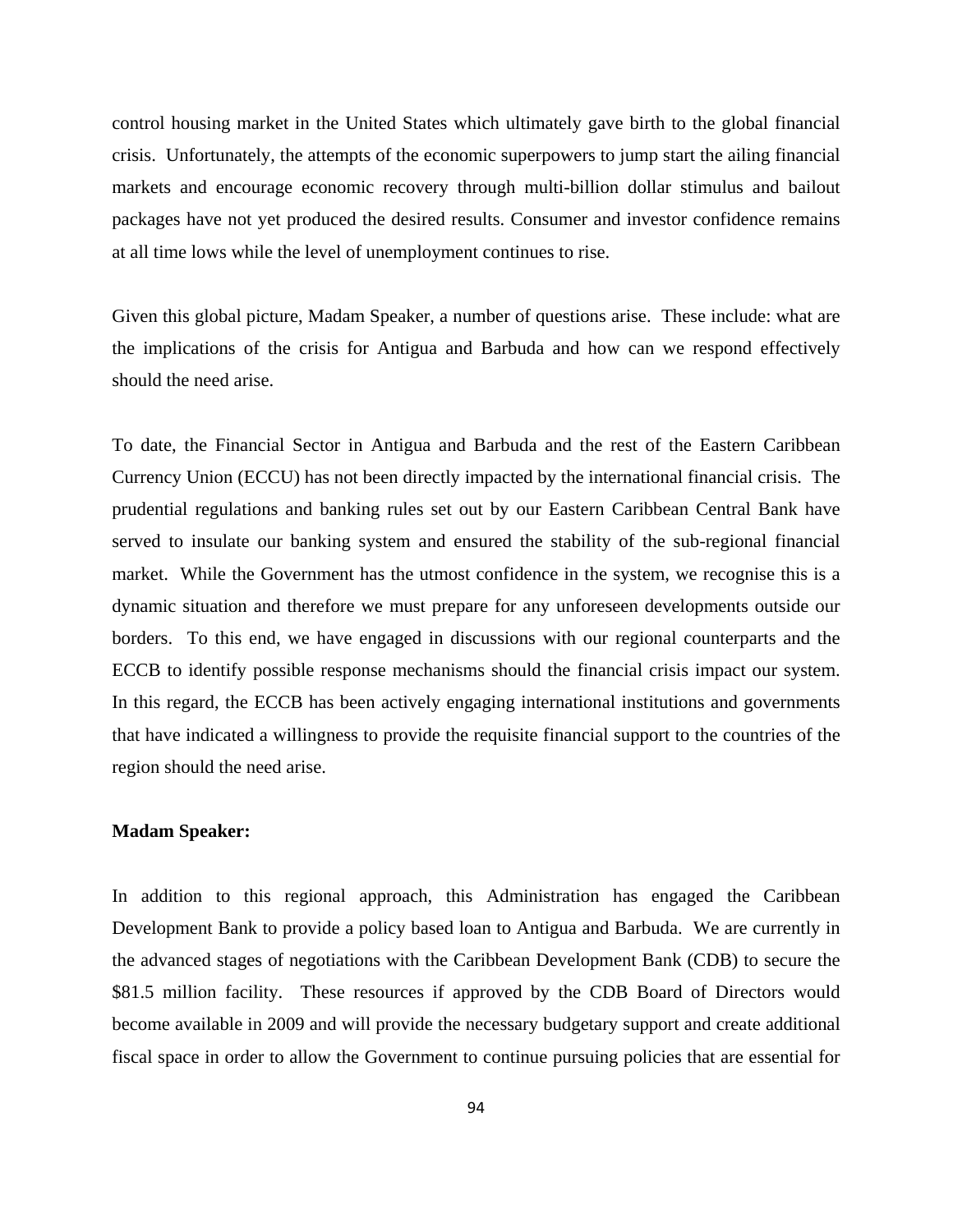control housing market in the United States which ultimately gave birth to the global financial crisis. Unfortunately, the attempts of the economic superpowers to jump start the ailing financial markets and encourage economic recovery through multi-billion dollar stimulus and bailout packages have not yet produced the desired results. Consumer and investor confidence remains at all time lows while the level of unemployment continues to rise.

Given this global picture, Madam Speaker, a number of questions arise. These include: what are the implications of the crisis for Antigua and Barbuda and how can we respond effectively should the need arise.

To date, the Financial Sector in Antigua and Barbuda and the rest of the Eastern Caribbean Currency Union (ECCU) has not been directly impacted by the international financial crisis. The prudential regulations and banking rules set out by our Eastern Caribbean Central Bank have served to insulate our banking system and ensured the stability of the sub-regional financial market. While the Government has the utmost confidence in the system, we recognise this is a dynamic situation and therefore we must prepare for any unforeseen developments outside our borders. To this end, we have engaged in discussions with our regional counterparts and the ECCB to identify possible response mechanisms should the financial crisis impact our system. In this regard, the ECCB has been actively engaging international institutions and governments that have indicated a willingness to provide the requisite financial support to the countries of the region should the need arise.

**Madam Speaker:**

In addition to this regional approach, this Administration has engaged the Caribbean Development Bank to provide a policy based loan to Antigua and Barbuda. We are currently in the advanced stages of negotiations with the Caribbean Development Bank (CDB) to secure the $81.5 million facility. These resources if approved by the CDB Board of Directors would become available in 2009 and will provide the necessary budgetary support and create additional fiscal space in order to allow the Government to continue pursuing policies that are essential for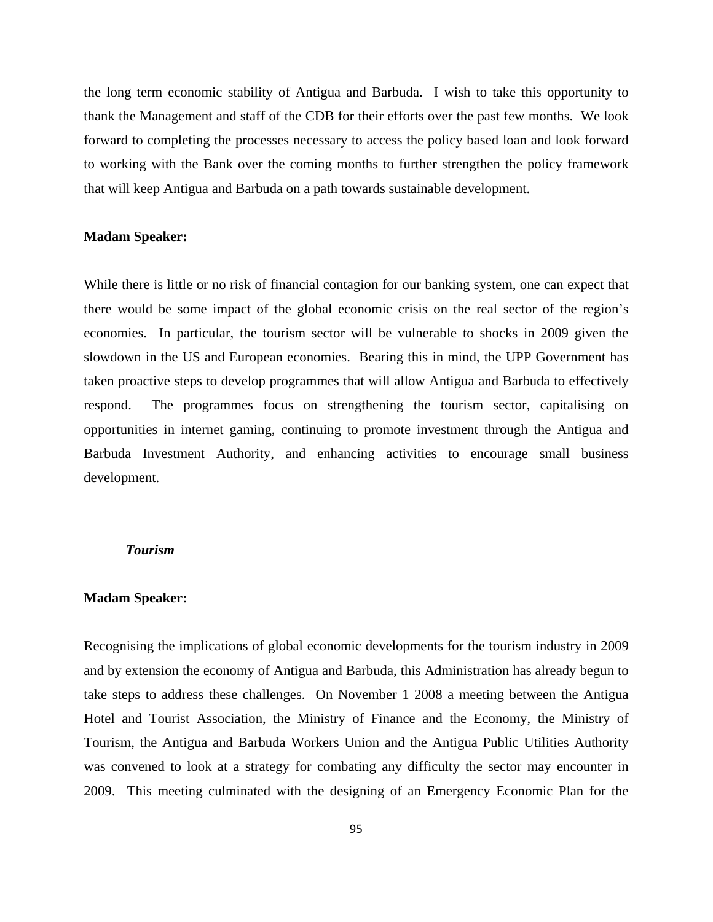the long term economic stability of Antigua and Barbuda. I wish to take this opportunity to thank the Management and staff of the CDB for their efforts over the past few months. We look forward to completing the processes necessary to access the policy based loan and look forward to working with the Bank over the coming months to further strengthen the policy framework that will keep Antigua and Barbuda on a path towards sustainable development.

**Madam Speaker:**

While there is little or no risk of financial contagion for our banking system, one can expect that there would be some impact of the global economic crisis on the real sector of the region's economies. In particular, the tourism sector will be vulnerable to shocks in 2009 given the slowdown in the US and European economies. Bearing this in mind, the UPP Government has taken proactive steps to develop programmes that will allow Antigua and Barbuda to effectively respond. The programmes focus on strengthening the tourism sector, capitalising on opportunities in internet gaming, continuing to promote investment through the Antigua and Barbuda Investment Authority, and enhancing activities to encourage small business development.

***Tourism***

**Madam Speaker:**

Recognising the implications of global economic developments for the tourism industry in 2009 and by extension the economy of Antigua and Barbuda, this Administration has already begun to take steps to address these challenges. On November 1 2008 a meeting between the Antigua Hotel and Tourist Association, the Ministry of Finance and the Economy, the Ministry of Tourism, the Antigua and Barbuda Workers Union and the Antigua Public Utilities Authority was convened to look at a strategy for combating any difficulty the sector may encounter in 2009. This meeting culminated with the designing of an Emergency Economic Plan for the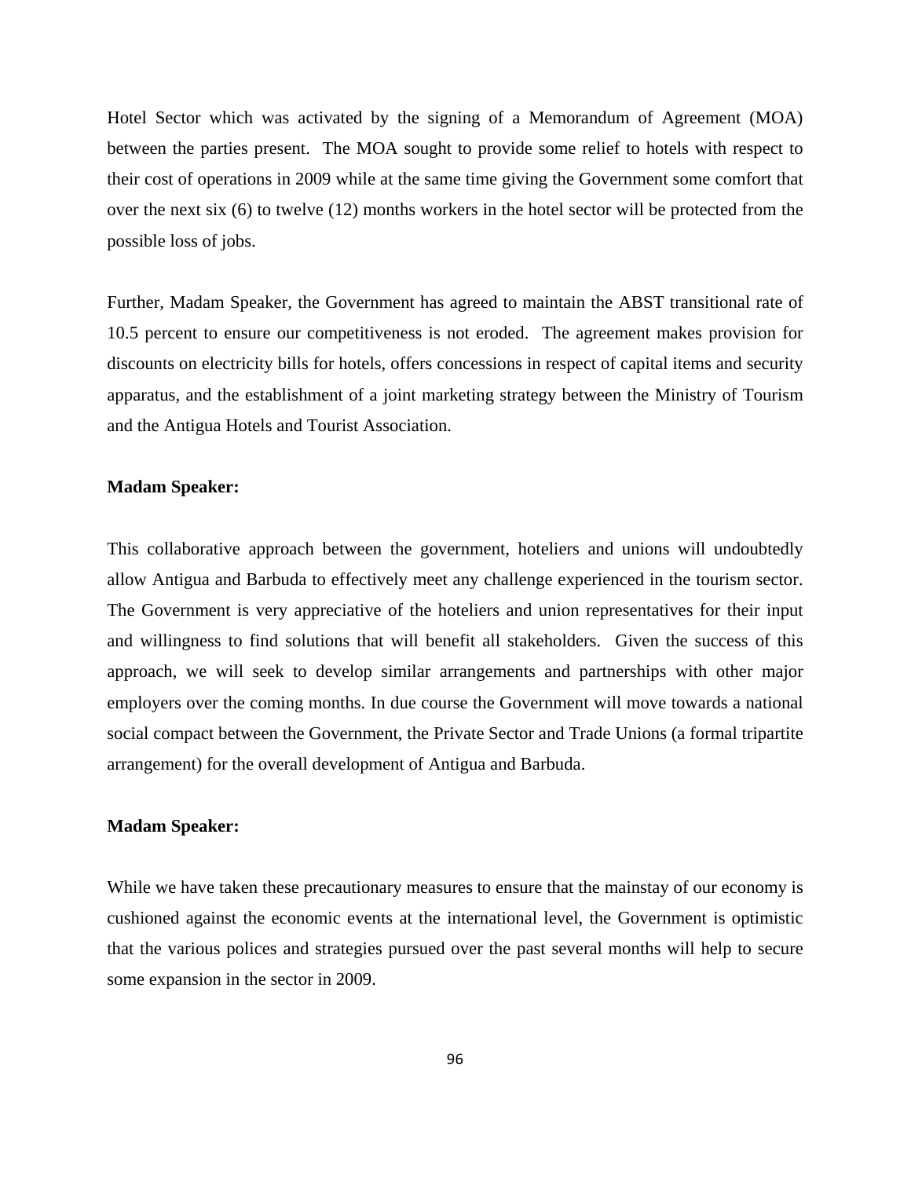Hotel Sector which was activated by the signing of a Memorandum of Agreement (MOA) between the parties present. The MOA sought to provide some relief to hotels with respect to their cost of operations in 2009 while at the same time giving the Government some comfort that over the next six (6) to twelve (12) months workers in the hotel sector will be protected from the possible loss of jobs.

Further, Madam Speaker, the Government has agreed to maintain the ABST transitional rate of 10.5 percent to ensure our competitiveness is not eroded. The agreement makes provision for discounts on electricity bills for hotels, offers concessions in respect of capital items and security apparatus, and the establishment of a joint marketing strategy between the Ministry of Tourism and the Antigua Hotels and Tourist Association.

**Madam Speaker:**

This collaborative approach between the government, hoteliers and unions will undoubtedly allow Antigua and Barbuda to effectively meet any challenge experienced in the tourism sector. The Government is very appreciative of the hoteliers and union representatives for their input and willingness to find solutions that will benefit all stakeholders. Given the success of this approach, we will seek to develop similar arrangements and partnerships with other major employers over the coming months. In due course the Government will move towards a national social compact between the Government, the Private Sector and Trade Unions (a formal tripartite arrangement) for the overall development of Antigua and Barbuda.

**Madam Speaker:**

While we have taken these precautionary measures to ensure that the mainstay of our economy is cushioned against the economic events at the international level, the Government is optimistic that the various polices and strategies pursued over the past several months will help to secure some expansion in the sector in 2009.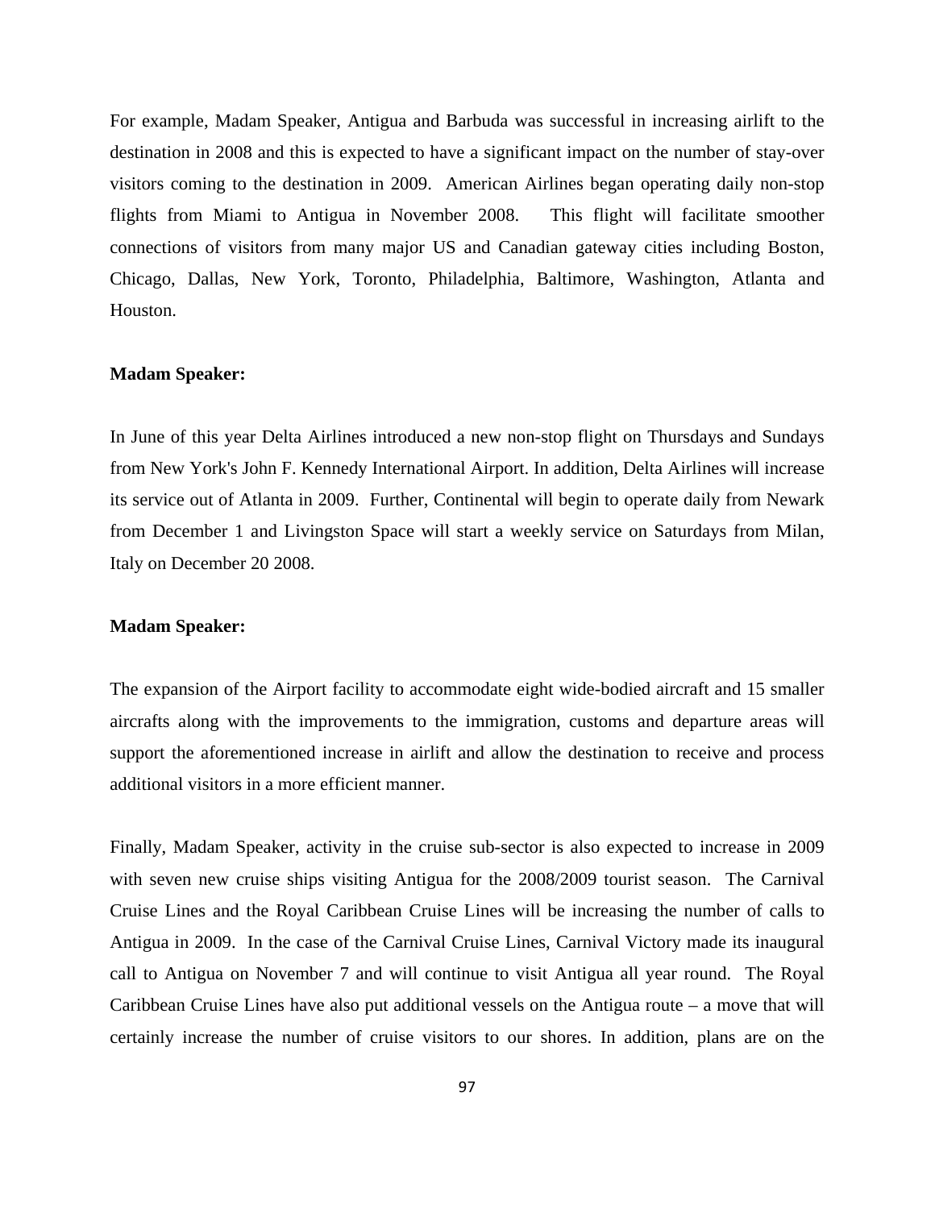For example, Madam Speaker, Antigua and Barbuda was successful in increasing airlift to the destination in 2008 and this is expected to have a significant impact on the number of stay-over visitors coming to the destination in 2009. American Airlines began operating daily non-stop flights from Miami to Antigua in November 2008. This flight will facilitate smoother connections of visitors from many major US and Canadian gateway cities including Boston, Chicago, Dallas, New York, Toronto, Philadelphia, Baltimore, Washington, Atlanta and Houston.

**Madam Speaker:**

In June of this year Delta Airlines introduced a new non-stop flight on Thursdays and Sundays from New York's John F. Kennedy International Airport. In addition, Delta Airlines will increase its service out of Atlanta in 2009. Further, Continental will begin to operate daily from Newark from December 1 and Livingston Space will start a weekly service on Saturdays from Milan, Italy on December 20 2008.

**Madam Speaker:**

The expansion of the Airport facility to accommodate eight wide-bodied aircraft and 15 smaller aircrafts along with the improvements to the immigration, customs and departure areas will support the aforementioned increase in airlift and allow the destination to receive and process additional visitors in a more efficient manner.

Finally, Madam Speaker, activity in the cruise sub-sector is also expected to increase in 2009 with seven new cruise ships visiting Antigua for the 2008/2009 tourist season. The Carnival Cruise Lines and the Royal Caribbean Cruise Lines will be increasing the number of calls to Antigua in 2009. In the case of the Carnival Cruise Lines, Carnival Victory made its inaugural call to Antigua on November 7 and will continue to visit Antigua all year round. The Royal Caribbean Cruise Lines have also put additional vessels on the Antigua route – a move that will certainly increase the number of cruise visitors to our shores. In addition, plans are on the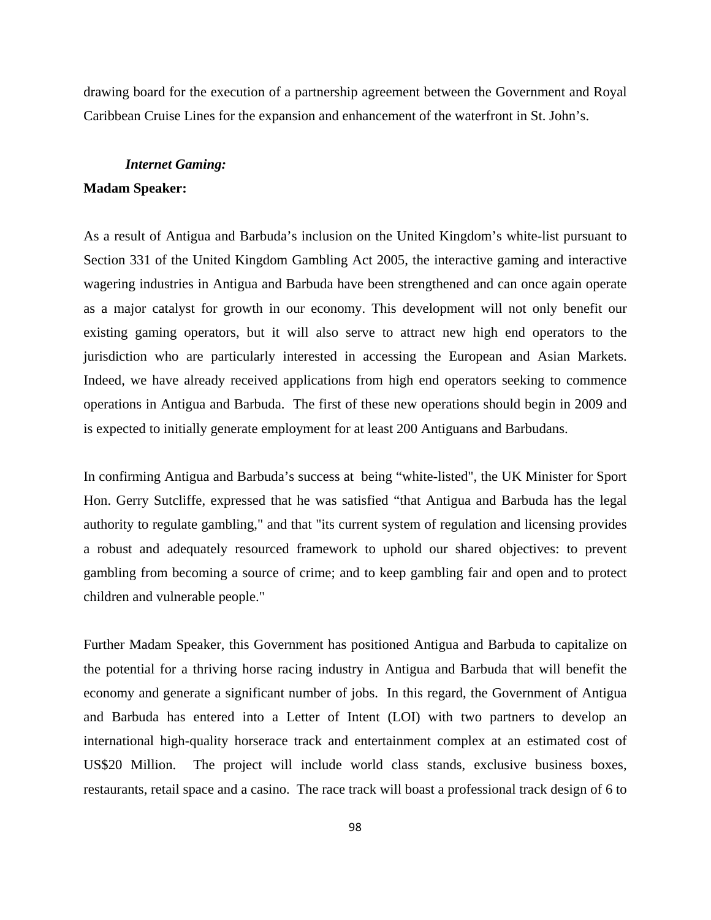drawing board for the execution of a partnership agreement between the Government and Royal Caribbean Cruise Lines for the expansion and enhancement of the waterfront in St. John's.

***Internet Gaming:***

**Madam Speaker:**

As a result of Antigua and Barbuda's inclusion on the United Kingdom's white-list pursuant to Section 331 of the United Kingdom Gambling Act 2005, the interactive gaming and interactive wagering industries in Antigua and Barbuda have been strengthened and can once again operate as a major catalyst for growth in our economy. This development will not only benefit our existing gaming operators, but it will also serve to attract new high end operators to the jurisdiction who are particularly interested in accessing the European and Asian Markets. Indeed, we have already received applications from high end operators seeking to commence operations in Antigua and Barbuda. The first of these new operations should begin in 2009 and is expected to initially generate employment for at least 200 Antiguans and Barbudans.

In confirming Antigua and Barbuda's success at being "white-listed", the UK Minister for Sport Hon. Gerry Sutcliffe, expressed that he was satisfied "that Antigua and Barbuda has the legal authority to regulate gambling," and that "its current system of regulation and licensing provides a robust and adequately resourced framework to uphold our shared objectives: to prevent gambling from becoming a source of crime; and to keep gambling fair and open and to protect children and vulnerable people."

Further Madam Speaker, this Government has positioned Antigua and Barbuda to capitalize on the potential for a thriving horse racing industry in Antigua and Barbuda that will benefit the economy and generate a significant number of jobs. In this regard, the Government of Antigua and Barbuda has entered into a Letter of Intent (LOI) with two partners to develop an international high-quality horserace track and entertainment complex at an estimated cost of US$20 Million. The project will include world class stands, exclusive business boxes, restaurants, retail space and a casino. The race track will boast a professional track design of 6 to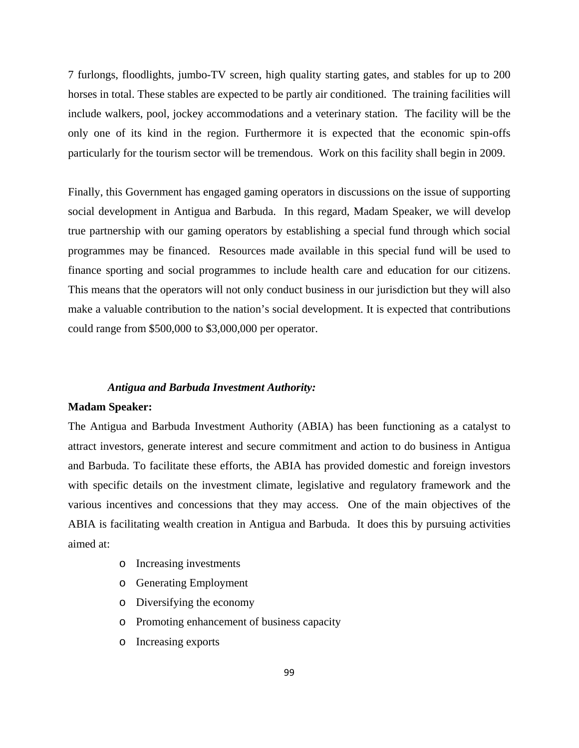7 furlongs, floodlights, jumbo-TV screen, high quality starting gates, and stables for up to 200 horses in total. These stables are expected to be partly air conditioned. The training facilities will include walkers, pool, jockey accommodations and a veterinary station. The facility will be the only one of its kind in the region. Furthermore it is expected that the economic spin-offs particularly for the tourism sector will be tremendous. Work on this facility shall begin in 2009.

Finally, this Government has engaged gaming operators in discussions on the issue of supporting social development in Antigua and Barbuda. In this regard, Madam Speaker, we will develop true partnership with our gaming operators by establishing a special fund through which social programmes may be financed. Resources made available in this special fund will be used to finance sporting and social programmes to include health care and education for our citizens. This means that the operators will not only conduct business in our jurisdiction but they will also make a valuable contribution to the nation's social development. It is expected that contributions could range from $500,000 to $3,000,000 per operator.

***Antigua and Barbuda Investment Authority:***

**Madam Speaker:**

The Antigua and Barbuda Investment Authority (ABIA) has been functioning as a catalyst to attract investors, generate interest and secure commitment and action to do business in Antigua and Barbuda. To facilitate these efforts, the ABIA has provided domestic and foreign investors with specific details on the investment climate, legislative and regulatory framework and the various incentives and concessions that they may access. One of the main objectives of the ABIA is facilitating wealth creation in Antigua and Barbuda. It does this by pursuing activities aimed at:

- Increasing investments
- Generating Employment
- Diversifying the economy
- Promoting enhancement of business capacity
- Increasing exports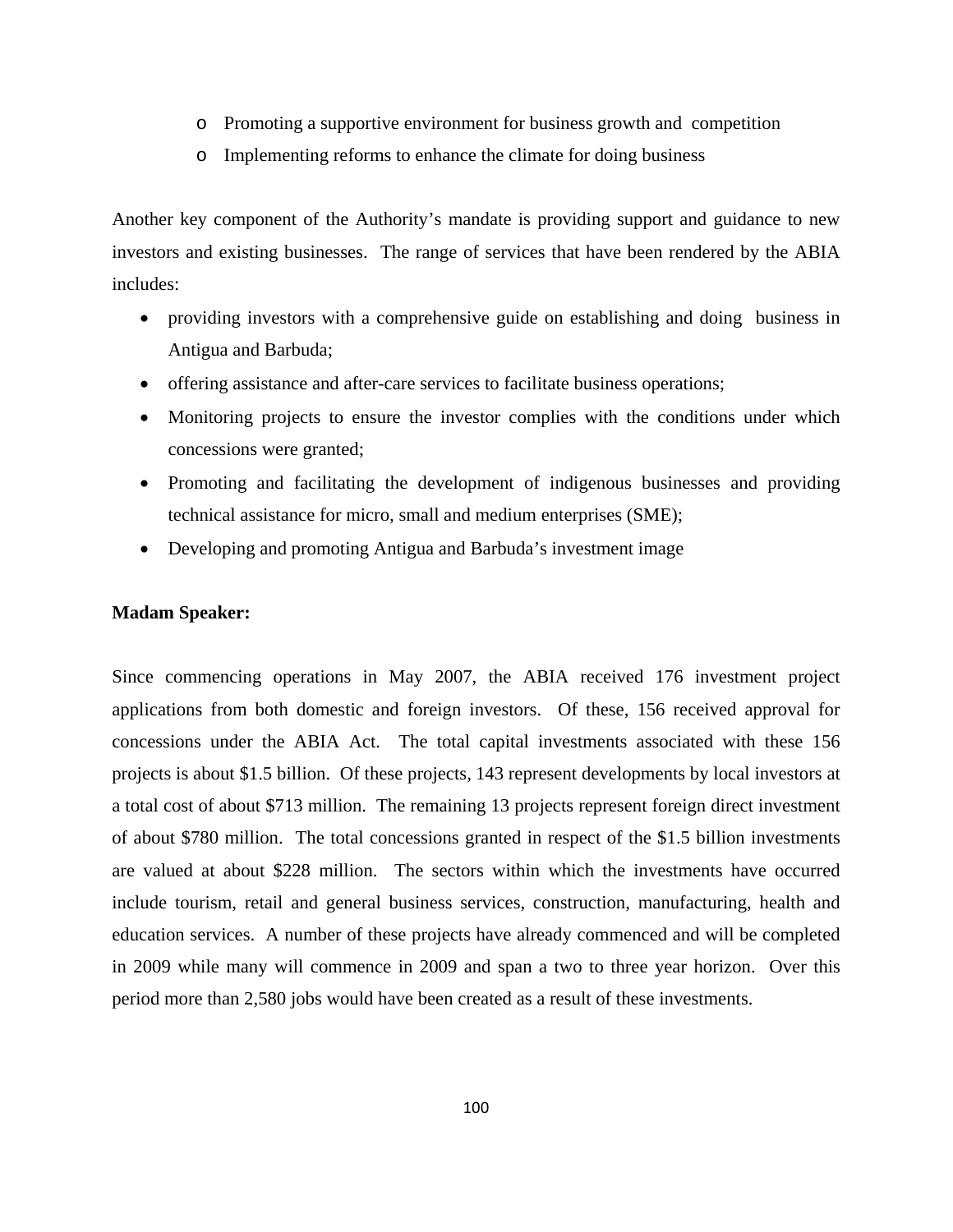- Promoting a supportive environment for business growth and competition
  - Implementing reforms to enhance the climate for doing business

Another key component of the Authority's mandate is providing support and guidance to new investors and existing businesses. The range of services that have been rendered by the ABIA includes:

- providing investors with a comprehensive guide on establishing and doing business in Antigua and Barbuda;
- offering assistance and after-care services to facilitate business operations;
- Monitoring projects to ensure the investor complies with the conditions under which concessions were granted;
- Promoting and facilitating the development of indigenous businesses and providing technical assistance for micro, small and medium enterprises (SME);
- Developing and promoting Antigua and Barbuda's investment image

**Madam Speaker:**

Since commencing operations in May 2007, the ABIA received 176 investment project applications from both domestic and foreign investors. Of these, 156 received approval for concessions under the ABIA Act. The total capital investments associated with these 156 projects is about $1.5 billion. Of these projects, 143 represent developments by local investors at a total cost of about $713 million. The remaining 13 projects represent foreign direct investment of about $780 million. The total concessions granted in respect of the $1.5 billion investments are valued at about $228 million. The sectors within which the investments have occurred include tourism, retail and general business services, construction, manufacturing, health and education services. A number of these projects have already commenced and will be completed in 2009 while many will commence in 2009 and span a two to three year horizon. Over this period more than 2,580 jobs would have been created as a result of these investments.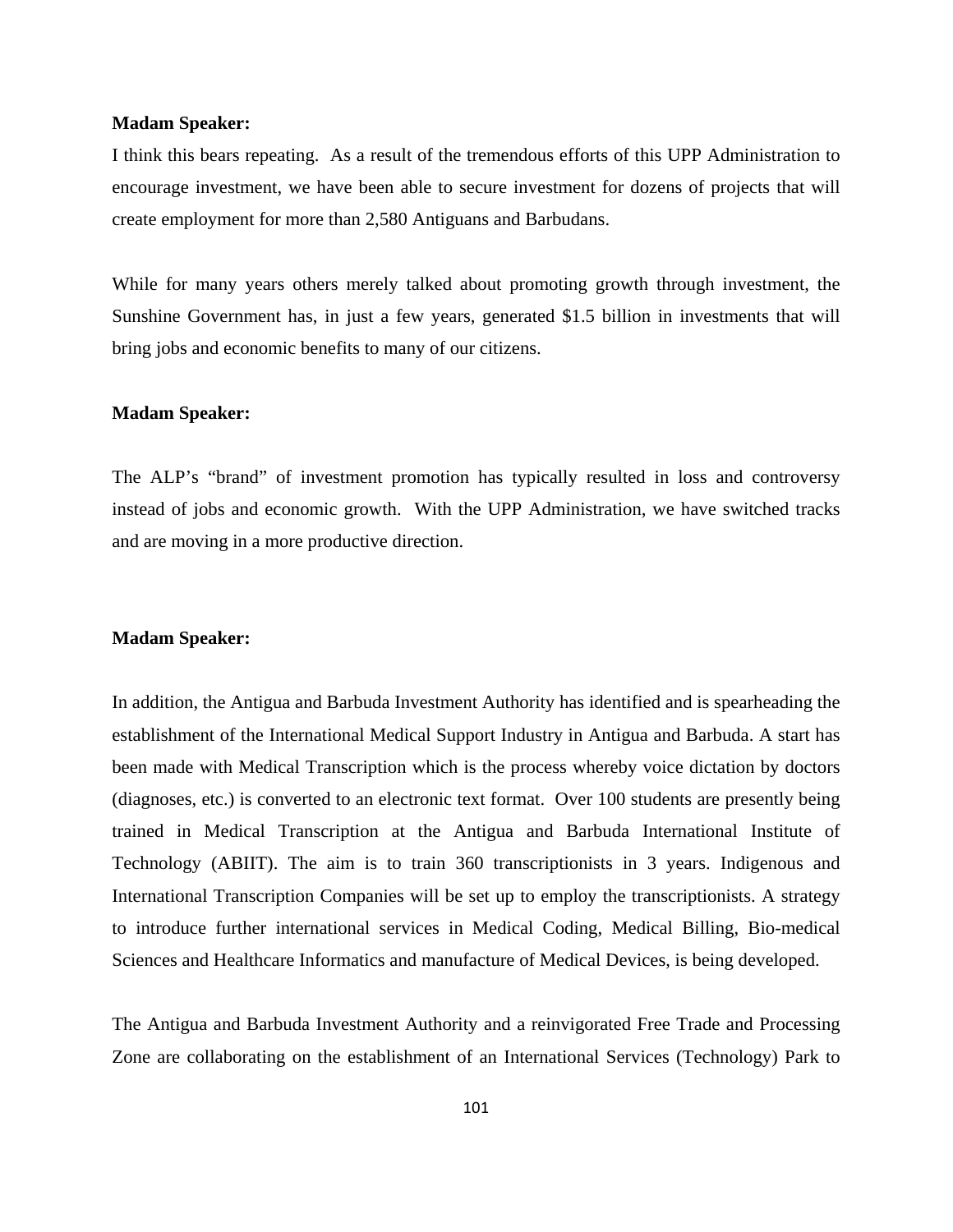**Madam Speaker:**

I think this bears repeating. As a result of the tremendous efforts of this UPP Administration to encourage investment, we have been able to secure investment for dozens of projects that will create employment for more than 2,580 Antiguans and Barbudans.

While for many years others merely talked about promoting growth through investment, the Sunshine Government has, in just a few years, generated $1.5 billion in investments that will bring jobs and economic benefits to many of our citizens.

**Madam Speaker:**

The ALP's "brand" of investment promotion has typically resulted in loss and controversy instead of jobs and economic growth. With the UPP Administration, we have switched tracks and are moving in a more productive direction.

**Madam Speaker:**

In addition, the Antigua and Barbuda Investment Authority has identified and is spearheading the establishment of the International Medical Support Industry in Antigua and Barbuda. A start has been made with Medical Transcription which is the process whereby voice dictation by doctors (diagnoses, etc.) is converted to an electronic text format. Over 100 students are presently being trained in Medical Transcription at the Antigua and Barbuda International Institute of Technology (ABIIT). The aim is to train 360 transcriptionists in 3 years. Indigenous and International Transcription Companies will be set up to employ the transcriptionists. A strategy to introduce further international services in Medical Coding, Medical Billing, Bio-medical Sciences and Healthcare Informatics and manufacture of Medical Devices, is being developed.

The Antigua and Barbuda Investment Authority and a reinvigorated Free Trade and Processing Zone are collaborating on the establishment of an International Services (Technology) Park to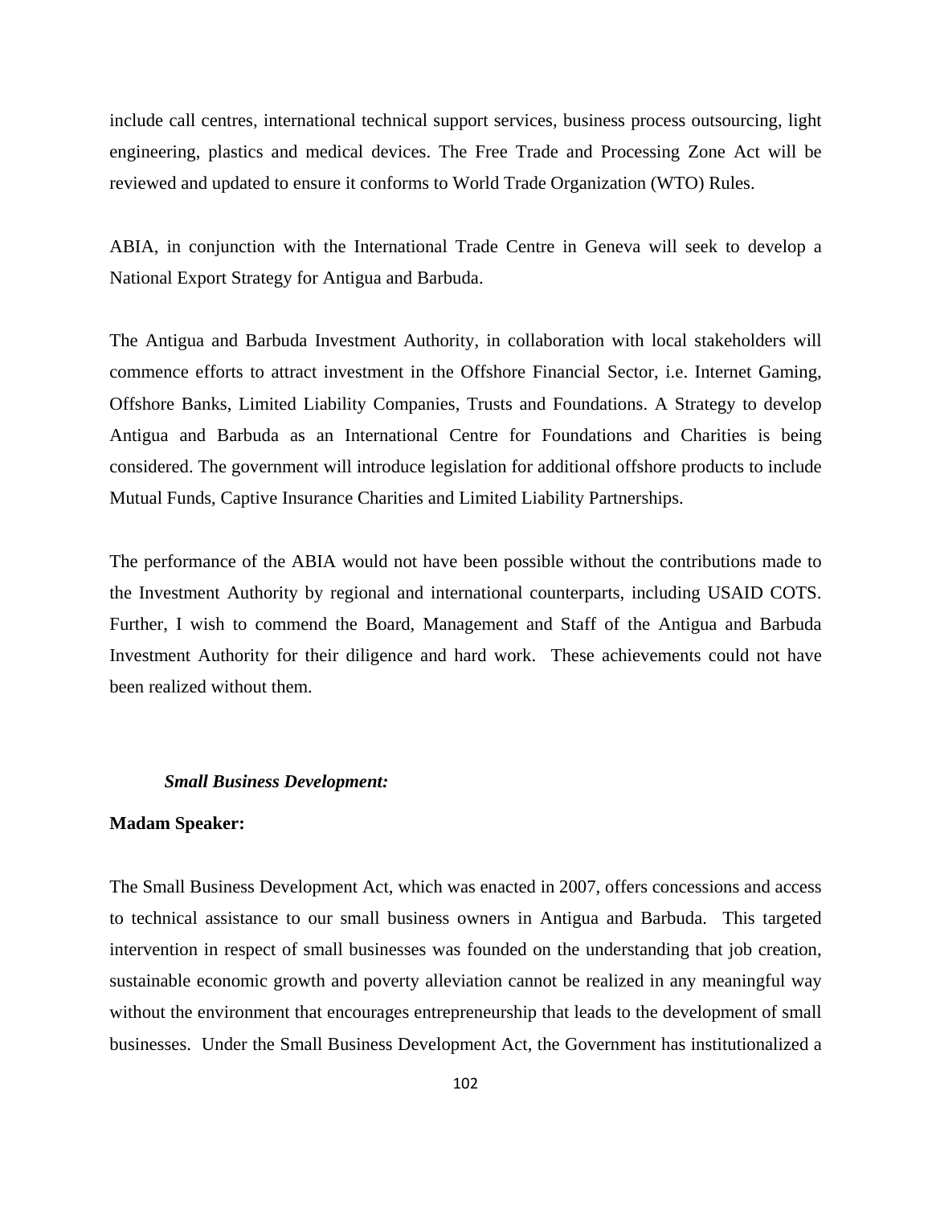include call centres, international technical support services, business process outsourcing, light engineering, plastics and medical devices. The Free Trade and Processing Zone Act will be reviewed and updated to ensure it conforms to World Trade Organization (WTO) Rules.

ABIA, in conjunction with the International Trade Centre in Geneva will seek to develop a National Export Strategy for Antigua and Barbuda.

The Antigua and Barbuda Investment Authority, in collaboration with local stakeholders will commence efforts to attract investment in the Offshore Financial Sector, i.e. Internet Gaming, Offshore Banks, Limited Liability Companies, Trusts and Foundations. A Strategy to develop Antigua and Barbuda as an International Centre for Foundations and Charities is being considered. The government will introduce legislation for additional offshore products to include Mutual Funds, Captive Insurance Charities and Limited Liability Partnerships.

The performance of the ABIA would not have been possible without the contributions made to the Investment Authority by regional and international counterparts, including USAID COTS. Further, I wish to commend the Board, Management and Staff of the Antigua and Barbuda Investment Authority for their diligence and hard work. These achievements could not have been realized without them.

***Small Business Development:***

**Madam Speaker:**

The Small Business Development Act, which was enacted in 2007, offers concessions and access to technical assistance to our small business owners in Antigua and Barbuda. This targeted intervention in respect of small businesses was founded on the understanding that job creation, sustainable economic growth and poverty alleviation cannot be realized in any meaningful way without the environment that encourages entrepreneurship that leads to the development of small businesses. Under the Small Business Development Act, the Government has institutionalized a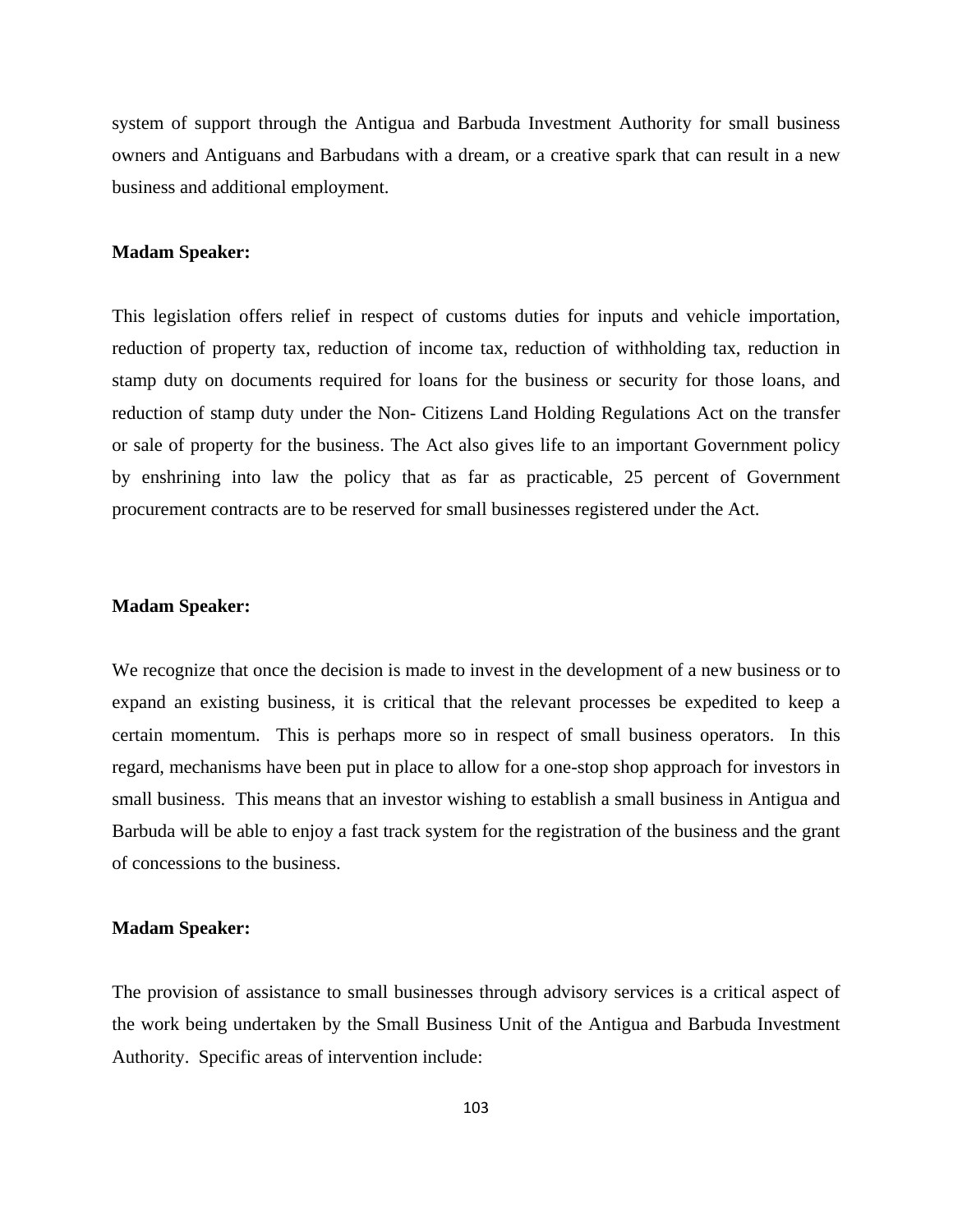system of support through the Antigua and Barbuda Investment Authority for small business owners and Antiguans and Barbudans with a dream, or a creative spark that can result in a new business and additional employment.

**Madam Speaker:**

This legislation offers relief in respect of customs duties for inputs and vehicle importation, reduction of property tax, reduction of income tax, reduction of withholding tax, reduction in stamp duty on documents required for loans for the business or security for those loans, and reduction of stamp duty under the Non- Citizens Land Holding Regulations Act on the transfer or sale of property for the business. The Act also gives life to an important Government policy by enshrining into law the policy that as far as practicable, 25 percent of Government procurement contracts are to be reserved for small businesses registered under the Act.

**Madam Speaker:**

We recognize that once the decision is made to invest in the development of a new business or to expand an existing business, it is critical that the relevant processes be expedited to keep a certain momentum. This is perhaps more so in respect of small business operators. In this regard, mechanisms have been put in place to allow for a one-stop shop approach for investors in small business. This means that an investor wishing to establish a small business in Antigua and Barbuda will be able to enjoy a fast track system for the registration of the business and the grant of concessions to the business.

**Madam Speaker:**

The provision of assistance to small businesses through advisory services is a critical aspect of the work being undertaken by the Small Business Unit of the Antigua and Barbuda Investment Authority. Specific areas of intervention include: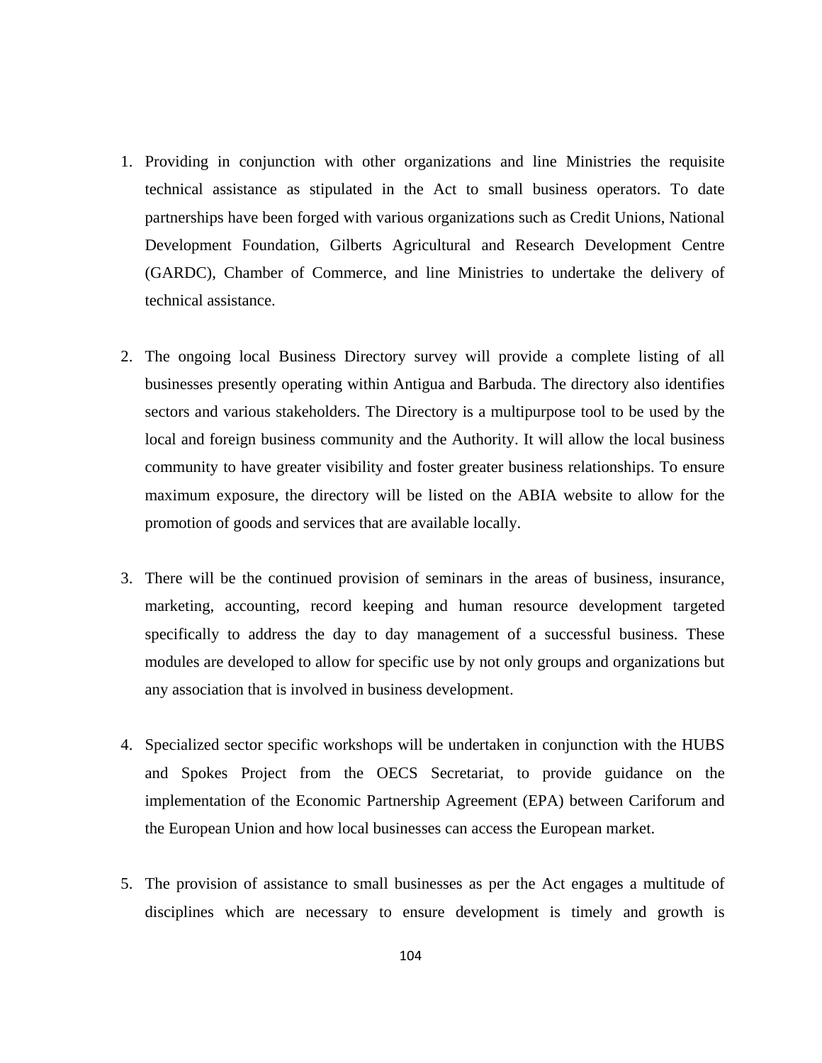1. Providing in conjunction with other organizations and line Ministries the requisite technical assistance as stipulated in the Act to small business operators. To date partnerships have been forged with various organizations such as Credit Unions, National Development Foundation, Gilberts Agricultural and Research Development Centre (GARDC), Chamber of Commerce, and line Ministries to undertake the delivery of technical assistance.

2. The ongoing local Business Directory survey will provide a complete listing of all businesses presently operating within Antigua and Barbuda. The directory also identifies sectors and various stakeholders. The Directory is a multipurpose tool to be used by the local and foreign business community and the Authority. It will allow the local business community to have greater visibility and foster greater business relationships. To ensure maximum exposure, the directory will be listed on the ABIA website to allow for the promotion of goods and services that are available locally.

3. There will be the continued provision of seminars in the areas of business, insurance, marketing, accounting, record keeping and human resource development targeted specifically to address the day to day management of a successful business. These modules are developed to allow for specific use by not only groups and organizations but any association that is involved in business development.

4. Specialized sector specific workshops will be undertaken in conjunction with the HUBS and Spokes Project from the OECS Secretariat, to provide guidance on the implementation of the Economic Partnership Agreement (EPA) between Cariforum and the European Union and how local businesses can access the European market.

5. The provision of assistance to small businesses as per the Act engages a multitude of disciplines which are necessary to ensure development is timely and growth is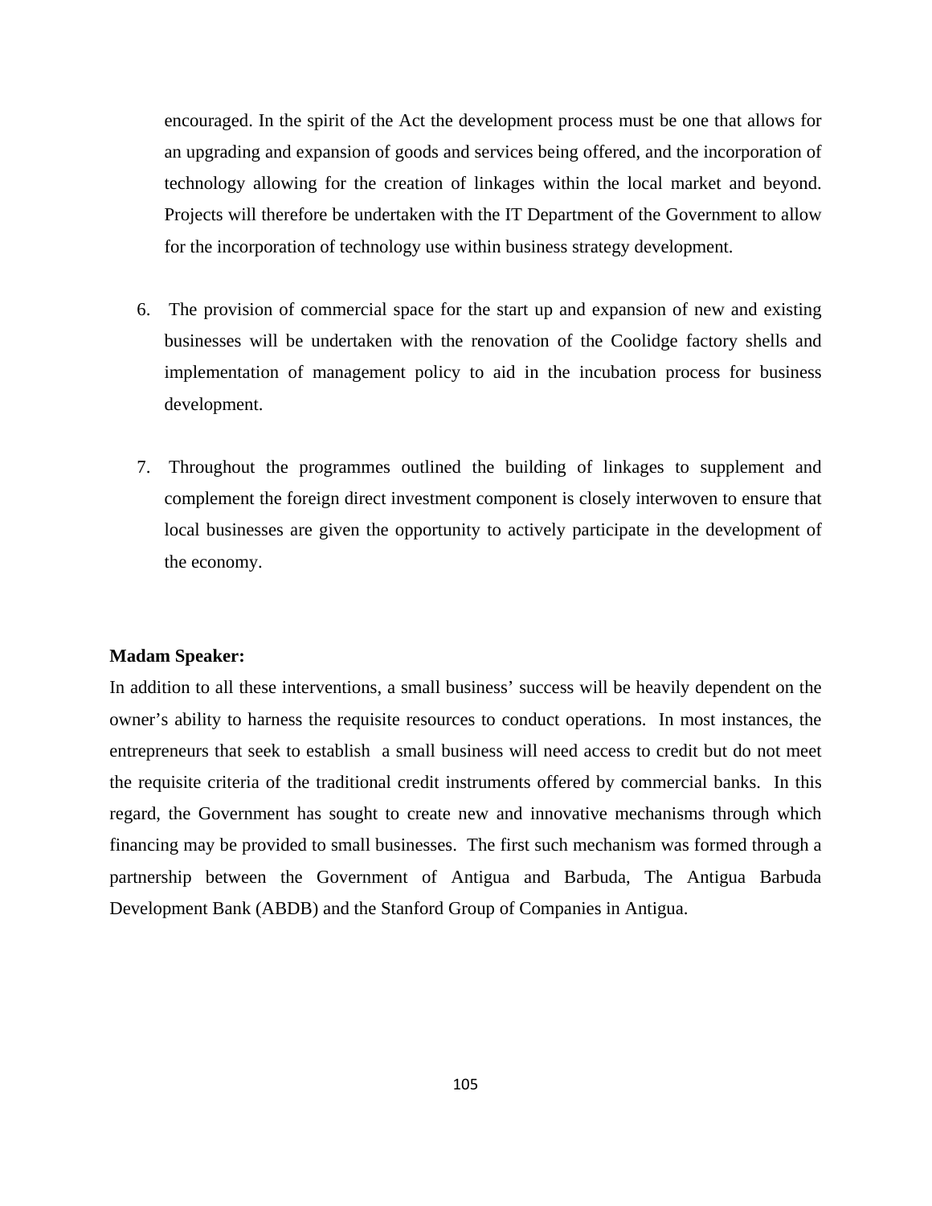encouraged. In the spirit of the Act the development process must be one that allows for an upgrading and expansion of goods and services being offered, and the incorporation of technology allowing for the creation of linkages within the local market and beyond. Projects will therefore be undertaken with the IT Department of the Government to allow for the incorporation of technology use within business strategy development.

6. The provision of commercial space for the start up and expansion of new and existing businesses will be undertaken with the renovation of the Coolidge factory shells and implementation of management policy to aid in the incubation process for business development.

7. Throughout the programmes outlined the building of linkages to supplement and complement the foreign direct investment component is closely interwoven to ensure that local businesses are given the opportunity to actively participate in the development of the economy.

**Madam Speaker:**

In addition to all these interventions, a small business' success will be heavily dependent on the owner's ability to harness the requisite resources to conduct operations. In most instances, the entrepreneurs that seek to establish a small business will need access to credit but do not meet the requisite criteria of the traditional credit instruments offered by commercial banks. In this regard, the Government has sought to create new and innovative mechanisms through which financing may be provided to small businesses. The first such mechanism was formed through a partnership between the Government of Antigua and Barbuda, The Antigua Barbuda Development Bank (ABDB) and the Stanford Group of Companies in Antigua.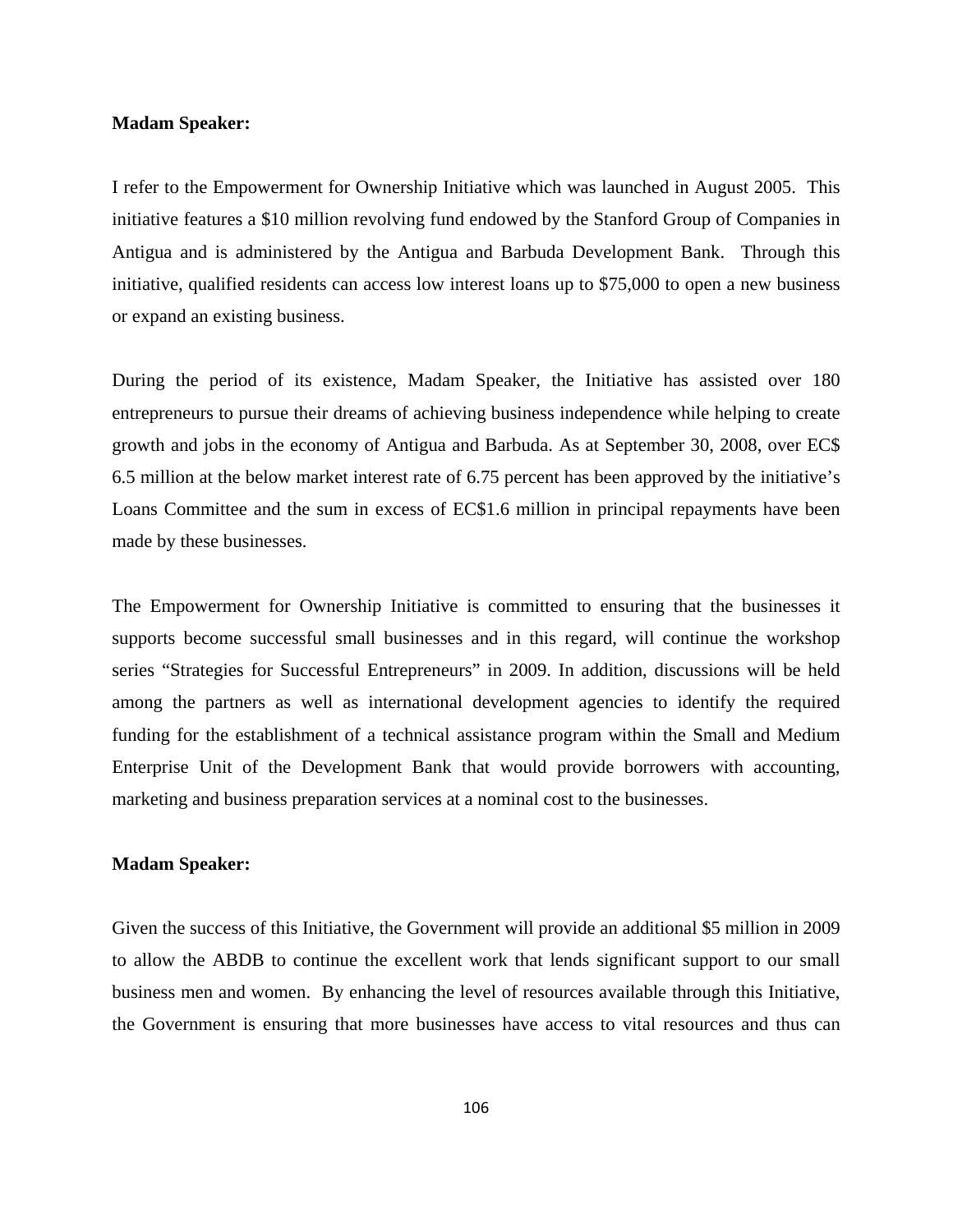**Madam Speaker:**

I refer to the Empowerment for Ownership Initiative which was launched in August 2005. This initiative features a $10 million revolving fund endowed by the Stanford Group of Companies in Antigua and is administered by the Antigua and Barbuda Development Bank. Through this initiative, qualified residents can access low interest loans up to $75,000 to open a new business or expand an existing business.

During the period of its existence, Madam Speaker, the Initiative has assisted over 180 entrepreneurs to pursue their dreams of achieving business independence while helping to create growth and jobs in the economy of Antigua and Barbuda. As at September 30, 2008, over EC$ 6.5 million at the below market interest rate of 6.75 percent has been approved by the initiative's Loans Committee and the sum in excess of EC$1.6 million in principal repayments have been made by these businesses.

The Empowerment for Ownership Initiative is committed to ensuring that the businesses it supports become successful small businesses and in this regard, will continue the workshop series "Strategies for Successful Entrepreneurs" in 2009. In addition, discussions will be held among the partners as well as international development agencies to identify the required funding for the establishment of a technical assistance program within the Small and Medium Enterprise Unit of the Development Bank that would provide borrowers with accounting, marketing and business preparation services at a nominal cost to the businesses.

**Madam Speaker:**

Given the success of this Initiative, the Government will provide an additional $5 million in 2009 to allow the ABDB to continue the excellent work that lends significant support to our small business men and women. By enhancing the level of resources available through this Initiative, the Government is ensuring that more businesses have access to vital resources and thus can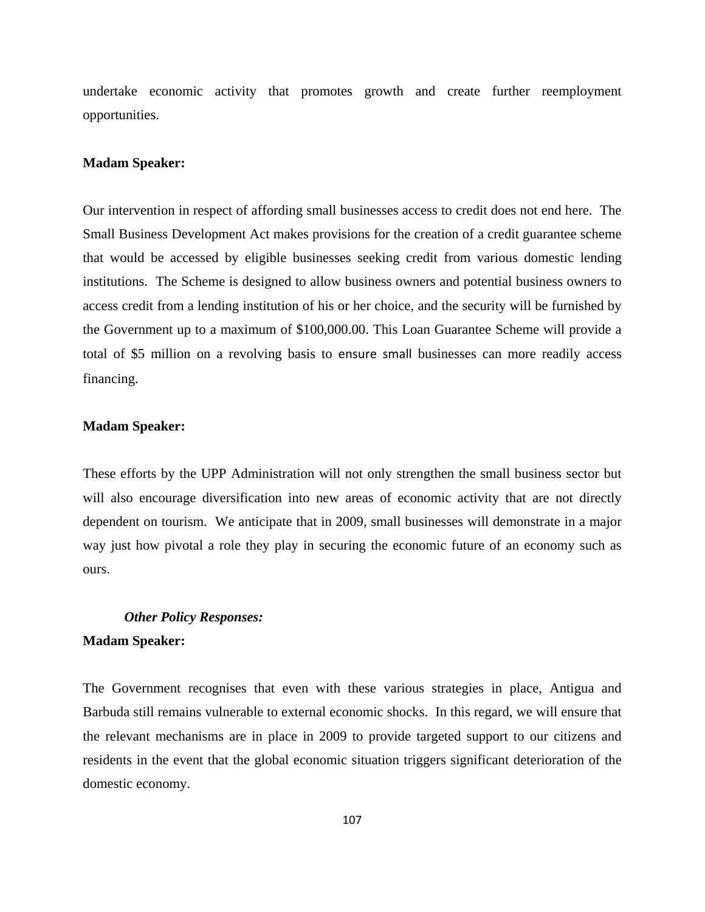undertake economic activity that promotes growth and create further reemployment opportunities.

**Madam Speaker:**

Our intervention in respect of affording small businesses access to credit does not end here. The Small Business Development Act makes provisions for the creation of a credit guarantee scheme that would be accessed by eligible businesses seeking credit from various domestic lending institutions. The Scheme is designed to allow business owners and potential business owners to access credit from a lending institution of his or her choice, and the security will be furnished by the Government up to a maximum of $100,000.00. This Loan Guarantee Scheme will provide a total of $5 million on a revolving basis to ensure small businesses can more readily access financing.

**Madam Speaker:**

These efforts by the UPP Administration will not only strengthen the small business sector but will also encourage diversification into new areas of economic activity that are not directly dependent on tourism. We anticipate that in 2009, small businesses will demonstrate in a major way just how pivotal a role they play in securing the economic future of an economy such as ours.

***Other Policy Responses:***

**Madam Speaker:**

The Government recognises that even with these various strategies in place, Antigua and Barbuda still remains vulnerable to external economic shocks. In this regard, we will ensure that the relevant mechanisms are in place in 2009 to provide targeted support to our citizens and residents in the event that the global economic situation triggers significant deterioration of the domestic economy.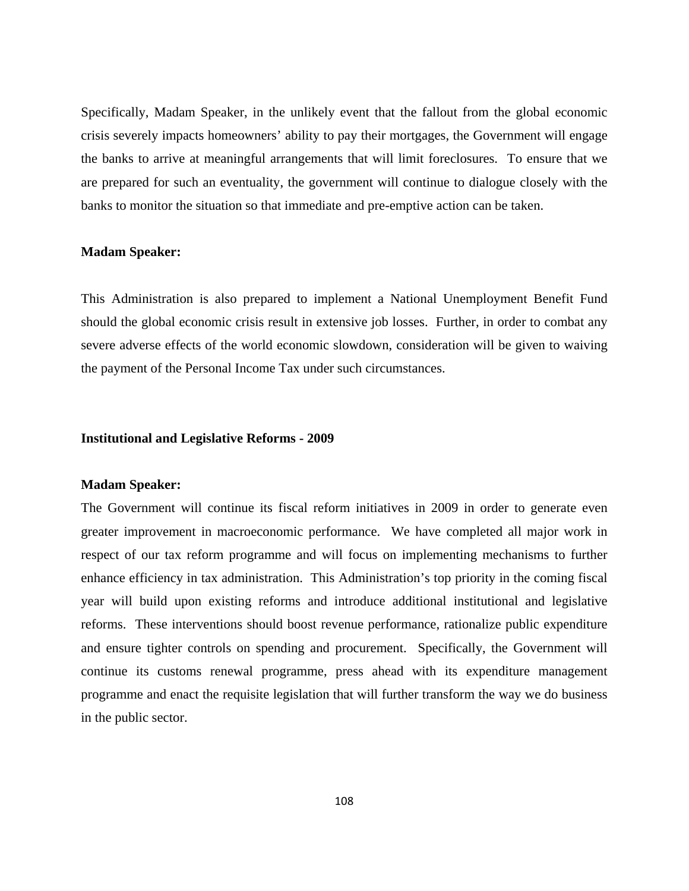Specifically, Madam Speaker, in the unlikely event that the fallout from the global economic crisis severely impacts homeowners' ability to pay their mortgages, the Government will engage the banks to arrive at meaningful arrangements that will limit foreclosures. To ensure that we are prepared for such an eventuality, the government will continue to dialogue closely with the banks to monitor the situation so that immediate and pre-emptive action can be taken.

**Madam Speaker:**

This Administration is also prepared to implement a National Unemployment Benefit Fund should the global economic crisis result in extensive job losses. Further, in order to combat any severe adverse effects of the world economic slowdown, consideration will be given to waiving the payment of the Personal Income Tax under such circumstances.

**Institutional and Legislative Reforms - 2009**

**Madam Speaker:**

The Government will continue its fiscal reform initiatives in 2009 in order to generate even greater improvement in macroeconomic performance. We have completed all major work in respect of our tax reform programme and will focus on implementing mechanisms to further enhance efficiency in tax administration. This Administration's top priority in the coming fiscal year will build upon existing reforms and introduce additional institutional and legislative reforms. These interventions should boost revenue performance, rationalize public expenditure and ensure tighter controls on spending and procurement. Specifically, the Government will continue its customs renewal programme, press ahead with its expenditure management programme and enact the requisite legislation that will further transform the way we do business in the public sector.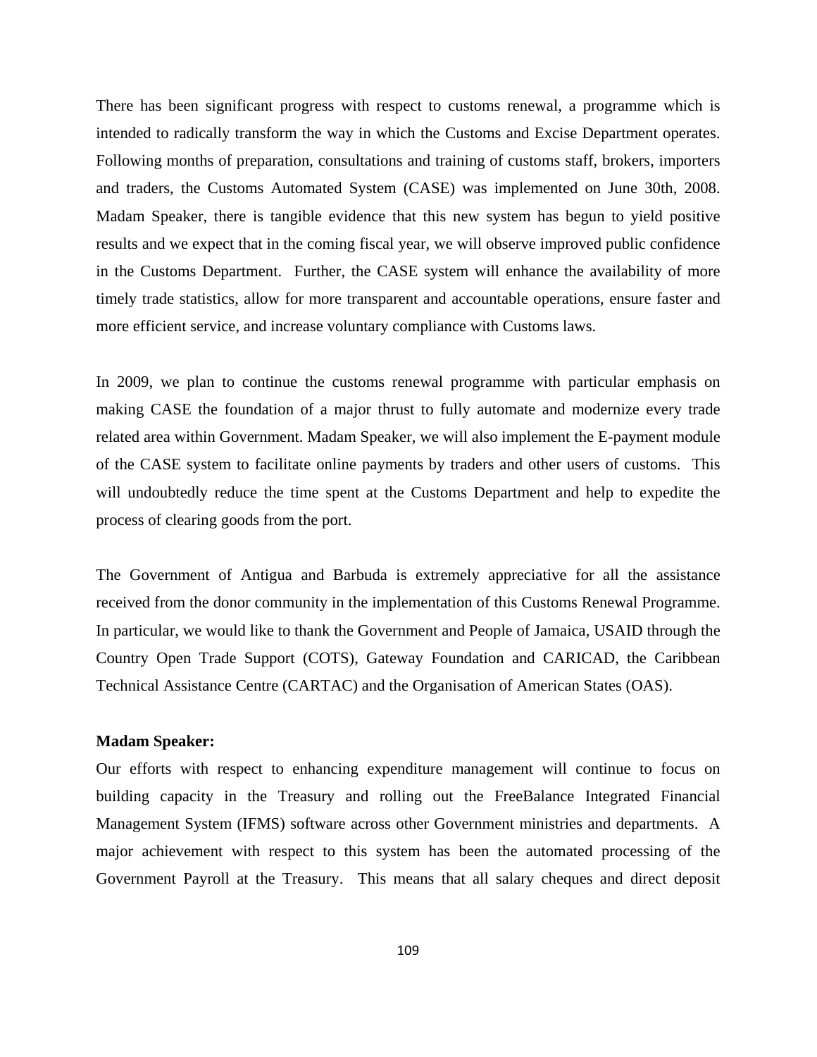There has been significant progress with respect to customs renewal, a programme which is intended to radically transform the way in which the Customs and Excise Department operates. Following months of preparation, consultations and training of customs staff, brokers, importers and traders, the Customs Automated System (CASE) was implemented on June 30th, 2008. Madam Speaker, there is tangible evidence that this new system has begun to yield positive results and we expect that in the coming fiscal year, we will observe improved public confidence in the Customs Department. Further, the CASE system will enhance the availability of more timely trade statistics, allow for more transparent and accountable operations, ensure faster and more efficient service, and increase voluntary compliance with Customs laws.

In 2009, we plan to continue the customs renewal programme with particular emphasis on making CASE the foundation of a major thrust to fully automate and modernize every trade related area within Government. Madam Speaker, we will also implement the E-payment module of the CASE system to facilitate online payments by traders and other users of customs. This will undoubtedly reduce the time spent at the Customs Department and help to expedite the process of clearing goods from the port.

The Government of Antigua and Barbuda is extremely appreciative for all the assistance received from the donor community in the implementation of this Customs Renewal Programme. In particular, we would like to thank the Government and People of Jamaica, USAID through the Country Open Trade Support (COTS), Gateway Foundation and CARICAD, the Caribbean Technical Assistance Centre (CARTAC) and the Organisation of American States (OAS).

**Madam Speaker:**

Our efforts with respect to enhancing expenditure management will continue to focus on building capacity in the Treasury and rolling out the FreeBalance Integrated Financial Management System (IFMS) software across other Government ministries and departments. A major achievement with respect to this system has been the automated processing of the Government Payroll at the Treasury. This means that all salary cheques and direct deposit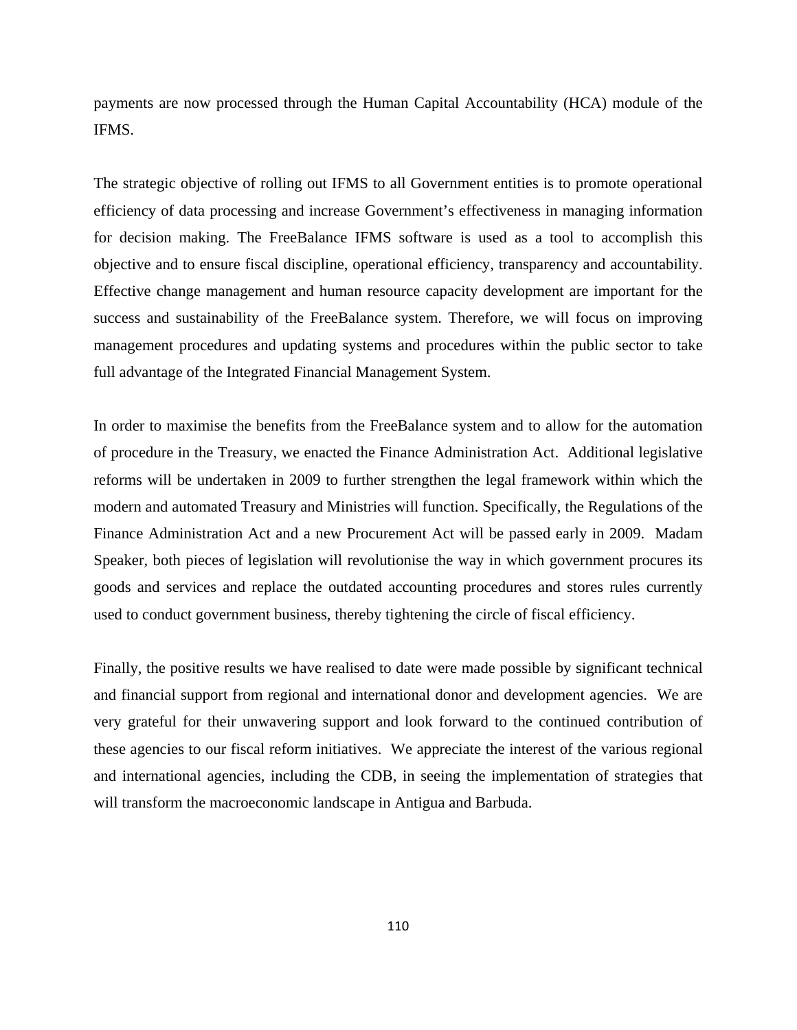payments are now processed through the Human Capital Accountability (HCA) module of the IFMS.

The strategic objective of rolling out IFMS to all Government entities is to promote operational efficiency of data processing and increase Government's effectiveness in managing information for decision making. The FreeBalance IFMS software is used as a tool to accomplish this objective and to ensure fiscal discipline, operational efficiency, transparency and accountability. Effective change management and human resource capacity development are important for the success and sustainability of the FreeBalance system. Therefore, we will focus on improving management procedures and updating systems and procedures within the public sector to take full advantage of the Integrated Financial Management System.

In order to maximise the benefits from the FreeBalance system and to allow for the automation of procedure in the Treasury, we enacted the Finance Administration Act. Additional legislative reforms will be undertaken in 2009 to further strengthen the legal framework within which the modern and automated Treasury and Ministries will function. Specifically, the Regulations of the Finance Administration Act and a new Procurement Act will be passed early in 2009. Madam Speaker, both pieces of legislation will revolutionise the way in which government procures its goods and services and replace the outdated accounting procedures and stores rules currently used to conduct government business, thereby tightening the circle of fiscal efficiency.

Finally, the positive results we have realised to date were made possible by significant technical and financial support from regional and international donor and development agencies. We are very grateful for their unwavering support and look forward to the continued contribution of these agencies to our fiscal reform initiatives. We appreciate the interest of the various regional and international agencies, including the CDB, in seeing the implementation of strategies that will transform the macroeconomic landscape in Antigua and Barbuda.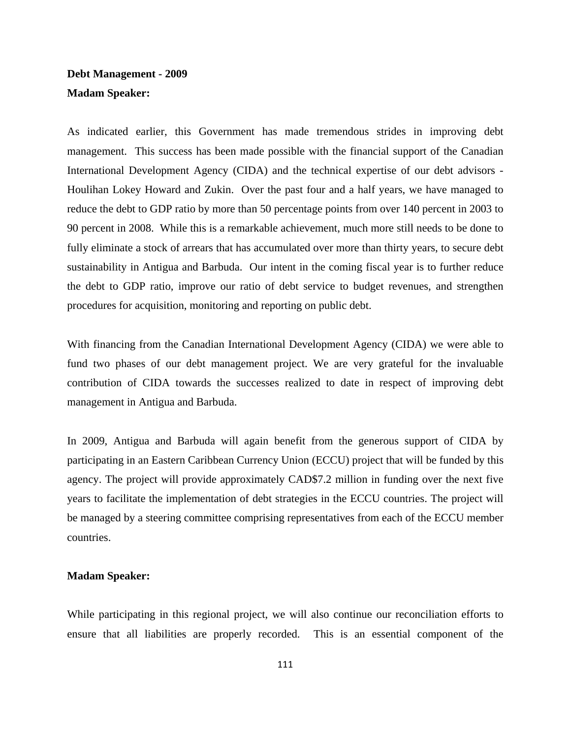**Debt Management - 2009**

**Madam Speaker:**

As indicated earlier, this Government has made tremendous strides in improving debt management. This success has been made possible with the financial support of the Canadian International Development Agency (CIDA) and the technical expertise of our debt advisors - Houlihan Lokey Howard and Zukin. Over the past four and a half years, we have managed to reduce the debt to GDP ratio by more than 50 percentage points from over 140 percent in 2003 to 90 percent in 2008. While this is a remarkable achievement, much more still needs to be done to fully eliminate a stock of arrears that has accumulated over more than thirty years, to secure debt sustainability in Antigua and Barbuda. Our intent in the coming fiscal year is to further reduce the debt to GDP ratio, improve our ratio of debt service to budget revenues, and strengthen procedures for acquisition, monitoring and reporting on public debt.

With financing from the Canadian International Development Agency (CIDA) we were able to fund two phases of our debt management project. We are very grateful for the invaluable contribution of CIDA towards the successes realized to date in respect of improving debt management in Antigua and Barbuda.

In 2009, Antigua and Barbuda will again benefit from the generous support of CIDA by participating in an Eastern Caribbean Currency Union (ECCU) project that will be funded by this agency. The project will provide approximately CAD$7.2 million in funding over the next five years to facilitate the implementation of debt strategies in the ECCU countries. The project will be managed by a steering committee comprising representatives from each of the ECCU member countries.

**Madam Speaker:**

While participating in this regional project, we will also continue our reconciliation efforts to ensure that all liabilities are properly recorded. This is an essential component of the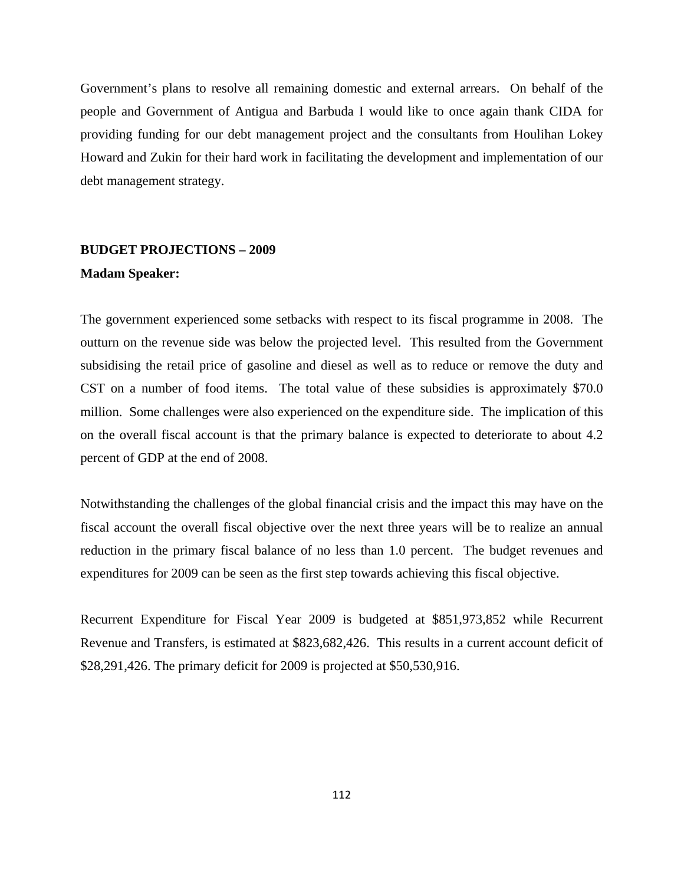Government's plans to resolve all remaining domestic and external arrears. On behalf of the people and Government of Antigua and Barbuda I would like to once again thank CIDA for providing funding for our debt management project and the consultants from Houlihan Lokey Howard and Zukin for their hard work in facilitating the development and implementation of our debt management strategy.

## BUDGET PROJECTIONS – 2009

**Madam Speaker:**

The government experienced some setbacks with respect to its fiscal programme in 2008. The outturn on the revenue side was below the projected level. This resulted from the Government subsidising the retail price of gasoline and diesel as well as to reduce or remove the duty and CST on a number of food items. The total value of these subsidies is approximately $70.0 million. Some challenges were also experienced on the expenditure side. The implication of this on the overall fiscal account is that the primary balance is expected to deteriorate to about 4.2 percent of GDP at the end of 2008.

Notwithstanding the challenges of the global financial crisis and the impact this may have on the fiscal account the overall fiscal objective over the next three years will be to realize an annual reduction in the primary fiscal balance of no less than 1.0 percent. The budget revenues and expenditures for 2009 can be seen as the first step towards achieving this fiscal objective.

Recurrent Expenditure for Fiscal Year 2009 is budgeted at $851,973,852 while Recurrent Revenue and Transfers, is estimated at $823,682,426. This results in a current account deficit of $28,291,426. The primary deficit for 2009 is projected at $50,530,916.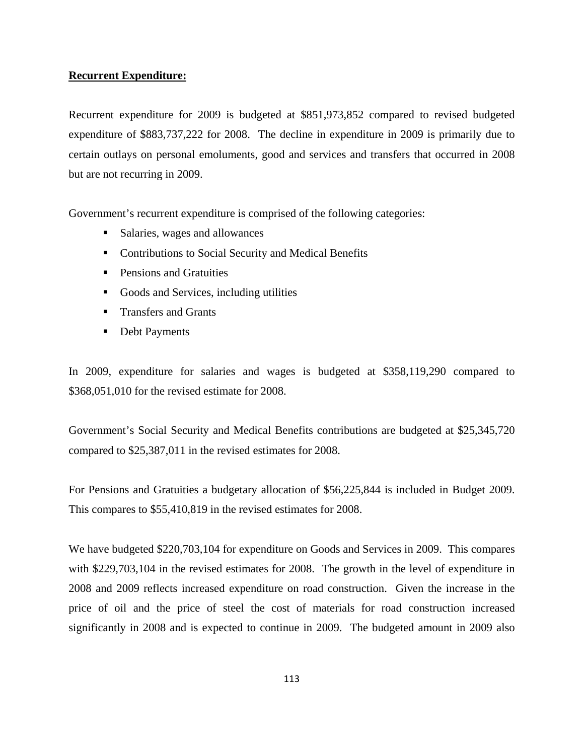**Recurrent Expenditure:**

Recurrent expenditure for 2009 is budgeted at $851,973,852 compared to revised budgeted expenditure of $883,737,222 for 2008. The decline in expenditure in 2009 is primarily due to certain outlays on personal emoluments, good and services and transfers that occurred in 2008 but are not recurring in 2009.

Government's recurrent expenditure is comprised of the following categories:

- Salaries, wages and allowances
- Contributions to Social Security and Medical Benefits
- Pensions and Gratuities
- Goods and Services, including utilities
- Transfers and Grants
- Debt Payments

In 2009, expenditure for salaries and wages is budgeted at $358,119,290 compared to $368,051,010 for the revised estimate for 2008.

Government's Social Security and Medical Benefits contributions are budgeted at $25,345,720 compared to $25,387,011 in the revised estimates for 2008.

For Pensions and Gratuities a budgetary allocation of $56,225,844 is included in Budget 2009. This compares to $55,410,819 in the revised estimates for 2008.

We have budgeted $220,703,104 for expenditure on Goods and Services in 2009. This compares with $229,703,104 in the revised estimates for 2008. The growth in the level of expenditure in 2008 and 2009 reflects increased expenditure on road construction. Given the increase in the price of oil and the price of steel the cost of materials for road construction increased significantly in 2008 and is expected to continue in 2009. The budgeted amount in 2009 also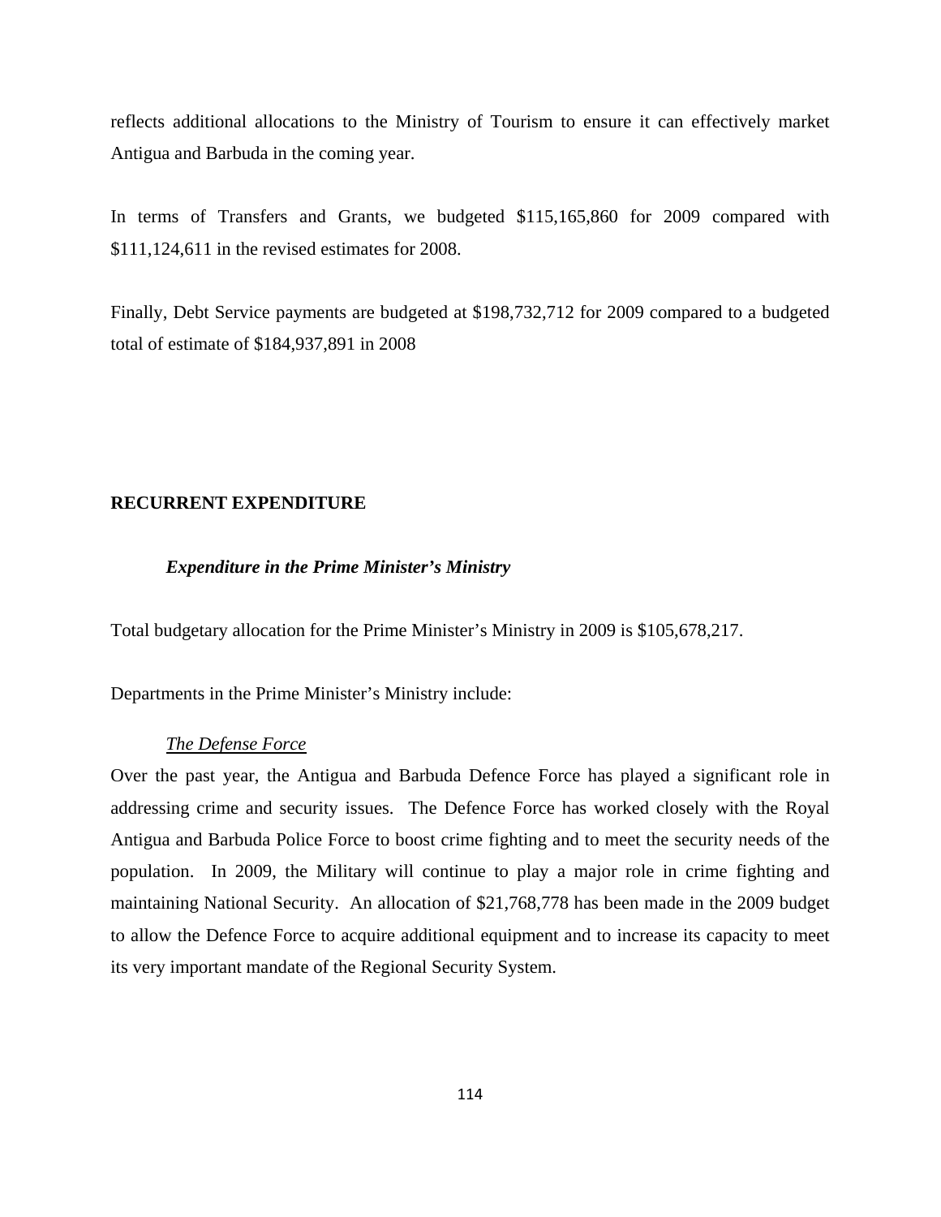reflects additional allocations to the Ministry of Tourism to ensure it can effectively market Antigua and Barbuda in the coming year.

In terms of Transfers and Grants, we budgeted $115,165,860 for 2009 compared with $111,124,611 in the revised estimates for 2008.

Finally, Debt Service payments are budgeted at $198,732,712 for 2009 compared to a budgeted total of estimate of $184,937,891 in 2008

## RECURRENT EXPENDITURE

### *Expenditure in the Prime Minister's Ministry*

Total budgetary allocation for the Prime Minister's Ministry in 2009 is $105,678,217.

Departments in the Prime Minister's Ministry include:

<u>*The Defense Force*</u>

Over the past year, the Antigua and Barbuda Defence Force has played a significant role in addressing crime and security issues. The Defence Force has worked closely with the Royal Antigua and Barbuda Police Force to boost crime fighting and to meet the security needs of the population. In 2009, the Military will continue to play a major role in crime fighting and maintaining National Security. An allocation of $21,768,778 has been made in the 2009 budget to allow the Defence Force to acquire additional equipment and to increase its capacity to meet its very important mandate of the Regional Security System.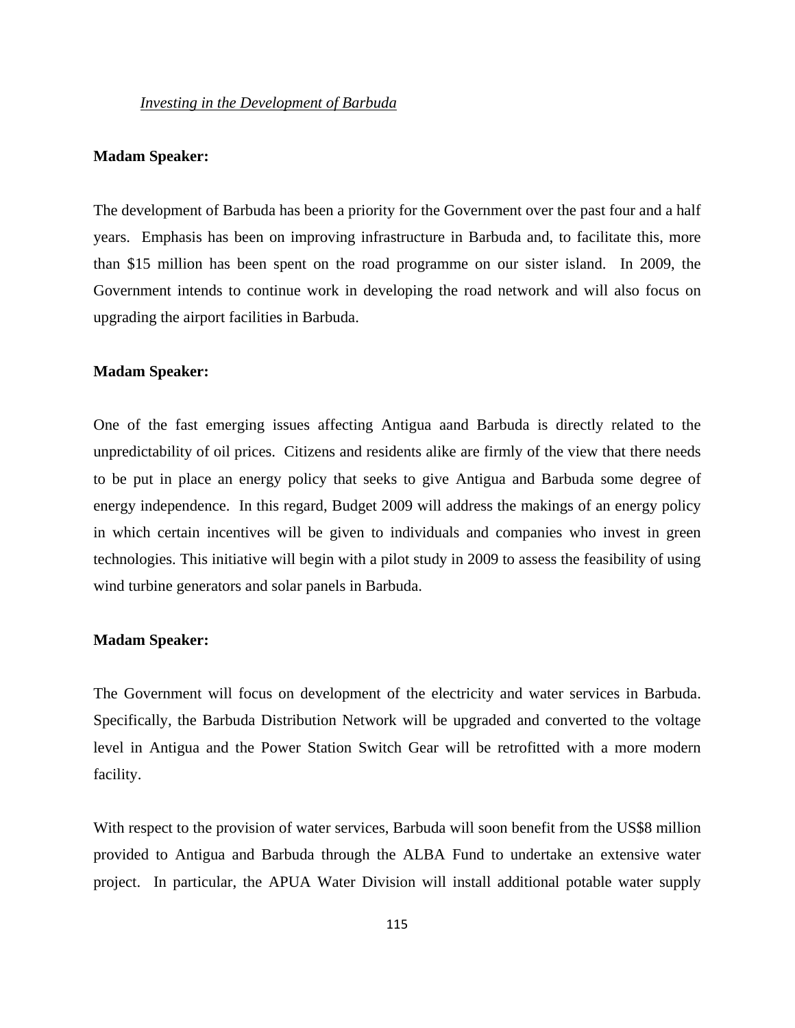*Investing in the Development of Barbuda*

**Madam Speaker:**

The development of Barbuda has been a priority for the Government over the past four and a half years. Emphasis has been on improving infrastructure in Barbuda and, to facilitate this, more than $15 million has been spent on the road programme on our sister island. In 2009, the Government intends to continue work in developing the road network and will also focus on upgrading the airport facilities in Barbuda.

**Madam Speaker:**

One of the fast emerging issues affecting Antigua aand Barbuda is directly related to the unpredictability of oil prices. Citizens and residents alike are firmly of the view that there needs to be put in place an energy policy that seeks to give Antigua and Barbuda some degree of energy independence. In this regard, Budget 2009 will address the makings of an energy policy in which certain incentives will be given to individuals and companies who invest in green technologies. This initiative will begin with a pilot study in 2009 to assess the feasibility of using wind turbine generators and solar panels in Barbuda.

**Madam Speaker:**

The Government will focus on development of the electricity and water services in Barbuda. Specifically, the Barbuda Distribution Network will be upgraded and converted to the voltage level in Antigua and the Power Station Switch Gear will be retrofitted with a more modern facility.

With respect to the provision of water services, Barbuda will soon benefit from the US$8 million provided to Antigua and Barbuda through the ALBA Fund to undertake an extensive water project. In particular, the APUA Water Division will install additional potable water supply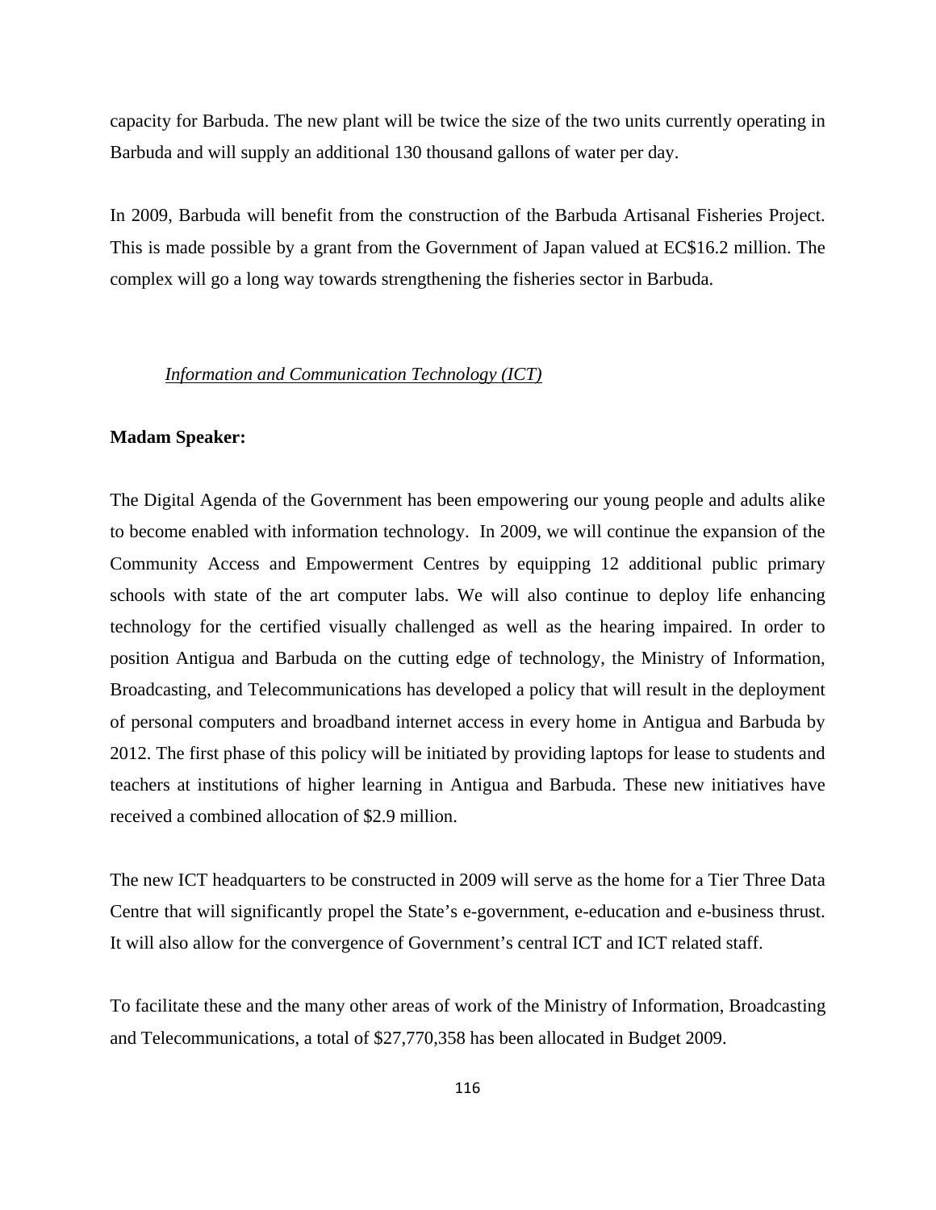capacity for Barbuda. The new plant will be twice the size of the two units currently operating in Barbuda and will supply an additional 130 thousand gallons of water per day.

In 2009, Barbuda will benefit from the construction of the Barbuda Artisanal Fisheries Project. This is made possible by a grant from the Government of Japan valued at EC$16.2 million. The complex will go a long way towards strengthening the fisheries sector in Barbuda.

*Information and Communication Technology (ICT)*

**Madam Speaker:**

The Digital Agenda of the Government has been empowering our young people and adults alike to become enabled with information technology. In 2009, we will continue the expansion of the Community Access and Empowerment Centres by equipping 12 additional public primary schools with state of the art computer labs. We will also continue to deploy life enhancing technology for the certified visually challenged as well as the hearing impaired. In order to position Antigua and Barbuda on the cutting edge of technology, the Ministry of Information, Broadcasting, and Telecommunications has developed a policy that will result in the deployment of personal computers and broadband internet access in every home in Antigua and Barbuda by 2012. The first phase of this policy will be initiated by providing laptops for lease to students and teachers at institutions of higher learning in Antigua and Barbuda. These new initiatives have received a combined allocation of $2.9 million.

The new ICT headquarters to be constructed in 2009 will serve as the home for a Tier Three Data Centre that will significantly propel the State's e-government, e-education and e-business thrust. It will also allow for the convergence of Government's central ICT and ICT related staff.

To facilitate these and the many other areas of work of the Ministry of Information, Broadcasting and Telecommunications, a total of $27,770,358 has been allocated in Budget 2009.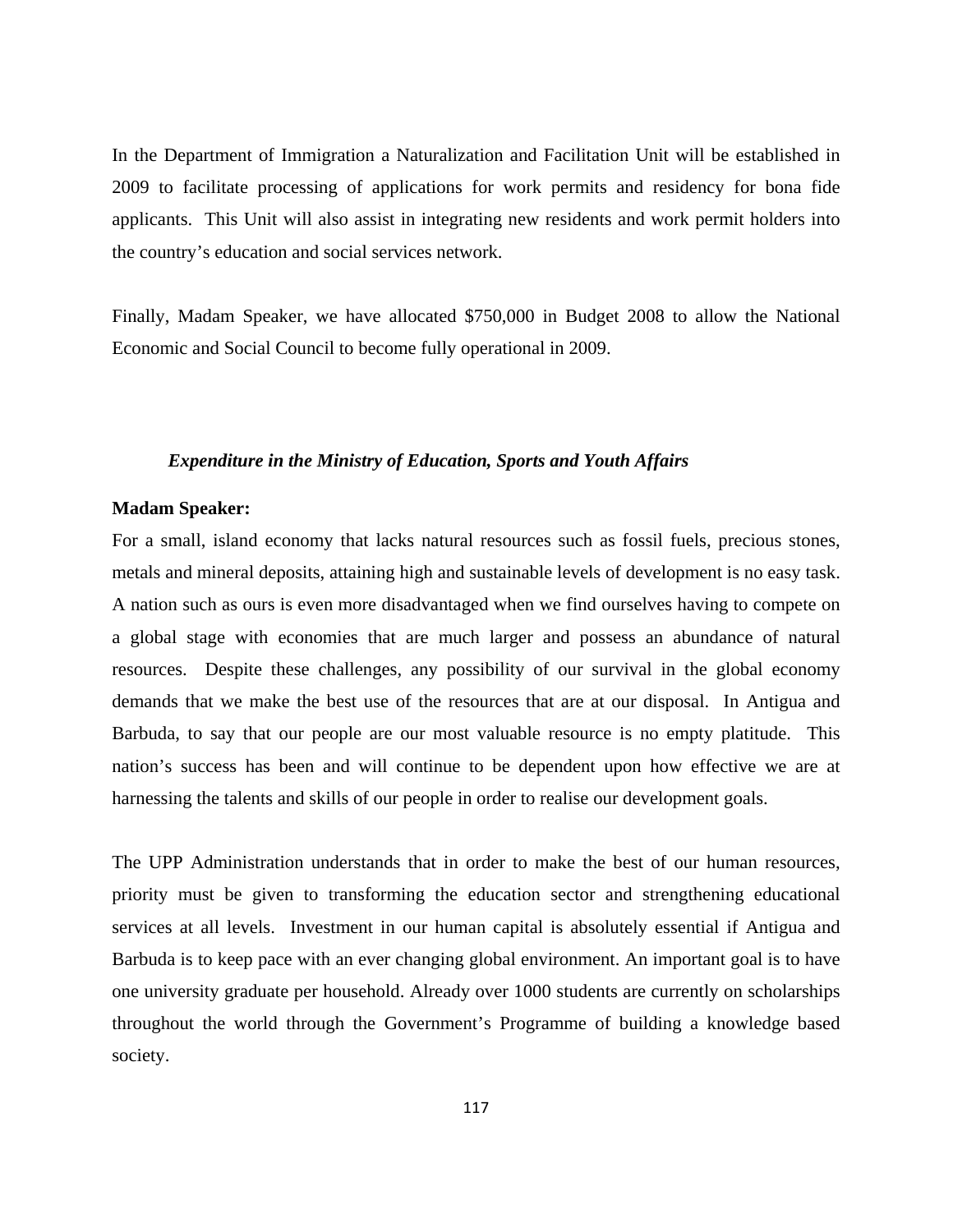In the Department of Immigration a Naturalization and Facilitation Unit will be established in 2009 to facilitate processing of applications for work permits and residency for bona fide applicants. This Unit will also assist in integrating new residents and work permit holders into the country's education and social services network.

Finally, Madam Speaker, we have allocated $750,000 in Budget 2008 to allow the National Economic and Social Council to become fully operational in 2009.

### *Expenditure in the Ministry of Education, Sports and Youth Affairs*

**Madam Speaker:**

For a small, island economy that lacks natural resources such as fossil fuels, precious stones, metals and mineral deposits, attaining high and sustainable levels of development is no easy task. A nation such as ours is even more disadvantaged when we find ourselves having to compete on a global stage with economies that are much larger and possess an abundance of natural resources. Despite these challenges, any possibility of our survival in the global economy demands that we make the best use of the resources that are at our disposal. In Antigua and Barbuda, to say that our people are our most valuable resource is no empty platitude. This nation's success has been and will continue to be dependent upon how effective we are at harnessing the talents and skills of our people in order to realise our development goals.

The UPP Administration understands that in order to make the best of our human resources, priority must be given to transforming the education sector and strengthening educational services at all levels. Investment in our human capital is absolutely essential if Antigua and Barbuda is to keep pace with an ever changing global environment. An important goal is to have one university graduate per household. Already over 1000 students are currently on scholarships throughout the world through the Government's Programme of building a knowledge based society.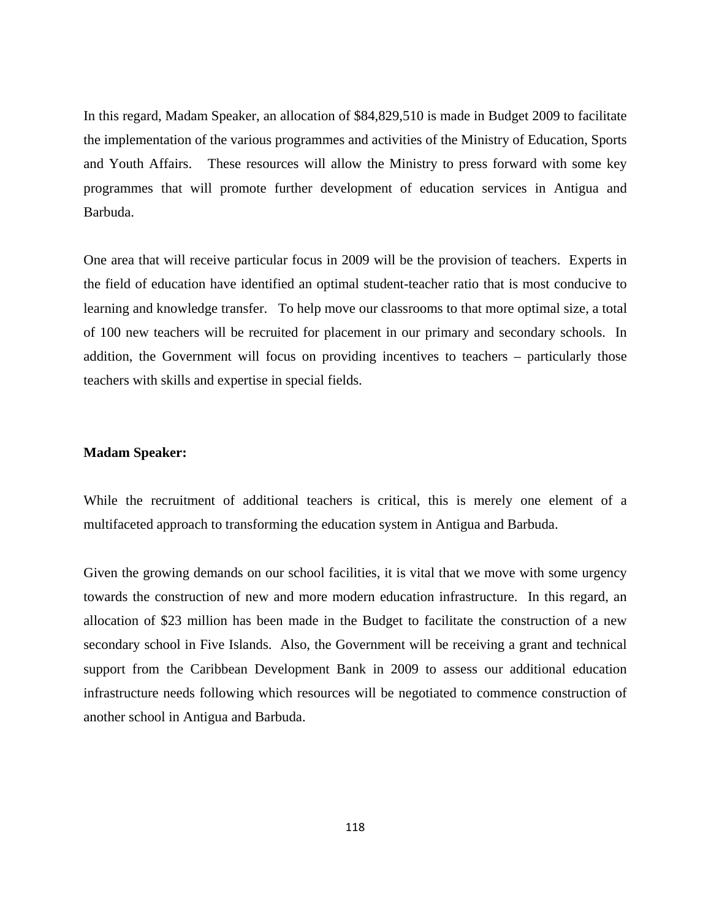In this regard, Madam Speaker, an allocation of $84,829,510 is made in Budget 2009 to facilitate the implementation of the various programmes and activities of the Ministry of Education, Sports and Youth Affairs. These resources will allow the Ministry to press forward with some key programmes that will promote further development of education services in Antigua and Barbuda.

One area that will receive particular focus in 2009 will be the provision of teachers. Experts in the field of education have identified an optimal student-teacher ratio that is most conducive to learning and knowledge transfer. To help move our classrooms to that more optimal size, a total of 100 new teachers will be recruited for placement in our primary and secondary schools. In addition, the Government will focus on providing incentives to teachers – particularly those teachers with skills and expertise in special fields.

**Madam Speaker:**

While the recruitment of additional teachers is critical, this is merely one element of a multifaceted approach to transforming the education system in Antigua and Barbuda.

Given the growing demands on our school facilities, it is vital that we move with some urgency towards the construction of new and more modern education infrastructure. In this regard, an allocation of $23 million has been made in the Budget to facilitate the construction of a new secondary school in Five Islands. Also, the Government will be receiving a grant and technical support from the Caribbean Development Bank in 2009 to assess our additional education infrastructure needs following which resources will be negotiated to commence construction of another school in Antigua and Barbuda.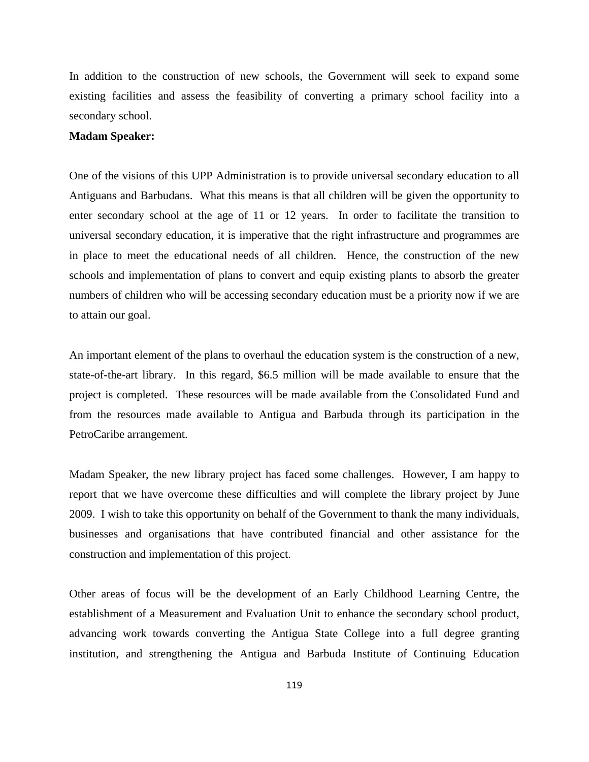In addition to the construction of new schools, the Government will seek to expand some existing facilities and assess the feasibility of converting a primary school facility into a secondary school.

**Madam Speaker:**

One of the visions of this UPP Administration is to provide universal secondary education to all Antiguans and Barbudans. What this means is that all children will be given the opportunity to enter secondary school at the age of 11 or 12 years. In order to facilitate the transition to universal secondary education, it is imperative that the right infrastructure and programmes are in place to meet the educational needs of all children. Hence, the construction of the new schools and implementation of plans to convert and equip existing plants to absorb the greater numbers of children who will be accessing secondary education must be a priority now if we are to attain our goal.

An important element of the plans to overhaul the education system is the construction of a new, state-of-the-art library. In this regard, $6.5 million will be made available to ensure that the project is completed. These resources will be made available from the Consolidated Fund and from the resources made available to Antigua and Barbuda through its participation in the PetroCaribe arrangement.

Madam Speaker, the new library project has faced some challenges. However, I am happy to report that we have overcome these difficulties and will complete the library project by June 2009. I wish to take this opportunity on behalf of the Government to thank the many individuals, businesses and organisations that have contributed financial and other assistance for the construction and implementation of this project.

Other areas of focus will be the development of an Early Childhood Learning Centre, the establishment of a Measurement and Evaluation Unit to enhance the secondary school product, advancing work towards converting the Antigua State College into a full degree granting institution, and strengthening the Antigua and Barbuda Institute of Continuing Education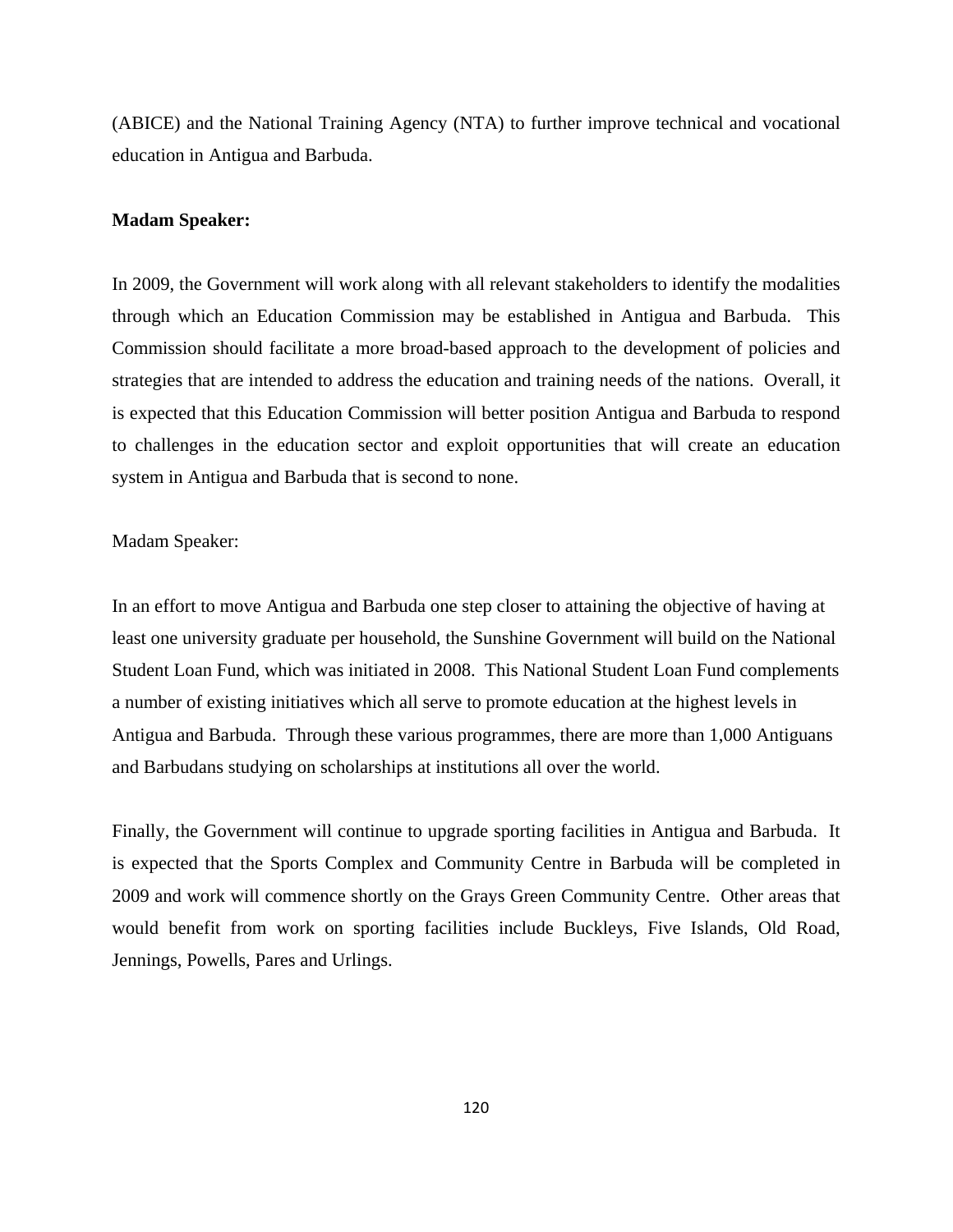(ABICE) and the National Training Agency (NTA) to further improve technical and vocational education in Antigua and Barbuda.

**Madam Speaker:**

In 2009, the Government will work along with all relevant stakeholders to identify the modalities through which an Education Commission may be established in Antigua and Barbuda. This Commission should facilitate a more broad-based approach to the development of policies and strategies that are intended to address the education and training needs of the nations. Overall, it is expected that this Education Commission will better position Antigua and Barbuda to respond to challenges in the education sector and exploit opportunities that will create an education system in Antigua and Barbuda that is second to none.

Madam Speaker:

In an effort to move Antigua and Barbuda one step closer to attaining the objective of having at least one university graduate per household, the Sunshine Government will build on the National Student Loan Fund, which was initiated in 2008. This National Student Loan Fund complements a number of existing initiatives which all serve to promote education at the highest levels in Antigua and Barbuda. Through these various programmes, there are more than 1,000 Antiguans and Barbudans studying on scholarships at institutions all over the world.

Finally, the Government will continue to upgrade sporting facilities in Antigua and Barbuda. It is expected that the Sports Complex and Community Centre in Barbuda will be completed in 2009 and work will commence shortly on the Grays Green Community Centre. Other areas that would benefit from work on sporting facilities include Buckleys, Five Islands, Old Road, Jennings, Powells, Pares and Urlings.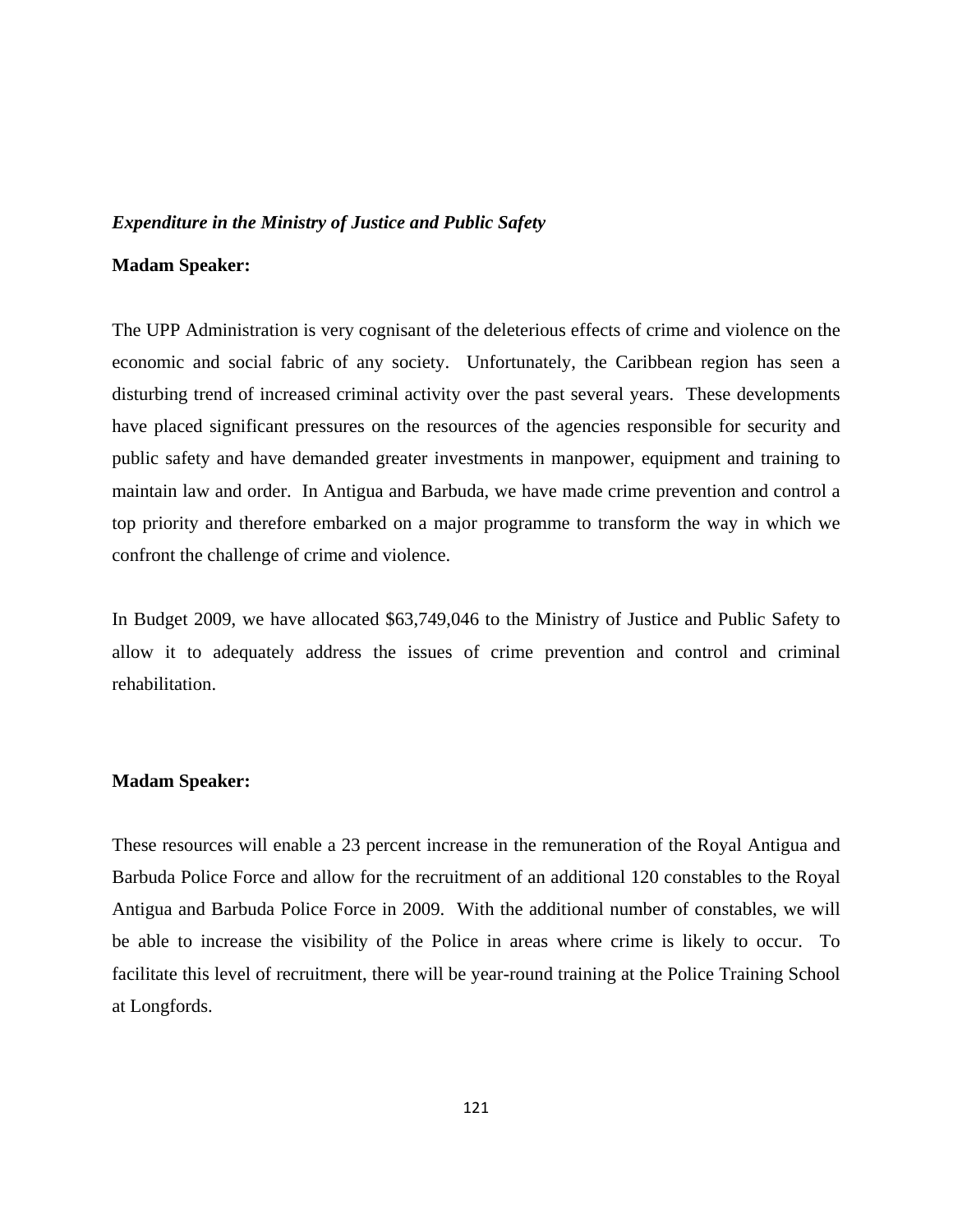***Expenditure in the Ministry of Justice and Public Safety***

**Madam Speaker:**

The UPP Administration is very cognisant of the deleterious effects of crime and violence on the economic and social fabric of any society. Unfortunately, the Caribbean region has seen a disturbing trend of increased criminal activity over the past several years. These developments have placed significant pressures on the resources of the agencies responsible for security and public safety and have demanded greater investments in manpower, equipment and training to maintain law and order. In Antigua and Barbuda, we have made crime prevention and control a top priority and therefore embarked on a major programme to transform the way in which we confront the challenge of crime and violence.

In Budget 2009, we have allocated $63,749,046 to the Ministry of Justice and Public Safety to allow it to adequately address the issues of crime prevention and control and criminal rehabilitation.

**Madam Speaker:**

These resources will enable a 23 percent increase in the remuneration of the Royal Antigua and Barbuda Police Force and allow for the recruitment of an additional 120 constables to the Royal Antigua and Barbuda Police Force in 2009. With the additional number of constables, we will be able to increase the visibility of the Police in areas where crime is likely to occur. To facilitate this level of recruitment, there will be year-round training at the Police Training School at Longfords.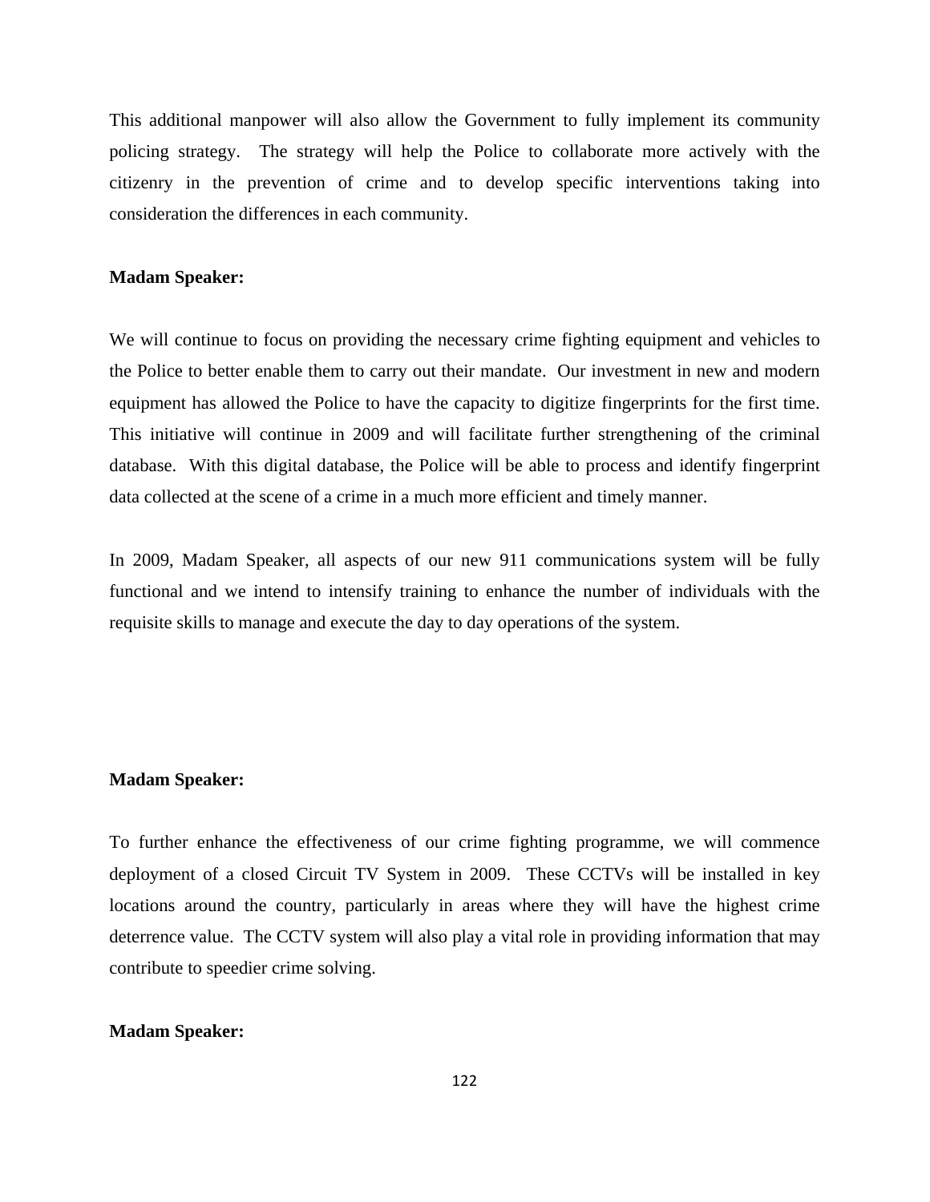This additional manpower will also allow the Government to fully implement its community policing strategy. The strategy will help the Police to collaborate more actively with the citizenry in the prevention of crime and to develop specific interventions taking into consideration the differences in each community.

**Madam Speaker:**

We will continue to focus on providing the necessary crime fighting equipment and vehicles to the Police to better enable them to carry out their mandate. Our investment in new and modern equipment has allowed the Police to have the capacity to digitize fingerprints for the first time. This initiative will continue in 2009 and will facilitate further strengthening of the criminal database. With this digital database, the Police will be able to process and identify fingerprint data collected at the scene of a crime in a much more efficient and timely manner.

In 2009, Madam Speaker, all aspects of our new 911 communications system will be fully functional and we intend to intensify training to enhance the number of individuals with the requisite skills to manage and execute the day to day operations of the system.

**Madam Speaker:**

To further enhance the effectiveness of our crime fighting programme, we will commence deployment of a closed Circuit TV System in 2009. These CCTVs will be installed in key locations around the country, particularly in areas where they will have the highest crime deterrence value. The CCTV system will also play a vital role in providing information that may contribute to speedier crime solving.

**Madam Speaker:**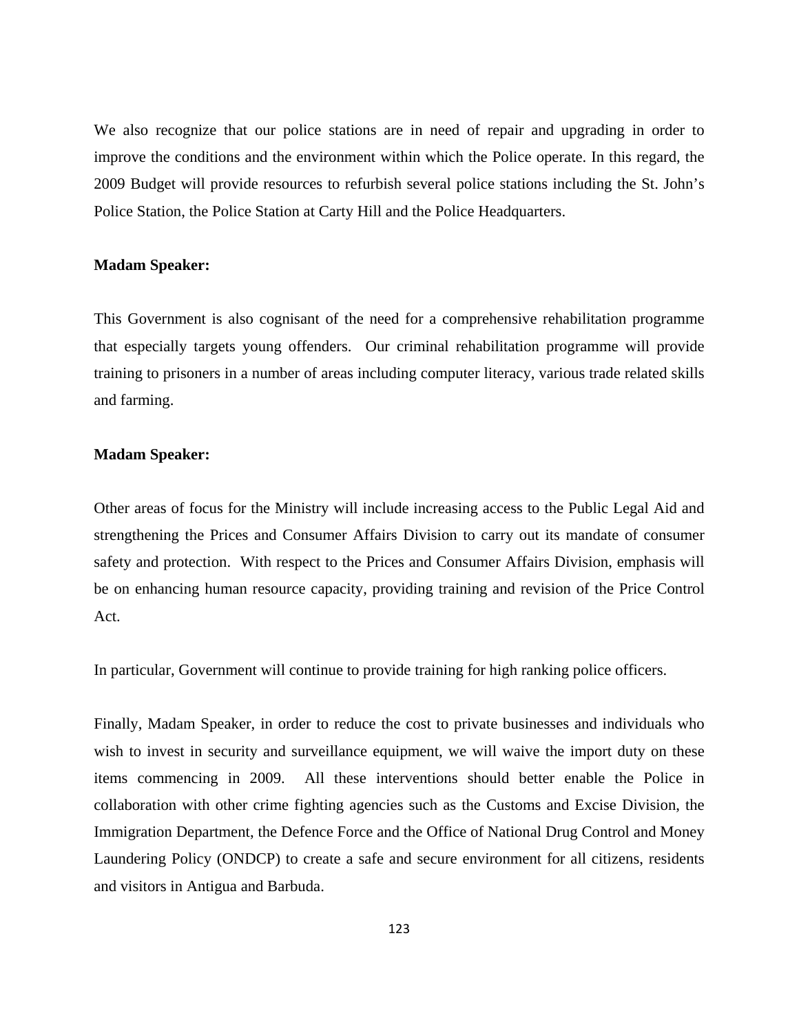We also recognize that our police stations are in need of repair and upgrading in order to improve the conditions and the environment within which the Police operate. In this regard, the 2009 Budget will provide resources to refurbish several police stations including the St. John's Police Station, the Police Station at Carty Hill and the Police Headquarters.

**Madam Speaker:**

This Government is also cognisant of the need for a comprehensive rehabilitation programme that especially targets young offenders. Our criminal rehabilitation programme will provide training to prisoners in a number of areas including computer literacy, various trade related skills and farming.

**Madam Speaker:**

Other areas of focus for the Ministry will include increasing access to the Public Legal Aid and strengthening the Prices and Consumer Affairs Division to carry out its mandate of consumer safety and protection. With respect to the Prices and Consumer Affairs Division, emphasis will be on enhancing human resource capacity, providing training and revision of the Price Control Act.

In particular, Government will continue to provide training for high ranking police officers.

Finally, Madam Speaker, in order to reduce the cost to private businesses and individuals who wish to invest in security and surveillance equipment, we will waive the import duty on these items commencing in 2009. All these interventions should better enable the Police in collaboration with other crime fighting agencies such as the Customs and Excise Division, the Immigration Department, the Defence Force and the Office of National Drug Control and Money Laundering Policy (ONDCP) to create a safe and secure environment for all citizens, residents and visitors in Antigua and Barbuda.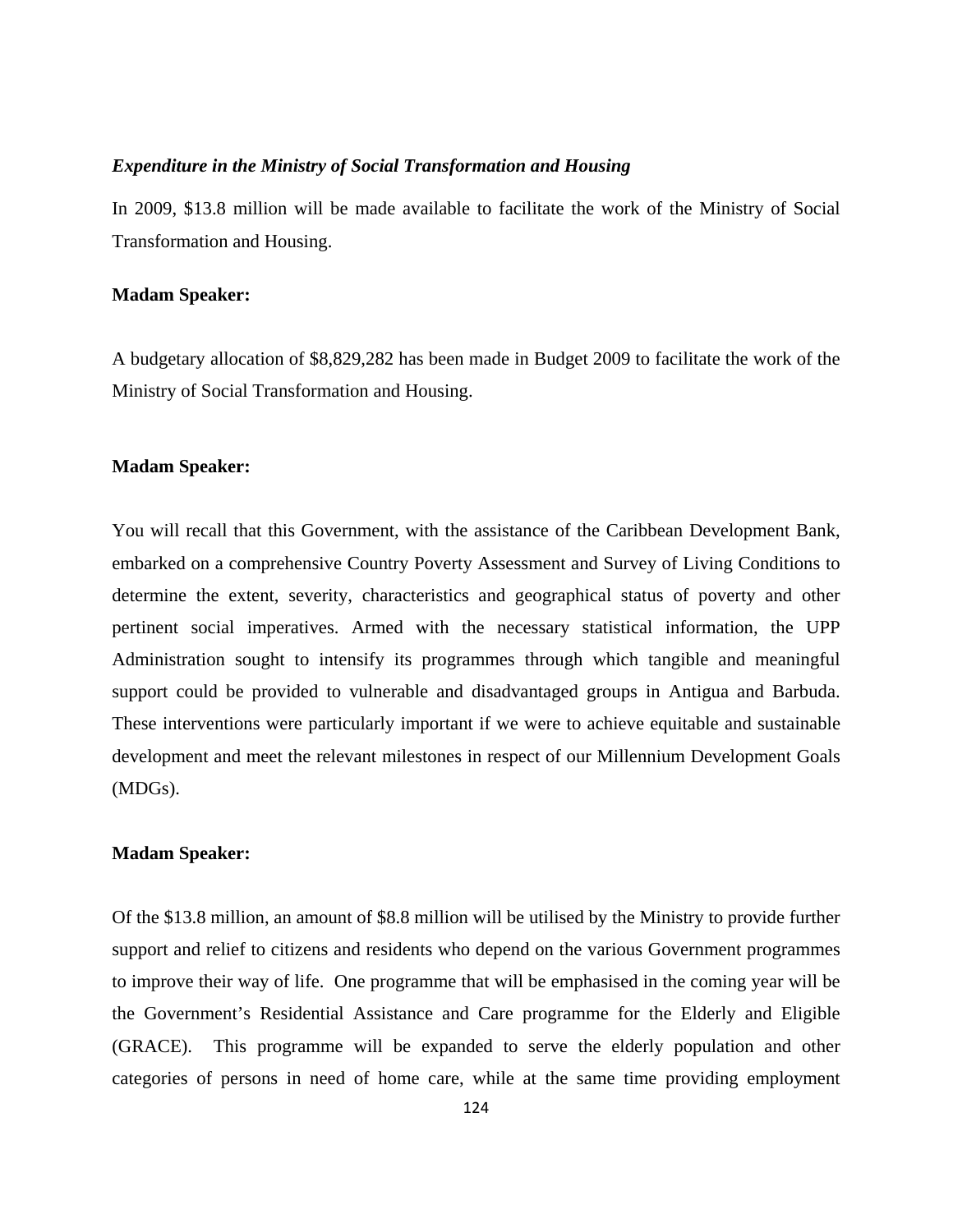***Expenditure in the Ministry of Social Transformation and Housing***

In 2009, $13.8 million will be made available to facilitate the work of the Ministry of Social Transformation and Housing.

**Madam Speaker:**

A budgetary allocation of $8,829,282 has been made in Budget 2009 to facilitate the work of the Ministry of Social Transformation and Housing.

**Madam Speaker:**

You will recall that this Government, with the assistance of the Caribbean Development Bank, embarked on a comprehensive Country Poverty Assessment and Survey of Living Conditions to determine the extent, severity, characteristics and geographical status of poverty and other pertinent social imperatives. Armed with the necessary statistical information, the UPP Administration sought to intensify its programmes through which tangible and meaningful support could be provided to vulnerable and disadvantaged groups in Antigua and Barbuda. These interventions were particularly important if we were to achieve equitable and sustainable development and meet the relevant milestones in respect of our Millennium Development Goals (MDGs).

**Madam Speaker:**

Of the $13.8 million, an amount of $8.8 million will be utilised by the Ministry to provide further support and relief to citizens and residents who depend on the various Government programmes to improve their way of life. One programme that will be emphasised in the coming year will be the Government's Residential Assistance and Care programme for the Elderly and Eligible (GRACE). This programme will be expanded to serve the elderly population and other categories of persons in need of home care, while at the same time providing employment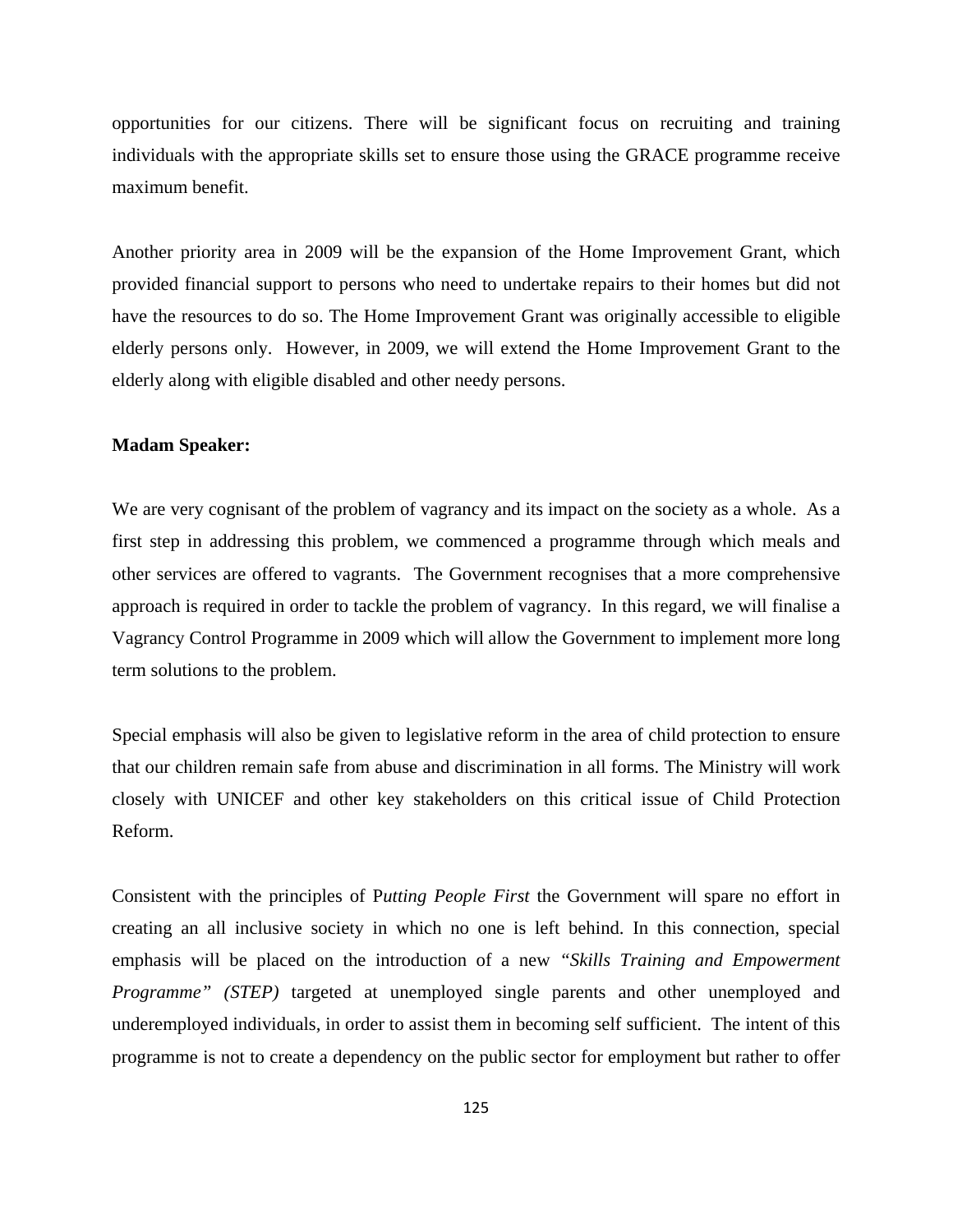opportunities for our citizens. There will be significant focus on recruiting and training individuals with the appropriate skills set to ensure those using the GRACE programme receive maximum benefit.

Another priority area in 2009 will be the expansion of the Home Improvement Grant, which provided financial support to persons who need to undertake repairs to their homes but did not have the resources to do so. The Home Improvement Grant was originally accessible to eligible elderly persons only. However, in 2009, we will extend the Home Improvement Grant to the elderly along with eligible disabled and other needy persons.

**Madam Speaker:**

We are very cognisant of the problem of vagrancy and its impact on the society as a whole. As a first step in addressing this problem, we commenced a programme through which meals and other services are offered to vagrants. The Government recognises that a more comprehensive approach is required in order to tackle the problem of vagrancy. In this regard, we will finalise a Vagrancy Control Programme in 2009 which will allow the Government to implement more long term solutions to the problem.

Special emphasis will also be given to legislative reform in the area of child protection to ensure that our children remain safe from abuse and discrimination in all forms. The Ministry will work closely with UNICEF and other key stakeholders on this critical issue of Child Protection Reform.

Consistent with the principles of P*utting People First* the Government will spare no effort in creating an all inclusive society in which no one is left behind. In this connection, special emphasis will be placed on the introduction of a new *"Skills Training and Empowerment Programme" (STEP)* targeted at unemployed single parents and other unemployed and underemployed individuals, in order to assist them in becoming self sufficient. The intent of this programme is not to create a dependency on the public sector for employment but rather to offer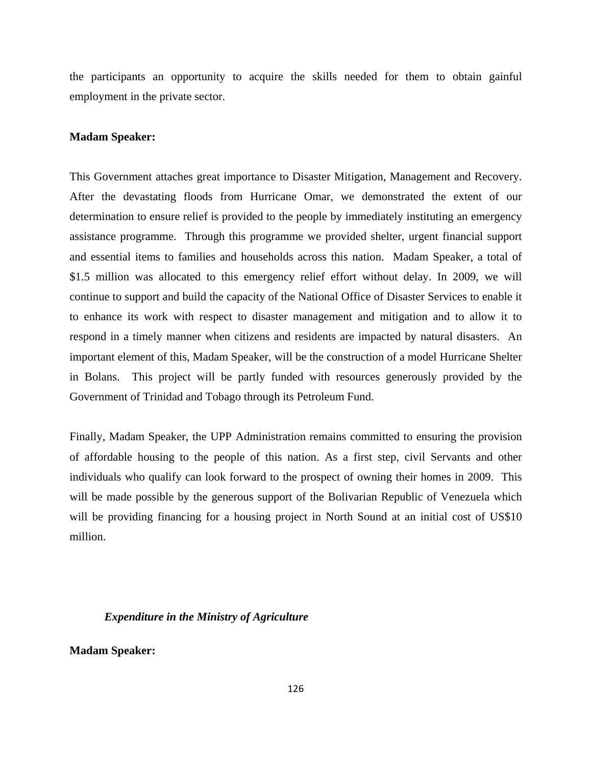the participants an opportunity to acquire the skills needed for them to obtain gainful employment in the private sector.

**Madam Speaker:**

This Government attaches great importance to Disaster Mitigation, Management and Recovery. After the devastating floods from Hurricane Omar, we demonstrated the extent of our determination to ensure relief is provided to the people by immediately instituting an emergency assistance programme. Through this programme we provided shelter, urgent financial support and essential items to families and households across this nation. Madam Speaker, a total of $1.5 million was allocated to this emergency relief effort without delay. In 2009, we will continue to support and build the capacity of the National Office of Disaster Services to enable it to enhance its work with respect to disaster management and mitigation and to allow it to respond in a timely manner when citizens and residents are impacted by natural disasters. An important element of this, Madam Speaker, will be the construction of a model Hurricane Shelter in Bolans. This project will be partly funded with resources generously provided by the Government of Trinidad and Tobago through its Petroleum Fund.

Finally, Madam Speaker, the UPP Administration remains committed to ensuring the provision of affordable housing to the people of this nation. As a first step, civil Servants and other individuals who qualify can look forward to the prospect of owning their homes in 2009. This will be made possible by the generous support of the Bolivarian Republic of Venezuela which will be providing financing for a housing project in North Sound at an initial cost of US$10 million.

***Expenditure in the Ministry of Agriculture***

**Madam Speaker:**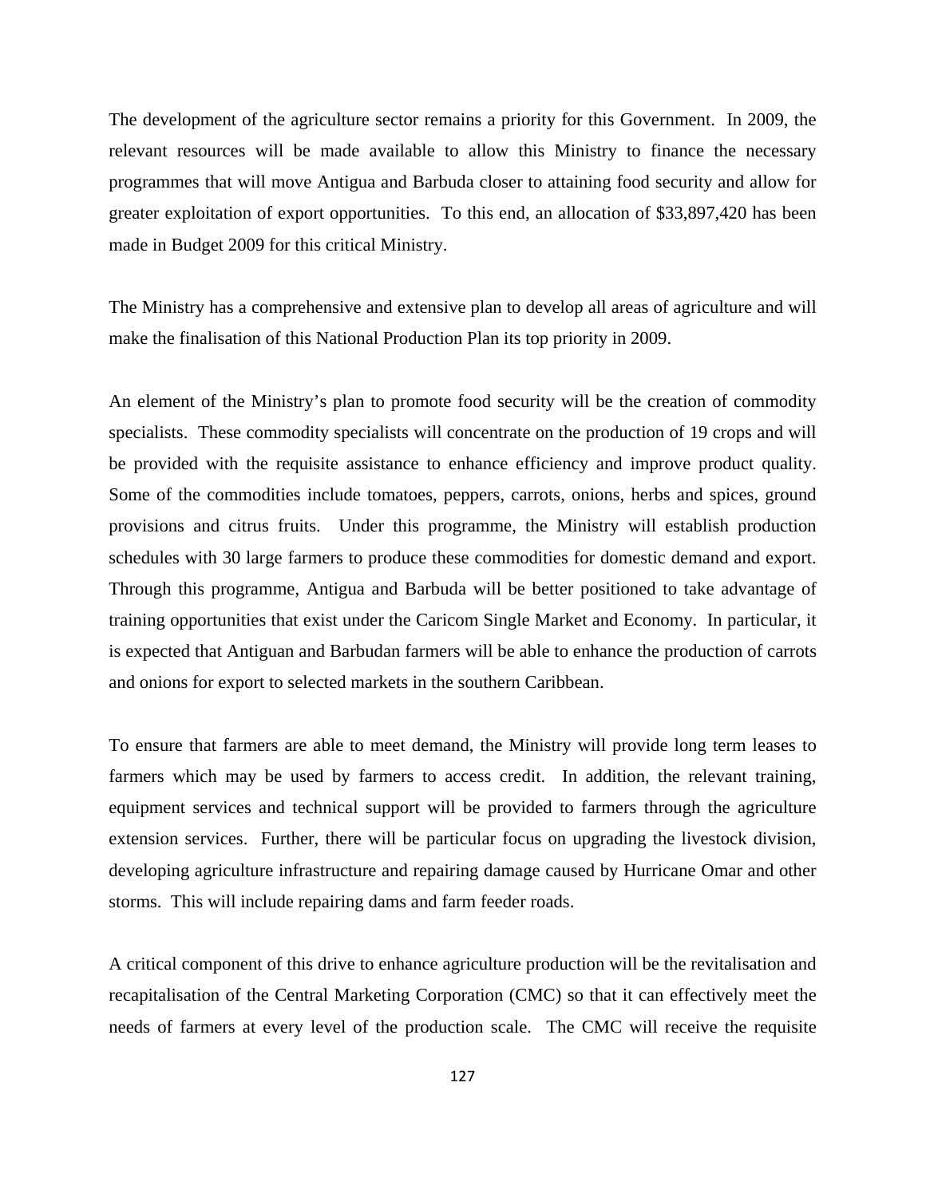The development of the agriculture sector remains a priority for this Government. In 2009, the relevant resources will be made available to allow this Ministry to finance the necessary programmes that will move Antigua and Barbuda closer to attaining food security and allow for greater exploitation of export opportunities. To this end, an allocation of $33,897,420 has been made in Budget 2009 for this critical Ministry.

The Ministry has a comprehensive and extensive plan to develop all areas of agriculture and will make the finalisation of this National Production Plan its top priority in 2009.

An element of the Ministry's plan to promote food security will be the creation of commodity specialists. These commodity specialists will concentrate on the production of 19 crops and will be provided with the requisite assistance to enhance efficiency and improve product quality. Some of the commodities include tomatoes, peppers, carrots, onions, herbs and spices, ground provisions and citrus fruits. Under this programme, the Ministry will establish production schedules with 30 large farmers to produce these commodities for domestic demand and export. Through this programme, Antigua and Barbuda will be better positioned to take advantage of training opportunities that exist under the Caricom Single Market and Economy. In particular, it is expected that Antiguan and Barbudan farmers will be able to enhance the production of carrots and onions for export to selected markets in the southern Caribbean.

To ensure that farmers are able to meet demand, the Ministry will provide long term leases to farmers which may be used by farmers to access credit. In addition, the relevant training, equipment services and technical support will be provided to farmers through the agriculture extension services. Further, there will be particular focus on upgrading the livestock division, developing agriculture infrastructure and repairing damage caused by Hurricane Omar and other storms. This will include repairing dams and farm feeder roads.

A critical component of this drive to enhance agriculture production will be the revitalisation and recapitalisation of the Central Marketing Corporation (CMC) so that it can effectively meet the needs of farmers at every level of the production scale. The CMC will receive the requisite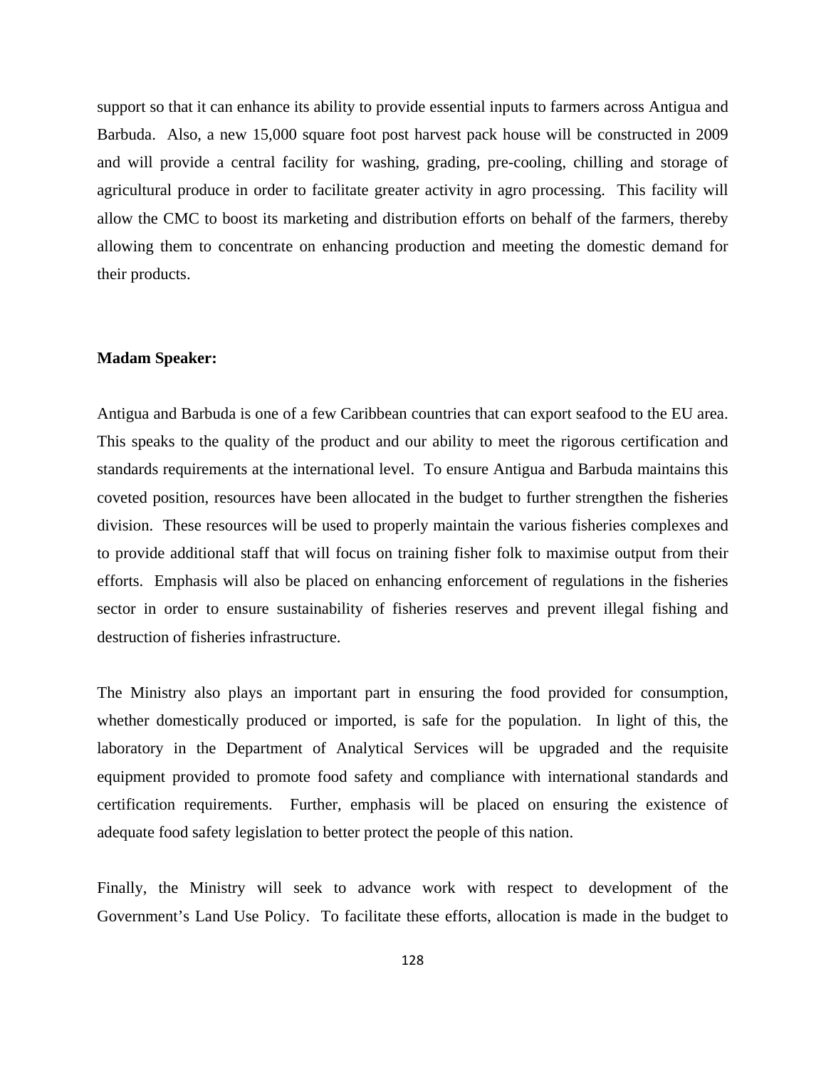support so that it can enhance its ability to provide essential inputs to farmers across Antigua and Barbuda. Also, a new 15,000 square foot post harvest pack house will be constructed in 2009 and will provide a central facility for washing, grading, pre-cooling, chilling and storage of agricultural produce in order to facilitate greater activity in agro processing. This facility will allow the CMC to boost its marketing and distribution efforts on behalf of the farmers, thereby allowing them to concentrate on enhancing production and meeting the domestic demand for their products.

**Madam Speaker:**

Antigua and Barbuda is one of a few Caribbean countries that can export seafood to the EU area. This speaks to the quality of the product and our ability to meet the rigorous certification and standards requirements at the international level. To ensure Antigua and Barbuda maintains this coveted position, resources have been allocated in the budget to further strengthen the fisheries division. These resources will be used to properly maintain the various fisheries complexes and to provide additional staff that will focus on training fisher folk to maximise output from their efforts. Emphasis will also be placed on enhancing enforcement of regulations in the fisheries sector in order to ensure sustainability of fisheries reserves and prevent illegal fishing and destruction of fisheries infrastructure.

The Ministry also plays an important part in ensuring the food provided for consumption, whether domestically produced or imported, is safe for the population. In light of this, the laboratory in the Department of Analytical Services will be upgraded and the requisite equipment provided to promote food safety and compliance with international standards and certification requirements. Further, emphasis will be placed on ensuring the existence of adequate food safety legislation to better protect the people of this nation.

Finally, the Ministry will seek to advance work with respect to development of the Government's Land Use Policy. To facilitate these efforts, allocation is made in the budget to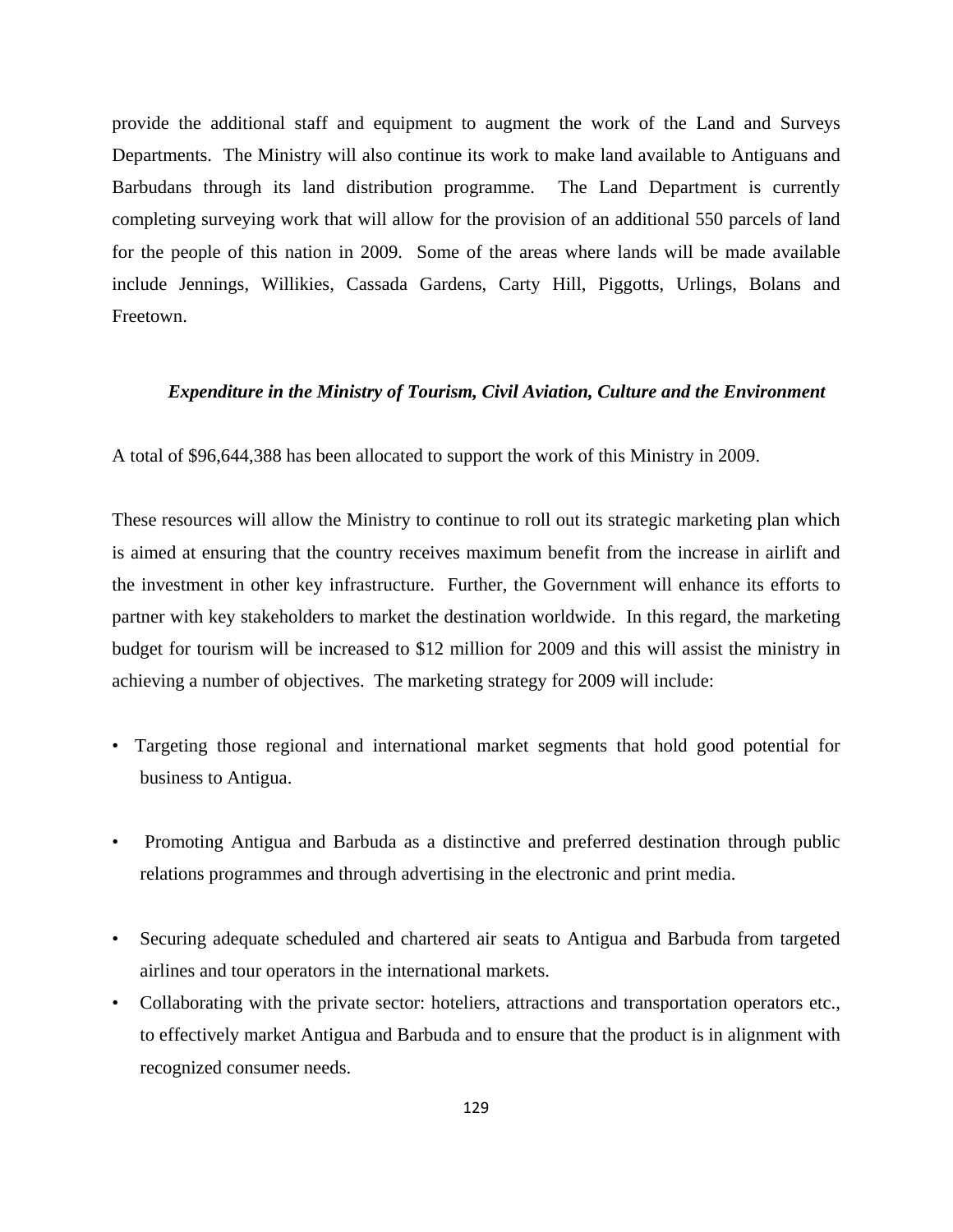provide the additional staff and equipment to augment the work of the Land and Surveys Departments. The Ministry will also continue its work to make land available to Antiguans and Barbudans through its land distribution programme. The Land Department is currently completing surveying work that will allow for the provision of an additional 550 parcels of land for the people of this nation in 2009. Some of the areas where lands will be made available include Jennings, Willikies, Cassada Gardens, Carty Hill, Piggotts, Urlings, Bolans and Freetown.

### *Expenditure in the Ministry of Tourism, Civil Aviation, Culture and the Environment*

A total of $96,644,388 has been allocated to support the work of this Ministry in 2009.

These resources will allow the Ministry to continue to roll out its strategic marketing plan which is aimed at ensuring that the country receives maximum benefit from the increase in airlift and the investment in other key infrastructure. Further, the Government will enhance its efforts to partner with key stakeholders to market the destination worldwide. In this regard, the marketing budget for tourism will be increased to $12 million for 2009 and this will assist the ministry in achieving a number of objectives. The marketing strategy for 2009 will include:

- Targeting those regional and international market segments that hold good potential for business to Antigua.
- Promoting Antigua and Barbuda as a distinctive and preferred destination through public relations programmes and through advertising in the electronic and print media.
- Securing adequate scheduled and chartered air seats to Antigua and Barbuda from targeted airlines and tour operators in the international markets.
- Collaborating with the private sector: hoteliers, attractions and transportation operators etc., to effectively market Antigua and Barbuda and to ensure that the product is in alignment with recognized consumer needs.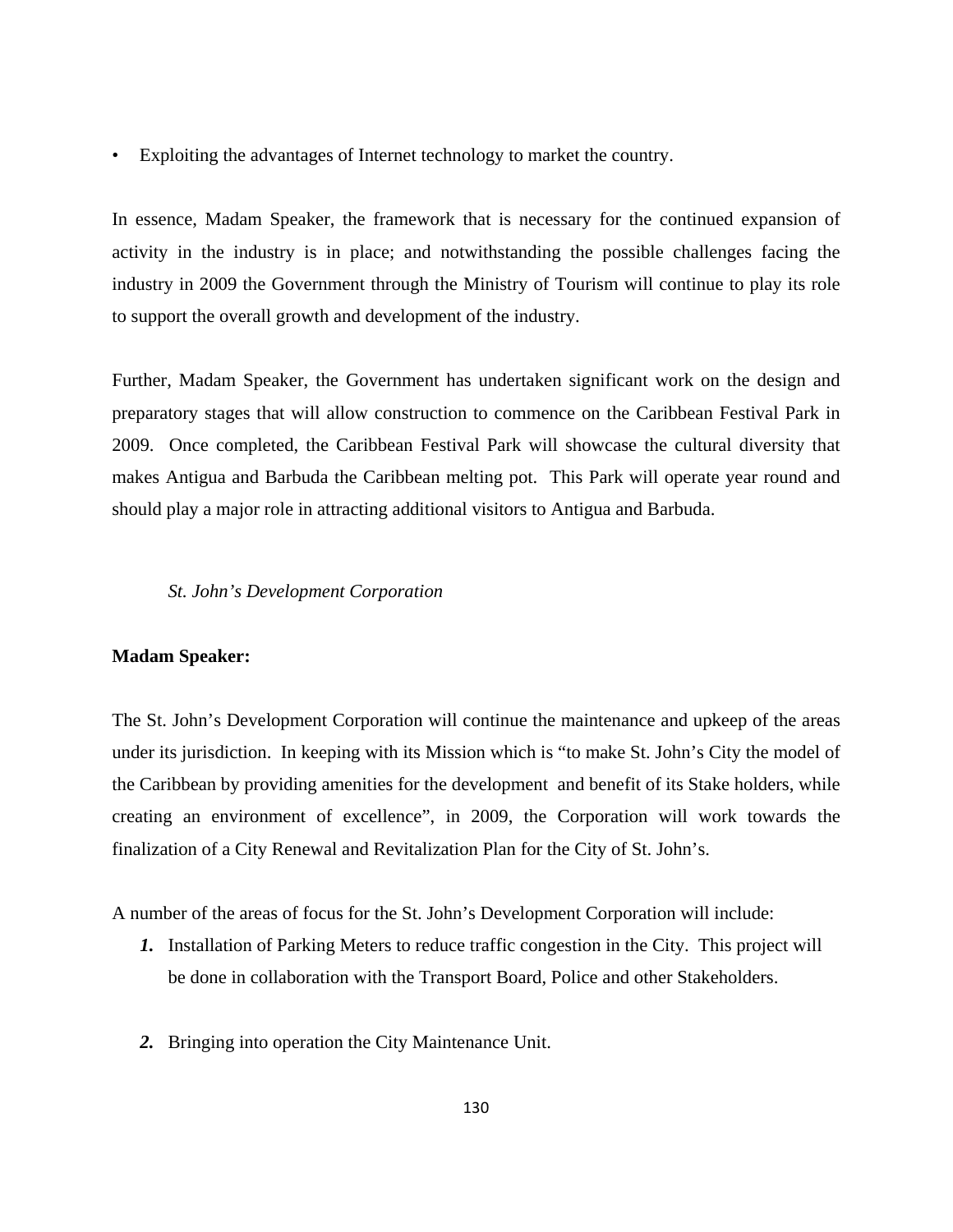- Exploiting the advantages of Internet technology to market the country.

In essence, Madam Speaker, the framework that is necessary for the continued expansion of activity in the industry is in place; and notwithstanding the possible challenges facing the industry in 2009 the Government through the Ministry of Tourism will continue to play its role to support the overall growth and development of the industry.

Further, Madam Speaker, the Government has undertaken significant work on the design and preparatory stages that will allow construction to commence on the Caribbean Festival Park in 2009. Once completed, the Caribbean Festival Park will showcase the cultural diversity that makes Antigua and Barbuda the Caribbean melting pot. This Park will operate year round and should play a major role in attracting additional visitors to Antigua and Barbuda.

*St. John's Development Corporation*

**Madam Speaker:**

The St. John's Development Corporation will continue the maintenance and upkeep of the areas under its jurisdiction. In keeping with its Mission which is "to make St. John's City the model of the Caribbean by providing amenities for the development and benefit of its Stake holders, while creating an environment of excellence", in 2009, the Corporation will work towards the finalization of a City Renewal and Revitalization Plan for the City of St. John's.

A number of the areas of focus for the St. John's Development Corporation will include:

1. Installation of Parking Meters to reduce traffic congestion in the City. This project will be done in collaboration with the Transport Board, Police and other Stakeholders.

2. Bringing into operation the City Maintenance Unit.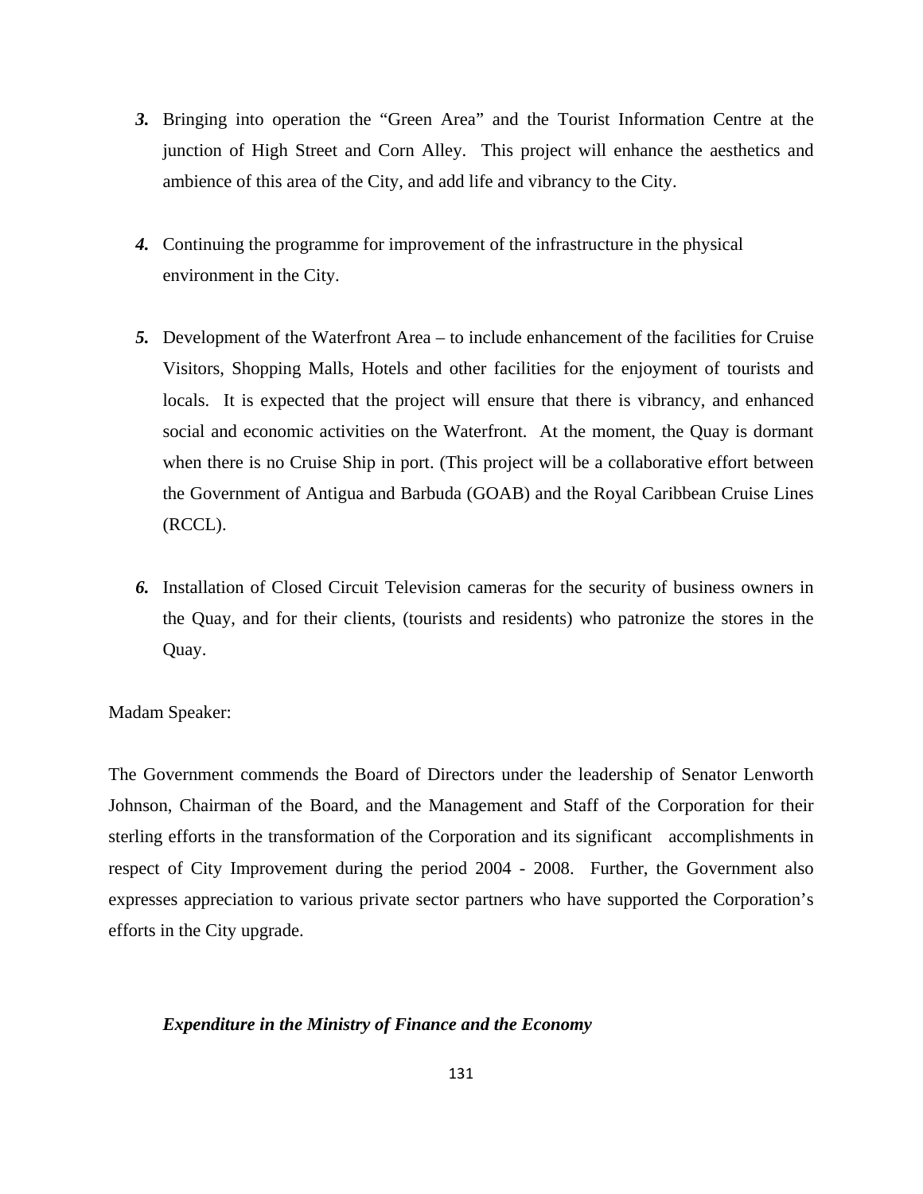***3.*** Bringing into operation the "Green Area" and the Tourist Information Centre at the junction of High Street and Corn Alley. This project will enhance the aesthetics and ambience of this area of the City, and add life and vibrancy to the City.

***4.*** Continuing the programme for improvement of the infrastructure in the physical environment in the City.

***5.*** Development of the Waterfront Area – to include enhancement of the facilities for Cruise Visitors, Shopping Malls, Hotels and other facilities for the enjoyment of tourists and locals. It is expected that the project will ensure that there is vibrancy, and enhanced social and economic activities on the Waterfront. At the moment, the Quay is dormant when there is no Cruise Ship in port. (This project will be a collaborative effort between the Government of Antigua and Barbuda (GOAB) and the Royal Caribbean Cruise Lines (RCCL).

***6.*** Installation of Closed Circuit Television cameras for the security of business owners in the Quay, and for their clients, (tourists and residents) who patronize the stores in the Quay.

Madam Speaker:

The Government commends the Board of Directors under the leadership of Senator Lenworth Johnson, Chairman of the Board, and the Management and Staff of the Corporation for their sterling efforts in the transformation of the Corporation and its significant accomplishments in respect of City Improvement during the period 2004 - 2008. Further, the Government also expresses appreciation to various private sector partners who have supported the Corporation's efforts in the City upgrade.

***Expenditure in the Ministry of Finance and the Economy***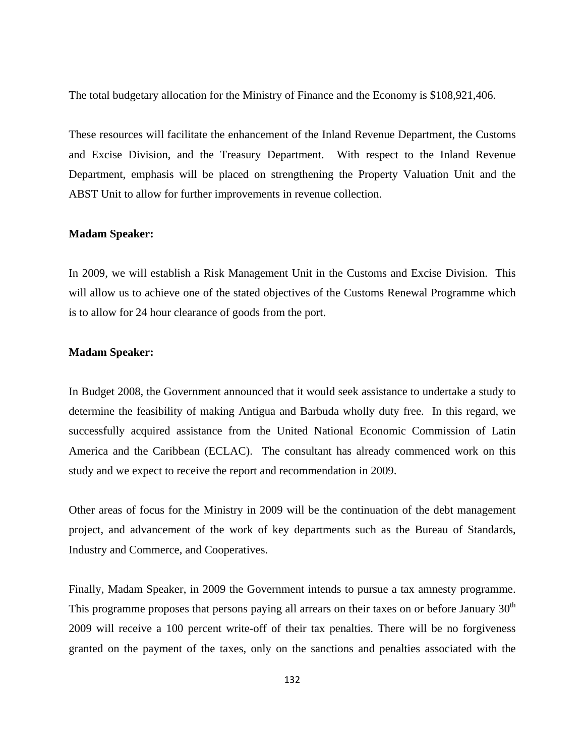The total budgetary allocation for the Ministry of Finance and the Economy is $108,921,406.

These resources will facilitate the enhancement of the Inland Revenue Department, the Customs and Excise Division, and the Treasury Department. With respect to the Inland Revenue Department, emphasis will be placed on strengthening the Property Valuation Unit and the ABST Unit to allow for further improvements in revenue collection.

**Madam Speaker:**

In 2009, we will establish a Risk Management Unit in the Customs and Excise Division. This will allow us to achieve one of the stated objectives of the Customs Renewal Programme which is to allow for 24 hour clearance of goods from the port.

**Madam Speaker:**

In Budget 2008, the Government announced that it would seek assistance to undertake a study to determine the feasibility of making Antigua and Barbuda wholly duty free. In this regard, we successfully acquired assistance from the United National Economic Commission of Latin America and the Caribbean (ECLAC). The consultant has already commenced work on this study and we expect to receive the report and recommendation in 2009.

Other areas of focus for the Ministry in 2009 will be the continuation of the debt management project, and advancement of the work of key departments such as the Bureau of Standards, Industry and Commerce, and Cooperatives.

Finally, Madam Speaker, in 2009 the Government intends to pursue a tax amnesty programme. This programme proposes that persons paying all arrears on their taxes on or before January 30th 2009 will receive a 100 percent write-off of their tax penalties. There will be no forgiveness granted on the payment of the taxes, only on the sanctions and penalties associated with the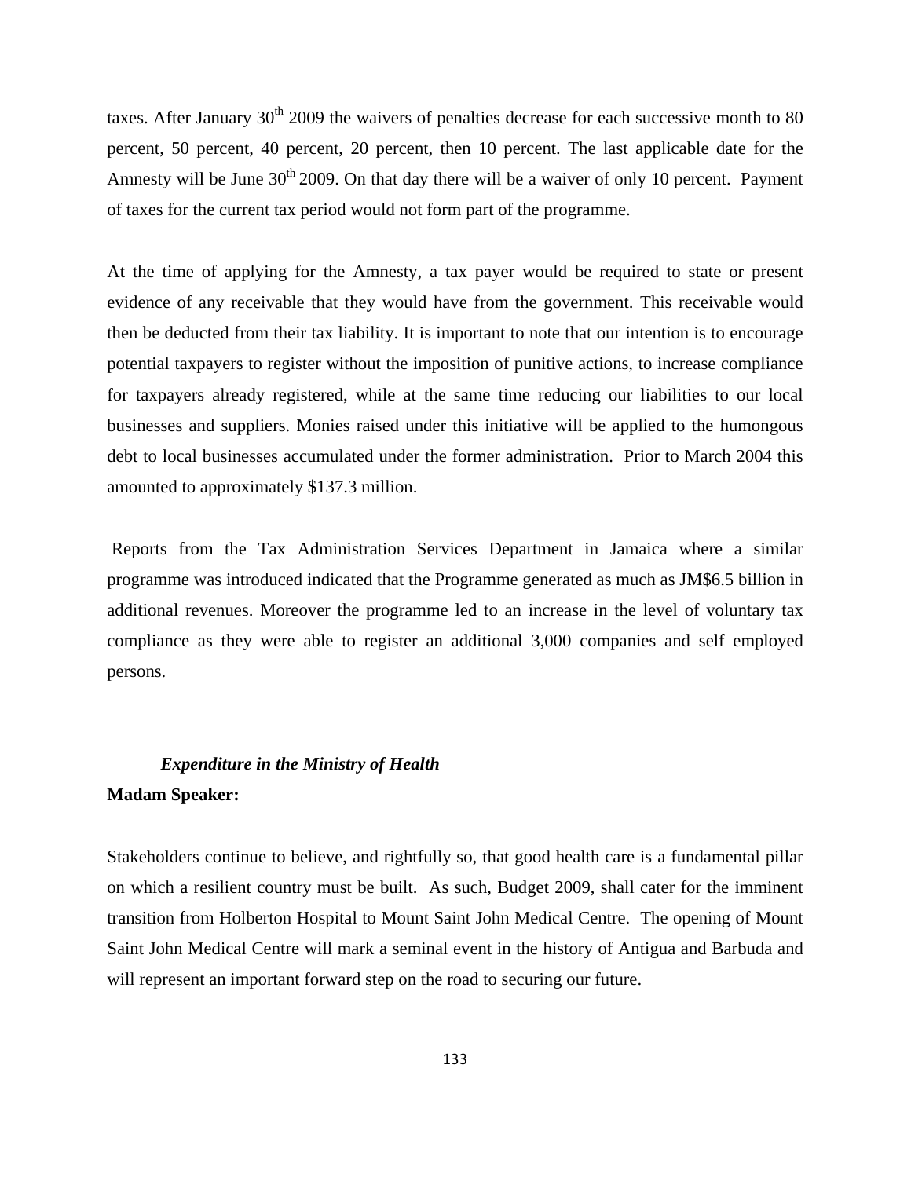taxes. After January 30th 2009 the waivers of penalties decrease for each successive month to 80 percent, 50 percent, 40 percent, 20 percent, then 10 percent. The last applicable date for the Amnesty will be June 30th 2009. On that day there will be a waiver of only 10 percent. Payment of taxes for the current tax period would not form part of the programme.

At the time of applying for the Amnesty, a tax payer would be required to state or present evidence of any receivable that they would have from the government. This receivable would then be deducted from their tax liability. It is important to note that our intention is to encourage potential taxpayers to register without the imposition of punitive actions, to increase compliance for taxpayers already registered, while at the same time reducing our liabilities to our local businesses and suppliers. Monies raised under this initiative will be applied to the humongous debt to local businesses accumulated under the former administration. Prior to March 2004 this amounted to approximately $137.3 million.

Reports from the Tax Administration Services Department in Jamaica where a similar programme was introduced indicated that the Programme generated as much as JM$6.5 billion in additional revenues. Moreover the programme led to an increase in the level of voluntary tax compliance as they were able to register an additional 3,000 companies and self employed persons.

***Expenditure in the Ministry of Health***

**Madam Speaker:**

Stakeholders continue to believe, and rightfully so, that good health care is a fundamental pillar on which a resilient country must be built. As such, Budget 2009, shall cater for the imminent transition from Holberton Hospital to Mount Saint John Medical Centre. The opening of Mount Saint John Medical Centre will mark a seminal event in the history of Antigua and Barbuda and will represent an important forward step on the road to securing our future.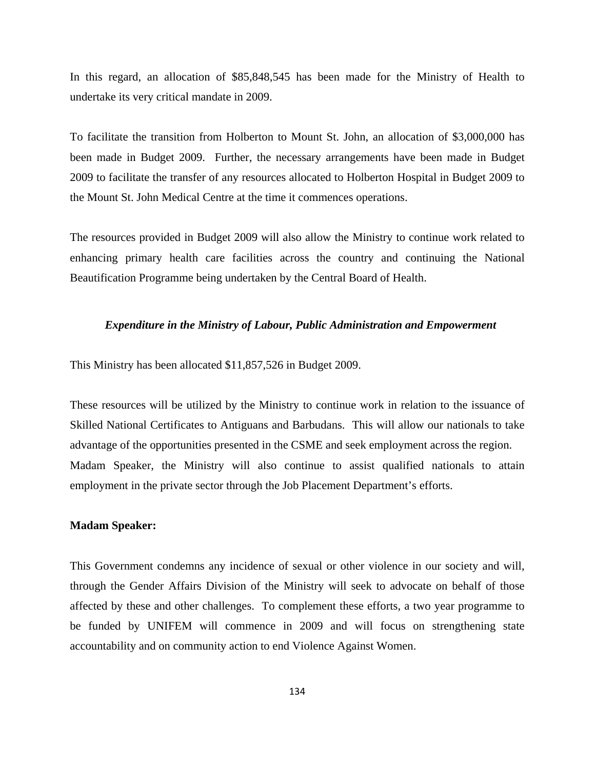In this regard, an allocation of $85,848,545 has been made for the Ministry of Health to undertake its very critical mandate in 2009.

To facilitate the transition from Holberton to Mount St. John, an allocation of $3,000,000 has been made in Budget 2009. Further, the necessary arrangements have been made in Budget 2009 to facilitate the transfer of any resources allocated to Holberton Hospital in Budget 2009 to the Mount St. John Medical Centre at the time it commences operations.

The resources provided in Budget 2009 will also allow the Ministry to continue work related to enhancing primary health care facilities across the country and continuing the National Beautification Programme being undertaken by the Central Board of Health.

***Expenditure in the Ministry of Labour, Public Administration and Empowerment***

This Ministry has been allocated $11,857,526 in Budget 2009.

These resources will be utilized by the Ministry to continue work in relation to the issuance of Skilled National Certificates to Antiguans and Barbudans. This will allow our nationals to take advantage of the opportunities presented in the CSME and seek employment across the region. Madam Speaker, the Ministry will also continue to assist qualified nationals to attain employment in the private sector through the Job Placement Department's efforts.

**Madam Speaker:**

This Government condemns any incidence of sexual or other violence in our society and will, through the Gender Affairs Division of the Ministry will seek to advocate on behalf of those affected by these and other challenges. To complement these efforts, a two year programme to be funded by UNIFEM will commence in 2009 and will focus on strengthening state accountability and on community action to end Violence Against Women.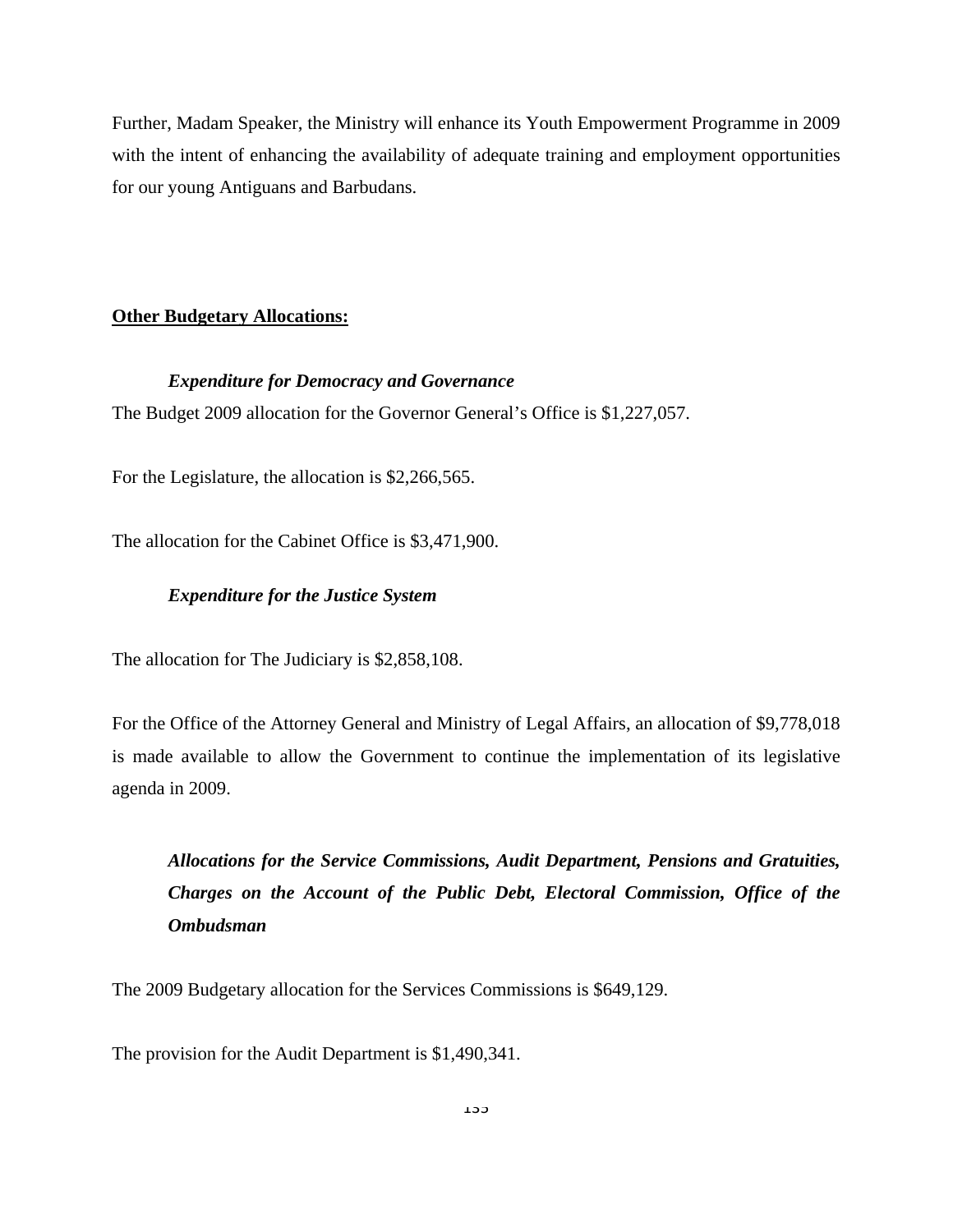Further, Madam Speaker, the Ministry will enhance its Youth Empowerment Programme in 2009 with the intent of enhancing the availability of adequate training and employment opportunities for our young Antiguans and Barbudans.

**Other Budgetary Allocations:**

***Expenditure for Democracy and Governance***

The Budget 2009 allocation for the Governor General's Office is $1,227,057.

For the Legislature, the allocation is $2,266,565.

The allocation for the Cabinet Office is $3,471,900.

***Expenditure for the Justice System***

The allocation for The Judiciary is $2,858,108.

For the Office of the Attorney General and Ministry of Legal Affairs, an allocation of $9,778,018 is made available to allow the Government to continue the implementation of its legislative agenda in 2009.

***Allocations for the Service Commissions, Audit Department, Pensions and Gratuities, Charges on the Account of the Public Debt, Electoral Commission, Office of the Ombudsman***

The 2009 Budgetary allocation for the Services Commissions is $649,129.

The provision for the Audit Department is $1,490,341.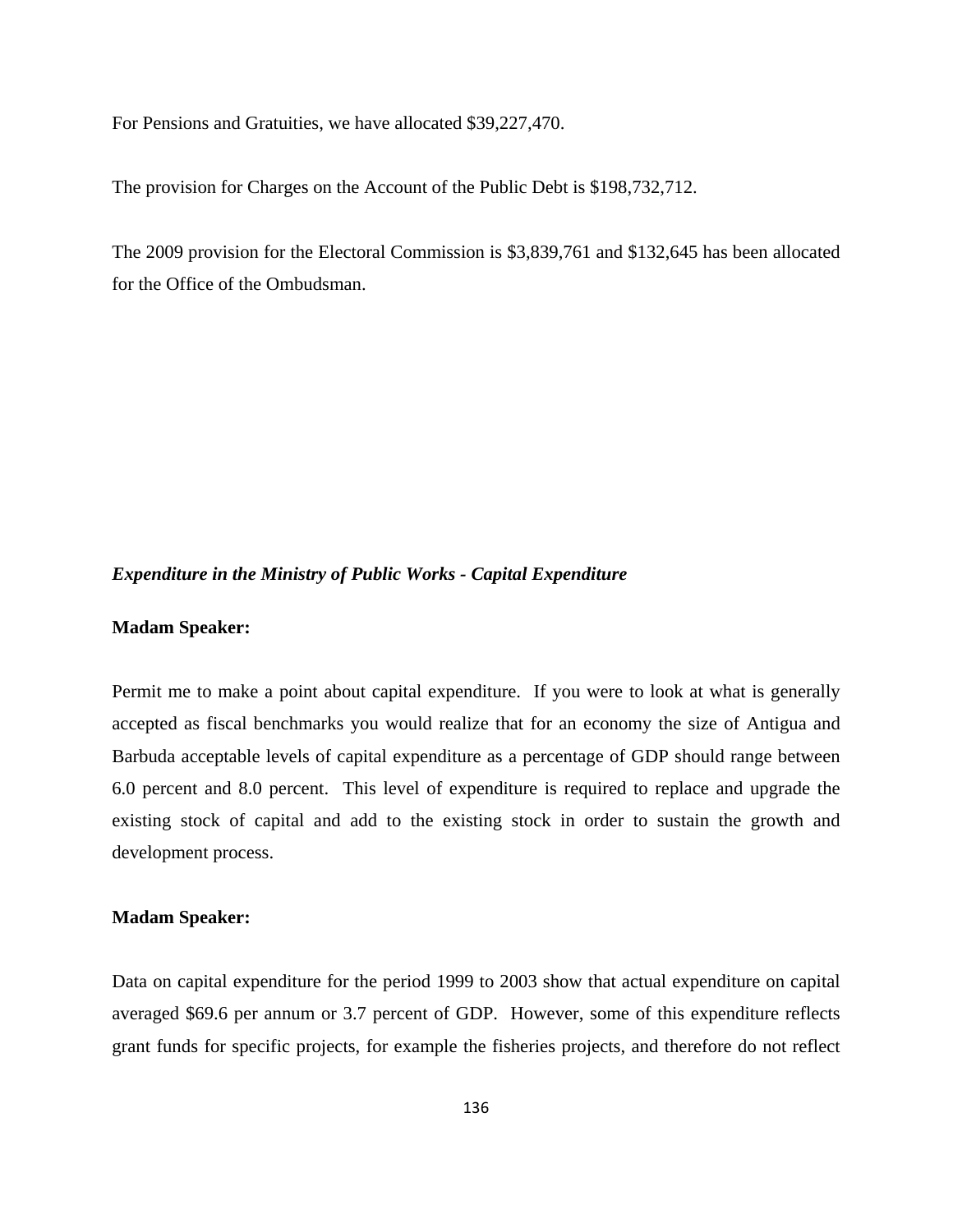For Pensions and Gratuities, we have allocated $39,227,470.

The provision for Charges on the Account of the Public Debt is $198,732,712.

The 2009 provision for the Electoral Commission is $3,839,761 and $132,645 has been allocated for the Office of the Ombudsman.

***Expenditure in the Ministry of Public Works - Capital Expenditure***

**Madam Speaker:**

Permit me to make a point about capital expenditure. If you were to look at what is generally accepted as fiscal benchmarks you would realize that for an economy the size of Antigua and Barbuda acceptable levels of capital expenditure as a percentage of GDP should range between 6.0 percent and 8.0 percent. This level of expenditure is required to replace and upgrade the existing stock of capital and add to the existing stock in order to sustain the growth and development process.

**Madam Speaker:**

Data on capital expenditure for the period 1999 to 2003 show that actual expenditure on capital averaged $69.6 per annum or 3.7 percent of GDP. However, some of this expenditure reflects grant funds for specific projects, for example the fisheries projects, and therefore do not reflect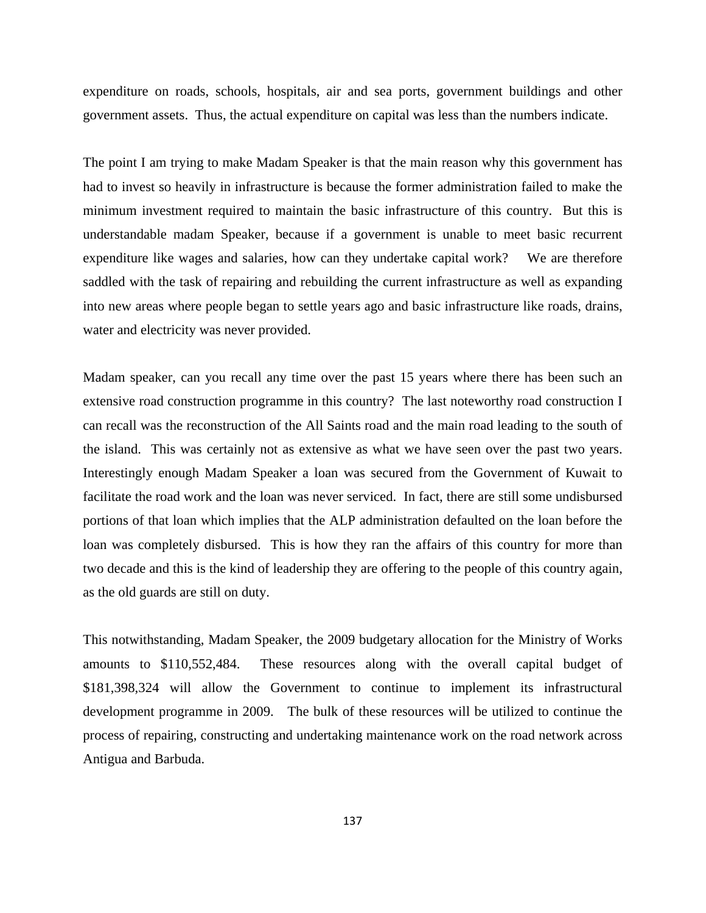expenditure on roads, schools, hospitals, air and sea ports, government buildings and other government assets. Thus, the actual expenditure on capital was less than the numbers indicate.

The point I am trying to make Madam Speaker is that the main reason why this government has had to invest so heavily in infrastructure is because the former administration failed to make the minimum investment required to maintain the basic infrastructure of this country. But this is understandable madam Speaker, because if a government is unable to meet basic recurrent expenditure like wages and salaries, how can they undertake capital work? We are therefore saddled with the task of repairing and rebuilding the current infrastructure as well as expanding into new areas where people began to settle years ago and basic infrastructure like roads, drains, water and electricity was never provided.

Madam speaker, can you recall any time over the past 15 years where there has been such an extensive road construction programme in this country? The last noteworthy road construction I can recall was the reconstruction of the All Saints road and the main road leading to the south of the island. This was certainly not as extensive as what we have seen over the past two years. Interestingly enough Madam Speaker a loan was secured from the Government of Kuwait to facilitate the road work and the loan was never serviced. In fact, there are still some undisbursed portions of that loan which implies that the ALP administration defaulted on the loan before the loan was completely disbursed. This is how they ran the affairs of this country for more than two decade and this is the kind of leadership they are offering to the people of this country again, as the old guards are still on duty.

This notwithstanding, Madam Speaker, the 2009 budgetary allocation for the Ministry of Works amounts to $110,552,484. These resources along with the overall capital budget of $181,398,324 will allow the Government to continue to implement its infrastructural development programme in 2009. The bulk of these resources will be utilized to continue the process of repairing, constructing and undertaking maintenance work on the road network across Antigua and Barbuda.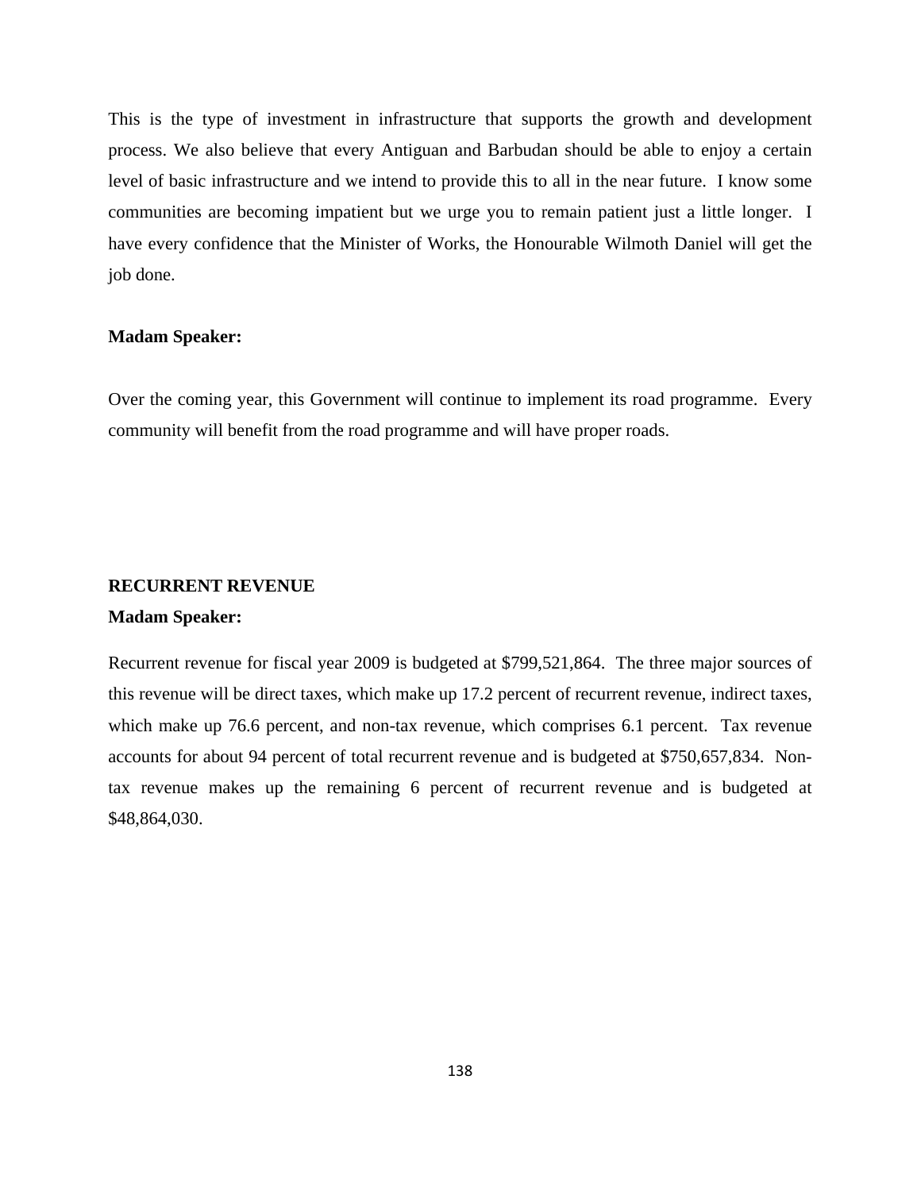This is the type of investment in infrastructure that supports the growth and development process. We also believe that every Antiguan and Barbudan should be able to enjoy a certain level of basic infrastructure and we intend to provide this to all in the near future. I know some communities are becoming impatient but we urge you to remain patient just a little longer. I have every confidence that the Minister of Works, the Honourable Wilmoth Daniel will get the job done.

**Madam Speaker:**

Over the coming year, this Government will continue to implement its road programme. Every community will benefit from the road programme and will have proper roads.

## RECURRENT REVENUE

**Madam Speaker:**

Recurrent revenue for fiscal year 2009 is budgeted at $799,521,864. The three major sources of this revenue will be direct taxes, which make up 17.2 percent of recurrent revenue, indirect taxes, which make up 76.6 percent, and non-tax revenue, which comprises 6.1 percent. Tax revenue accounts for about 94 percent of total recurrent revenue and is budgeted at $750,657,834. Non-tax revenue makes up the remaining 6 percent of recurrent revenue and is budgeted at $48,864,030.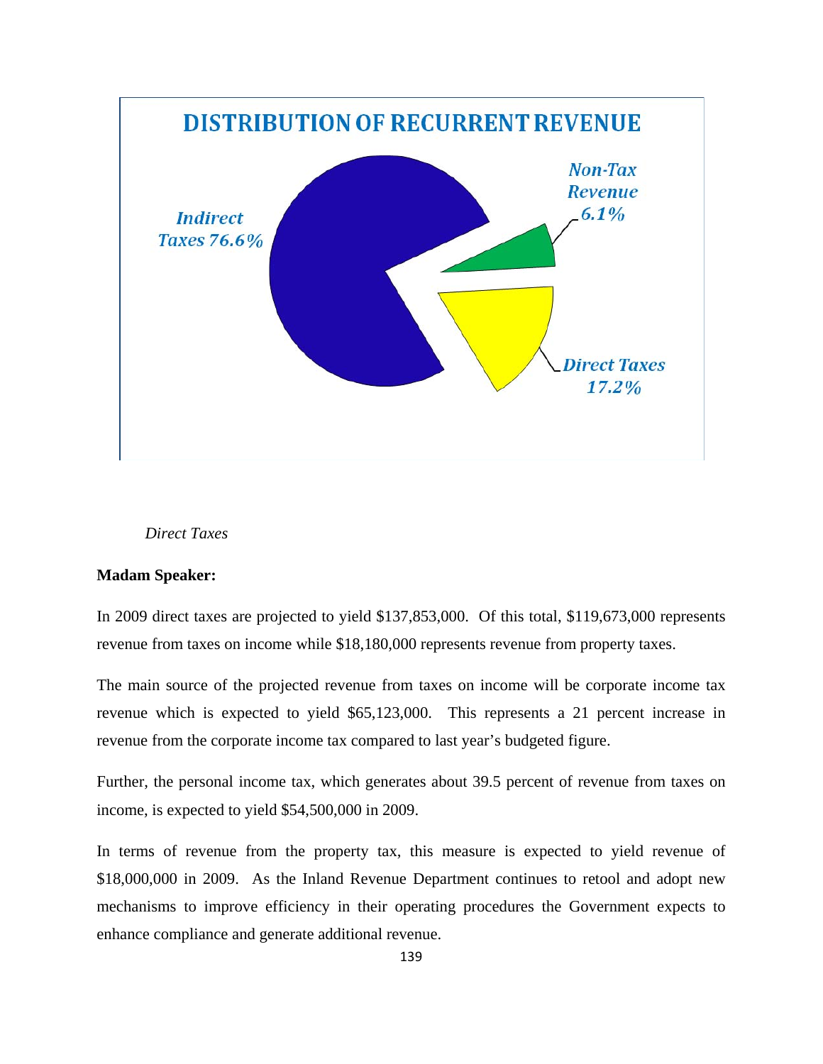**DISTRIBUTION OF RECURRENT REVENUE**

Indirect Taxes 76.6%

Non-Tax Revenue 6.1%

Direct Taxes 17.2%

*Direct Taxes*

**Madam Speaker:**

In 2009 direct taxes are projected to yield $137,853,000. Of this total, $119,673,000 represents revenue from taxes on income while $18,180,000 represents revenue from property taxes.

The main source of the projected revenue from taxes on income will be corporate income tax revenue which is expected to yield $65,123,000. This represents a 21 percent increase in revenue from the corporate income tax compared to last year's budgeted figure.

Further, the personal income tax, which generates about 39.5 percent of revenue from taxes on income, is expected to yield $54,500,000 in 2009.

In terms of revenue from the property tax, this measure is expected to yield revenue of $18,000,000 in 2009. As the Inland Revenue Department continues to retool and adopt new mechanisms to improve efficiency in their operating procedures the Government expects to enhance compliance and generate additional revenue.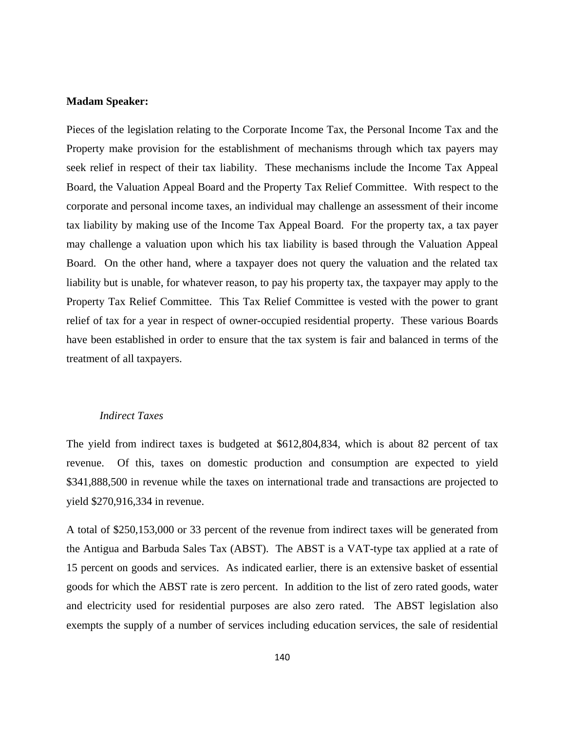**Madam Speaker:**

Pieces of the legislation relating to the Corporate Income Tax, the Personal Income Tax and the Property make provision for the establishment of mechanisms through which tax payers may seek relief in respect of their tax liability. These mechanisms include the Income Tax Appeal Board, the Valuation Appeal Board and the Property Tax Relief Committee. With respect to the corporate and personal income taxes, an individual may challenge an assessment of their income tax liability by making use of the Income Tax Appeal Board. For the property tax, a tax payer may challenge a valuation upon which his tax liability is based through the Valuation Appeal Board. On the other hand, where a taxpayer does not query the valuation and the related tax liability but is unable, for whatever reason, to pay his property tax, the taxpayer may apply to the Property Tax Relief Committee. This Tax Relief Committee is vested with the power to grant relief of tax for a year in respect of owner-occupied residential property. These various Boards have been established in order to ensure that the tax system is fair and balanced in terms of the treatment of all taxpayers.

*Indirect Taxes*

The yield from indirect taxes is budgeted at $612,804,834, which is about 82 percent of tax revenue. Of this, taxes on domestic production and consumption are expected to yield $341,888,500 in revenue while the taxes on international trade and transactions are projected to yield $270,916,334 in revenue.

A total of $250,153,000 or 33 percent of the revenue from indirect taxes will be generated from the Antigua and Barbuda Sales Tax (ABST). The ABST is a VAT-type tax applied at a rate of 15 percent on goods and services. As indicated earlier, there is an extensive basket of essential goods for which the ABST rate is zero percent. In addition to the list of zero rated goods, water and electricity used for residential purposes are also zero rated. The ABST legislation also exempts the supply of a number of services including education services, the sale of residential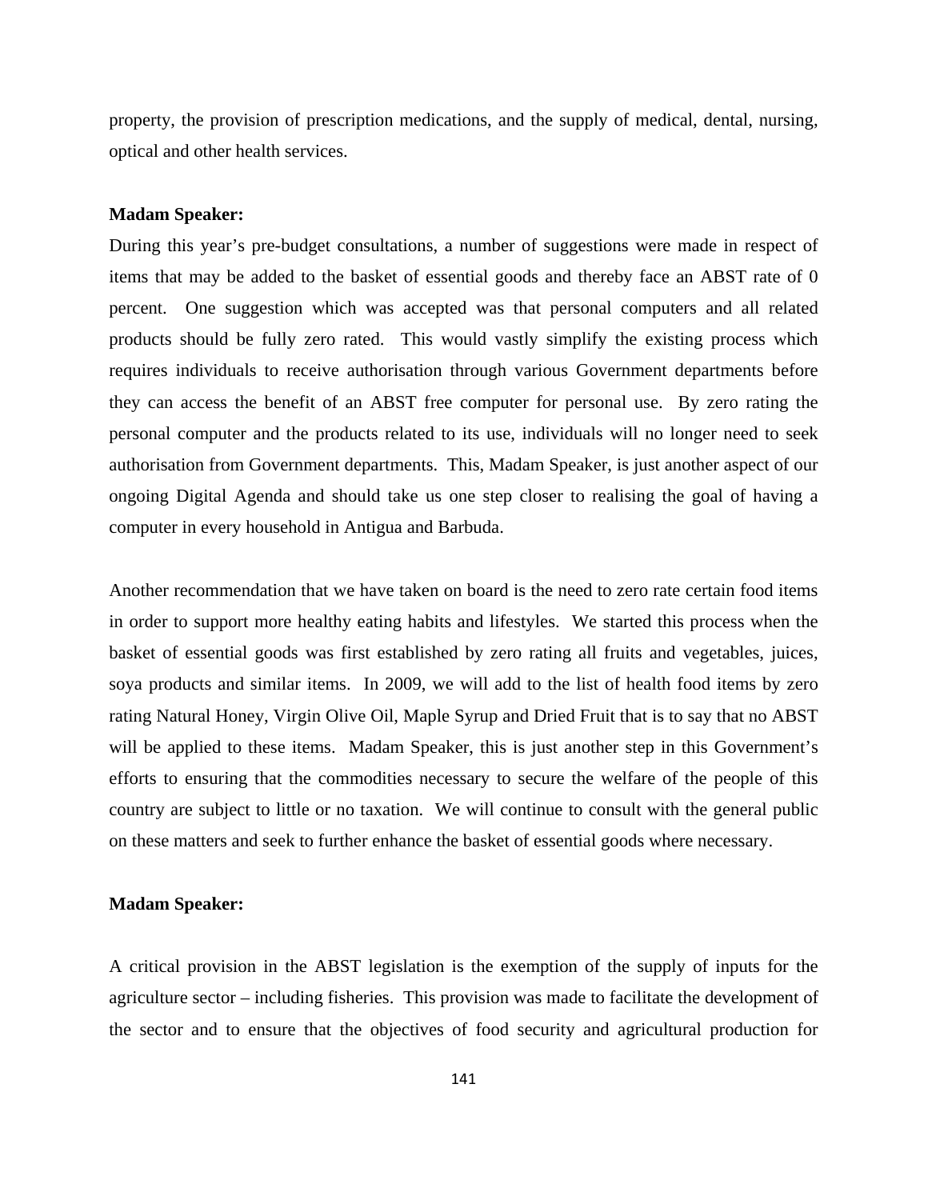property, the provision of prescription medications, and the supply of medical, dental, nursing, optical and other health services.

**Madam Speaker:**

During this year's pre-budget consultations, a number of suggestions were made in respect of items that may be added to the basket of essential goods and thereby face an ABST rate of 0 percent. One suggestion which was accepted was that personal computers and all related products should be fully zero rated. This would vastly simplify the existing process which requires individuals to receive authorisation through various Government departments before they can access the benefit of an ABST free computer for personal use. By zero rating the personal computer and the products related to its use, individuals will no longer need to seek authorisation from Government departments. This, Madam Speaker, is just another aspect of our ongoing Digital Agenda and should take us one step closer to realising the goal of having a computer in every household in Antigua and Barbuda.

Another recommendation that we have taken on board is the need to zero rate certain food items in order to support more healthy eating habits and lifestyles. We started this process when the basket of essential goods was first established by zero rating all fruits and vegetables, juices, soya products and similar items. In 2009, we will add to the list of health food items by zero rating Natural Honey, Virgin Olive Oil, Maple Syrup and Dried Fruit that is to say that no ABST will be applied to these items. Madam Speaker, this is just another step in this Government's efforts to ensuring that the commodities necessary to secure the welfare of the people of this country are subject to little or no taxation. We will continue to consult with the general public on these matters and seek to further enhance the basket of essential goods where necessary.

**Madam Speaker:**

A critical provision in the ABST legislation is the exemption of the supply of inputs for the agriculture sector – including fisheries. This provision was made to facilitate the development of the sector and to ensure that the objectives of food security and agricultural production for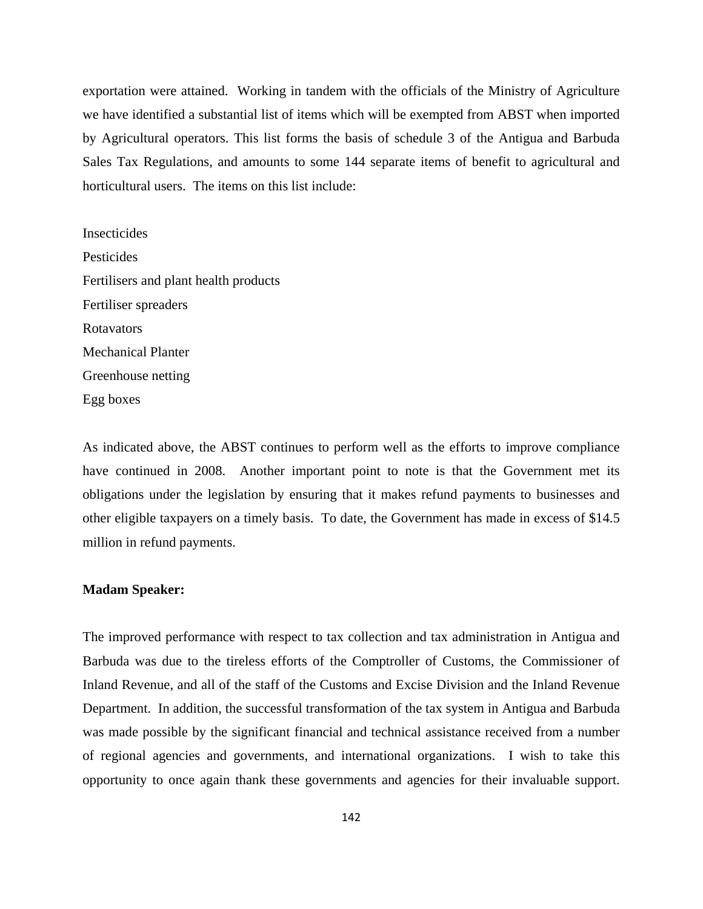exportation were attained. Working in tandem with the officials of the Ministry of Agriculture we have identified a substantial list of items which will be exempted from ABST when imported by Agricultural operators. This list forms the basis of schedule 3 of the Antigua and Barbuda Sales Tax Regulations, and amounts to some 144 separate items of benefit to agricultural and horticultural users. The items on this list include:

Insecticides
Pesticides
Fertilisers and plant health products
Fertiliser spreaders
Rotavators
Mechanical Planter
Greenhouse netting
Egg boxes

As indicated above, the ABST continues to perform well as the efforts to improve compliance have continued in 2008. Another important point to note is that the Government met its obligations under the legislation by ensuring that it makes refund payments to businesses and other eligible taxpayers on a timely basis. To date, the Government has made in excess of $14.5 million in refund payments.

**Madam Speaker:**

The improved performance with respect to tax collection and tax administration in Antigua and Barbuda was due to the tireless efforts of the Comptroller of Customs, the Commissioner of Inland Revenue, and all of the staff of the Customs and Excise Division and the Inland Revenue Department. In addition, the successful transformation of the tax system in Antigua and Barbuda was made possible by the significant financial and technical assistance received from a number of regional agencies and governments, and international organizations. I wish to take this opportunity to once again thank these governments and agencies for their invaluable support.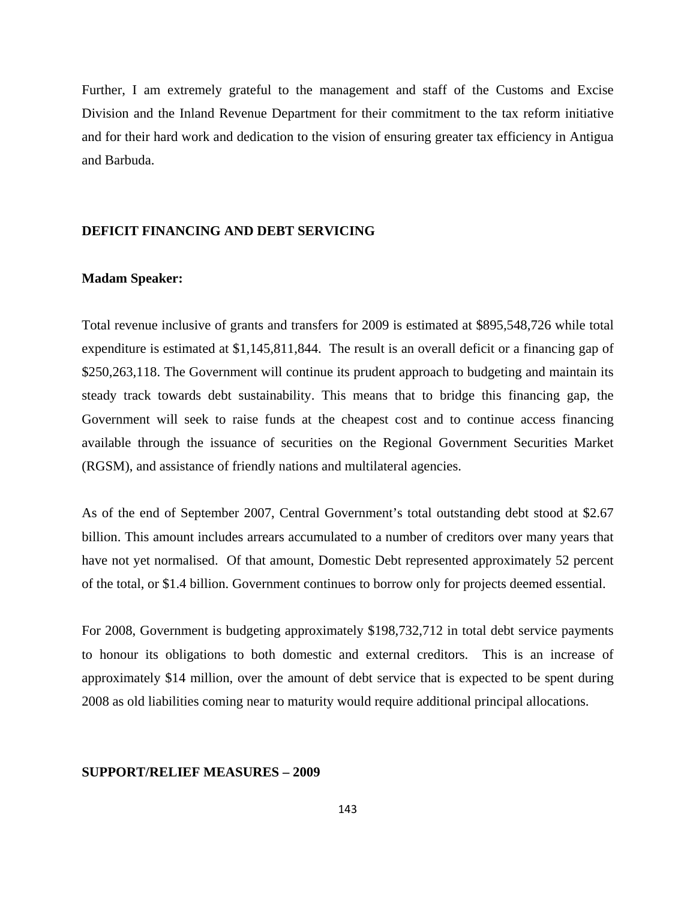Further, I am extremely grateful to the management and staff of the Customs and Excise Division and the Inland Revenue Department for their commitment to the tax reform initiative and for their hard work and dedication to the vision of ensuring greater tax efficiency in Antigua and Barbuda.

## DEFICIT FINANCING AND DEBT SERVICING

**Madam Speaker:**

Total revenue inclusive of grants and transfers for 2009 is estimated at $895,548,726 while total expenditure is estimated at $1,145,811,844. The result is an overall deficit or a financing gap of $250,263,118. The Government will continue its prudent approach to budgeting and maintain its steady track towards debt sustainability. This means that to bridge this financing gap, the Government will seek to raise funds at the cheapest cost and to continue access financing available through the issuance of securities on the Regional Government Securities Market (RGSM), and assistance of friendly nations and multilateral agencies.

As of the end of September 2007, Central Government's total outstanding debt stood at $2.67 billion. This amount includes arrears accumulated to a number of creditors over many years that have not yet normalised. Of that amount, Domestic Debt represented approximately 52 percent of the total, or $1.4 billion. Government continues to borrow only for projects deemed essential.

For 2008, Government is budgeting approximately $198,732,712 in total debt service payments to honour its obligations to both domestic and external creditors. This is an increase of approximately $14 million, over the amount of debt service that is expected to be spent during 2008 as old liabilities coming near to maturity would require additional principal allocations.

## SUPPORT/RELIEF MEASURES – 2009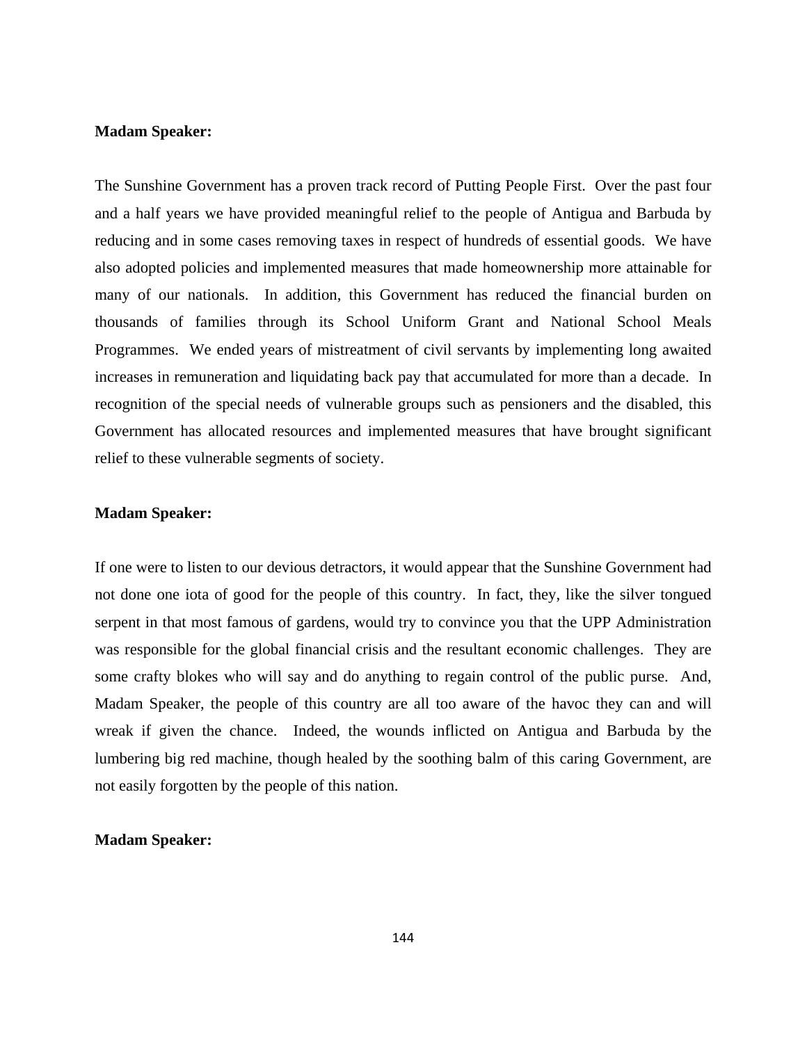**Madam Speaker:**

The Sunshine Government has a proven track record of Putting People First. Over the past four and a half years we have provided meaningful relief to the people of Antigua and Barbuda by reducing and in some cases removing taxes in respect of hundreds of essential goods. We have also adopted policies and implemented measures that made homeownership more attainable for many of our nationals. In addition, this Government has reduced the financial burden on thousands of families through its School Uniform Grant and National School Meals Programmes. We ended years of mistreatment of civil servants by implementing long awaited increases in remuneration and liquidating back pay that accumulated for more than a decade. In recognition of the special needs of vulnerable groups such as pensioners and the disabled, this Government has allocated resources and implemented measures that have brought significant relief to these vulnerable segments of society.

**Madam Speaker:**

If one were to listen to our devious detractors, it would appear that the Sunshine Government had not done one iota of good for the people of this country. In fact, they, like the silver tongued serpent in that most famous of gardens, would try to convince you that the UPP Administration was responsible for the global financial crisis and the resultant economic challenges. They are some crafty blokes who will say and do anything to regain control of the public purse. And, Madam Speaker, the people of this country are all too aware of the havoc they can and will wreak if given the chance. Indeed, the wounds inflicted on Antigua and Barbuda by the lumbering big red machine, though healed by the soothing balm of this caring Government, are not easily forgotten by the people of this nation.

**Madam Speaker:**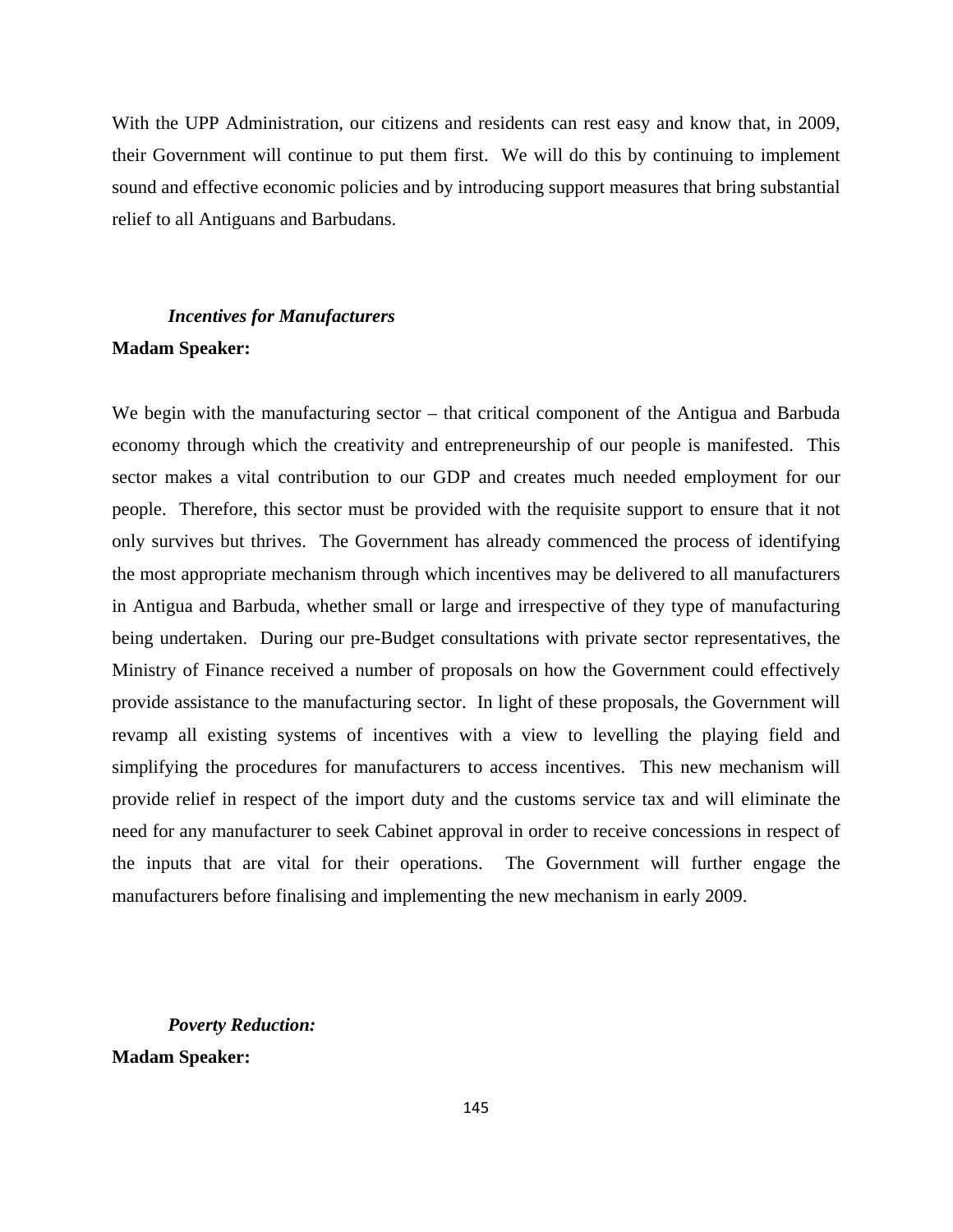With the UPP Administration, our citizens and residents can rest easy and know that, in 2009, their Government will continue to put them first. We will do this by continuing to implement sound and effective economic policies and by introducing support measures that bring substantial relief to all Antiguans and Barbudans.

***Incentives for Manufacturers***

**Madam Speaker:**

We begin with the manufacturing sector – that critical component of the Antigua and Barbuda economy through which the creativity and entrepreneurship of our people is manifested. This sector makes a vital contribution to our GDP and creates much needed employment for our people. Therefore, this sector must be provided with the requisite support to ensure that it not only survives but thrives. The Government has already commenced the process of identifying the most appropriate mechanism through which incentives may be delivered to all manufacturers in Antigua and Barbuda, whether small or large and irrespective of they type of manufacturing being undertaken. During our pre-Budget consultations with private sector representatives, the Ministry of Finance received a number of proposals on how the Government could effectively provide assistance to the manufacturing sector. In light of these proposals, the Government will revamp all existing systems of incentives with a view to levelling the playing field and simplifying the procedures for manufacturers to access incentives. This new mechanism will provide relief in respect of the import duty and the customs service tax and will eliminate the need for any manufacturer to seek Cabinet approval in order to receive concessions in respect of the inputs that are vital for their operations. The Government will further engage the manufacturers before finalising and implementing the new mechanism in early 2009.

***Poverty Reduction:***

**Madam Speaker:**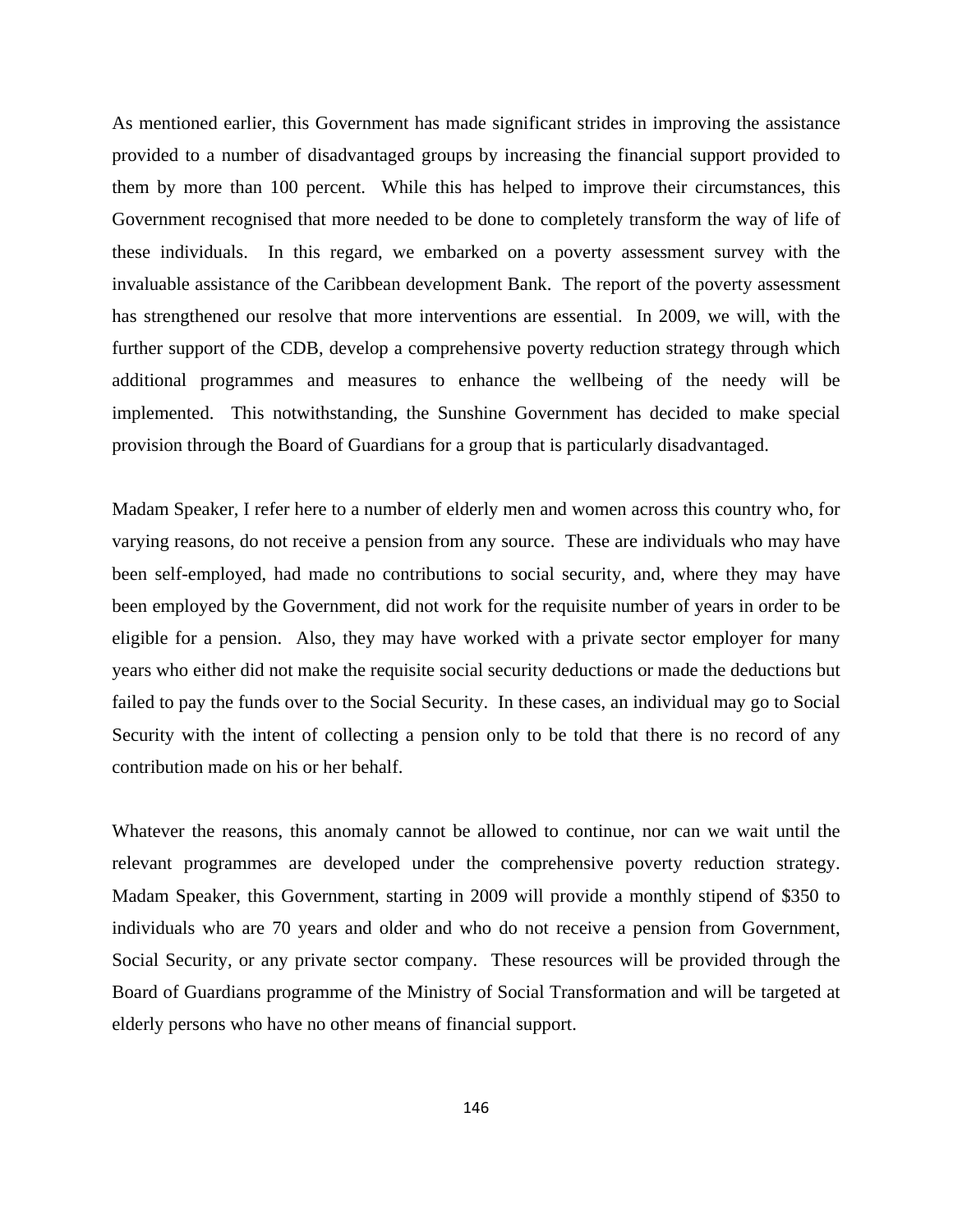As mentioned earlier, this Government has made significant strides in improving the assistance provided to a number of disadvantaged groups by increasing the financial support provided to them by more than 100 percent. While this has helped to improve their circumstances, this Government recognised that more needed to be done to completely transform the way of life of these individuals. In this regard, we embarked on a poverty assessment survey with the invaluable assistance of the Caribbean development Bank. The report of the poverty assessment has strengthened our resolve that more interventions are essential. In 2009, we will, with the further support of the CDB, develop a comprehensive poverty reduction strategy through which additional programmes and measures to enhance the wellbeing of the needy will be implemented. This notwithstanding, the Sunshine Government has decided to make special provision through the Board of Guardians for a group that is particularly disadvantaged.

Madam Speaker, I refer here to a number of elderly men and women across this country who, for varying reasons, do not receive a pension from any source. These are individuals who may have been self-employed, had made no contributions to social security, and, where they may have been employed by the Government, did not work for the requisite number of years in order to be eligible for a pension. Also, they may have worked with a private sector employer for many years who either did not make the requisite social security deductions or made the deductions but failed to pay the funds over to the Social Security. In these cases, an individual may go to Social Security with the intent of collecting a pension only to be told that there is no record of any contribution made on his or her behalf.

Whatever the reasons, this anomaly cannot be allowed to continue, nor can we wait until the relevant programmes are developed under the comprehensive poverty reduction strategy. Madam Speaker, this Government, starting in 2009 will provide a monthly stipend of $350 to individuals who are 70 years and older and who do not receive a pension from Government, Social Security, or any private sector company. These resources will be provided through the Board of Guardians programme of the Ministry of Social Transformation and will be targeted at elderly persons who have no other means of financial support.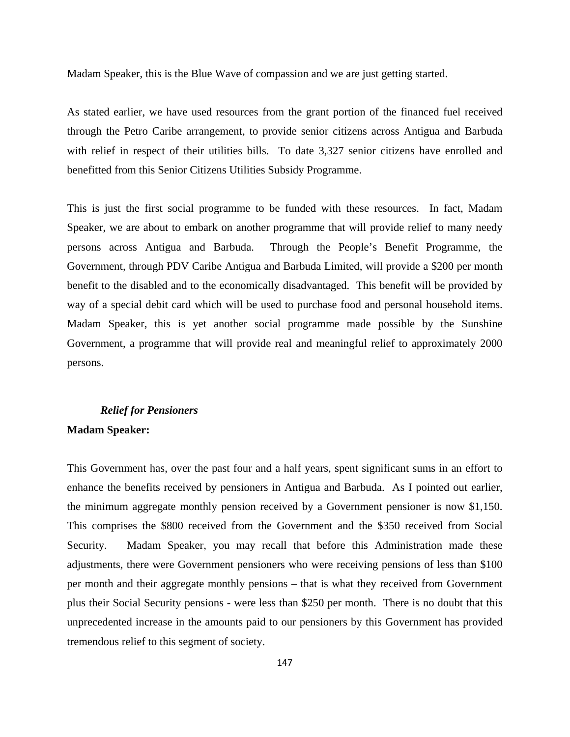Madam Speaker, this is the Blue Wave of compassion and we are just getting started.

As stated earlier, we have used resources from the grant portion of the financed fuel received through the Petro Caribe arrangement, to provide senior citizens across Antigua and Barbuda with relief in respect of their utilities bills. To date 3,327 senior citizens have enrolled and benefitted from this Senior Citizens Utilities Subsidy Programme.

This is just the first social programme to be funded with these resources. In fact, Madam Speaker, we are about to embark on another programme that will provide relief to many needy persons across Antigua and Barbuda. Through the People's Benefit Programme, the Government, through PDV Caribe Antigua and Barbuda Limited, will provide a $200 per month benefit to the disabled and to the economically disadvantaged. This benefit will be provided by way of a special debit card which will be used to purchase food and personal household items. Madam Speaker, this is yet another social programme made possible by the Sunshine Government, a programme that will provide real and meaningful relief to approximately 2000 persons.

### *Relief for Pensioners*

**Madam Speaker:**

This Government has, over the past four and a half years, spent significant sums in an effort to enhance the benefits received by pensioners in Antigua and Barbuda. As I pointed out earlier, the minimum aggregate monthly pension received by a Government pensioner is now $1,150. This comprises the $800 received from the Government and the $350 received from Social Security. Madam Speaker, you may recall that before this Administration made these adjustments, there were Government pensioners who were receiving pensions of less than $100 per month and their aggregate monthly pensions – that is what they received from Government plus their Social Security pensions - were less than $250 per month. There is no doubt that this unprecedented increase in the amounts paid to our pensioners by this Government has provided tremendous relief to this segment of society.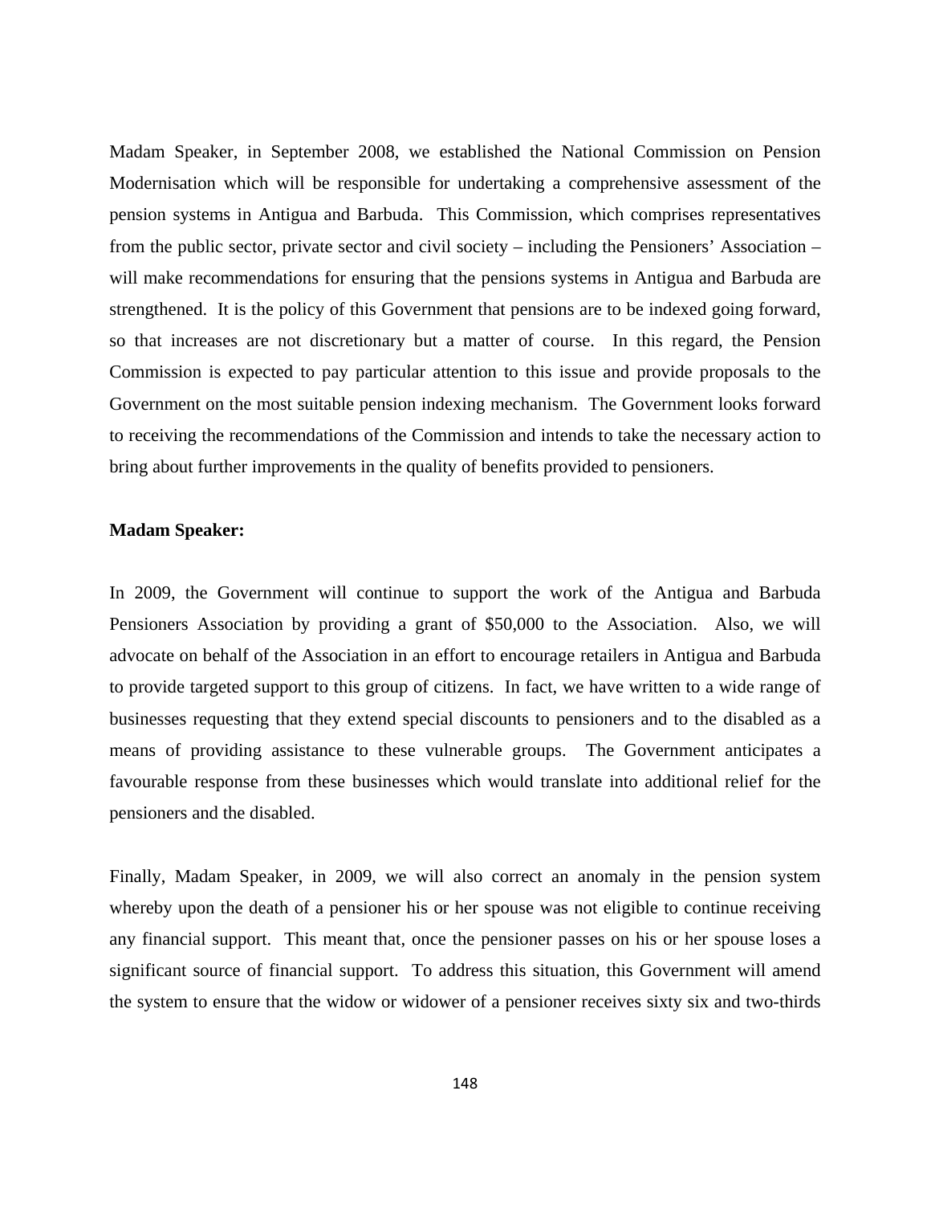Madam Speaker, in September 2008, we established the National Commission on Pension Modernisation which will be responsible for undertaking a comprehensive assessment of the pension systems in Antigua and Barbuda. This Commission, which comprises representatives from the public sector, private sector and civil society – including the Pensioners' Association – will make recommendations for ensuring that the pensions systems in Antigua and Barbuda are strengthened. It is the policy of this Government that pensions are to be indexed going forward, so that increases are not discretionary but a matter of course. In this regard, the Pension Commission is expected to pay particular attention to this issue and provide proposals to the Government on the most suitable pension indexing mechanism. The Government looks forward to receiving the recommendations of the Commission and intends to take the necessary action to bring about further improvements in the quality of benefits provided to pensioners.

**Madam Speaker:**

In 2009, the Government will continue to support the work of the Antigua and Barbuda Pensioners Association by providing a grant of $50,000 to the Association. Also, we will advocate on behalf of the Association in an effort to encourage retailers in Antigua and Barbuda to provide targeted support to this group of citizens. In fact, we have written to a wide range of businesses requesting that they extend special discounts to pensioners and to the disabled as a means of providing assistance to these vulnerable groups. The Government anticipates a favourable response from these businesses which would translate into additional relief for the pensioners and the disabled.

Finally, Madam Speaker, in 2009, we will also correct an anomaly in the pension system whereby upon the death of a pensioner his or her spouse was not eligible to continue receiving any financial support. This meant that, once the pensioner passes on his or her spouse loses a significant source of financial support. To address this situation, this Government will amend the system to ensure that the widow or widower of a pensioner receives sixty six and two-thirds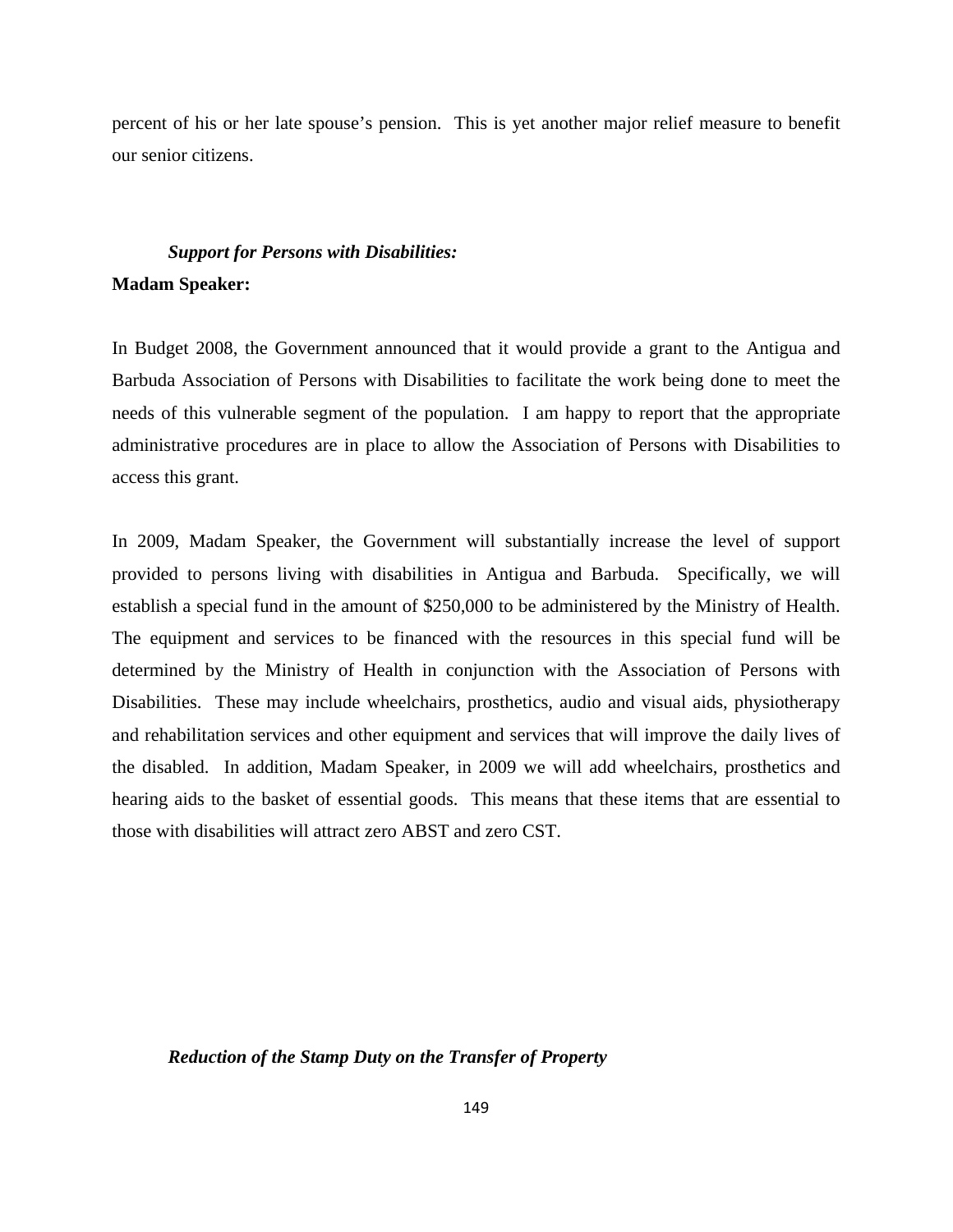percent of his or her late spouse's pension. This is yet another major relief measure to benefit our senior citizens.

### *Support for Persons with Disabilities:*

**Madam Speaker:**

In Budget 2008, the Government announced that it would provide a grant to the Antigua and Barbuda Association of Persons with Disabilities to facilitate the work being done to meet the needs of this vulnerable segment of the population. I am happy to report that the appropriate administrative procedures are in place to allow the Association of Persons with Disabilities to access this grant.

In 2009, Madam Speaker, the Government will substantially increase the level of support provided to persons living with disabilities in Antigua and Barbuda. Specifically, we will establish a special fund in the amount of $250,000 to be administered by the Ministry of Health. The equipment and services to be financed with the resources in this special fund will be determined by the Ministry of Health in conjunction with the Association of Persons with Disabilities. These may include wheelchairs, prosthetics, audio and visual aids, physiotherapy and rehabilitation services and other equipment and services that will improve the daily lives of the disabled. In addition, Madam Speaker, in 2009 we will add wheelchairs, prosthetics and hearing aids to the basket of essential goods. This means that these items that are essential to those with disabilities will attract zero ABST and zero CST.

### *Reduction of the Stamp Duty on the Transfer of Property*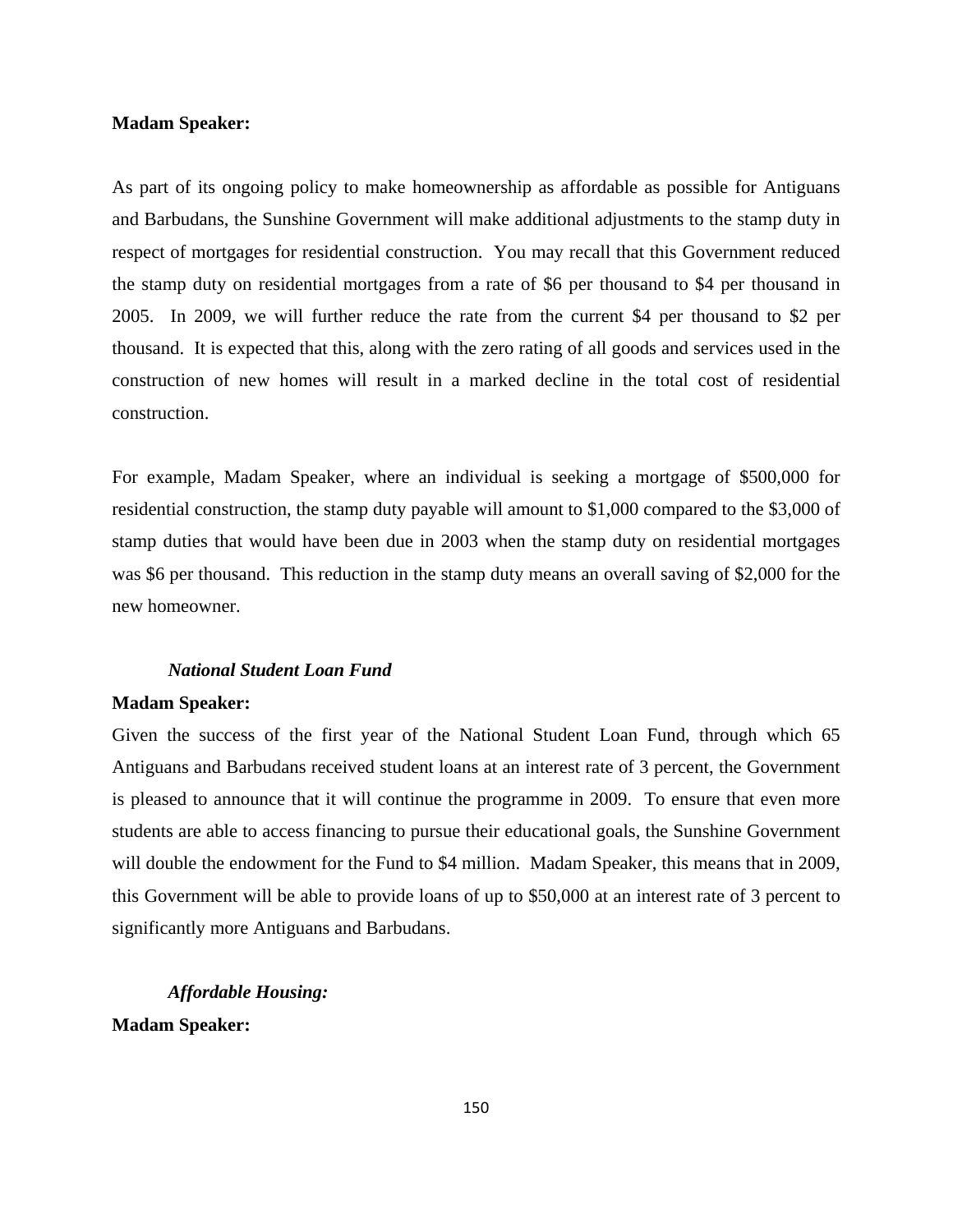**Madam Speaker:**

As part of its ongoing policy to make homeownership as affordable as possible for Antiguans and Barbudans, the Sunshine Government will make additional adjustments to the stamp duty in respect of mortgages for residential construction. You may recall that this Government reduced the stamp duty on residential mortgages from a rate of $6 per thousand to $4 per thousand in 2005. In 2009, we will further reduce the rate from the current $4 per thousand to $2 per thousand. It is expected that this, along with the zero rating of all goods and services used in the construction of new homes will result in a marked decline in the total cost of residential construction.

For example, Madam Speaker, where an individual is seeking a mortgage of $500,000 for residential construction, the stamp duty payable will amount to $1,000 compared to the $3,000 of stamp duties that would have been due in 2003 when the stamp duty on residential mortgages was $6 per thousand. This reduction in the stamp duty means an overall saving of $2,000 for the new homeowner.

***National Student Loan Fund***

**Madam Speaker:**

Given the success of the first year of the National Student Loan Fund, through which 65 Antiguans and Barbudans received student loans at an interest rate of 3 percent, the Government is pleased to announce that it will continue the programme in 2009. To ensure that even more students are able to access financing to pursue their educational goals, the Sunshine Government will double the endowment for the Fund to $4 million. Madam Speaker, this means that in 2009, this Government will be able to provide loans of up to $50,000 at an interest rate of 3 percent to significantly more Antiguans and Barbudans.

***Affordable Housing:***

**Madam Speaker:**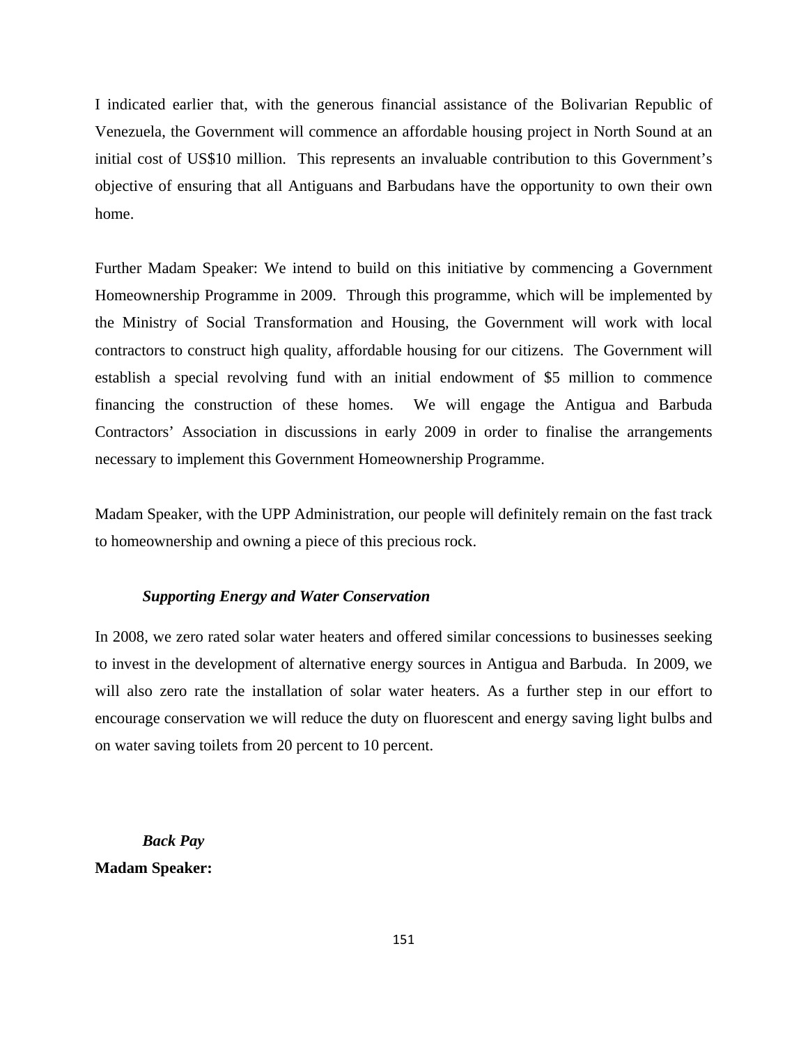I indicated earlier that, with the generous financial assistance of the Bolivarian Republic of Venezuela, the Government will commence an affordable housing project in North Sound at an initial cost of US$10 million. This represents an invaluable contribution to this Government's objective of ensuring that all Antiguans and Barbudans have the opportunity to own their own home.

Further Madam Speaker: We intend to build on this initiative by commencing a Government Homeownership Programme in 2009. Through this programme, which will be implemented by the Ministry of Social Transformation and Housing, the Government will work with local contractors to construct high quality, affordable housing for our citizens. The Government will establish a special revolving fund with an initial endowment of $5 million to commence financing the construction of these homes. We will engage the Antigua and Barbuda Contractors' Association in discussions in early 2009 in order to finalise the arrangements necessary to implement this Government Homeownership Programme.

Madam Speaker, with the UPP Administration, our people will definitely remain on the fast track to homeownership and owning a piece of this precious rock.

***Supporting Energy and Water Conservation***

In 2008, we zero rated solar water heaters and offered similar concessions to businesses seeking to invest in the development of alternative energy sources in Antigua and Barbuda. In 2009, we will also zero rate the installation of solar water heaters. As a further step in our effort to encourage conservation we will reduce the duty on fluorescent and energy saving light bulbs and on water saving toilets from 20 percent to 10 percent.

***Back Pay***

**Madam Speaker:**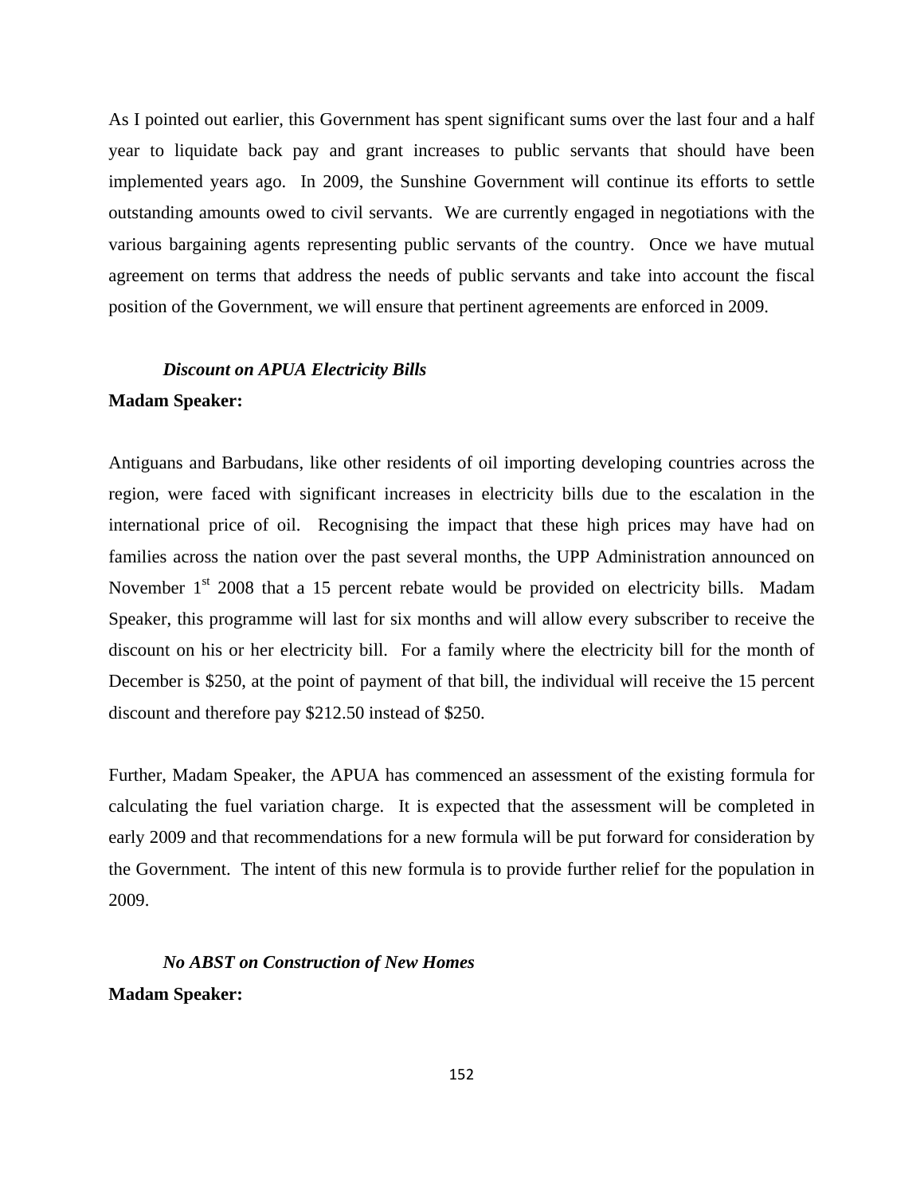As I pointed out earlier, this Government has spent significant sums over the last four and a half year to liquidate back pay and grant increases to public servants that should have been implemented years ago. In 2009, the Sunshine Government will continue its efforts to settle outstanding amounts owed to civil servants. We are currently engaged in negotiations with the various bargaining agents representing public servants of the country. Once we have mutual agreement on terms that address the needs of public servants and take into account the fiscal position of the Government, we will ensure that pertinent agreements are enforced in 2009.

***Discount on APUA Electricity Bills***

**Madam Speaker:**

Antiguans and Barbudans, like other residents of oil importing developing countries across the region, were faced with significant increases in electricity bills due to the escalation in the international price of oil. Recognising the impact that these high prices may have had on families across the nation over the past several months, the UPP Administration announced on November 1st 2008 that a 15 percent rebate would be provided on electricity bills. Madam Speaker, this programme will last for six months and will allow every subscriber to receive the discount on his or her electricity bill. For a family where the electricity bill for the month of December is $250, at the point of payment of that bill, the individual will receive the 15 percent discount and therefore pay $212.50 instead of $250.

Further, Madam Speaker, the APUA has commenced an assessment of the existing formula for calculating the fuel variation charge. It is expected that the assessment will be completed in early 2009 and that recommendations for a new formula will be put forward for consideration by the Government. The intent of this new formula is to provide further relief for the population in 2009.

***No ABST on Construction of New Homes***

**Madam Speaker:**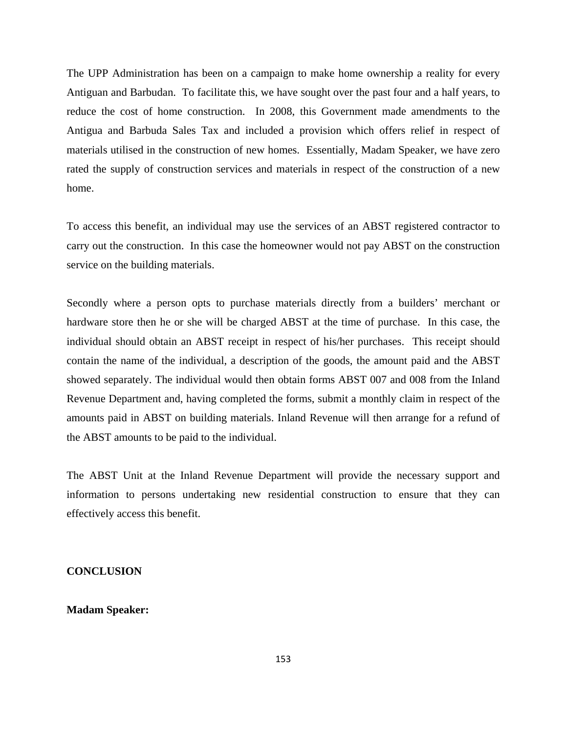The UPP Administration has been on a campaign to make home ownership a reality for every Antiguan and Barbudan. To facilitate this, we have sought over the past four and a half years, to reduce the cost of home construction. In 2008, this Government made amendments to the Antigua and Barbuda Sales Tax and included a provision which offers relief in respect of materials utilised in the construction of new homes. Essentially, Madam Speaker, we have zero rated the supply of construction services and materials in respect of the construction of a new home.

To access this benefit, an individual may use the services of an ABST registered contractor to carry out the construction. In this case the homeowner would not pay ABST on the construction service on the building materials.

Secondly where a person opts to purchase materials directly from a builders' merchant or hardware store then he or she will be charged ABST at the time of purchase. In this case, the individual should obtain an ABST receipt in respect of his/her purchases. This receipt should contain the name of the individual, a description of the goods, the amount paid and the ABST showed separately. The individual would then obtain forms ABST 007 and 008 from the Inland Revenue Department and, having completed the forms, submit a monthly claim in respect of the amounts paid in ABST on building materials. Inland Revenue will then arrange for a refund of the ABST amounts to be paid to the individual.

The ABST Unit at the Inland Revenue Department will provide the necessary support and information to persons undertaking new residential construction to ensure that they can effectively access this benefit.

## CONCLUSION

**Madam Speaker:**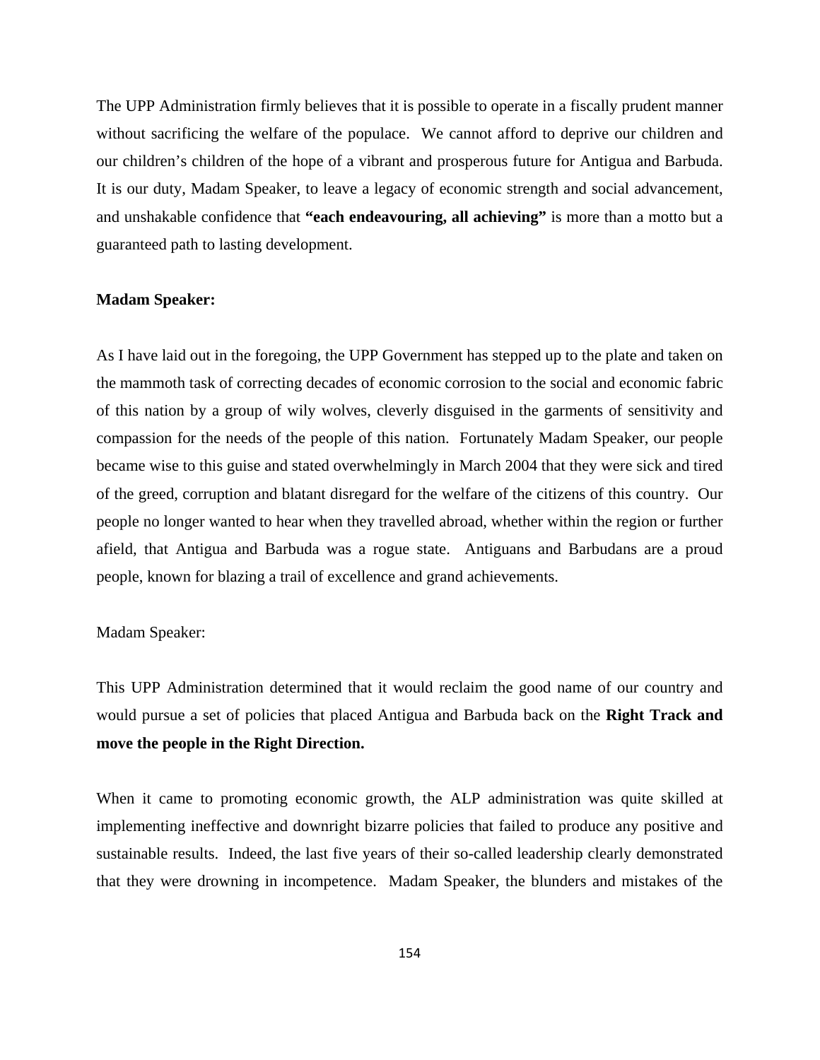The UPP Administration firmly believes that it is possible to operate in a fiscally prudent manner without sacrificing the welfare of the populace. We cannot afford to deprive our children and our children's children of the hope of a vibrant and prosperous future for Antigua and Barbuda. It is our duty, Madam Speaker, to leave a legacy of economic strength and social advancement, and unshakable confidence that **"each endeavouring, all achieving"** is more than a motto but a guaranteed path to lasting development.

**Madam Speaker:**

As I have laid out in the foregoing, the UPP Government has stepped up to the plate and taken on the mammoth task of correcting decades of economic corrosion to the social and economic fabric of this nation by a group of wily wolves, cleverly disguised in the garments of sensitivity and compassion for the needs of the people of this nation. Fortunately Madam Speaker, our people became wise to this guise and stated overwhelmingly in March 2004 that they were sick and tired of the greed, corruption and blatant disregard for the welfare of the citizens of this country. Our people no longer wanted to hear when they travelled abroad, whether within the region or further afield, that Antigua and Barbuda was a rogue state. Antiguans and Barbudans are a proud people, known for blazing a trail of excellence and grand achievements.

Madam Speaker:

This UPP Administration determined that it would reclaim the good name of our country and would pursue a set of policies that placed Antigua and Barbuda back on the **Right Track and move the people in the Right Direction.**

When it came to promoting economic growth, the ALP administration was quite skilled at implementing ineffective and downright bizarre policies that failed to produce any positive and sustainable results. Indeed, the last five years of their so-called leadership clearly demonstrated that they were drowning in incompetence. Madam Speaker, the blunders and mistakes of the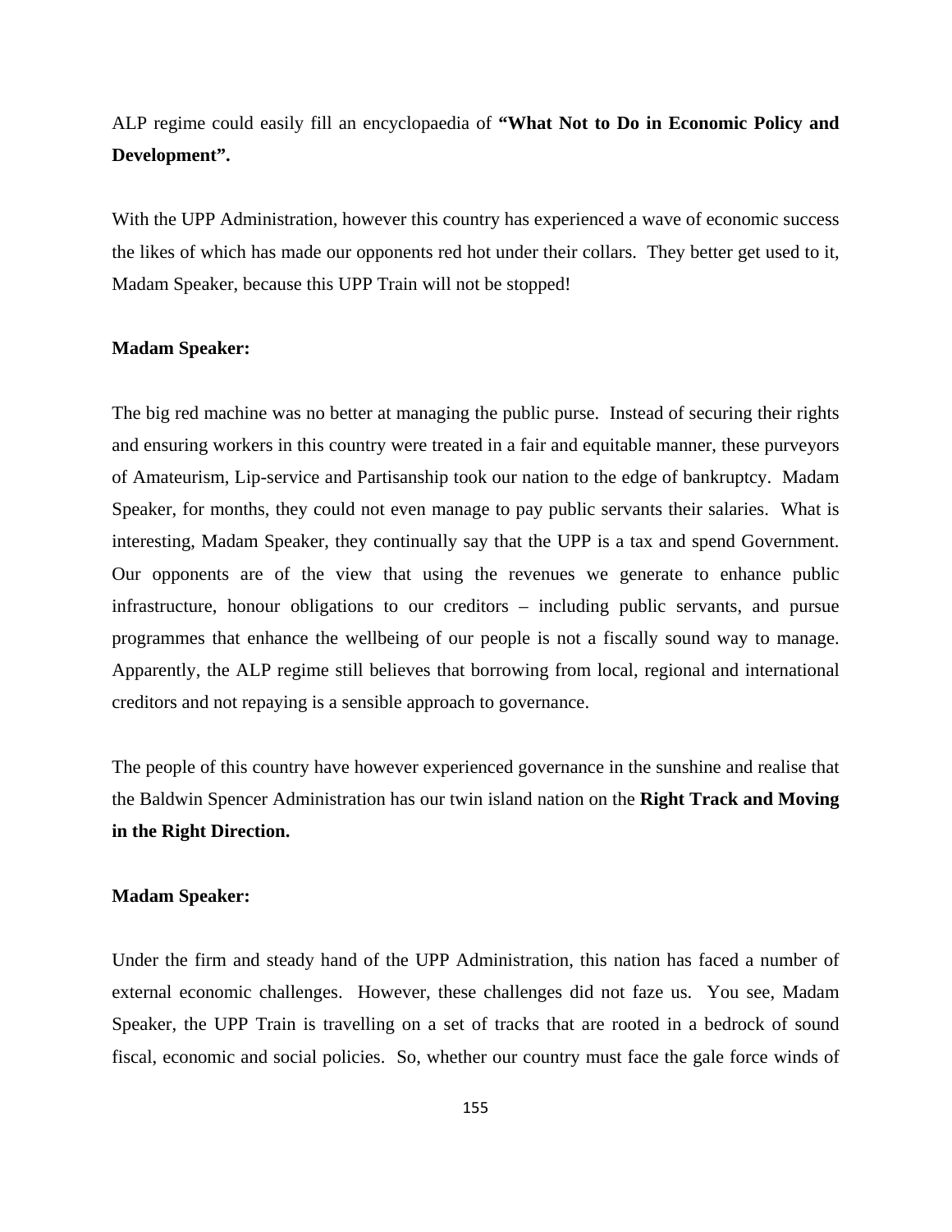ALP regime could easily fill an encyclopaedia of **"What Not to Do in Economic Policy and Development".**

With the UPP Administration, however this country has experienced a wave of economic success the likes of which has made our opponents red hot under their collars. They better get used to it, Madam Speaker, because this UPP Train will not be stopped!

**Madam Speaker:**

The big red machine was no better at managing the public purse. Instead of securing their rights and ensuring workers in this country were treated in a fair and equitable manner, these purveyors of Amateurism, Lip-service and Partisanship took our nation to the edge of bankruptcy. Madam Speaker, for months, they could not even manage to pay public servants their salaries. What is interesting, Madam Speaker, they continually say that the UPP is a tax and spend Government. Our opponents are of the view that using the revenues we generate to enhance public infrastructure, honour obligations to our creditors – including public servants, and pursue programmes that enhance the wellbeing of our people is not a fiscally sound way to manage. Apparently, the ALP regime still believes that borrowing from local, regional and international creditors and not repaying is a sensible approach to governance.

The people of this country have however experienced governance in the sunshine and realise that the Baldwin Spencer Administration has our twin island nation on the **Right Track and Moving in the Right Direction.**

**Madam Speaker:**

Under the firm and steady hand of the UPP Administration, this nation has faced a number of external economic challenges. However, these challenges did not faze us. You see, Madam Speaker, the UPP Train is travelling on a set of tracks that are rooted in a bedrock of sound fiscal, economic and social policies. So, whether our country must face the gale force winds of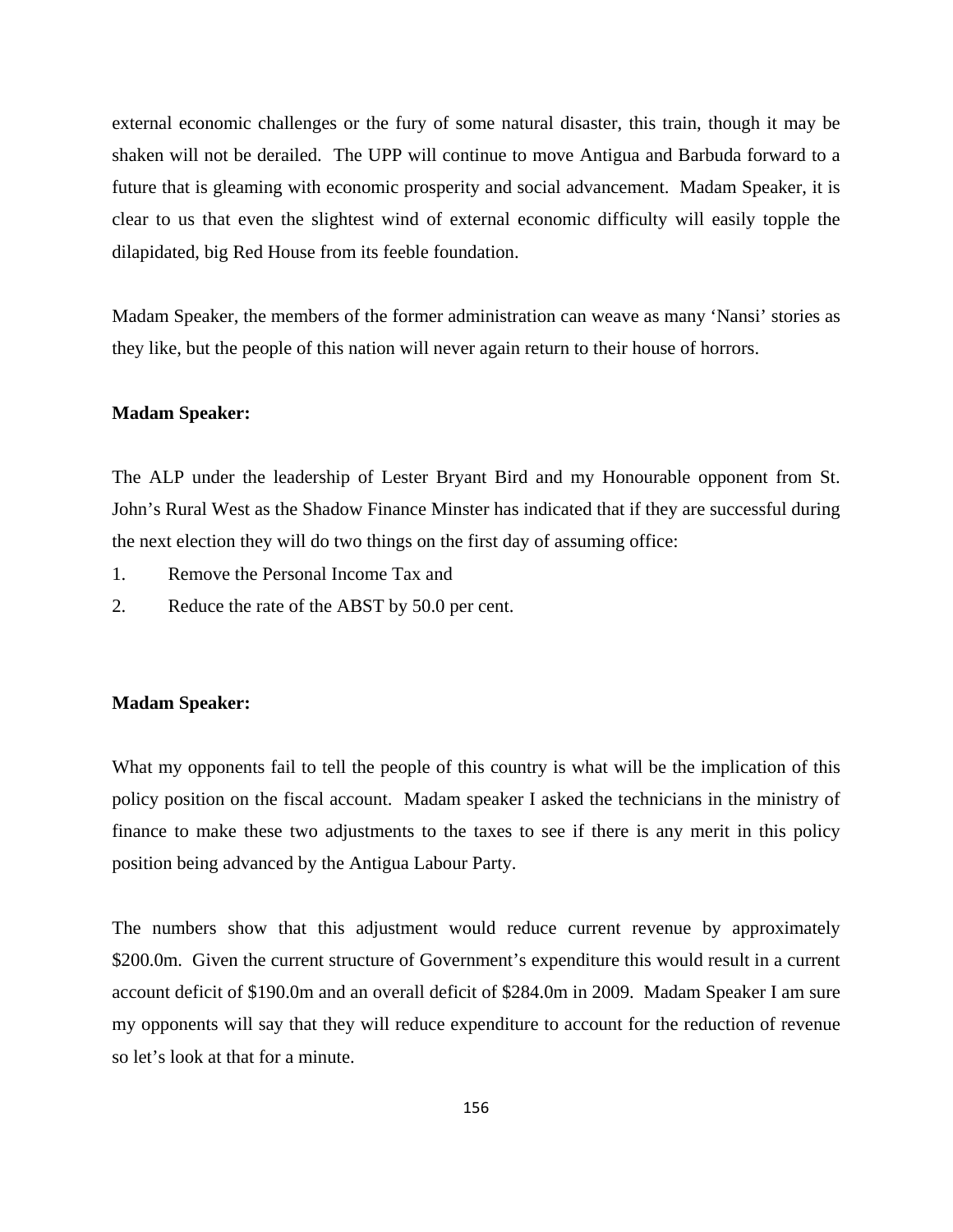external economic challenges or the fury of some natural disaster, this train, though it may be shaken will not be derailed. The UPP will continue to move Antigua and Barbuda forward to a future that is gleaming with economic prosperity and social advancement. Madam Speaker, it is clear to us that even the slightest wind of external economic difficulty will easily topple the dilapidated, big Red House from its feeble foundation.

Madam Speaker, the members of the former administration can weave as many 'Nansi' stories as they like, but the people of this nation will never again return to their house of horrors.

**Madam Speaker:**

The ALP under the leadership of Lester Bryant Bird and my Honourable opponent from St. John's Rural West as the Shadow Finance Minster has indicated that if they are successful during the next election they will do two things on the first day of assuming office:

1. Remove the Personal Income Tax and
2. Reduce the rate of the ABST by 50.0 per cent.

**Madam Speaker:**

What my opponents fail to tell the people of this country is what will be the implication of this policy position on the fiscal account. Madam speaker I asked the technicians in the ministry of finance to make these two adjustments to the taxes to see if there is any merit in this policy position being advanced by the Antigua Labour Party.

The numbers show that this adjustment would reduce current revenue by approximately \$200.0m. Given the current structure of Government's expenditure this would result in a current account deficit of \$190.0m and an overall deficit of \$284.0m in 2009. Madam Speaker I am sure my opponents will say that they will reduce expenditure to account for the reduction of revenue so let's look at that for a minute.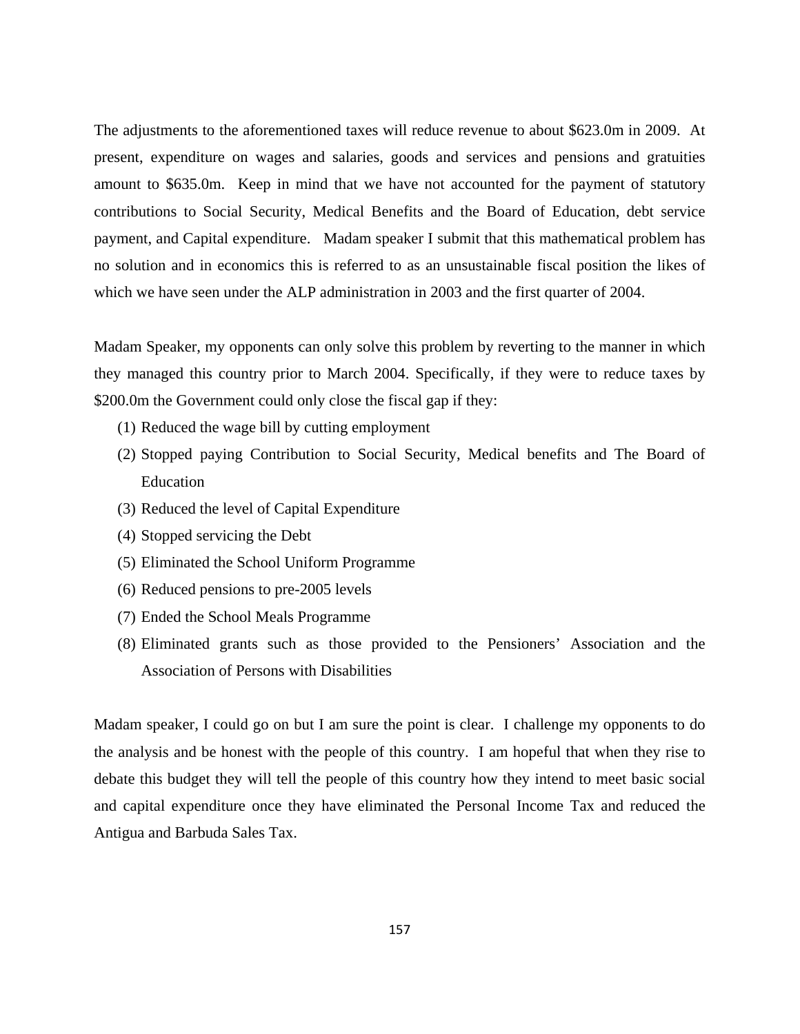The adjustments to the aforementioned taxes will reduce revenue to about $623.0m in 2009. At present, expenditure on wages and salaries, goods and services and pensions and gratuities amount to $635.0m. Keep in mind that we have not accounted for the payment of statutory contributions to Social Security, Medical Benefits and the Board of Education, debt service payment, and Capital expenditure. Madam speaker I submit that this mathematical problem has no solution and in economics this is referred to as an unsustainable fiscal position the likes of which we have seen under the ALP administration in 2003 and the first quarter of 2004.

Madam Speaker, my opponents can only solve this problem by reverting to the manner in which they managed this country prior to March 2004. Specifically, if they were to reduce taxes by $200.0m the Government could only close the fiscal gap if they:

(1) Reduced the wage bill by cutting employment
(2) Stopped paying Contribution to Social Security, Medical benefits and The Board of Education
(3) Reduced the level of Capital Expenditure
(4) Stopped servicing the Debt
(5) Eliminated the School Uniform Programme
(6) Reduced pensions to pre-2005 levels
(7) Ended the School Meals Programme
(8) Eliminated grants such as those provided to the Pensioners' Association and the Association of Persons with Disabilities

Madam speaker, I could go on but I am sure the point is clear. I challenge my opponents to do the analysis and be honest with the people of this country. I am hopeful that when they rise to debate this budget they will tell the people of this country how they intend to meet basic social and capital expenditure once they have eliminated the Personal Income Tax and reduced the Antigua and Barbuda Sales Tax.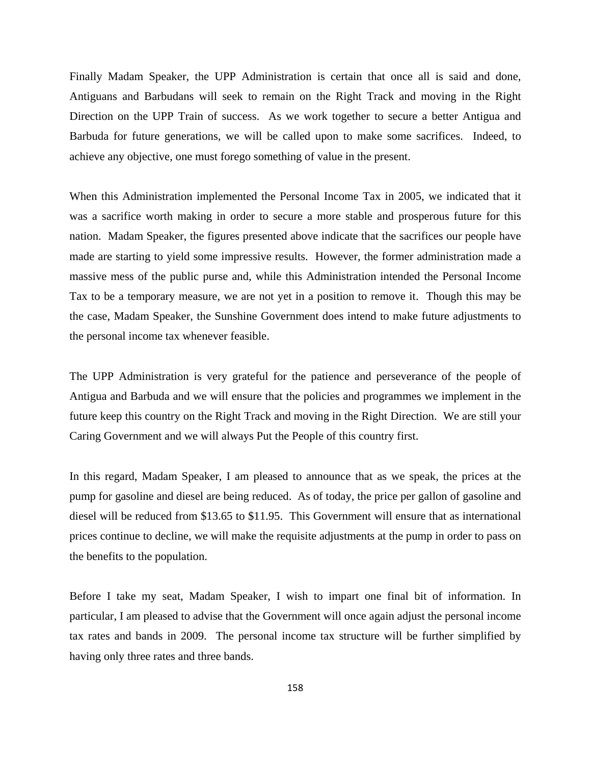Finally Madam Speaker, the UPP Administration is certain that once all is said and done, Antiguans and Barbudans will seek to remain on the Right Track and moving in the Right Direction on the UPP Train of success. As we work together to secure a better Antigua and Barbuda for future generations, we will be called upon to make some sacrifices. Indeed, to achieve any objective, one must forego something of value in the present.

When this Administration implemented the Personal Income Tax in 2005, we indicated that it was a sacrifice worth making in order to secure a more stable and prosperous future for this nation. Madam Speaker, the figures presented above indicate that the sacrifices our people have made are starting to yield some impressive results. However, the former administration made a massive mess of the public purse and, while this Administration intended the Personal Income Tax to be a temporary measure, we are not yet in a position to remove it. Though this may be the case, Madam Speaker, the Sunshine Government does intend to make future adjustments to the personal income tax whenever feasible.

The UPP Administration is very grateful for the patience and perseverance of the people of Antigua and Barbuda and we will ensure that the policies and programmes we implement in the future keep this country on the Right Track and moving in the Right Direction. We are still your Caring Government and we will always Put the People of this country first.

In this regard, Madam Speaker, I am pleased to announce that as we speak, the prices at the pump for gasoline and diesel are being reduced. As of today, the price per gallon of gasoline and diesel will be reduced from $13.65 to $11.95. This Government will ensure that as international prices continue to decline, we will make the requisite adjustments at the pump in order to pass on the benefits to the population.

Before I take my seat, Madam Speaker, I wish to impart one final bit of information. In particular, I am pleased to advise that the Government will once again adjust the personal income tax rates and bands in 2009. The personal income tax structure will be further simplified by having only three rates and three bands.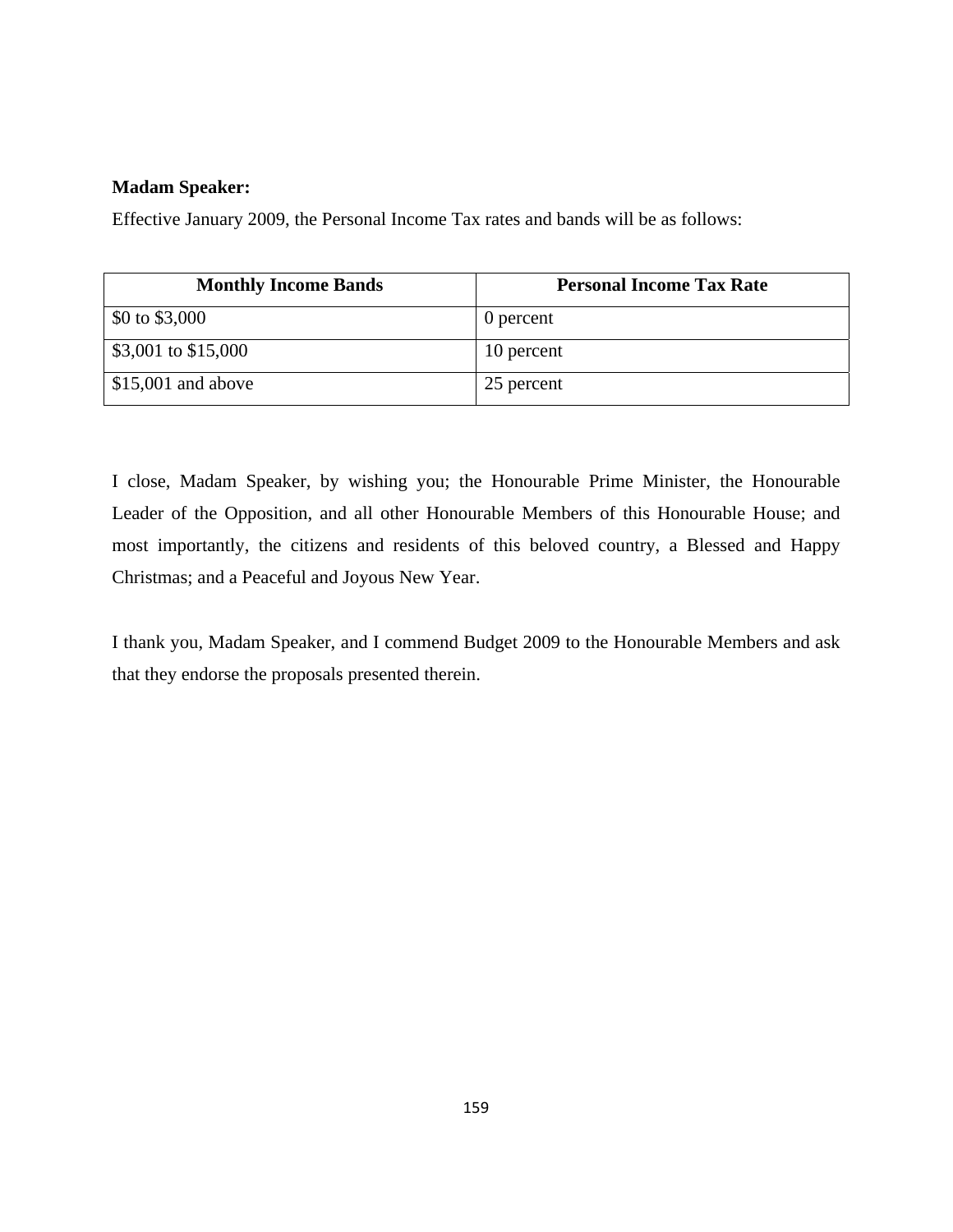**Madam Speaker:**

Effective January 2009, the Personal Income Tax rates and bands will be as follows:

| Monthly Income Bands | Personal Income Tax Rate |
|---|---|
| $0 to $3,000 | 0 percent |
| $3,001 to $15,000 | 10 percent |
| $15,001 and above | 25 percent |

I close, Madam Speaker, by wishing you; the Honourable Prime Minister, the Honourable Leader of the Opposition, and all other Honourable Members of this Honourable House; and most importantly, the citizens and residents of this beloved country, a Blessed and Happy Christmas; and a Peaceful and Joyous New Year.

I thank you, Madam Speaker, and I commend Budget 2009 to the Honourable Members and ask that they endorse the proposals presented therein.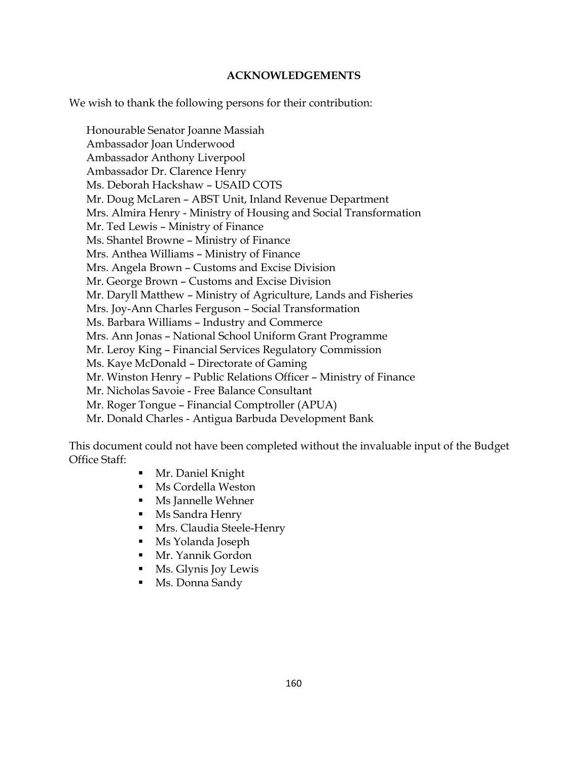## ACKNOWLEDGEMENTS

We wish to thank the following persons for their contribution:

Honourable Senator Joanne Massiah  
Ambassador Joan Underwood  
Ambassador Anthony Liverpool  
Ambassador Dr. Clarence Henry  
Ms. Deborah Hackshaw – USAID COTS  
Mr. Doug McLaren – ABST Unit, Inland Revenue Department  
Mrs. Almira Henry - Ministry of Housing and Social Transformation  
Mr. Ted Lewis – Ministry of Finance  
Ms. Shantel Browne – Ministry of Finance  
Mrs. Anthea Williams – Ministry of Finance  
Mrs. Angela Brown – Customs and Excise Division  
Mr. George Brown – Customs and Excise Division  
Mr. Daryll Matthew – Ministry of Agriculture, Lands and Fisheries  
Mrs. Joy-Ann Charles Ferguson – Social Transformation  
Ms. Barbara Williams – Industry and Commerce  
Mrs. Ann Jonas – National School Uniform Grant Programme  
Mr. Leroy King – Financial Services Regulatory Commission  
Ms. Kaye McDonald – Directorate of Gaming  
Mr. Winston Henry – Public Relations Officer – Ministry of Finance  
Mr. Nicholas Savoie - Free Balance Consultant  
Mr. Roger Tongue – Financial Comptroller (APUA)  
Mr. Donald Charles - Antigua Barbuda Development Bank

This document could not have been completed without the invaluable input of the Budget Office Staff:

- Mr. Daniel Knight
- Ms Cordella Weston
- Ms Jannelle Wehner
- Ms Sandra Henry
- Mrs. Claudia Steele-Henry
- Ms Yolanda Joseph
- Mr. Yannik Gordon
- Ms. Glynis Joy Lewis
- Ms. Donna Sandy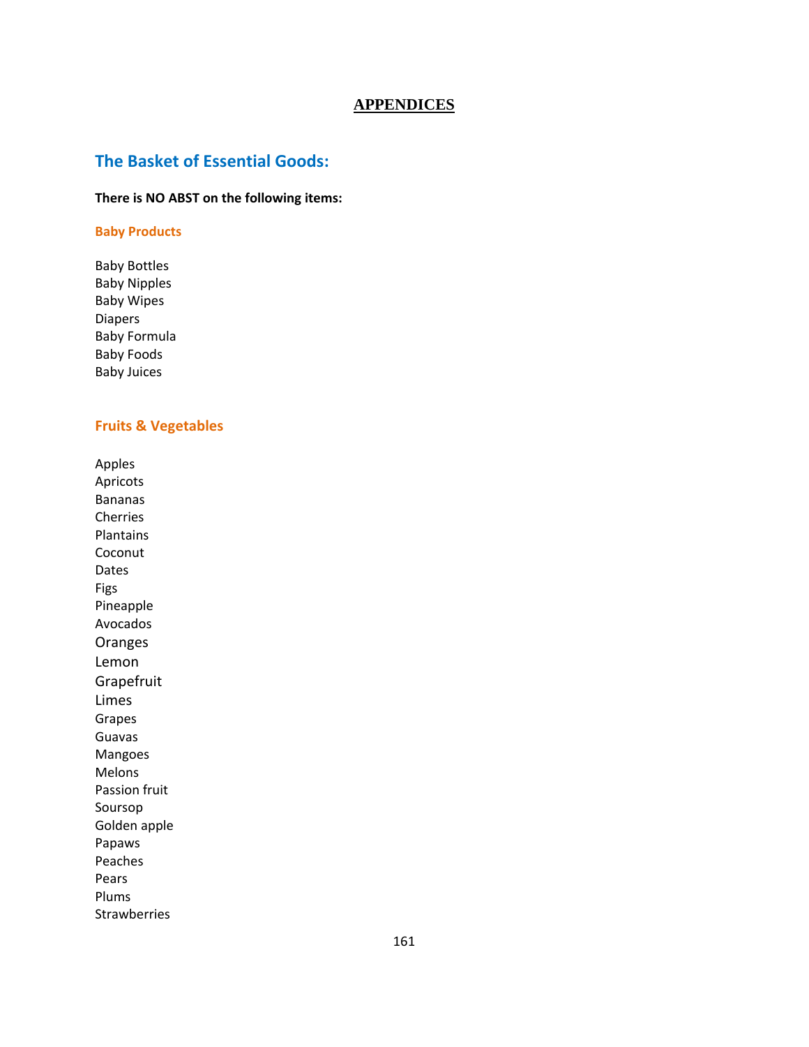# APPENDICES

## The Basket of Essential Goods:

**There is NO ABST on the following items:**

### Baby Products

Baby Bottles
Baby Nipples
Baby Wipes
Diapers
Baby Formula
Baby Foods
Baby Juices

### Fruits & Vegetables

Apples
Apricots
Bananas
Cherries
Plantains
Coconut
Dates
Figs
Pineapple
Avocados
Oranges
Lemon
Grapefruit
Limes
Grapes
Guavas
Mangoes
Melons
Passion fruit
Soursop
Golden apple
Papaws
Peaches
Pears
Plums
Strawberries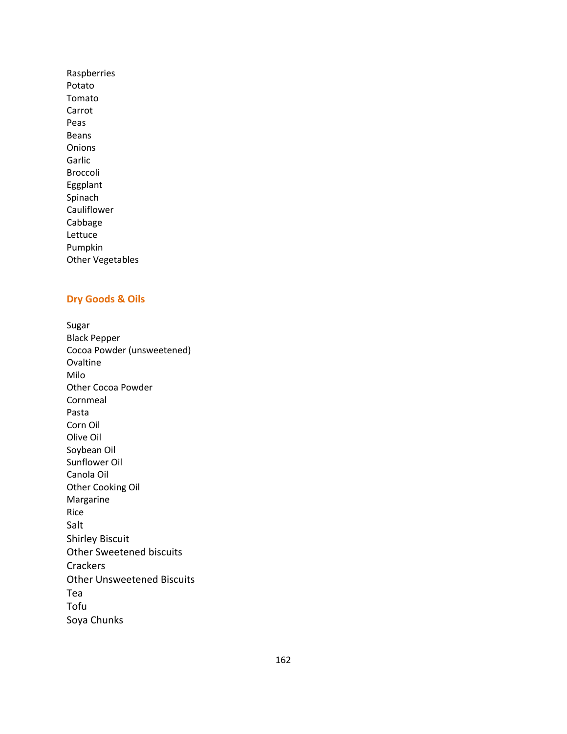Raspberries
Potato
Tomato
Carrot
Peas
Beans
Onions
Garlic
Broccoli
Eggplant
Spinach
Cauliflower
Cabbage
Lettuce
Pumpkin
Other Vegetables

## Dry Goods & Oils

Sugar
Black Pepper
Cocoa Powder (unsweetened)
Ovaltine
Milo
Other Cocoa Powder
Cornmeal
Pasta
Corn Oil
Olive Oil
Soybean Oil
Sunflower Oil
Canola Oil
Other Cooking Oil
Margarine
Rice
Salt
Shirley Biscuit
Other Sweetened biscuits
Crackers
Other Unsweetened Biscuits
Tea
Tofu
Soya Chunks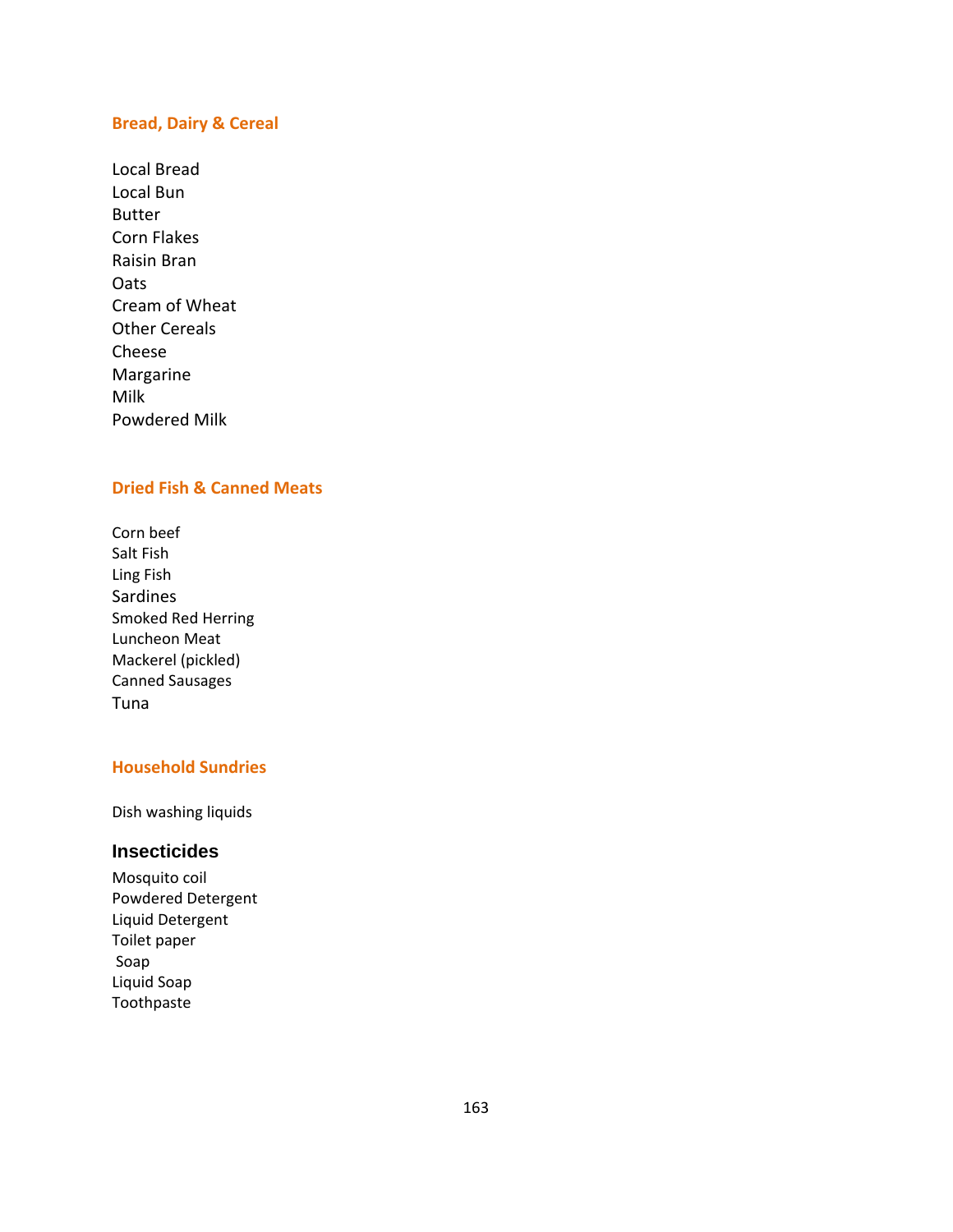### Bread, Dairy & Cereal

Local Bread
Local Bun
Butter
Corn Flakes
Raisin Bran
Oats
Cream of Wheat
Other Cereals
Cheese
Margarine
Milk
Powdered Milk

### Dried Fish & Canned Meats

Corn beef
Salt Fish
Ling Fish
Sardines
Smoked Red Herring
Luncheon Meat
Mackerel (pickled)
Canned Sausages
Tuna

### Household Sundries

Dish washing liquids

### Insecticides

Mosquito coil
Powdered Detergent
Liquid Detergent
Toilet paper
Soap
Liquid Soap
Toothpaste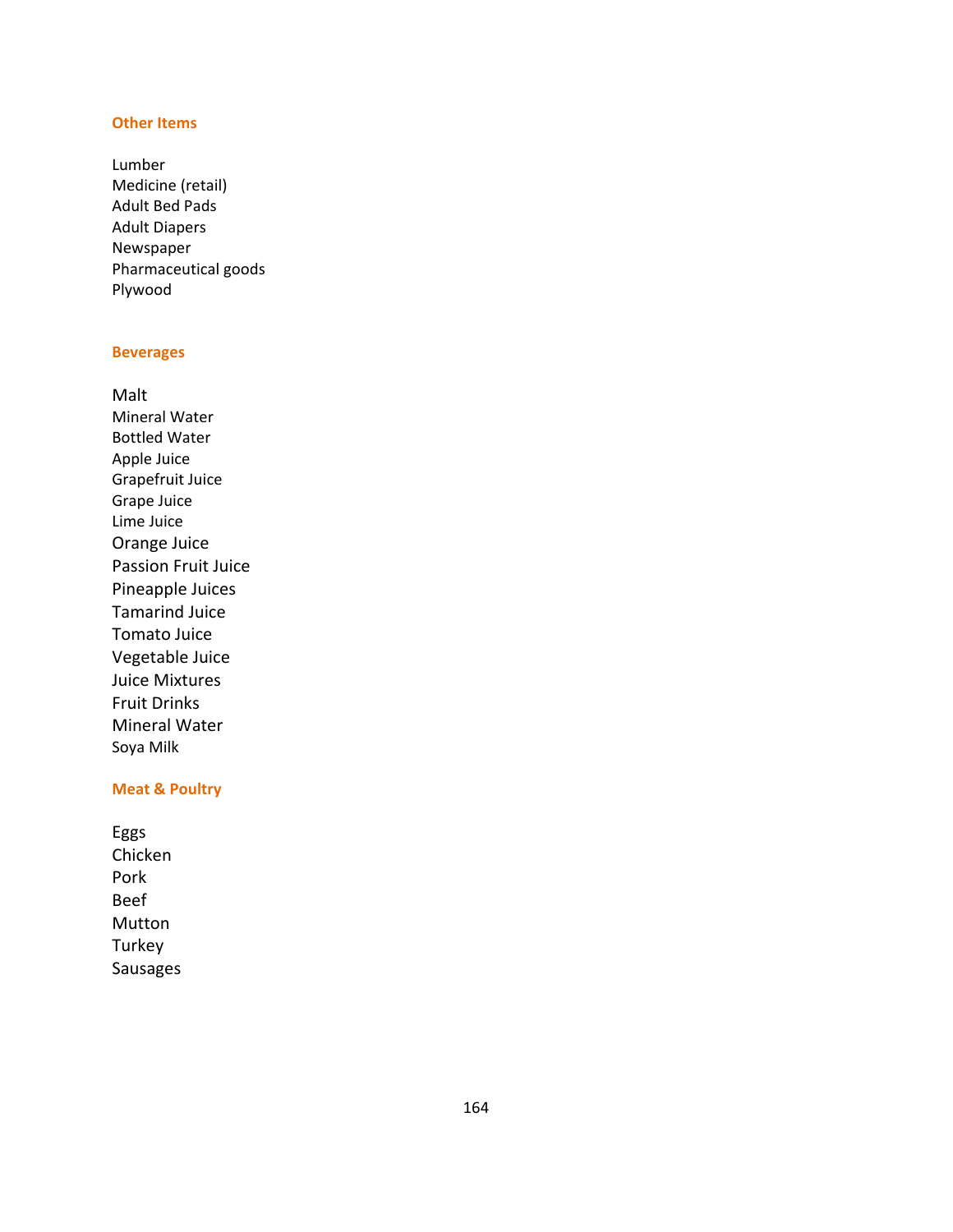### Other Items

Lumber
Medicine (retail)
Adult Bed Pads
Adult Diapers
Newspaper
Pharmaceutical goods
Plywood

### Beverages

Malt
Mineral Water
Bottled Water
Apple Juice
Grapefruit Juice
Grape Juice
Lime Juice
Orange Juice
Passion Fruit Juice
Pineapple Juices
Tamarind Juice
Tomato Juice
Vegetable Juice
Juice Mixtures
Fruit Drinks
Mineral Water
Soya Milk

### Meat & Poultry

Eggs
Chicken
Pork
Beef
Mutton
Turkey
Sausages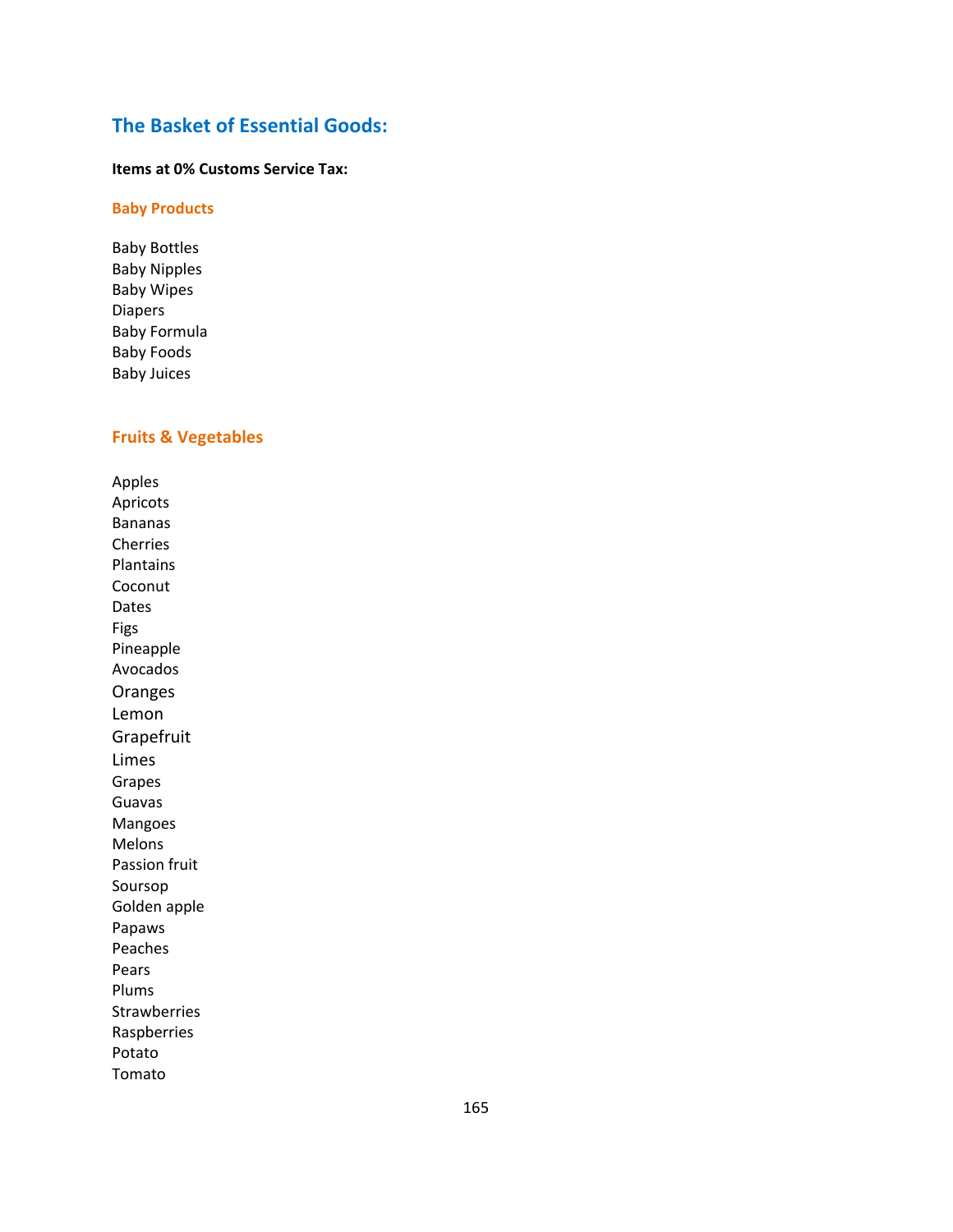## The Basket of Essential Goods:

**Items at 0% Customs Service Tax:**

### Baby Products

Baby Bottles
Baby Nipples
Baby Wipes
Diapers
Baby Formula
Baby Foods
Baby Juices

### Fruits & Vegetables

Apples
Apricots
Bananas
Cherries
Plantains
Coconut
Dates
Figs
Pineapple
Avocados
Oranges
Lemon
Grapefruit
Limes
Grapes
Guavas
Mangoes
Melons
Passion fruit
Soursop
Golden apple
Papaws
Peaches
Pears
Plums
Strawberries
Raspberries
Potato
Tomato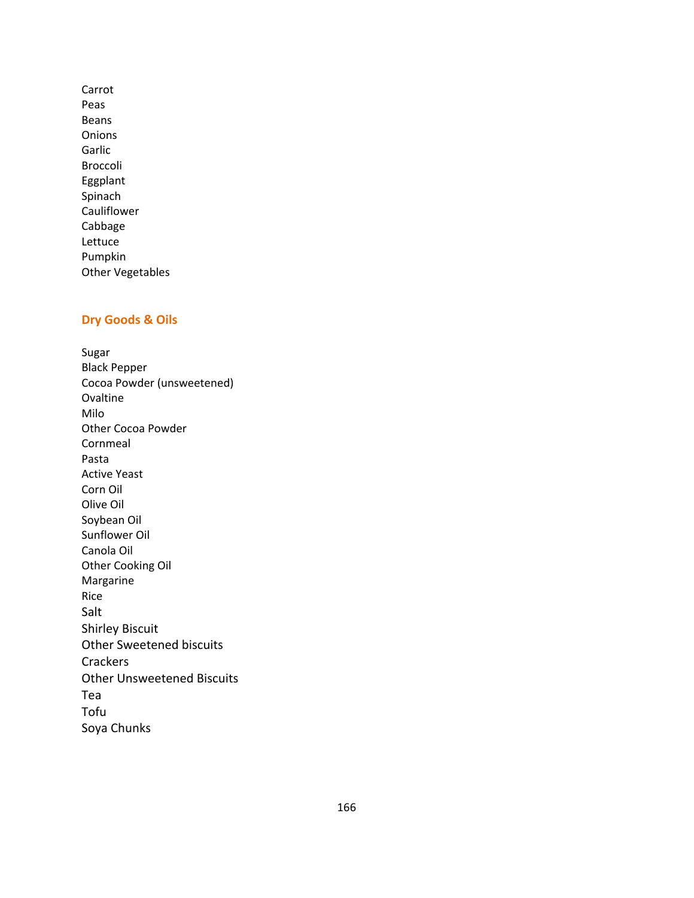Carrot
Peas
Beans
Onions
Garlic
Broccoli
Eggplant
Spinach
Cauliflower
Cabbage
Lettuce
Pumpkin
Other Vegetables

### Dry Goods & Oils

Sugar
Black Pepper
Cocoa Powder (unsweetened)
Ovaltine
Milo
Other Cocoa Powder
Cornmeal
Pasta
Active Yeast
Corn Oil
Olive Oil
Soybean Oil
Sunflower Oil
Canola Oil
Other Cooking Oil
Margarine
Rice
Salt
Shirley Biscuit
Other Sweetened biscuits
Crackers
Other Unsweetened Biscuits
Tea
Tofu
Soya Chunks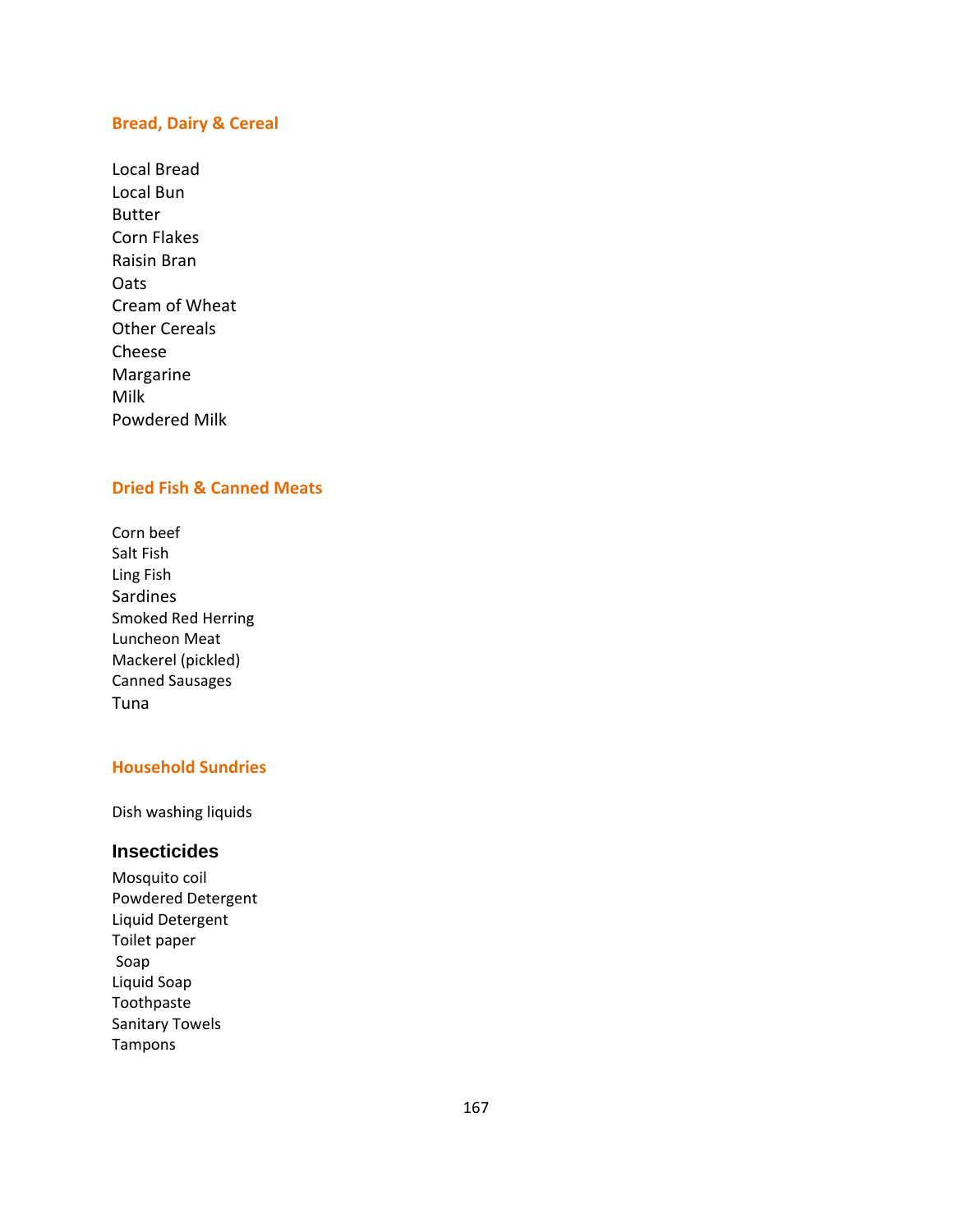### Bread, Dairy & Cereal

Local Bread
Local Bun
Butter
Corn Flakes
Raisin Bran
Oats
Cream of Wheat
Other Cereals
Cheese
Margarine
Milk
Powdered Milk

### Dried Fish & Canned Meats

Corn beef
Salt Fish
Ling Fish
Sardines
Smoked Red Herring
Luncheon Meat
Mackerel (pickled)
Canned Sausages
Tuna

### Household Sundries

Dish washing liquids

### Insecticides

Mosquito coil
Powdered Detergent
Liquid Detergent
Toilet paper
Soap
Liquid Soap
Toothpaste
Sanitary Towels
Tampons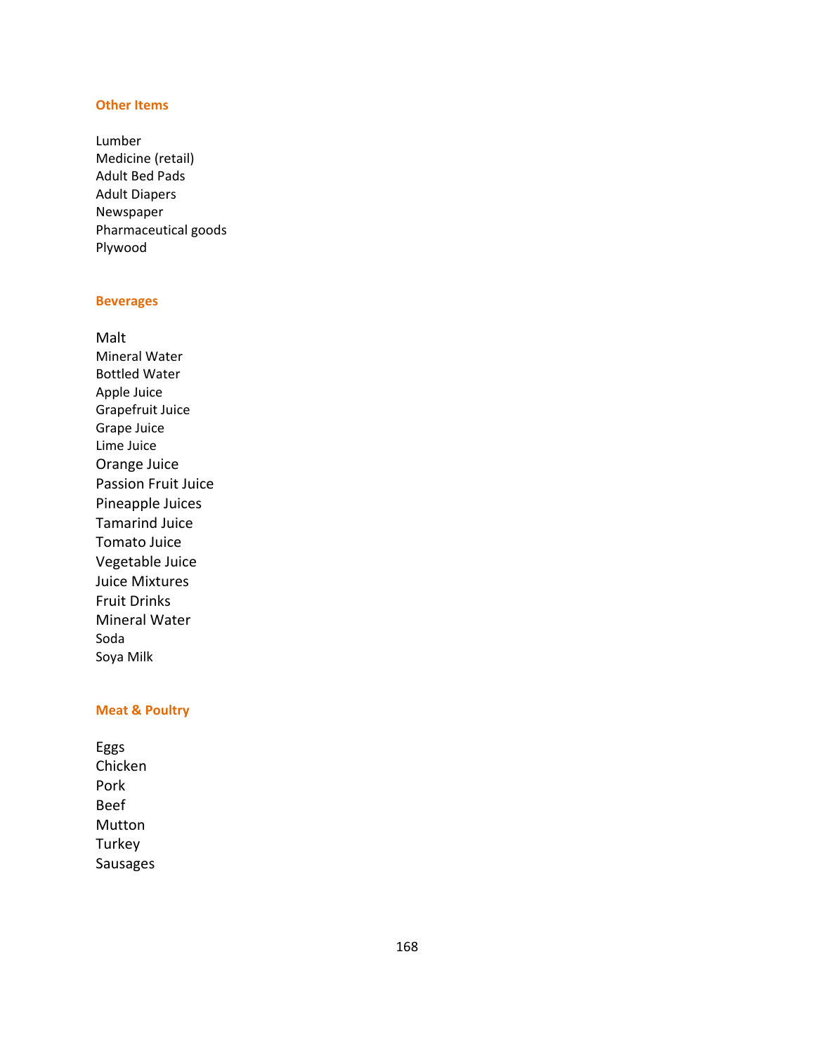### Other Items

Lumber
Medicine (retail)
Adult Bed Pads
Adult Diapers
Newspaper
Pharmaceutical goods
Plywood

### Beverages

Malt
Mineral Water
Bottled Water
Apple Juice
Grapefruit Juice
Grape Juice
Lime Juice
Orange Juice
Passion Fruit Juice
Pineapple Juices
Tamarind Juice
Tomato Juice
Vegetable Juice
Juice Mixtures
Fruit Drinks
Mineral Water
Soda
Soya Milk

### Meat & Poultry

Eggs
Chicken
Pork
Beef
Mutton
Turkey
Sausages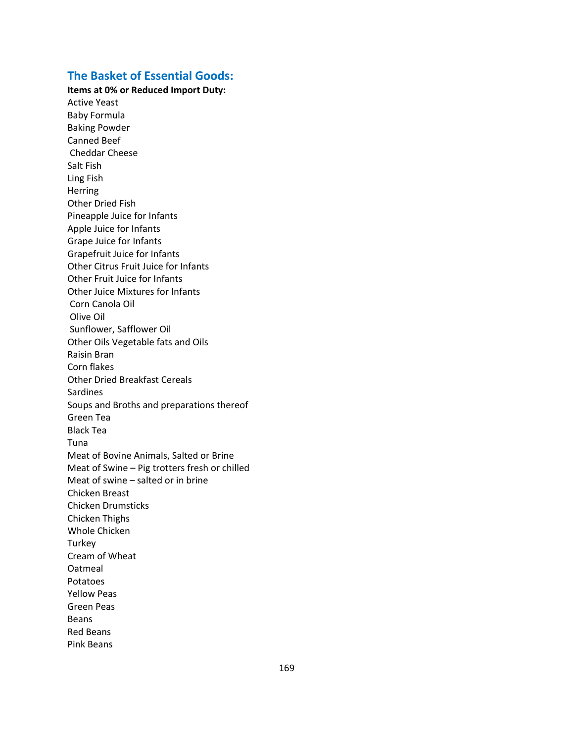## The Basket of Essential Goods:

**Items at 0% or Reduced Import Duty:**

Active Yeast
Baby Formula
Baking Powder
Canned Beef
Cheddar Cheese
Salt Fish
Ling Fish
Herring
Other Dried Fish
Pineapple Juice for Infants
Apple Juice for Infants
Grape Juice for Infants
Grapefruit Juice for Infants
Other Citrus Fruit Juice for Infants
Other Fruit Juice for Infants
Other Juice Mixtures for Infants
Corn Canola Oil
Olive Oil
Sunflower, Safflower Oil
Other Oils Vegetable fats and Oils
Raisin Bran
Corn flakes
Other Dried Breakfast Cereals
Sardines
Soups and Broths and preparations thereof
Green Tea
Black Tea
Tuna
Meat of Bovine Animals, Salted or Brine
Meat of Swine – Pig trotters fresh or chilled
Meat of swine – salted or in brine
Chicken Breast
Chicken Drumsticks
Chicken Thighs
Whole Chicken
Turkey
Cream of Wheat
Oatmeal
Potatoes
Yellow Peas
Green Peas
Beans
Red Beans
Pink Beans